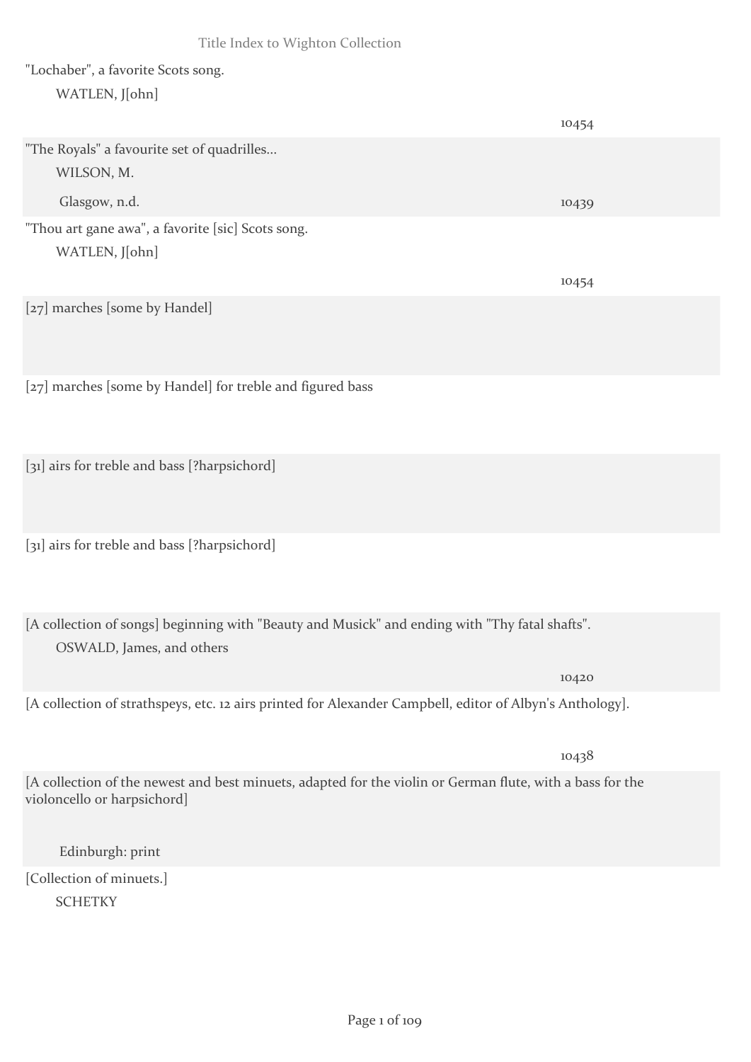"Lochaber", a favorite Scots song.

WATLEN, J[ohn]

10454

"The Royals" a favourite set of quadrilles...

WILSON, M.

Glasgow, n.d.

10439

"Thou art gane awa", a favorite [sic] Scots song.

WATLEN, J[ohn]

10454

[27] marches [some by Handel]

[27] marches [some by Handel] for treble and figured bass

[31] airs for treble and bass [?harpsichord]

[31] airs for treble and bass [?harpsichord]

[A collection of songs] beginning with "Beauty and Musick" and ending with "Thy fatal shafts".

OSWALD, James, and others

10420

[A collection of strathspeys, etc. 12 airs printed for Alexander Campbell, editor of Albyn's Anthology].

10438

[A collection of the newest and best minuets, adapted for the violin or German flute, with a bass for the violoncello or harpsichord]

Edinburgh: print

[Collection of minuets.]

SCHETKY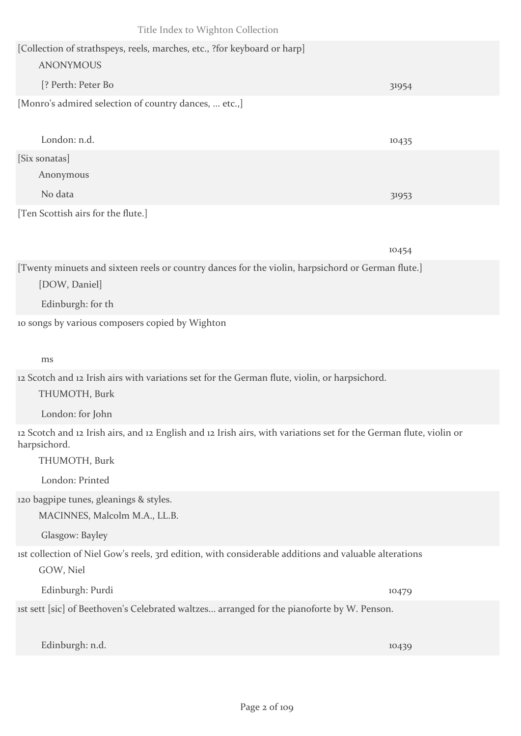[Collection of strathspeys, reels, marches, etc., ?for keyboard or harp]

ANONYMOUS

[? Perth: Peter Bo — 31954

[Monro's admired selection of country dances, ... etc.,]

London: n.d. — 10435

[Six sonatas]

Anonymous

No data — 31953

[Ten Scottish airs for the flute.]

10454

[Twenty minuets and sixteen reels or country dances for the violin, harpsichord or German flute.]

[DOW, Daniel]

Edinburgh: for th

10 songs by various composers copied by Wighton

ms

12 Scotch and 12 Irish airs with variations set for the German flute, violin, or harpsichord.

THUMOTH, Burk

London: for John

12 Scotch and 12 Irish airs, and 12 English and 12 Irish airs, with variations set for the German flute, violin or harpsichord.

THUMOTH, Burk

London: Printed

120 bagpipe tunes, gleanings & styles.

MACINNES, Malcolm M.A., LL.B.

Glasgow: Bayley

1st collection of Niel Gow's reels, 3rd edition, with considerable additions and valuable alterations

GOW, Niel

Edinburgh: Purdi — 10479

1st sett [sic] of Beethoven's Celebrated waltzes... arranged for the pianoforte by W. Penson.

Edinburgh: n.d. — 10439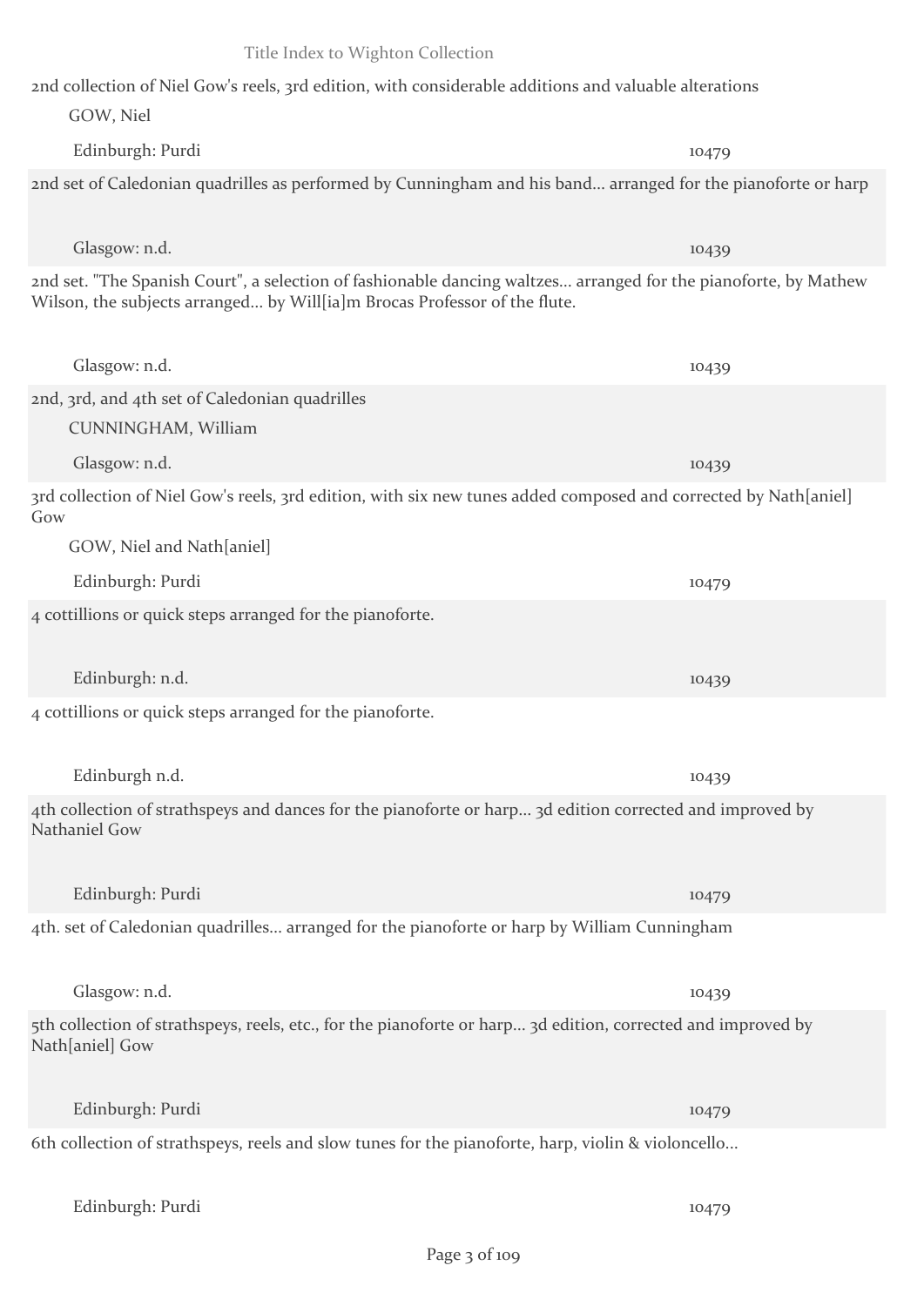2nd collection of Niel Gow's reels, 3rd edition, with considerable additions and valuable alterations

GOW, Niel

Edinburgh: Purdi 10479

2nd set of Caledonian quadrilles as performed by Cunningham and his band... arranged for the pianoforte or harp

Glasgow: n.d. 10439

2nd set. "The Spanish Court", a selection of fashionable dancing waltzes... arranged for the pianoforte, by Mathew Wilson, the subjects arranged... by Will[ia]m Brocas Professor of the flute.

Glasgow: n.d. 10439

2nd, 3rd, and 4th set of Caledonian quadrilles

CUNNINGHAM, William

Glasgow: n.d. 10439

3rd collection of Niel Gow's reels, 3rd edition, with six new tunes added composed and corrected by Nath[aniel] Gow

GOW, Niel and Nath[aniel]

Edinburgh: Purdi 10479

4 cottillions or quick steps arranged for the pianoforte.

Edinburgh: n.d. 10439

4 cottillions or quick steps arranged for the pianoforte.

Edinburgh n.d. 10439

4th collection of strathspeys and dances for the pianoforte or harp... 3d edition corrected and improved by Nathaniel Gow

Edinburgh: Purdi 10479

4th. set of Caledonian quadrilles... arranged for the pianoforte or harp by William Cunningham

Glasgow: n.d. 10439

5th collection of strathspeys, reels, etc., for the pianoforte or harp... 3d edition, corrected and improved by Nath[aniel] Gow

Edinburgh: Purdi 10479

6th collection of strathspeys, reels and slow tunes for the pianoforte, harp, violin & violoncello...

Edinburgh: Purdi 10479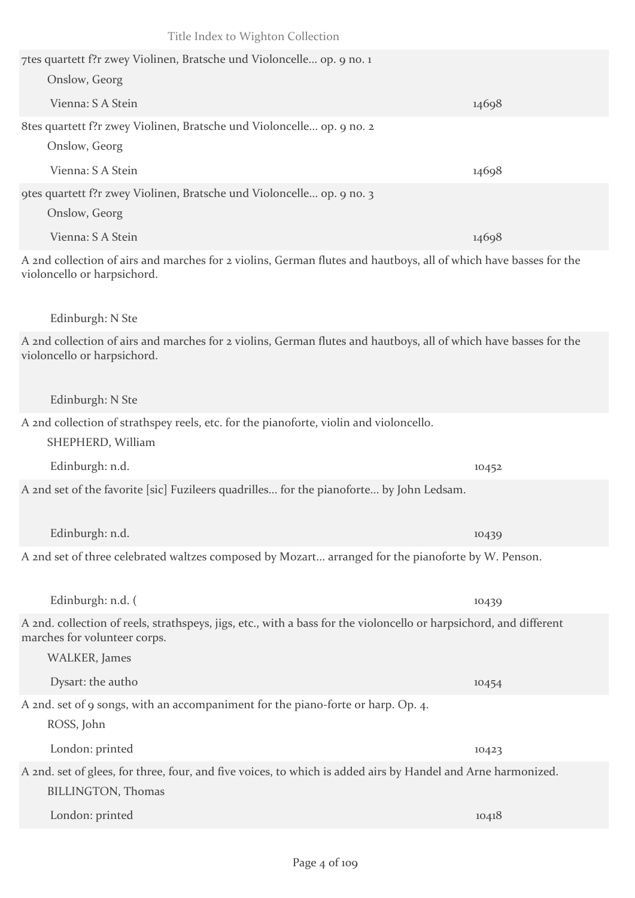7tes quartett f?r zwey Violinen, Bratsche und Violoncelle... op. 9 no. 1

Onslow, Georg

Vienna: S A Stein | 14698

8tes quartett f?r zwey Violinen, Bratsche und Violoncelle... op. 9 no. 2

Onslow, Georg

Vienna: S A Stein | 14698

9tes quartett f?r zwey Violinen, Bratsche und Violoncelle... op. 9 no. 3

Onslow, Georg

Vienna: S A Stein | 14698

A 2nd collection of airs and marches for 2 violins, German flutes and hautboys, all of which have basses for the violoncello or harpsichord.

Edinburgh: N Ste

A 2nd collection of airs and marches for 2 violins, German flutes and hautboys, all of which have basses for the violoncello or harpsichord.

Edinburgh: N Ste

A 2nd collection of strathspey reels, etc. for the pianoforte, violin and violoncello.

SHEPHERD, William

Edinburgh: n.d. | 10452

A 2nd set of the favorite [sic] Fuzileers quadrilles... for the pianoforte... by John Ledsam.

Edinburgh: n.d. | 10439

A 2nd set of three celebrated waltzes composed by Mozart... arranged for the pianoforte by W. Penson.

Edinburgh: n.d. ( | 10439

A 2nd. collection of reels, strathspeys, jigs, etc., with a bass for the violoncello or harpsichord, and different marches for volunteer corps.

WALKER, James

Dysart: the autho | 10454

A 2nd. set of 9 songs, with an accompaniment for the piano-forte or harp. Op. 4.

ROSS, John

London: printed | 10423

A 2nd. set of glees, for three, four, and five voices, to which is added airs by Handel and Arne harmonized.

BILLINGTON, Thomas

London: printed | 10418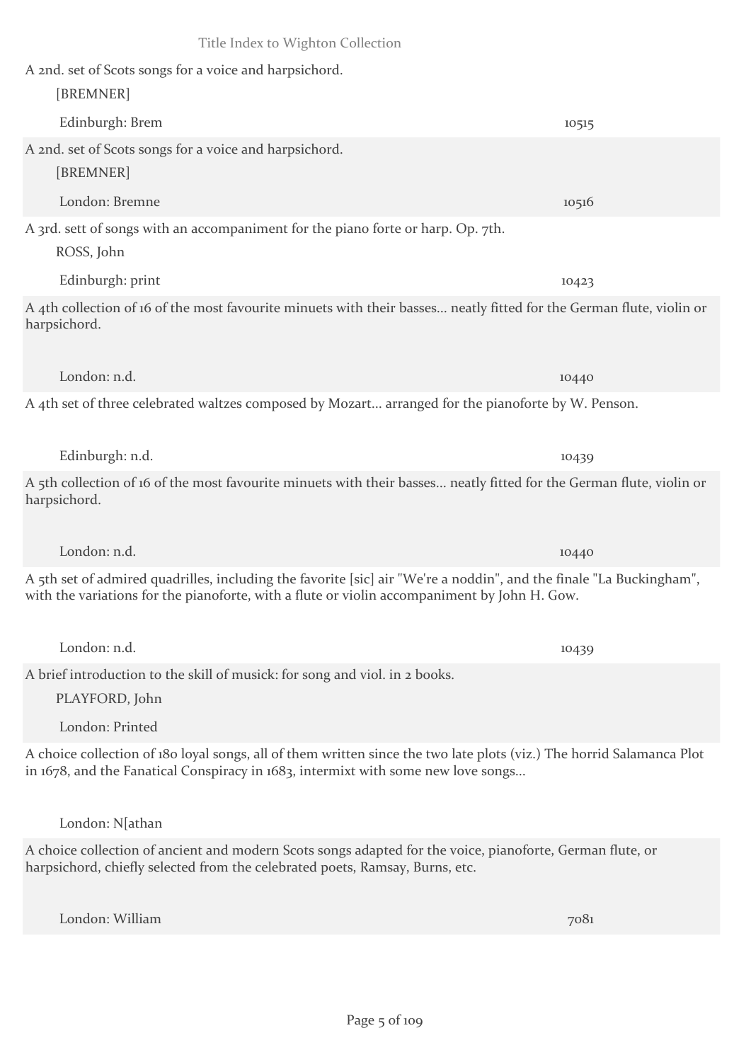A 2nd. set of Scots songs for a voice and harpsichord.

[BREMNER]

Edinburgh: Brem 10515

A 2nd. set of Scots songs for a voice and harpsichord.

[BREMNER]

London: Bremne 10516

A 3rd. sett of songs with an accompaniment for the piano forte or harp. Op. 7th.

ROSS, John

Edinburgh: print 10423

A 4th collection of 16 of the most favourite minuets with their basses... neatly fitted for the German flute, violin or harpsichord.

London: n.d. 10440

A 4th set of three celebrated waltzes composed by Mozart... arranged for the pianoforte by W. Penson.

Edinburgh: n.d. 10439

A 5th collection of 16 of the most favourite minuets with their basses... neatly fitted for the German flute, violin or harpsichord.

London: n.d. 10440

A 5th set of admired quadrilles, including the favorite [sic] air "We're a noddin", and the finale "La Buckingham", with the variations for the pianoforte, with a flute or violin accompaniment by John H. Gow.

London: n.d. 10439

A brief introduction to the skill of musick: for song and viol. in 2 books.

PLAYFORD, John

London: Printed

A choice collection of 180 loyal songs, all of them written since the two late plots (viz.) The horrid Salamanca Plot in 1678, and the Fanatical Conspiracy in 1683, intermixt with some new love songs...

London: N[athan

A choice collection of ancient and modern Scots songs adapted for the voice, pianoforte, German flute, or harpsichord, chiefly selected from the celebrated poets, Ramsay, Burns, etc.

London: William 7081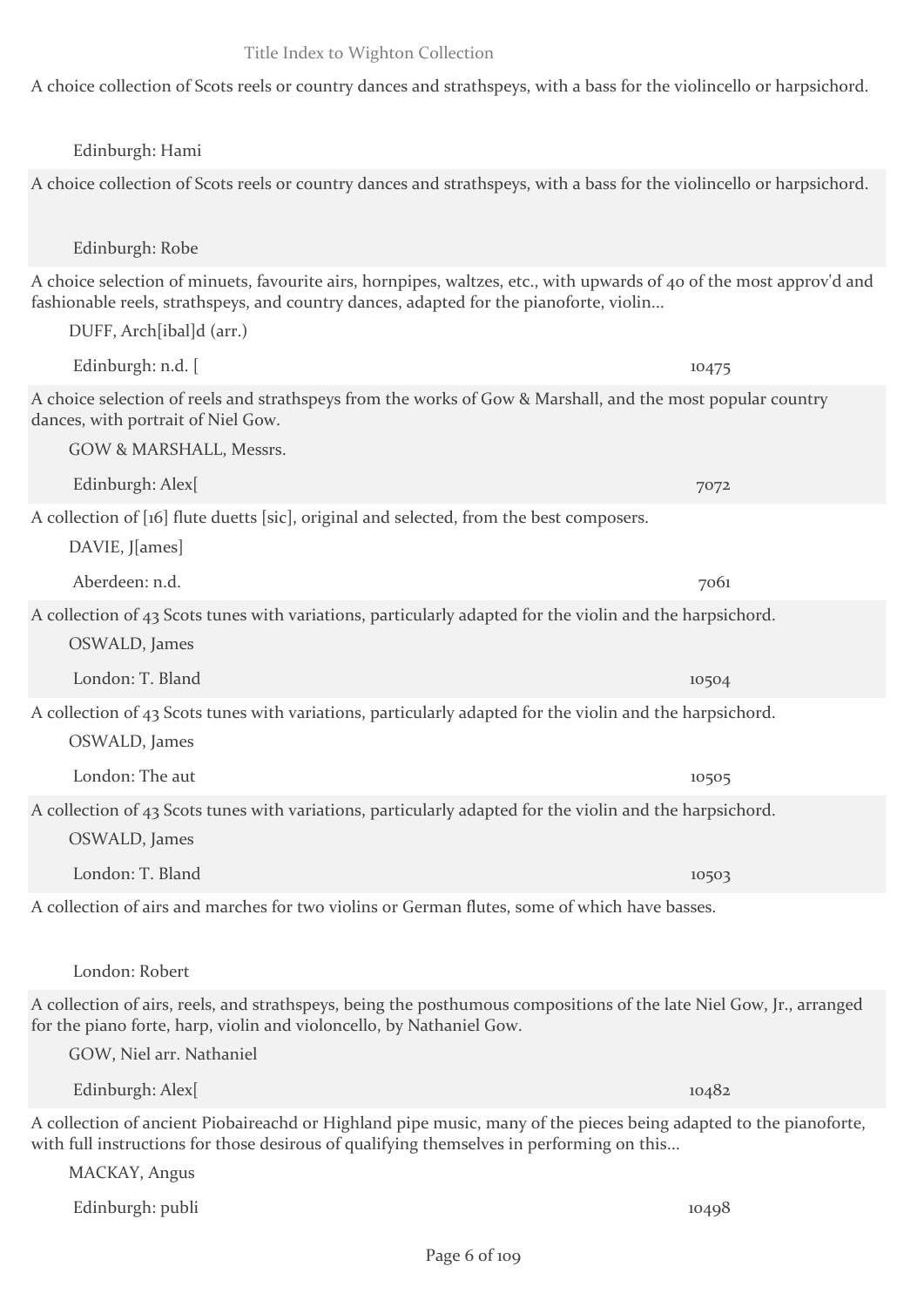A choice collection of Scots reels or country dances and strathspeys, with a bass for the violincello or harpsichord.

Edinburgh: Hami

A choice collection of Scots reels or country dances and strathspeys, with a bass for the violincello or harpsichord.

Edinburgh: Robe

A choice selection of minuets, favourite airs, hornpipes, waltzes, etc., with upwards of 40 of the most approv'd and fashionable reels, strathspeys, and country dances, adapted for the pianoforte, violin...

DUFF, Arch[ibal]d (arr.)

Edinburgh: n.d. [ 10475

A choice selection of reels and strathspeys from the works of Gow & Marshall, and the most popular country dances, with portrait of Niel Gow.

GOW & MARSHALL, Messrs.

Edinburgh: Alex[ 7072

A collection of [16] flute duetts [sic], original and selected, from the best composers.

DAVIE, J[ames]

Aberdeen: n.d. 7061

A collection of 43 Scots tunes with variations, particularly adapted for the violin and the harpsichord.

OSWALD, James

London: T. Bland 10504

A collection of 43 Scots tunes with variations, particularly adapted for the violin and the harpsichord.

OSWALD, James

London: The aut 10505

A collection of 43 Scots tunes with variations, particularly adapted for the violin and the harpsichord.

OSWALD, James

London: T. Bland 10503

A collection of airs and marches for two violins or German flutes, some of which have basses.

London: Robert

A collection of airs, reels, and strathspeys, being the posthumous compositions of the late Niel Gow, Jr., arranged for the piano forte, harp, violin and violoncello, by Nathaniel Gow.

GOW, Niel arr. Nathaniel

Edinburgh: Alex[ 10482

A collection of ancient Piobaireachd or Highland pipe music, many of the pieces being adapted to the pianoforte, with full instructions for those desirous of qualifying themselves in performing on this...

MACKAY, Angus

Edinburgh: publi 10498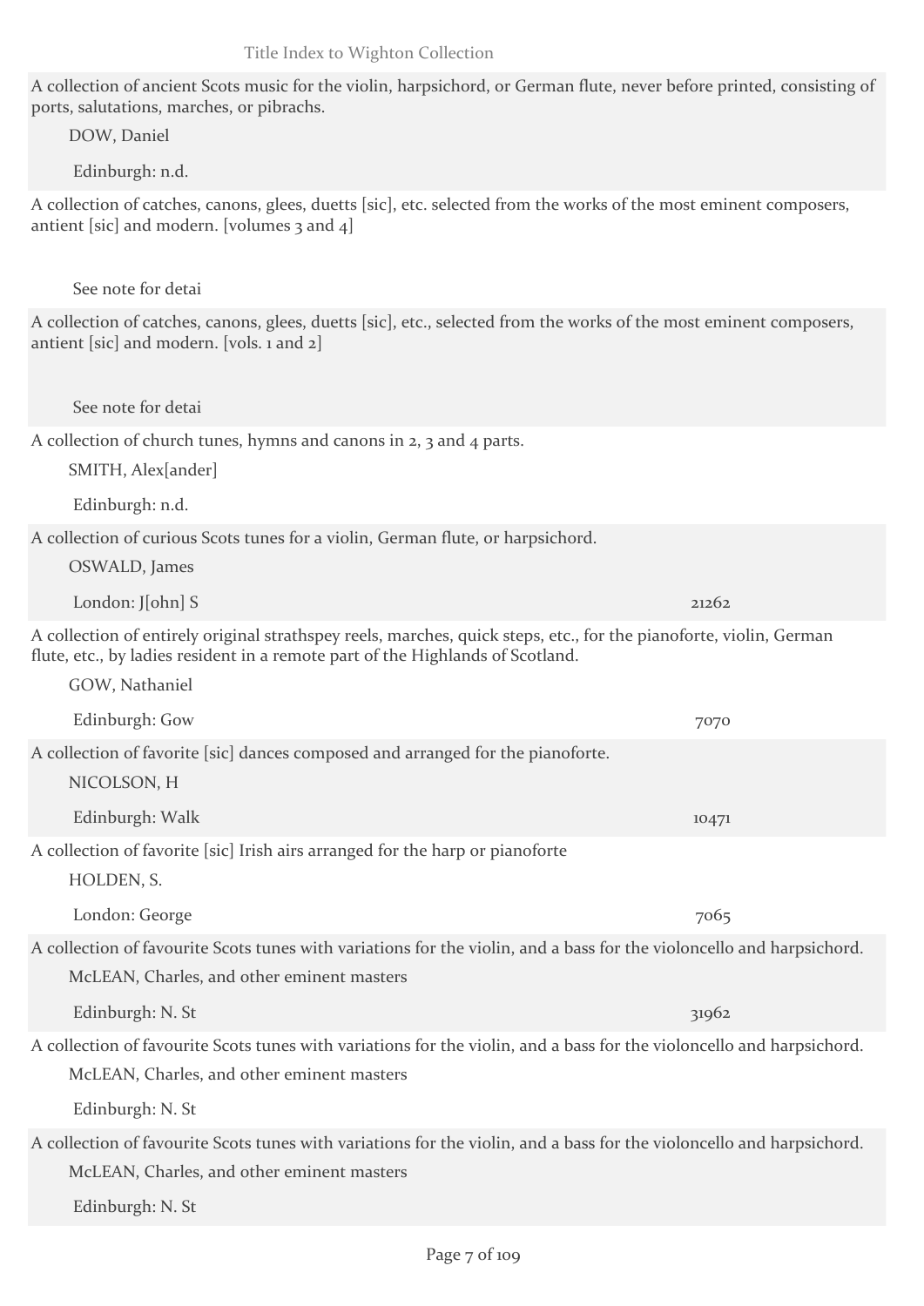A collection of ancient Scots music for the violin, harpsichord, or German flute, never before printed, consisting of ports, salutations, marches, or pibrachs.

DOW, Daniel

Edinburgh: n.d.

A collection of catches, canons, glees, duetts [sic], etc. selected from the works of the most eminent composers, antient [sic] and modern. [volumes 3 and 4]

See note for detai

A collection of catches, canons, glees, duetts [sic], etc., selected from the works of the most eminent composers, antient [sic] and modern. [vols. 1 and 2]

See note for detai

A collection of church tunes, hymns and canons in 2, 3 and 4 parts.

SMITH, Alex[ander]

Edinburgh: n.d.

A collection of curious Scots tunes for a violin, German flute, or harpsichord.

OSWALD, James

London: J[ohn] S 21262

A collection of entirely original strathspey reels, marches, quick steps, etc., for the pianoforte, violin, German flute, etc., by ladies resident in a remote part of the Highlands of Scotland.

GOW, Nathaniel

Edinburgh: Gow 7070

A collection of favorite [sic] dances composed and arranged for the pianoforte.

NICOLSON, H

Edinburgh: Walk 10471

A collection of favorite [sic] Irish airs arranged for the harp or pianoforte

HOLDEN, S.

London: George 7065

A collection of favourite Scots tunes with variations for the violin, and a bass for the violoncello and harpsichord.

McLEAN, Charles, and other eminent masters

Edinburgh: N. St 31962

A collection of favourite Scots tunes with variations for the violin, and a bass for the violoncello and harpsichord.

McLEAN, Charles, and other eminent masters

Edinburgh: N. St

A collection of favourite Scots tunes with variations for the violin, and a bass for the violoncello and harpsichord.

McLEAN, Charles, and other eminent masters

Edinburgh: N. St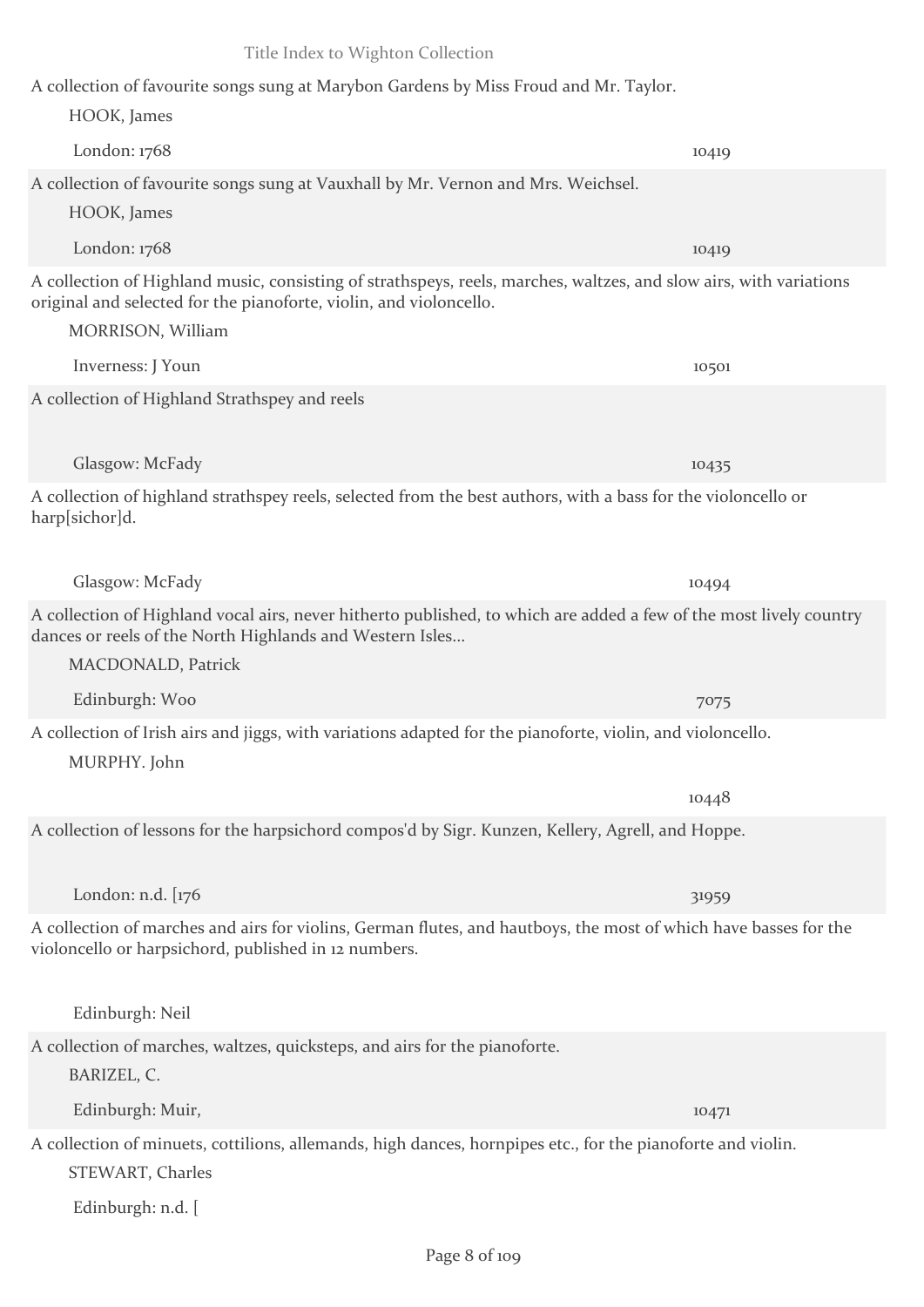A collection of favourite songs sung at Marybon Gardens by Miss Froud and Mr. Taylor.

HOOK, James

London: 1768 — 10419

A collection of favourite songs sung at Vauxhall by Mr. Vernon and Mrs. Weichsel.

HOOK, James

London: 1768 — 10419

A collection of Highland music, consisting of strathspeys, reels, marches, waltzes, and slow airs, with variations original and selected for the pianoforte, violin, and violoncello.

MORRISON, William

Inverness: J Youn — 10501

A collection of Highland Strathspey and reels

Glasgow: McFady — 10435

A collection of highland strathspey reels, selected from the best authors, with a bass for the violoncello or harp[sichor]d.

Glasgow: McFady — 10494

A collection of Highland vocal airs, never hitherto published, to which are added a few of the most lively country dances or reels of the North Highlands and Western Isles...

MACDONALD, Patrick

Edinburgh: Woo — 7075

A collection of Irish airs and jiggs, with variations adapted for the pianoforte, violin, and violoncello.

MURPHY. John

10448

A collection of lessons for the harpsichord compos'd by Sigr. Kunzen, Kellery, Agrell, and Hoppe.

London: n.d. [176 — 31959

A collection of marches and airs for violins, German flutes, and hautboys, the most of which have basses for the violoncello or harpsichord, published in 12 numbers.

Edinburgh: Neil

A collection of marches, waltzes, quicksteps, and airs for the pianoforte.

BARIZEL, C.

Edinburgh: Muir, — 10471

A collection of minuets, cottilions, allemands, high dances, hornpipes etc., for the pianoforte and violin.

STEWART, Charles

Edinburgh: n.d. [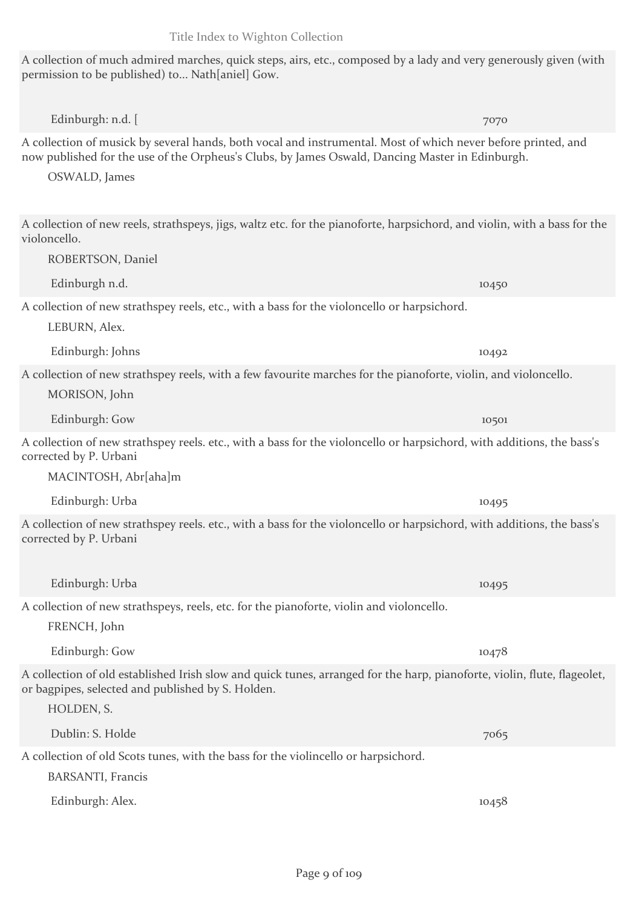A collection of much admired marches, quick steps, airs, etc., composed by a lady and very generously given (with permission to be published) to... Nath[aniel] Gow.

Edinburgh: n.d. [ 7070

A collection of musick by several hands, both vocal and instrumental. Most of which never before printed, and now published for the use of the Orpheus's Clubs, by James Oswald, Dancing Master in Edinburgh.

OSWALD, James

A collection of new reels, strathspeys, jigs, waltz etc. for the pianoforte, harpsichord, and violin, with a bass for the violoncello.

ROBERTSON, Daniel

Edinburgh n.d. 10450

A collection of new strathspey reels, etc., with a bass for the violoncello or harpsichord.

LEBURN, Alex.

Edinburgh: Johns 10492

A collection of new strathspey reels, with a few favourite marches for the pianoforte, violin, and violoncello.

MORISON, John

Edinburgh: Gow 10501

A collection of new strathspey reels. etc., with a bass for the violoncello or harpsichord, with additions, the bass's corrected by P. Urbani

MACINTOSH, Abr[aha]m

Edinburgh: Urba 10495

A collection of new strathspey reels. etc., with a bass for the violoncello or harpsichord, with additions, the bass's corrected by P. Urbani

Edinburgh: Urba 10495

A collection of new strathspeys, reels, etc. for the pianoforte, violin and violoncello.

FRENCH, John

Edinburgh: Gow 10478

A collection of old established Irish slow and quick tunes, arranged for the harp, pianoforte, violin, flute, flageolet, or bagpipes, selected and published by S. Holden.

HOLDEN, S.

Dublin: S. Holde 7065

A collection of old Scots tunes, with the bass for the violincello or harpsichord.

BARSANTI, Francis

Edinburgh: Alex. 10458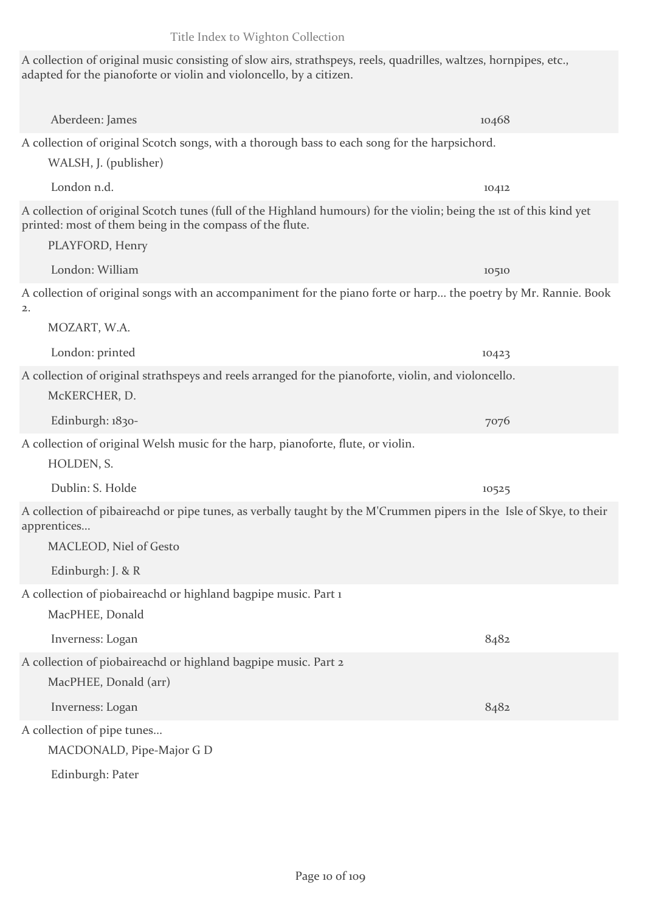A collection of original music consisting of slow airs, strathspeys, reels, quadrilles, waltzes, hornpipes, etc., adapted for the pianoforte or violin and violoncello, by a citizen.

Aberdeen: James 10468

A collection of original Scotch songs, with a thorough bass to each song for the harpsichord.

WALSH, J. (publisher)

London n.d. 10412

A collection of original Scotch tunes (full of the Highland humours) for the violin; being the 1st of this kind yet printed: most of them being in the compass of the flute.

PLAYFORD, Henry

London: William 10510

A collection of original songs with an accompaniment for the piano forte or harp... the poetry by Mr. Rannie. Book 2.

MOZART, W.A.

London: printed 10423

A collection of original strathspeys and reels arranged for the pianoforte, violin, and violoncello.

McKERCHER, D.

Edinburgh: 1830- 7076

A collection of original Welsh music for the harp, pianoforte, flute, or violin.

HOLDEN, S.

Dublin: S. Holde 10525

A collection of pibaireachd or pipe tunes, as verbally taught by the M'Crummen pipers in the Isle of Skye, to their apprentices...

MACLEOD, Niel of Gesto

Edinburgh: J. & R

A collection of piobaireachd or highland bagpipe music. Part 1

MacPHEE, Donald

Inverness: Logan 8482

A collection of piobaireachd or highland bagpipe music. Part 2

MacPHEE, Donald (arr)

Inverness: Logan 8482

A collection of pipe tunes...

MACDONALD, Pipe-Major G D

Edinburgh: Pater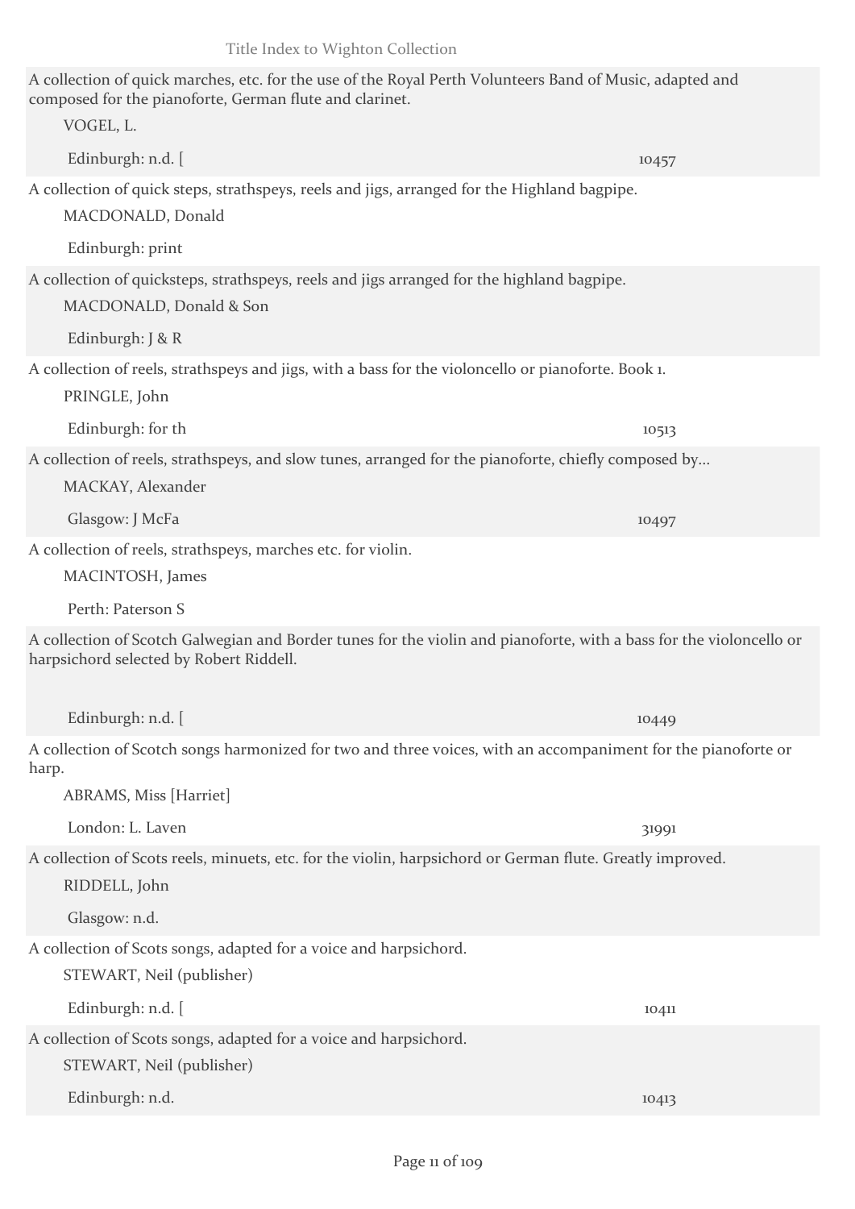A collection of quick marches, etc. for the use of the Royal Perth Volunteers Band of Music, adapted and composed for the pianoforte, German flute and clarinet.

VOGEL, L.

Edinburgh: n.d. [ 10457

A collection of quick steps, strathspeys, reels and jigs, arranged for the Highland bagpipe.

MACDONALD, Donald

Edinburgh: print

A collection of quicksteps, strathspeys, reels and jigs arranged for the highland bagpipe.

MACDONALD, Donald & Son

Edinburgh: J & R

A collection of reels, strathspeys and jigs, with a bass for the violoncello or pianoforte. Book 1.

PRINGLE, John

Edinburgh: for th 10513

A collection of reels, strathspeys, and slow tunes, arranged for the pianoforte, chiefly composed by...

MACKAY, Alexander

Glasgow: J McFa 10497

A collection of reels, strathspeys, marches etc. for violin.

MACINTOSH, James

Perth: Paterson S

A collection of Scotch Galwegian and Border tunes for the violin and pianoforte, with a bass for the violoncello or harpsichord selected by Robert Riddell.

Edinburgh: n.d. [ 10449

A collection of Scotch songs harmonized for two and three voices, with an accompaniment for the pianoforte or harp.

ABRAMS, Miss [Harriet]

London: L. Laven 31991

A collection of Scots reels, minuets, etc. for the violin, harpsichord or German flute. Greatly improved.

RIDDELL, John

Glasgow: n.d.

A collection of Scots songs, adapted for a voice and harpsichord.

STEWART, Neil (publisher)

Edinburgh: n.d. [ 10411

A collection of Scots songs, adapted for a voice and harpsichord.

STEWART, Neil (publisher)

Edinburgh: n.d. 10413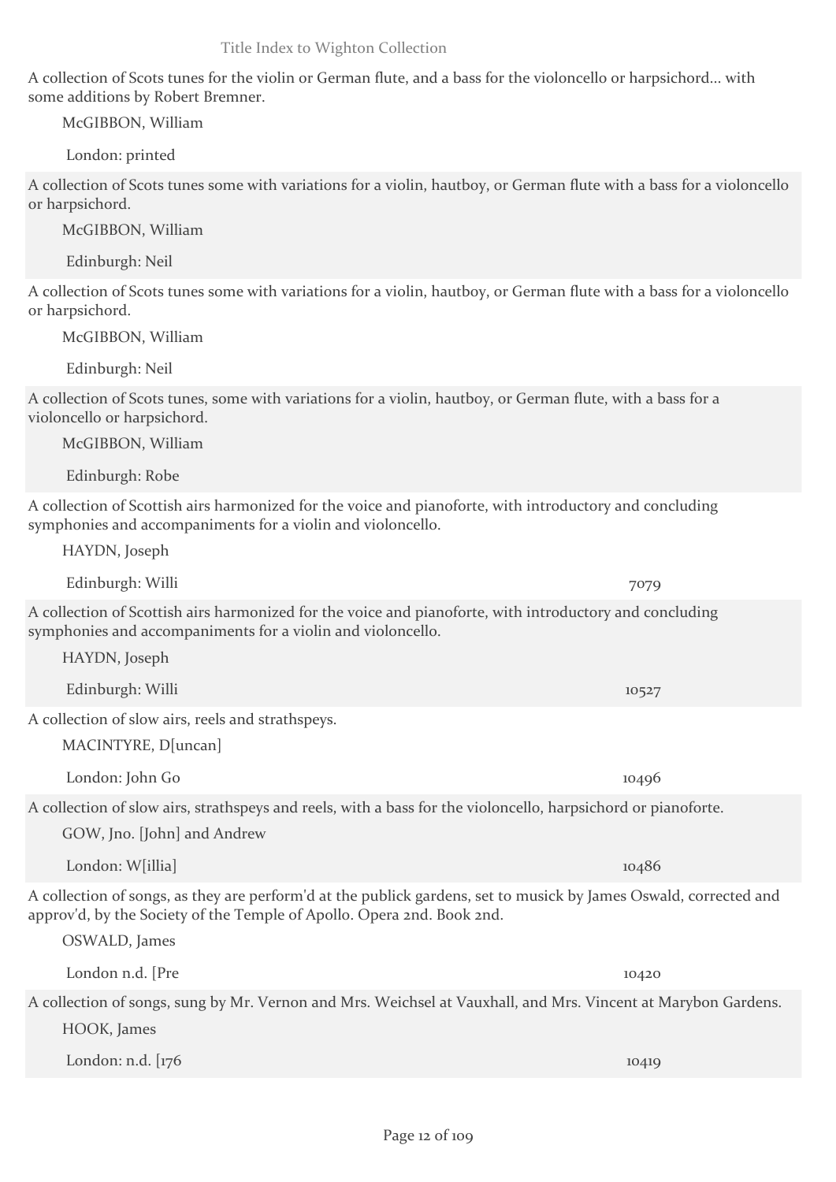A collection of Scots tunes for the violin or German flute, and a bass for the violoncello or harpsichord... with some additions by Robert Bremner.

McGIBBON, William

London: printed

A collection of Scots tunes some with variations for a violin, hautboy, or German flute with a bass for a violoncello or harpsichord.

McGIBBON, William

Edinburgh: Neil

A collection of Scots tunes some with variations for a violin, hautboy, or German flute with a bass for a violoncello or harpsichord.

McGIBBON, William

Edinburgh: Neil

A collection of Scots tunes, some with variations for a violin, hautboy, or German flute, with a bass for a violoncello or harpsichord.

McGIBBON, William

Edinburgh: Robe

A collection of Scottish airs harmonized for the voice and pianoforte, with introductory and concluding symphonies and accompaniments for a violin and violoncello.

HAYDN, Joseph

Edinburgh: Willi 7079

A collection of Scottish airs harmonized for the voice and pianoforte, with introductory and concluding symphonies and accompaniments for a violin and violoncello.

HAYDN, Joseph

Edinburgh: Willi 10527

A collection of slow airs, reels and strathspeys.

MACINTYRE, D[uncan]

London: John Go 10496

A collection of slow airs, strathspeys and reels, with a bass for the violoncello, harpsichord or pianoforte.

GOW, Jno. [John] and Andrew

London: W[illia] 10486

A collection of songs, as they are perform'd at the publick gardens, set to musick by James Oswald, corrected and approv'd, by the Society of the Temple of Apollo. Opera 2nd. Book 2nd.

OSWALD, James

London n.d. [Pre 10420

A collection of songs, sung by Mr. Vernon and Mrs. Weichsel at Vauxhall, and Mrs. Vincent at Marybon Gardens.

HOOK, James

London: n.d. [176 10419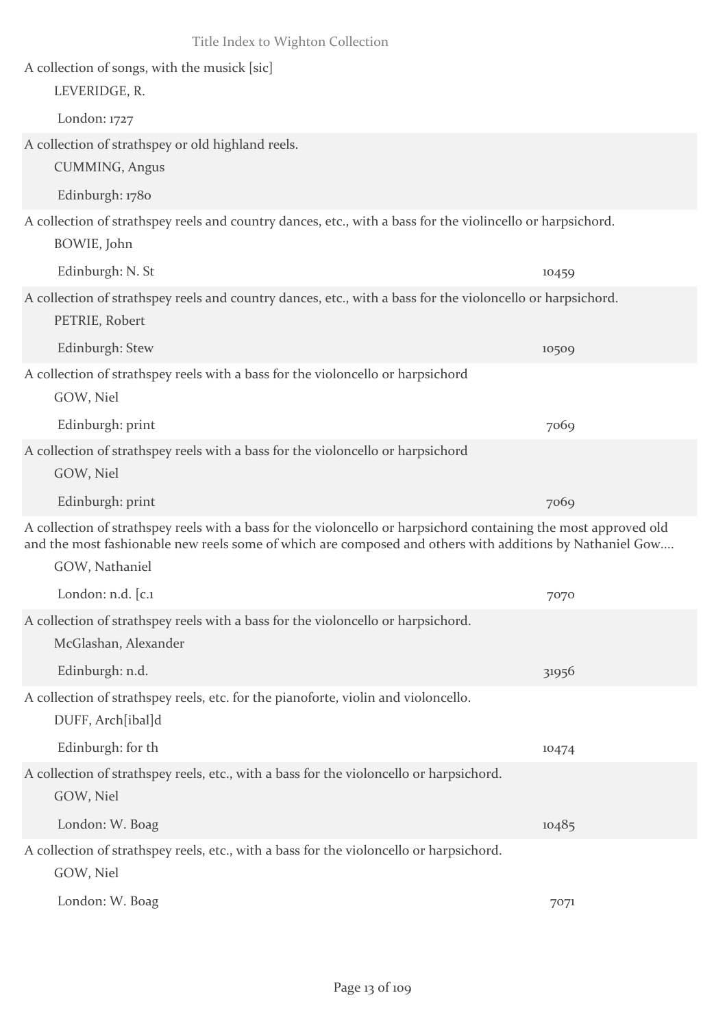A collection of songs, with the musick [sic]

LEVERIDGE, R.

London: 1727

A collection of strathspey or old highland reels.

CUMMING, Angus

Edinburgh: 1780

A collection of strathspey reels and country dances, etc., with a bass for the violincello or harpsichord.

BOWIE, John

Edinburgh: N. St — 10459

A collection of strathspey reels and country dances, etc., with a bass for the violoncello or harpsichord.

PETRIE, Robert

Edinburgh: Stew — 10509

A collection of strathspey reels with a bass for the violoncello or harpsichord

GOW, Niel

Edinburgh: print — 7069

A collection of strathspey reels with a bass for the violoncello or harpsichord

GOW, Niel

Edinburgh: print — 7069

A collection of strathspey reels with a bass for the violoncello or harpsichord containing the most approved old and the most fashionable new reels some of which are composed and others with additions by Nathaniel Gow....

GOW, Nathaniel

London: n.d. [c.1 — 7070

A collection of strathspey reels with a bass for the violoncello or harpsichord.

McGlashan, Alexander

Edinburgh: n.d. — 31956

A collection of strathspey reels, etc. for the pianoforte, violin and violoncello.

DUFF, Arch[ibal]d

Edinburgh: for th — 10474

A collection of strathspey reels, etc., with a bass for the violoncello or harpsichord.

GOW, Niel

London: W. Boag — 10485

A collection of strathspey reels, etc., with a bass for the violoncello or harpsichord.

GOW, Niel

London: W. Boag — 7071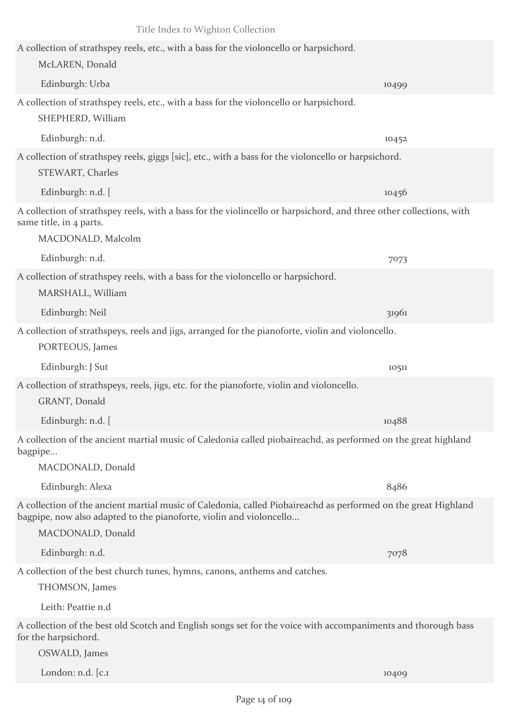A collection of strathspey reels, etc., with a bass for the violoncello or harpsichord.

McLAREN, Donald

Edinburgh: Urba 10499

A collection of strathspey reels, etc., with a bass for the violoncello or harpsichord.

SHEPHERD, William

Edinburgh: n.d. 10452

A collection of strathspey reels, giggs [sic], etc., with a bass for the violoncello or harpsichord.

STEWART, Charles

Edinburgh: n.d. [ 10456

A collection of strathspey reels, with a bass for the violincello or harpsichord, and three other collections, with same title, in 4 parts.

MACDONALD, Malcolm

Edinburgh: n.d. 7073

A collection of strathspey reels, with a bass for the violoncello or harpsichord.

MARSHALL, William

Edinburgh: Neil 31961

A collection of strathspeys, reels and jigs, arranged for the pianoforte, violin and violoncello.

PORTEOUS, James

Edinburgh: J Sut 10511

A collection of strathspeys, reels, jigs, etc. for the pianoforte, violin and violoncello.

GRANT, Donald

Edinburgh: n.d. [ 10488

A collection of the ancient martial music of Caledonia called piobaireachd, as performed on the great highland bagpipe...

MACDONALD, Donald

Edinburgh: Alexa 8486

A collection of the ancient martial music of Caledonia, called Piobaireachd as performed on the great Highland bagpipe, now also adapted to the pianoforte, violin and violoncello...

MACDONALD, Donald

Edinburgh: n.d. 7078

A collection of the best church tunes, hymns, canons, anthems and catches.

THOMSON, James

Leith: Peattie n.d

A collection of the best old Scotch and English songs set for the voice with accompaniments and thorough bass for the harpsichord.

OSWALD, James

London: n.d. [c.1 10409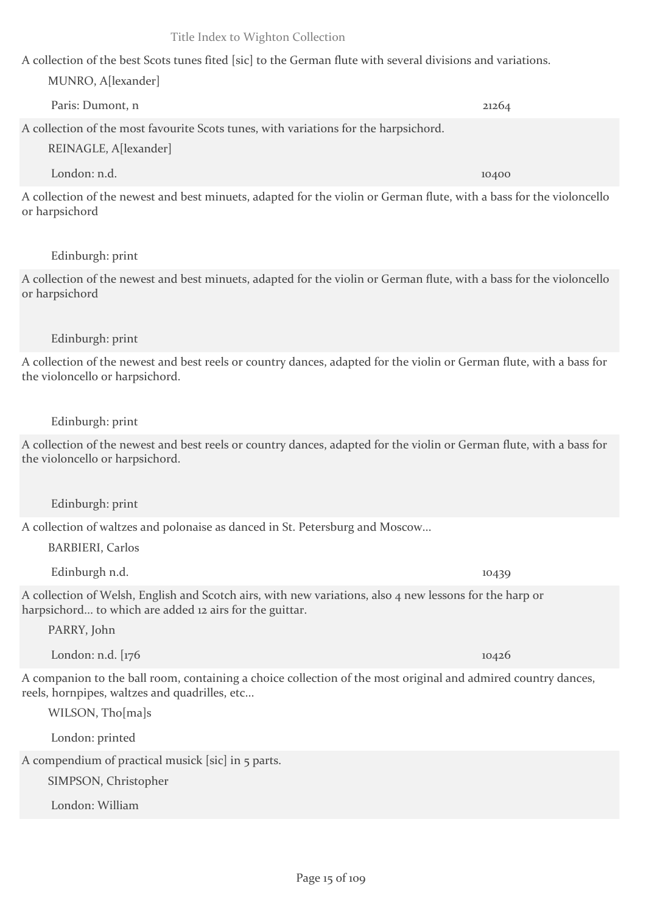A collection of the best Scots tunes fited [sic] to the German flute with several divisions and variations.

MUNRO, A[lexander]

Paris: Dumont, n 21264

A collection of the most favourite Scots tunes, with variations for the harpsichord.

REINAGLE, A[lexander]

London: n.d. 10400

A collection of the newest and best minuets, adapted for the violin or German flute, with a bass for the violoncello or harpsichord

Edinburgh: print

A collection of the newest and best minuets, adapted for the violin or German flute, with a bass for the violoncello or harpsichord

Edinburgh: print

A collection of the newest and best reels or country dances, adapted for the violin or German flute, with a bass for the violoncello or harpsichord.

Edinburgh: print

A collection of the newest and best reels or country dances, adapted for the violin or German flute, with a bass for the violoncello or harpsichord.

Edinburgh: print

A collection of waltzes and polonaise as danced in St. Petersburg and Moscow...

BARBIERI, Carlos

Edinburgh n.d. 10439

A collection of Welsh, English and Scotch airs, with new variations, also 4 new lessons for the harp or harpsichord... to which are added 12 airs for the guittar.

PARRY, John

London: n.d. [176 10426

A companion to the ball room, containing a choice collection of the most original and admired country dances, reels, hornpipes, waltzes and quadrilles, etc...

WILSON, Tho[ma]s

London: printed

A compendium of practical musick [sic] in 5 parts.

SIMPSON, Christopher

London: William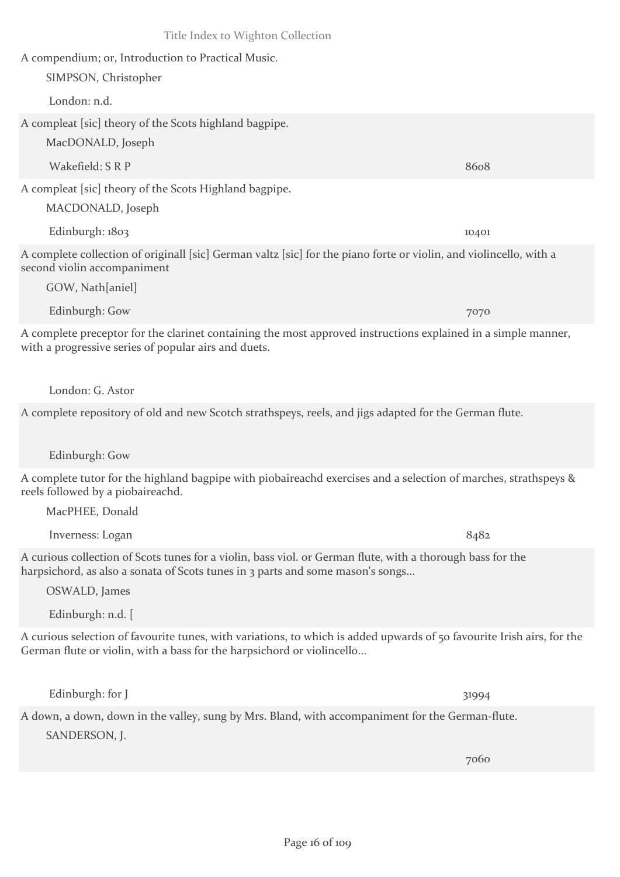A compendium; or, Introduction to Practical Music.

SIMPSON, Christopher

London: n.d.

A compleat [sic] theory of the Scots highland bagpipe.

MacDONALD, Joseph

Wakefield: S R P — 8608

A compleat [sic] theory of the Scots Highland bagpipe.

MACDONALD, Joseph

Edinburgh: 1803 — 10401

A complete collection of originall [sic] German valtz [sic] for the piano forte or violin, and violincello, with a second violin accompaniment

GOW, Nath[aniel]

Edinburgh: Gow — 7070

A complete preceptor for the clarinet containing the most approved instructions explained in a simple manner, with a progressive series of popular airs and duets.

London: G. Astor

A complete repository of old and new Scotch strathspeys, reels, and jigs adapted for the German flute.

Edinburgh: Gow

A complete tutor for the highland bagpipe with piobaireachd exercises and a selection of marches, strathspeys & reels followed by a piobaireachd.

MacPHEE, Donald

Inverness: Logan — 8482

A curious collection of Scots tunes for a violin, bass viol. or German flute, with a thorough bass for the harpsichord, as also a sonata of Scots tunes in 3 parts and some mason's songs...

OSWALD, James

Edinburgh: n.d. [

A curious selection of favourite tunes, with variations, to which is added upwards of 50 favourite Irish airs, for the German flute or violin, with a bass for the harpsichord or violincello...

Edinburgh: for J — 31994

A down, a down, down in the valley, sung by Mrs. Bland, with accompaniment for the German-flute.

SANDERSON, J.

7060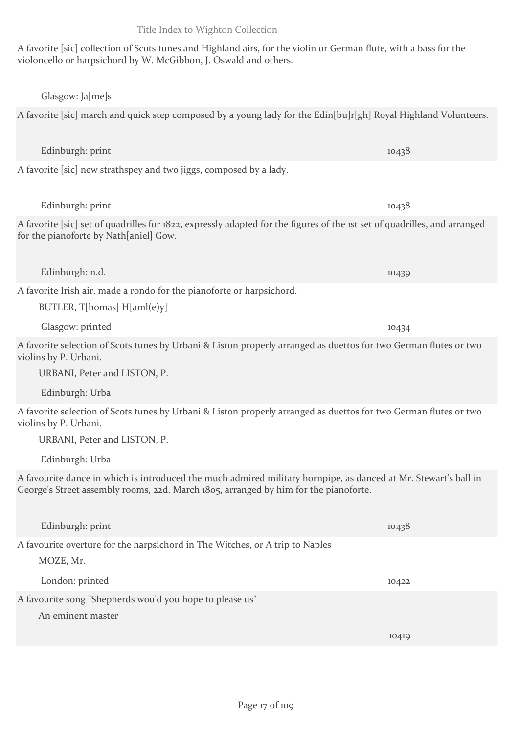A favorite [sic] collection of Scots tunes and Highland airs, for the violin or German flute, with a bass for the violoncello or harpsichord by W. McGibbon, J. Oswald and others.

Glasgow: Ja[me]s

A favorite [sic] march and quick step composed by a young lady for the Edin[bu]r[gh] Royal Highland Volunteers.

Edinburgh: print — 10438

A favorite [sic] new strathspey and two jiggs, composed by a lady.

Edinburgh: print — 10438

A favorite [sic] set of quadrilles for 1822, expressly adapted for the figures of the 1st set of quadrilles, and arranged for the pianoforte by Nath[aniel] Gow.

Edinburgh: n.d. — 10439

A favorite Irish air, made a rondo for the pianoforte or harpsichord.

BUTLER, T[homas] H[aml(e)y]

Glasgow: printed — 10434

A favorite selection of Scots tunes by Urbani & Liston properly arranged as duettos for two German flutes or two violins by P. Urbani.

URBANI, Peter and LISTON, P.

Edinburgh: Urba

A favorite selection of Scots tunes by Urbani & Liston properly arranged as duettos for two German flutes or two violins by P. Urbani.

URBANI, Peter and LISTON, P.

Edinburgh: Urba

A favourite dance in which is introduced the much admired military hornpipe, as danced at Mr. Stewart's ball in George's Street assembly rooms, 22d. March 1805, arranged by him for the pianoforte.

Edinburgh: print — 10438

A favourite overture for the harpsichord in The Witches, or A trip to Naples

MOZE, Mr.

London: printed — 10422

A favourite song "Shepherds wou'd you hope to please us"

An eminent master

10419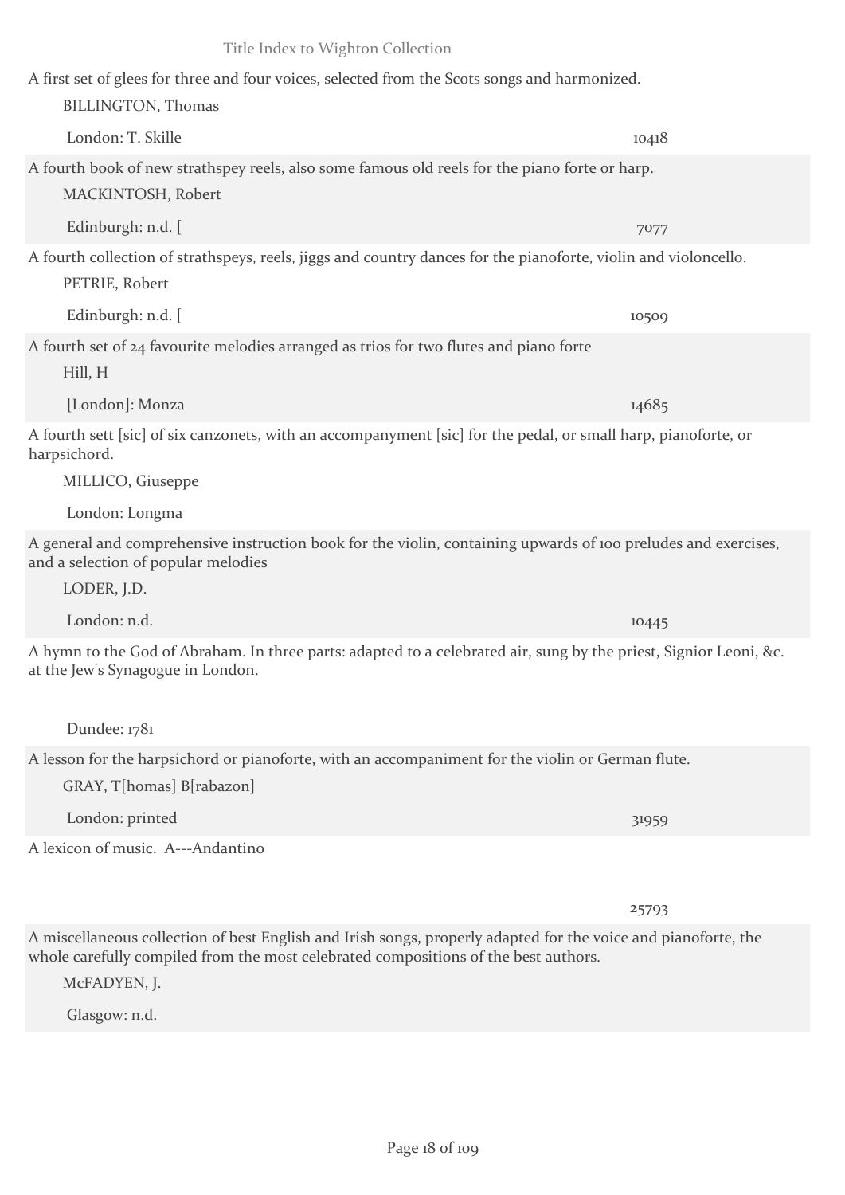A first set of glees for three and four voices, selected from the Scots songs and harmonized.

BILLINGTON, Thomas

London: T. Skille 10418

A fourth book of new strathspey reels, also some famous old reels for the piano forte or harp.

MACKINTOSH, Robert

Edinburgh: n.d. [ 7077

A fourth collection of strathspeys, reels, jiggs and country dances for the pianoforte, violin and violoncello.

PETRIE, Robert

Edinburgh: n.d. [ 10509

A fourth set of 24 favourite melodies arranged as trios for two flutes and piano forte

Hill, H

[London]: Monza 14685

A fourth sett [sic] of six canzonets, with an accompanyment [sic] for the pedal, or small harp, pianoforte, or harpsichord.

MILLICO, Giuseppe

London: Longma

A general and comprehensive instruction book for the violin, containing upwards of 100 preludes and exercises, and a selection of popular melodies

LODER, J.D.

London: n.d. 10445

A hymn to the God of Abraham. In three parts: adapted to a celebrated air, sung by the priest, Signior Leoni, &c. at the Jew's Synagogue in London.

Dundee: 1781

A lesson for the harpsichord or pianoforte, with an accompaniment for the violin or German flute.

GRAY, T[homas] B[rabazon]

London: printed 31959

A lexicon of music. A---Andantino

25793

A miscellaneous collection of best English and Irish songs, properly adapted for the voice and pianoforte, the whole carefully compiled from the most celebrated compositions of the best authors.

McFADYEN, J.

Glasgow: n.d.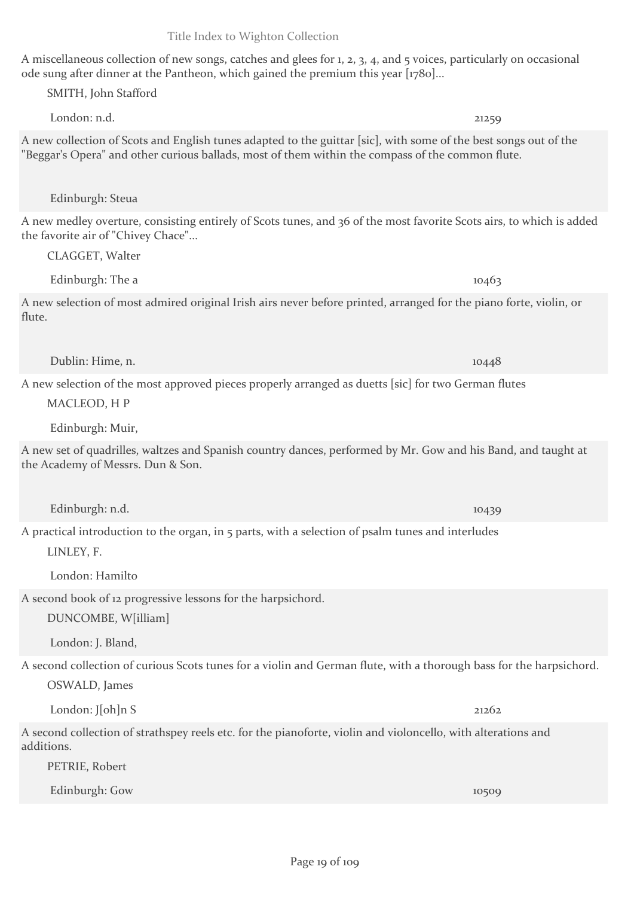A miscellaneous collection of new songs, catches and glees for 1, 2, 3, 4, and 5 voices, particularly on occasional ode sung after dinner at the Pantheon, which gained the premium this year [1780]...

SMITH, John Stafford

London: n.d. 21259

A new collection of Scots and English tunes adapted to the guittar [sic], with some of the best songs out of the "Beggar's Opera" and other curious ballads, most of them within the compass of the common flute.

Edinburgh: Steua

A new medley overture, consisting entirely of Scots tunes, and 36 of the most favorite Scots airs, to which is added the favorite air of "Chivey Chace"...

CLAGGET, Walter

Edinburgh: The a 10463

A new selection of most admired original Irish airs never before printed, arranged for the piano forte, violin, or flute.

Dublin: Hime, n. 10448

A new selection of the most approved pieces properly arranged as duetts [sic] for two German flutes

MACLEOD, H P

Edinburgh: Muir,

A new set of quadrilles, waltzes and Spanish country dances, performed by Mr. Gow and his Band, and taught at the Academy of Messrs. Dun & Son.

Edinburgh: n.d. 10439

A practical introduction to the organ, in 5 parts, with a selection of psalm tunes and interludes

LINLEY, F.

London: Hamilto

A second book of 12 progressive lessons for the harpsichord.

DUNCOMBE, W[illiam]

London: J. Bland,

A second collection of curious Scots tunes for a violin and German flute, with a thorough bass for the harpsichord.

OSWALD, James

London: J[oh]n S 21262

A second collection of strathspey reels etc. for the pianoforte, violin and violoncello, with alterations and additions.

PETRIE, Robert

Edinburgh: Gow 10509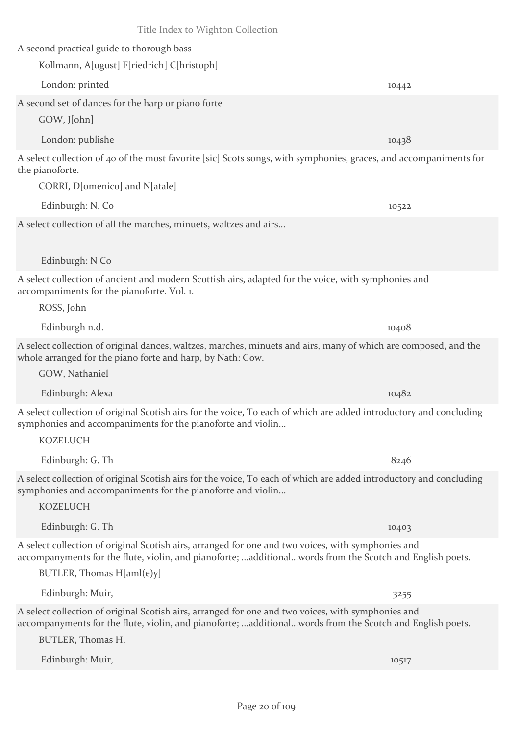A second practical guide to thorough bass

Kollmann, A[ugust] F[riedrich] C[hristoph]

London: printed 10442

A second set of dances for the harp or piano forte

GOW, J[ohn]

London: publishe 10438

A select collection of 40 of the most favorite [sic] Scots songs, with symphonies, graces, and accompaniments for the pianoforte.

CORRI, D[omenico] and N[atale]

Edinburgh: N. Co 10522

A select collection of all the marches, minuets, waltzes and airs...

Edinburgh: N Co

A select collection of ancient and modern Scottish airs, adapted for the voice, with symphonies and accompaniments for the pianoforte. Vol. 1.

ROSS, John

Edinburgh n.d. 10408

A select collection of original dances, waltzes, marches, minuets and airs, many of which are composed, and the whole arranged for the piano forte and harp, by Nath: Gow.

GOW, Nathaniel

Edinburgh: Alexa 10482

A select collection of original Scotish airs for the voice, To each of which are added introductory and concluding symphonies and accompaniments for the pianoforte and violin...

KOZELUCH

Edinburgh: G. Th 8246

A select collection of original Scotish airs for the voice, To each of which are added introductory and concluding symphonies and accompaniments for the pianoforte and violin...

KOZELUCH

Edinburgh: G. Th 10403

A select collection of original Scotish airs, arranged for one and two voices, with symphonies and accompanyments for the flute, violin, and pianoforte; ...additional...words from the Scotch and English poets.

BUTLER, Thomas H[aml(e)y]

Edinburgh: Muir, 3255

A select collection of original Scotish airs, arranged for one and two voices, with symphonies and accompanyments for the flute, violin, and pianoforte; ...additional...words from the Scotch and English poets.

BUTLER, Thomas H.

Edinburgh: Muir, 10517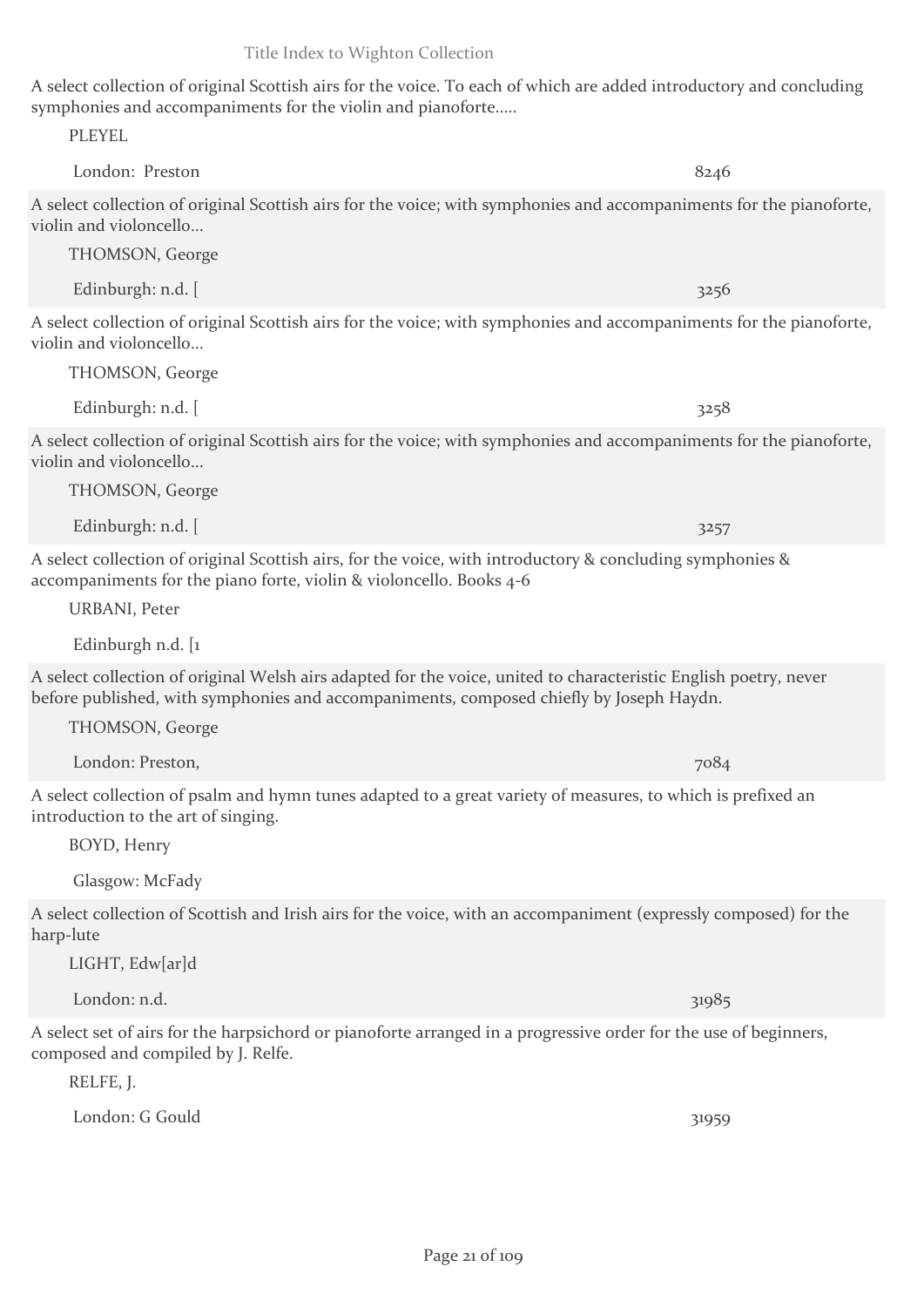A select collection of original Scottish airs for the voice. To each of which are added introductory and concluding symphonies and accompaniments for the violin and pianoforte.....

PLEYEL

London: Preston 8246

A select collection of original Scottish airs for the voice; with symphonies and accompaniments for the pianoforte, violin and violoncello...

THOMSON, George

Edinburgh: n.d. [ 3256

A select collection of original Scottish airs for the voice; with symphonies and accompaniments for the pianoforte, violin and violoncello...

THOMSON, George

Edinburgh: n.d. [ 3258

A select collection of original Scottish airs for the voice; with symphonies and accompaniments for the pianoforte, violin and violoncello...

THOMSON, George

Edinburgh: n.d. [ 3257

A select collection of original Scottish airs, for the voice, with introductory & concluding symphonies & accompaniments for the piano forte, violin & violoncello. Books 4-6

URBANI, Peter

Edinburgh n.d. [1

A select collection of original Welsh airs adapted for the voice, united to characteristic English poetry, never before published, with symphonies and accompaniments, composed chiefly by Joseph Haydn.

THOMSON, George

London: Preston, 7084

A select collection of psalm and hymn tunes adapted to a great variety of measures, to which is prefixed an introduction to the art of singing.

BOYD, Henry

Glasgow: McFady

A select collection of Scottish and Irish airs for the voice, with an accompaniment (expressly composed) for the harp-lute

LIGHT, Edw[ar]d

London: n.d. 31985

A select set of airs for the harpsichord or pianoforte arranged in a progressive order for the use of beginners, composed and compiled by J. Relfe.

RELFE, J.

London: G Gould 31959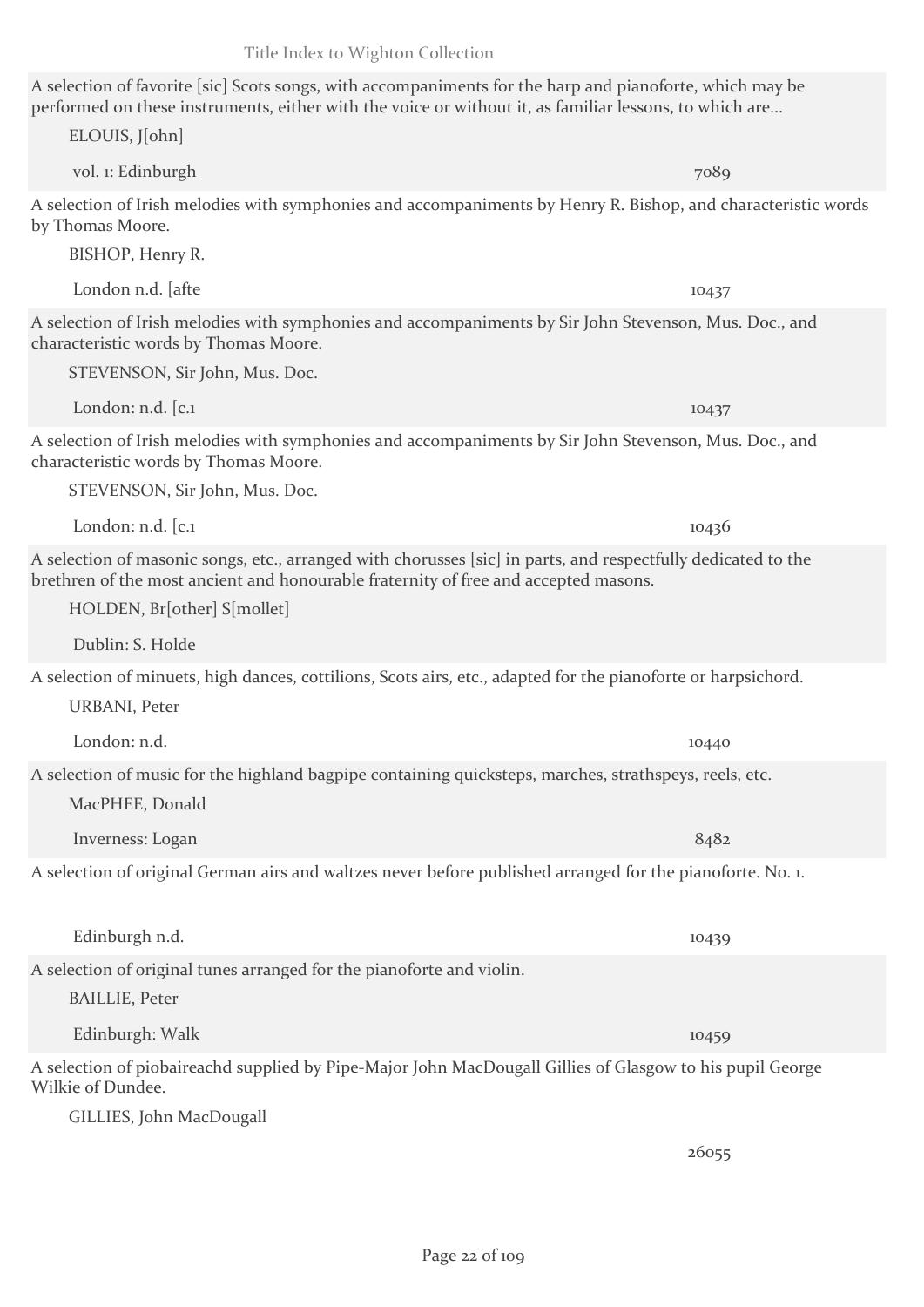A selection of favorite [sic] Scots songs, with accompaniments for the harp and pianoforte, which may be performed on these instruments, either with the voice or without it, as familiar lessons, to which are...

ELOUIS, J[ohn]

vol. 1: Edinburgh 7089

A selection of Irish melodies with symphonies and accompaniments by Henry R. Bishop, and characteristic words by Thomas Moore.

BISHOP, Henry R.

London n.d. [afte 10437

A selection of Irish melodies with symphonies and accompaniments by Sir John Stevenson, Mus. Doc., and characteristic words by Thomas Moore.

STEVENSON, Sir John, Mus. Doc.

London: n.d. [c.1 10437

A selection of Irish melodies with symphonies and accompaniments by Sir John Stevenson, Mus. Doc., and characteristic words by Thomas Moore.

STEVENSON, Sir John, Mus. Doc.

London: n.d. [c.1 10436

A selection of masonic songs, etc., arranged with chorusses [sic] in parts, and respectfully dedicated to the brethren of the most ancient and honourable fraternity of free and accepted masons.

HOLDEN, Br[other] S[mollet]

Dublin: S. Holde

A selection of minuets, high dances, cottilions, Scots airs, etc., adapted for the pianoforte or harpsichord.

URBANI, Peter

London: n.d. 10440

A selection of music for the highland bagpipe containing quicksteps, marches, strathspeys, reels, etc.

MacPHEE, Donald

Inverness: Logan 8482

A selection of original German airs and waltzes never before published arranged for the pianoforte. No. 1.

Edinburgh n.d. 10439

A selection of original tunes arranged for the pianoforte and violin.

BAILLIE, Peter

Edinburgh: Walk 10459

A selection of piobaireachd supplied by Pipe-Major John MacDougall Gillies of Glasgow to his pupil George Wilkie of Dundee.

GILLIES, John MacDougall

26055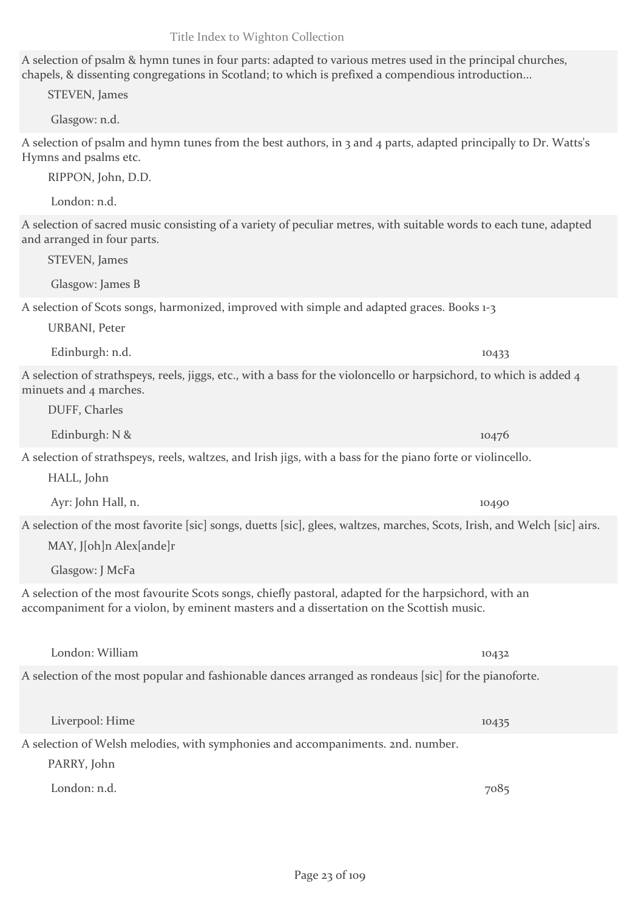A selection of psalm & hymn tunes in four parts: adapted to various metres used in the principal churches, chapels, & dissenting congregations in Scotland; to which is prefixed a compendious introduction...

STEVEN, James

Glasgow: n.d.

A selection of psalm and hymn tunes from the best authors, in 3 and 4 parts, adapted principally to Dr. Watts's Hymns and psalms etc.

RIPPON, John, D.D.

London: n.d.

A selection of sacred music consisting of a variety of peculiar metres, with suitable words to each tune, adapted and arranged in four parts.

STEVEN, James

Glasgow: James B

A selection of Scots songs, harmonized, improved with simple and adapted graces. Books 1-3

URBANI, Peter

Edinburgh: n.d. 10433

A selection of strathspeys, reels, jiggs, etc., with a bass for the violoncello or harpsichord, to which is added 4 minuets and 4 marches.

DUFF, Charles

Edinburgh: N & 10476

A selection of strathspeys, reels, waltzes, and Irish jigs, with a bass for the piano forte or violincello.

HALL, John

Ayr: John Hall, n. 10490

A selection of the most favorite [sic] songs, duetts [sic], glees, waltzes, marches, Scots, Irish, and Welch [sic] airs.

MAY, J[oh]n Alex[ande]r

Glasgow: J McFa

A selection of the most favourite Scots songs, chiefly pastoral, adapted for the harpsichord, with an accompaniment for a violon, by eminent masters and a dissertation on the Scottish music.

London: William 10432

A selection of the most popular and fashionable dances arranged as rondeaus [sic] for the pianoforte.

Liverpool: Hime 10435

A selection of Welsh melodies, with symphonies and accompaniments. 2nd. number.

PARRY, John

London: n.d. 7085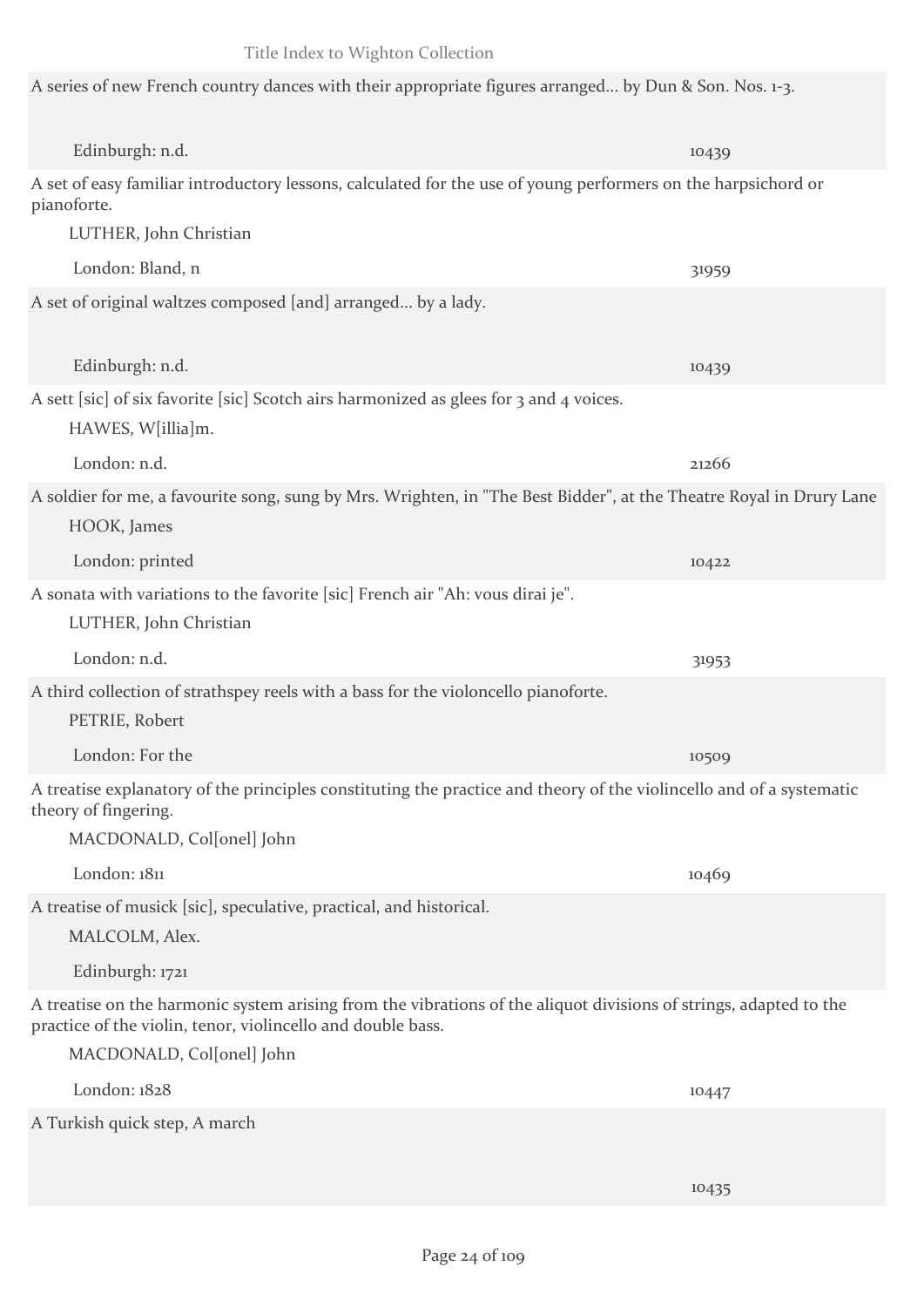A series of new French country dances with their appropriate figures arranged... by Dun & Son. Nos. 1-3.

Edinburgh: n.d. 10439

A set of easy familiar introductory lessons, calculated for the use of young performers on the harpsichord or pianoforte.

LUTHER, John Christian

London: Bland, n 31959

A set of original waltzes composed [and] arranged... by a lady.

Edinburgh: n.d. 10439

A sett [sic] of six favorite [sic] Scotch airs harmonized as glees for 3 and 4 voices.

HAWES, W[illia]m.

London: n.d. 21266

A soldier for me, a favourite song, sung by Mrs. Wrighten, in "The Best Bidder", at the Theatre Royal in Drury Lane

HOOK, James

London: printed 10422

A sonata with variations to the favorite [sic] French air "Ah: vous dirai je".

LUTHER, John Christian

London: n.d. 31953

A third collection of strathspey reels with a bass for the violoncello pianoforte.

PETRIE, Robert

London: For the 10509

A treatise explanatory of the principles constituting the practice and theory of the violincello and of a systematic theory of fingering.

MACDONALD, Col[onel] John

London: 1811 10469

A treatise of musick [sic], speculative, practical, and historical.

MALCOLM, Alex.

Edinburgh: 1721

A treatise on the harmonic system arising from the vibrations of the aliquot divisions of strings, adapted to the practice of the violin, tenor, violincello and double bass.

MACDONALD, Col[onel] John

London: 1828 10447

A Turkish quick step, A march

10435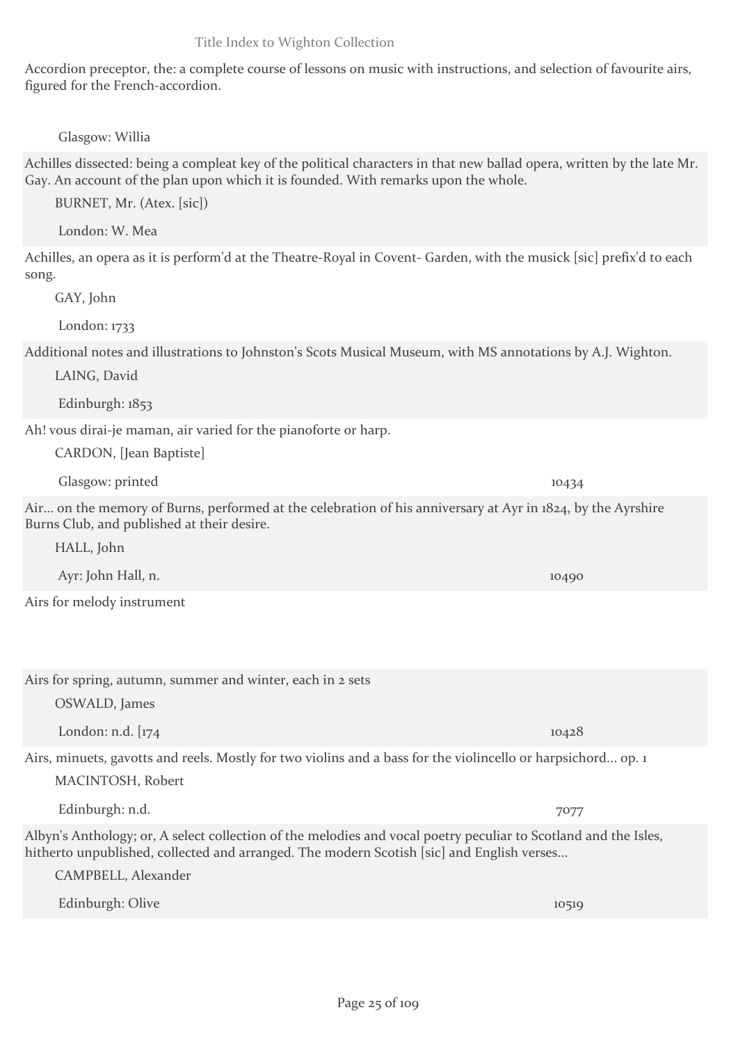Accordion preceptor, the: a complete course of lessons on music with instructions, and selection of favourite airs, figured for the French-accordion.

Glasgow: Willia

Achilles dissected: being a compleat key of the political characters in that new ballad opera, written by the late Mr. Gay. An account of the plan upon which it is founded. With remarks upon the whole.

BURNET, Mr. (Atex. [sic])

London: W. Mea

Achilles, an opera as it is perform'd at the Theatre-Royal in Covent- Garden, with the musick [sic] prefix'd to each song.

GAY, John

London: 1733

Additional notes and illustrations to Johnston's Scots Musical Museum, with MS annotations by A.J. Wighton.

LAING, David

Edinburgh: 1853

Ah! vous dirai-je maman, air varied for the pianoforte or harp.

CARDON, [Jean Baptiste]

Glasgow: printed 10434

Air... on the memory of Burns, performed at the celebration of his anniversary at Ayr in 1824, by the Ayrshire Burns Club, and published at their desire.

HALL, John

Ayr: John Hall, n. 10490

Airs for melody instrument

Airs for spring, autumn, summer and winter, each in 2 sets

OSWALD, James

London: n.d. [174 10428

Airs, minuets, gavotts and reels. Mostly for two violins and a bass for the violincello or harpsichord... op. 1

MACINTOSH, Robert

Edinburgh: n.d. 7077

Albyn's Anthology; or, A select collection of the melodies and vocal poetry peculiar to Scotland and the Isles, hitherto unpublished, collected and arranged. The modern Scotish [sic] and English verses...

CAMPBELL, Alexander

Edinburgh: Olive 10519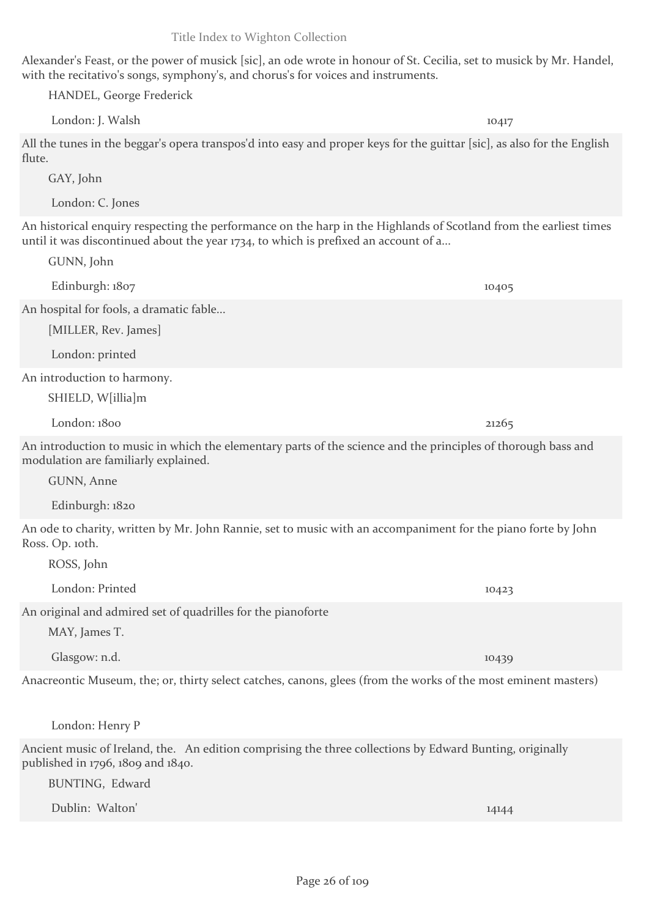Alexander's Feast, or the power of musick [sic], an ode wrote in honour of St. Cecilia, set to musick by Mr. Handel, with the recitativo's songs, symphony's, and chorus's for voices and instruments.

HANDEL, George Frederick

London: J. Walsh — 10417

All the tunes in the beggar's opera transpos'd into easy and proper keys for the guittar [sic], as also for the English flute.

GAY, John

London: C. Jones

An historical enquiry respecting the performance on the harp in the Highlands of Scotland from the earliest times until it was discontinued about the year 1734, to which is prefixed an account of a...

GUNN, John

Edinburgh: 1807 — 10405

An hospital for fools, a dramatic fable...

[MILLER, Rev. James]

London: printed

An introduction to harmony.

SHIELD, W[illia]m

London: 1800 — 21265

An introduction to music in which the elementary parts of the science and the principles of thorough bass and modulation are familiarly explained.

GUNN, Anne

Edinburgh: 1820

An ode to charity, written by Mr. John Rannie, set to music with an accompaniment for the piano forte by John Ross. Op. 10th.

ROSS, John

London: Printed — 10423

An original and admired set of quadrilles for the pianoforte

MAY, James T.

Glasgow: n.d. — 10439

Anacreontic Museum, the; or, thirty select catches, canons, glees (from the works of the most eminent masters)

London: Henry P

Ancient music of Ireland, the. An edition comprising the three collections by Edward Bunting, originally published in 1796, 1809 and 1840.

BUNTING, Edward

Dublin: Walton' — 14144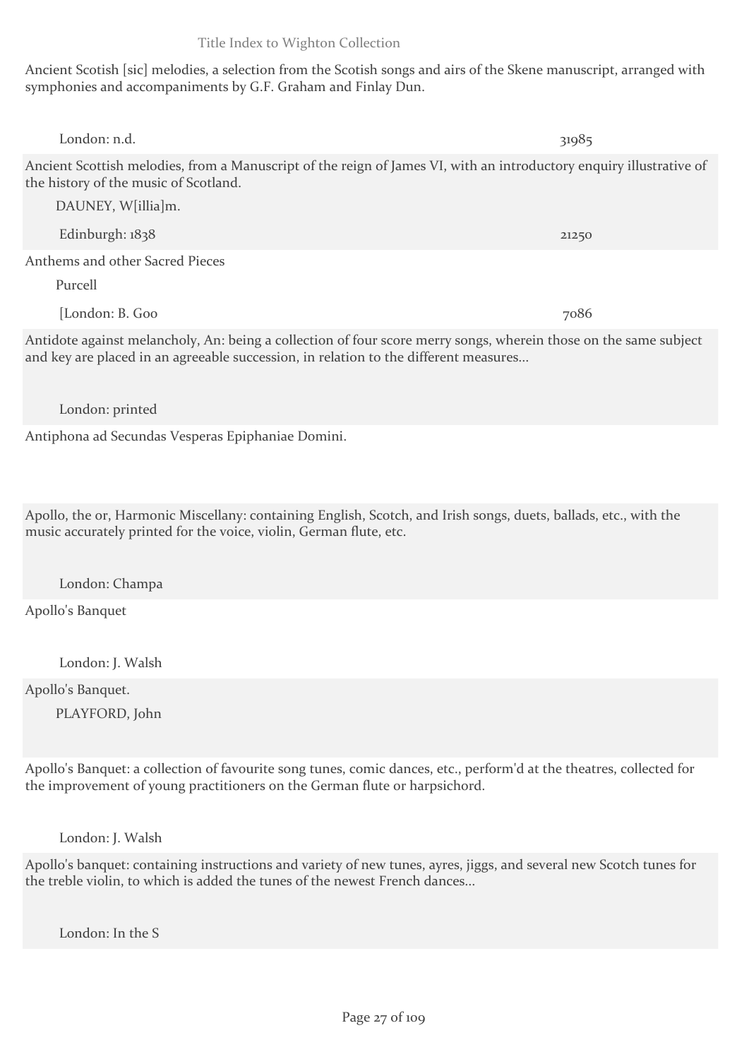Ancient Scotish [sic] melodies, a selection from the Scotish songs and airs of the Skene manuscript, arranged with symphonies and accompaniments by G.F. Graham and Finlay Dun.

London: n.d. 31985

Ancient Scottish melodies, from a Manuscript of the reign of James VI, with an introductory enquiry illustrative of the history of the music of Scotland.

DAUNEY, W[illia]m.

Edinburgh: 1838 21250

Anthems and other Sacred Pieces

Purcell

[London: B. Goo 7086

Antidote against melancholy, An: being a collection of four score merry songs, wherein those on the same subject and key are placed in an agreeable succession, in relation to the different measures...

London: printed

Antiphona ad Secundas Vesperas Epiphaniae Domini.

Apollo, the or, Harmonic Miscellany: containing English, Scotch, and Irish songs, duets, ballads, etc., with the music accurately printed for the voice, violin, German flute, etc.

London: Champa

Apollo's Banquet

London: J. Walsh

Apollo's Banquet.

PLAYFORD, John

Apollo's Banquet: a collection of favourite song tunes, comic dances, etc., perform'd at the theatres, collected for the improvement of young practitioners on the German flute or harpsichord.

London: J. Walsh

Apollo's banquet: containing instructions and variety of new tunes, ayres, jiggs, and several new Scotch tunes for the treble violin, to which is added the tunes of the newest French dances...

London: In the S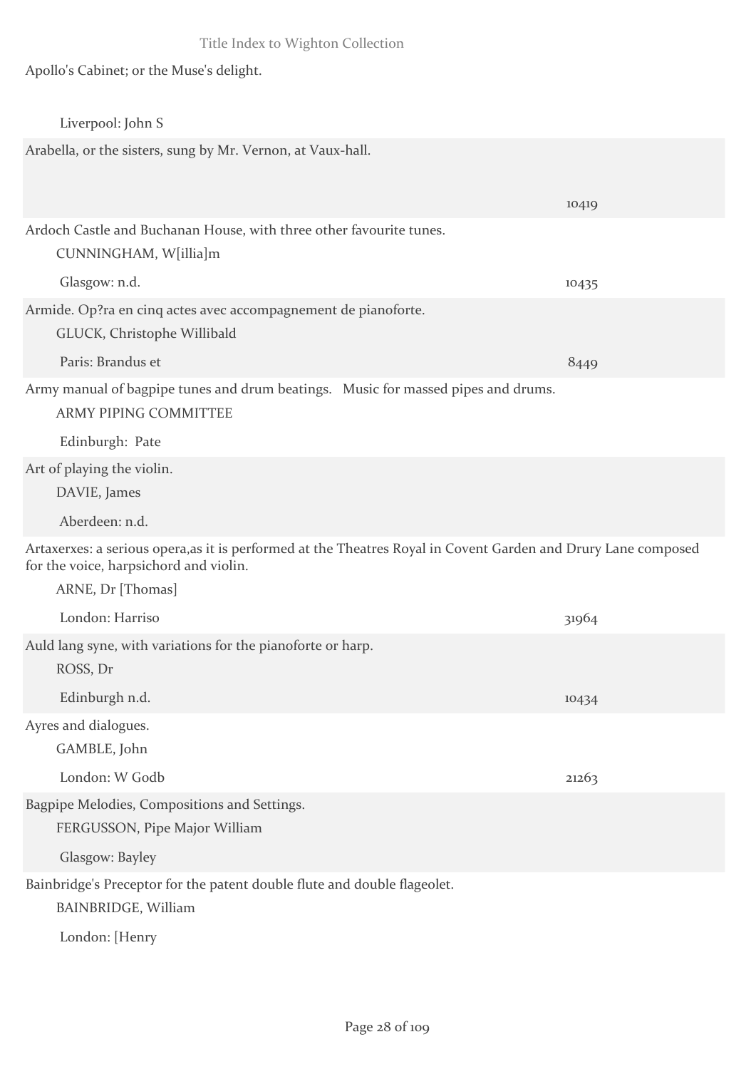Apollo's Cabinet; or the Muse's delight.

Liverpool: John S

Arabella, or the sisters, sung by Mr. Vernon, at Vaux-hall.

10419

Ardoch Castle and Buchanan House, with three other favourite tunes.

CUNNINGHAM, W[illia]m

Glasgow: n.d. 10435

Armide. Op?ra en cinq actes avec accompagnement de pianoforte.

GLUCK, Christophe Willibald

Paris: Brandus et 8449

Army manual of bagpipe tunes and drum beatings. Music for massed pipes and drums.

ARMY PIPING COMMITTEE

Edinburgh: Pate

Art of playing the violin.

DAVIE, James

Aberdeen: n.d.

Artaxerxes: a serious opera,as it is performed at the Theatres Royal in Covent Garden and Drury Lane composed for the voice, harpsichord and violin.

ARNE, Dr [Thomas]

London: Harriso 31964

Auld lang syne, with variations for the pianoforte or harp.

ROSS, Dr

Edinburgh n.d. 10434

Ayres and dialogues.

GAMBLE, John

London: W Godb 21263

Bagpipe Melodies, Compositions and Settings.

FERGUSSON, Pipe Major William

Glasgow: Bayley

Bainbridge's Preceptor for the patent double flute and double flageolet.

BAINBRIDGE, William

London: [Henry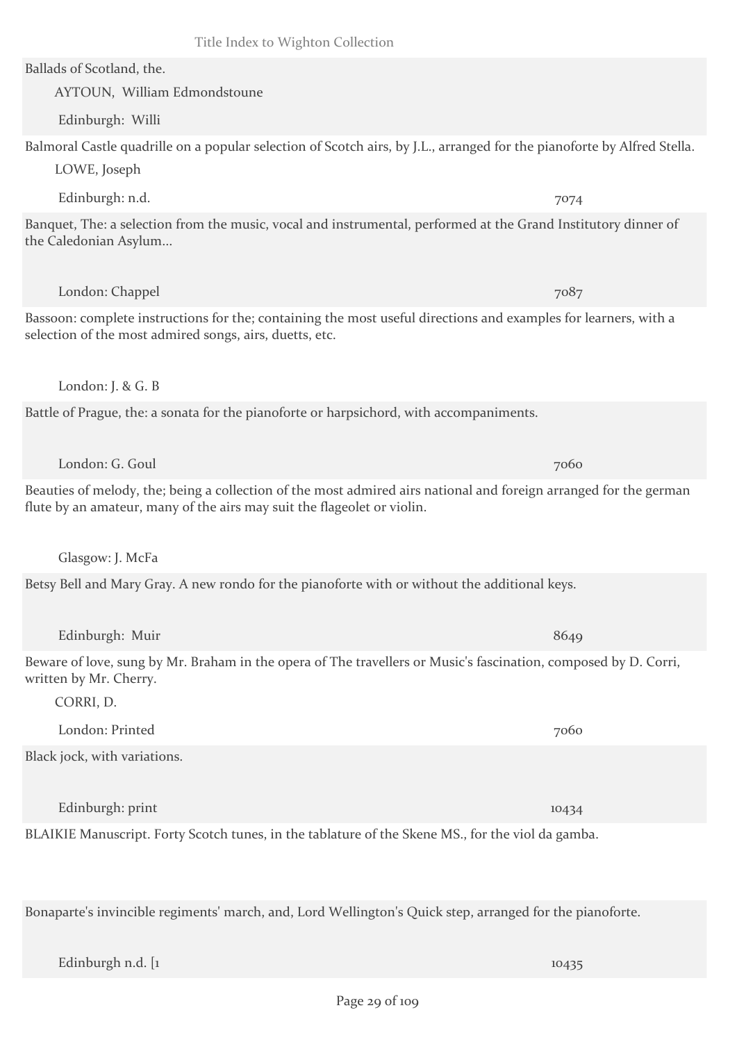Ballads of Scotland, the.

AYTOUN, William Edmondstoune

Edinburgh: Willi

Balmoral Castle quadrille on a popular selection of Scotch airs, by J.L., arranged for the pianoforte by Alfred Stella.

LOWE, Joseph

Edinburgh: n.d. 7074

Banquet, The: a selection from the music, vocal and instrumental, performed at the Grand Institutory dinner of the Caledonian Asylum...

London: Chappel 7087

Bassoon: complete instructions for the; containing the most useful directions and examples for learners, with a selection of the most admired songs, airs, duetts, etc.

London: J. & G. B

Battle of Prague, the: a sonata for the pianoforte or harpsichord, with accompaniments.

London: G. Goul 7060

Beauties of melody, the; being a collection of the most admired airs national and foreign arranged for the german flute by an amateur, many of the airs may suit the flageolet or violin.

Glasgow: J. McFa

Betsy Bell and Mary Gray. A new rondo for the pianoforte with or without the additional keys.

Edinburgh: Muir 8649

Beware of love, sung by Mr. Braham in the opera of The travellers or Music's fascination, composed by D. Corri, written by Mr. Cherry.

CORRI, D.

London: Printed 7060

Black jock, with variations.

Edinburgh: print 10434

BLAIKIE Manuscript. Forty Scotch tunes, in the tablature of the Skene MS., for the viol da gamba.

Bonaparte's invincible regiments' march, and, Lord Wellington's Quick step, arranged for the pianoforte.

Edinburgh n.d. [1 10435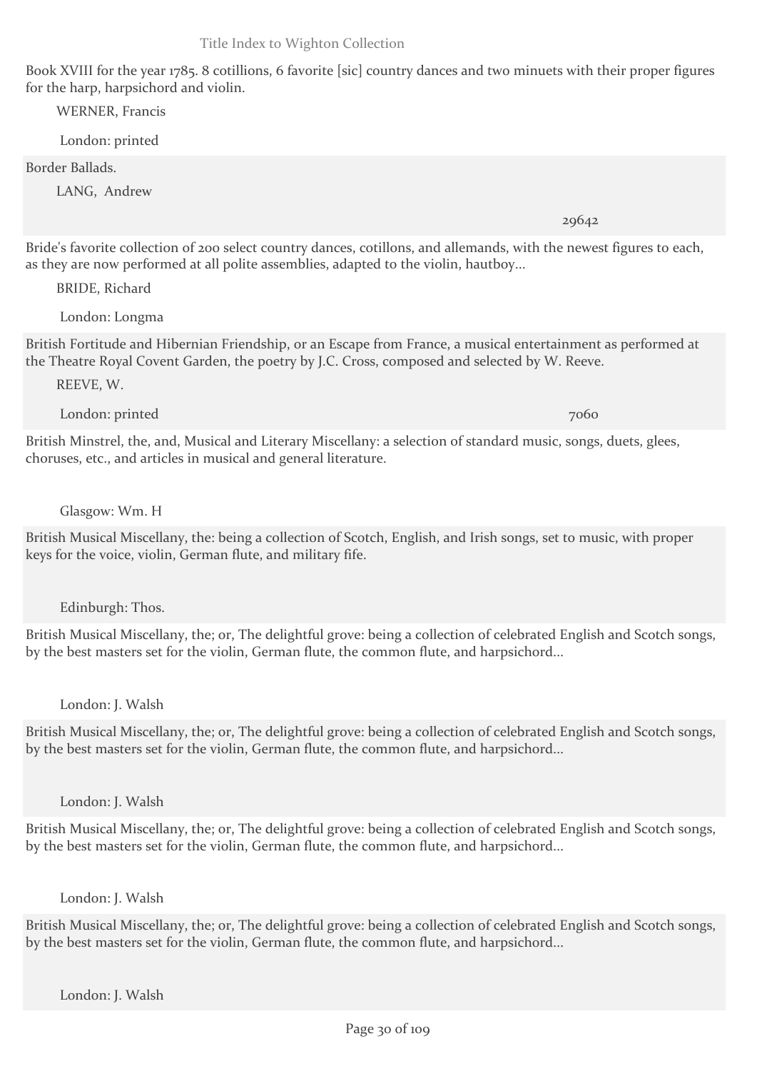Book XVIII for the year 1785. 8 cotillions, 6 favorite [sic] country dances and two minuets with their proper figures for the harp, harpsichord and violin.

WERNER, Francis

London: printed

Border Ballads.

LANG, Andrew

29642

Bride's favorite collection of 200 select country dances, cotillons, and allemands, with the newest figures to each, as they are now performed at all polite assemblies, adapted to the violin, hautboy...

BRIDE, Richard

London: Longma

British Fortitude and Hibernian Friendship, or an Escape from France, a musical entertainment as performed at the Theatre Royal Covent Garden, the poetry by J.C. Cross, composed and selected by W. Reeve.

REEVE, W.

London: printed

7060

British Minstrel, the, and, Musical and Literary Miscellany: a selection of standard music, songs, duets, glees, choruses, etc., and articles in musical and general literature.

Glasgow: Wm. H

British Musical Miscellany, the: being a collection of Scotch, English, and Irish songs, set to music, with proper keys for the voice, violin, German flute, and military fife.

Edinburgh: Thos.

British Musical Miscellany, the; or, The delightful grove: being a collection of celebrated English and Scotch songs, by the best masters set for the violin, German flute, the common flute, and harpsichord...

London: J. Walsh

British Musical Miscellany, the; or, The delightful grove: being a collection of celebrated English and Scotch songs, by the best masters set for the violin, German flute, the common flute, and harpsichord...

London: J. Walsh

British Musical Miscellany, the; or, The delightful grove: being a collection of celebrated English and Scotch songs, by the best masters set for the violin, German flute, the common flute, and harpsichord...

London: J. Walsh

British Musical Miscellany, the; or, The delightful grove: being a collection of celebrated English and Scotch songs, by the best masters set for the violin, German flute, the common flute, and harpsichord...

London: J. Walsh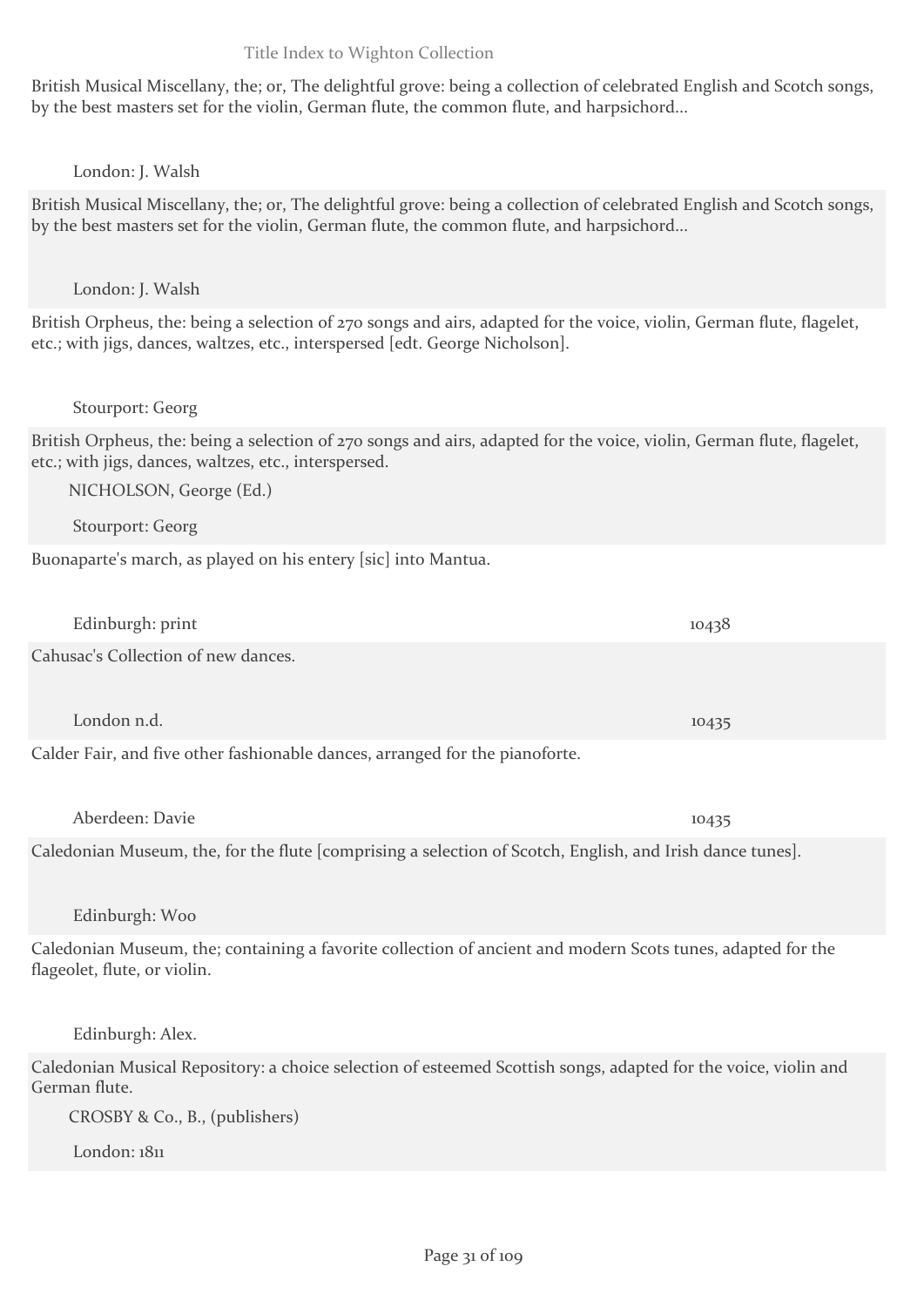British Musical Miscellany, the; or, The delightful grove: being a collection of celebrated English and Scotch songs, by the best masters set for the violin, German flute, the common flute, and harpsichord...

London: J. Walsh

British Musical Miscellany, the; or, The delightful grove: being a collection of celebrated English and Scotch songs, by the best masters set for the violin, German flute, the common flute, and harpsichord...

London: J. Walsh

British Orpheus, the: being a selection of 270 songs and airs, adapted for the voice, violin, German flute, flagelet, etc.; with jigs, dances, waltzes, etc., interspersed [edt. George Nicholson].

Stourport: Georg

British Orpheus, the: being a selection of 270 songs and airs, adapted for the voice, violin, German flute, flagelet, etc.; with jigs, dances, waltzes, etc., interspersed.

NICHOLSON, George (Ed.)

Stourport: Georg

Buonaparte's march, as played on his entery [sic] into Mantua.

Edinburgh: print — 10438

Cahusac's Collection of new dances.

London n.d. — 10435

Calder Fair, and five other fashionable dances, arranged for the pianoforte.

Aberdeen: Davie — 10435

Caledonian Museum, the, for the flute [comprising a selection of Scotch, English, and Irish dance tunes].

Edinburgh: Woo

Caledonian Museum, the; containing a favorite collection of ancient and modern Scots tunes, adapted for the flageolet, flute, or violin.

Edinburgh: Alex.

Caledonian Musical Repository: a choice selection of esteemed Scottish songs, adapted for the voice, violin and German flute.

CROSBY & Co., B., (publishers)

London: 1811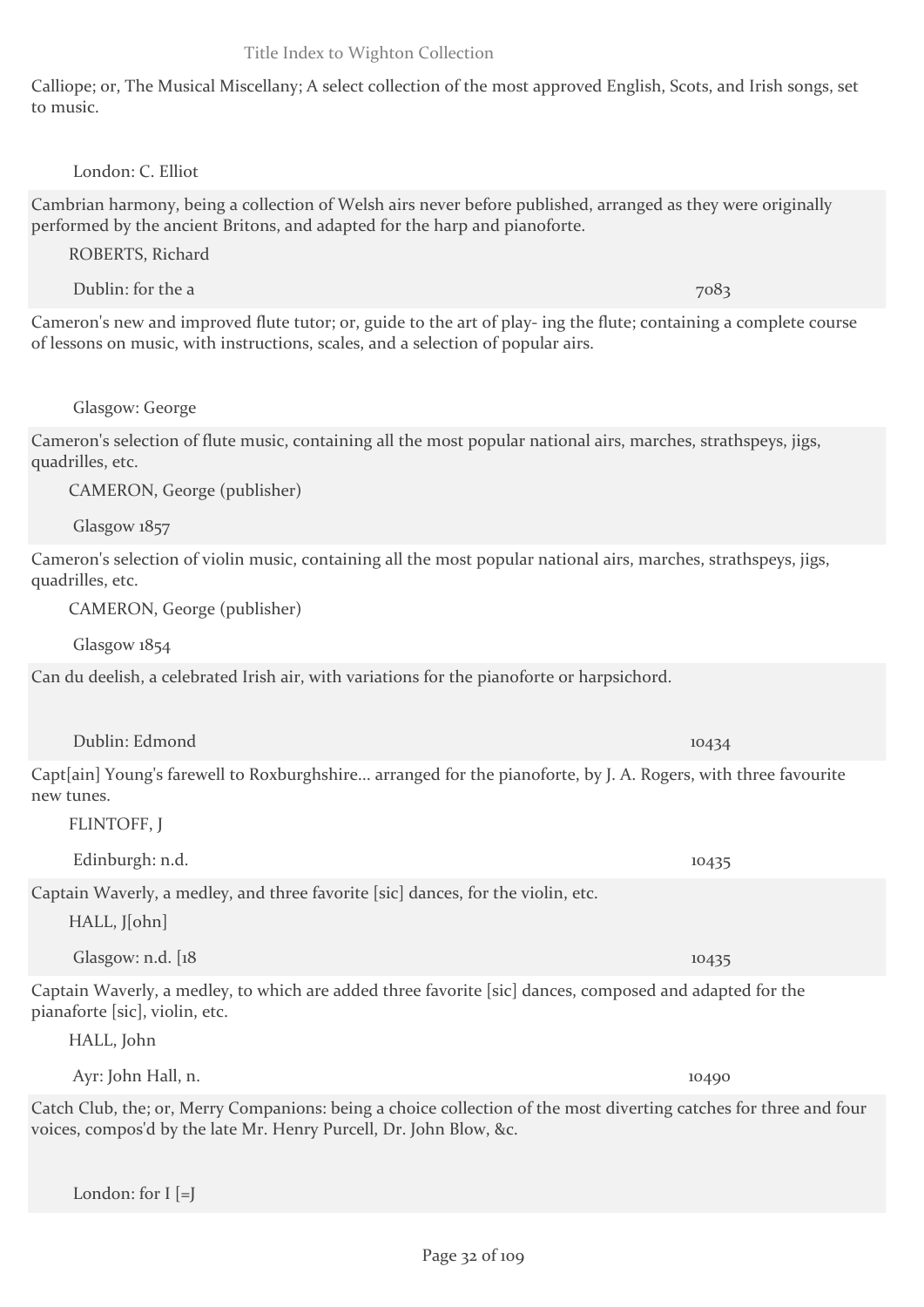Calliope; or, The Musical Miscellany; A select collection of the most approved English, Scots, and Irish songs, set to music.

London: C. Elliot

Cambrian harmony, being a collection of Welsh airs never before published, arranged as they were originally performed by the ancient Britons, and adapted for the harp and pianoforte.

ROBERTS, Richard

Dublin: for the a — 7083

Cameron's new and improved flute tutor; or, guide to the art of play- ing the flute; containing a complete course of lessons on music, with instructions, scales, and a selection of popular airs.

Glasgow: George

Cameron's selection of flute music, containing all the most popular national airs, marches, strathspeys, jigs, quadrilles, etc.

CAMERON, George (publisher)

Glasgow 1857

Cameron's selection of violin music, containing all the most popular national airs, marches, strathspeys, jigs, quadrilles, etc.

CAMERON, George (publisher)

Glasgow 1854

Can du deelish, a celebrated Irish air, with variations for the pianoforte or harpsichord.

Dublin: Edmond — 10434

Capt[ain] Young's farewell to Roxburghshire... arranged for the pianoforte, by J. A. Rogers, with three favourite new tunes.

FLINTOFF, J

Edinburgh: n.d. — 10435

Captain Waverly, a medley, and three favorite [sic] dances, for the violin, etc.

HALL, J[ohn]

Glasgow: n.d. [18 — 10435

Captain Waverly, a medley, to which are added three favorite [sic] dances, composed and adapted for the pianaforte [sic], violin, etc.

HALL, John

Ayr: John Hall, n. — 10490

Catch Club, the; or, Merry Companions: being a choice collection of the most diverting catches for three and four voices, compos'd by the late Mr. Henry Purcell, Dr. John Blow, &c.

London: for I [=J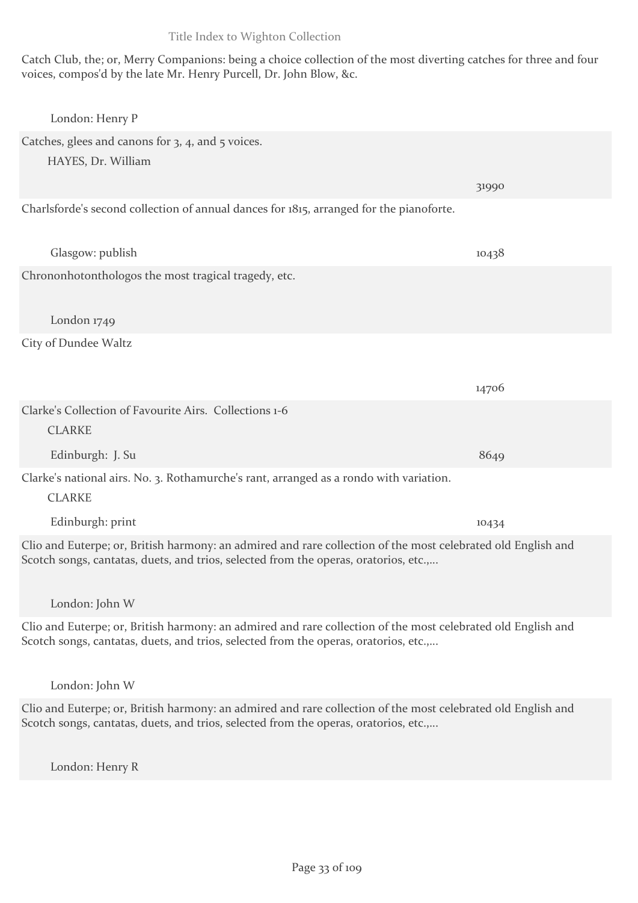Catch Club, the; or, Merry Companions: being a choice collection of the most diverting catches for three and four voices, compos'd by the late Mr. Henry Purcell, Dr. John Blow, &c.

London: Henry P

---

Catches, glees and canons for 3, 4, and 5 voices.

HAYES, Dr. William

31990

---

Charlsforde's second collection of annual dances for 1815, arranged for the pianoforte.

Glasgow: publish — 10438

---

Chrononhotonthologos the most tragical tragedy, etc.

London 1749

---

City of Dundee Waltz

14706

---

Clarke's Collection of Favourite Airs. Collections 1-6

CLARKE

Edinburgh: J. Su — 8649

---

Clarke's national airs. No. 3. Rothamurche's rant, arranged as a rondo with variation.

CLARKE

Edinburgh: print — 10434

---

Clio and Euterpe; or, British harmony: an admired and rare collection of the most celebrated old English and Scotch songs, cantatas, duets, and trios, selected from the operas, oratorios, etc.,...

London: John W

---

Clio and Euterpe; or, British harmony: an admired and rare collection of the most celebrated old English and Scotch songs, cantatas, duets, and trios, selected from the operas, oratorios, etc.,...

London: John W

---

Clio and Euterpe; or, British harmony: an admired and rare collection of the most celebrated old English and Scotch songs, cantatas, duets, and trios, selected from the operas, oratorios, etc.,...

London: Henry R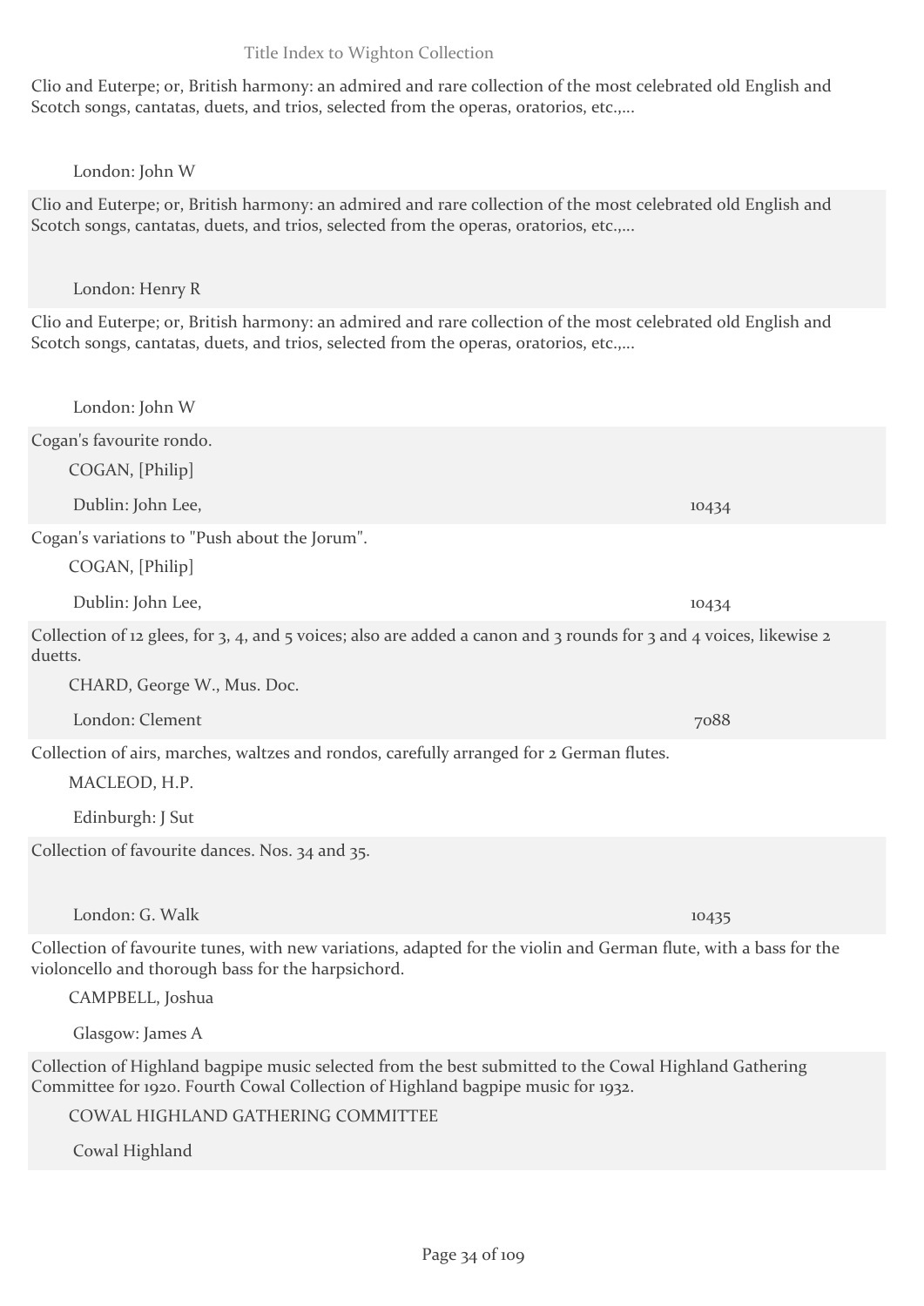Clio and Euterpe; or, British harmony: an admired and rare collection of the most celebrated old English and Scotch songs, cantatas, duets, and trios, selected from the operas, oratorios, etc.,...

London: John W

Clio and Euterpe; or, British harmony: an admired and rare collection of the most celebrated old English and Scotch songs, cantatas, duets, and trios, selected from the operas, oratorios, etc.,...

London: Henry R

Clio and Euterpe; or, British harmony: an admired and rare collection of the most celebrated old English and Scotch songs, cantatas, duets, and trios, selected from the operas, oratorios, etc.,...

London: John W

Cogan's favourite rondo.

COGAN, [Philip]

Dublin: John Lee, 10434

Cogan's variations to "Push about the Jorum".

COGAN, [Philip]

Dublin: John Lee, 10434

Collection of 12 glees, for 3, 4, and 5 voices; also are added a canon and 3 rounds for 3 and 4 voices, likewise 2 duetts.

CHARD, George W., Mus. Doc.

London: Clement 7088

Collection of airs, marches, waltzes and rondos, carefully arranged for 2 German flutes.

MACLEOD, H.P.

Edinburgh: J Sut

Collection of favourite dances. Nos. 34 and 35.

London: G. Walk 10435

Collection of favourite tunes, with new variations, adapted for the violin and German flute, with a bass for the violoncello and thorough bass for the harpsichord.

CAMPBELL, Joshua

Glasgow: James A

Collection of Highland bagpipe music selected from the best submitted to the Cowal Highland Gathering Committee for 1920. Fourth Cowal Collection of Highland bagpipe music for 1932.

COWAL HIGHLAND GATHERING COMMITTEE

Cowal Highland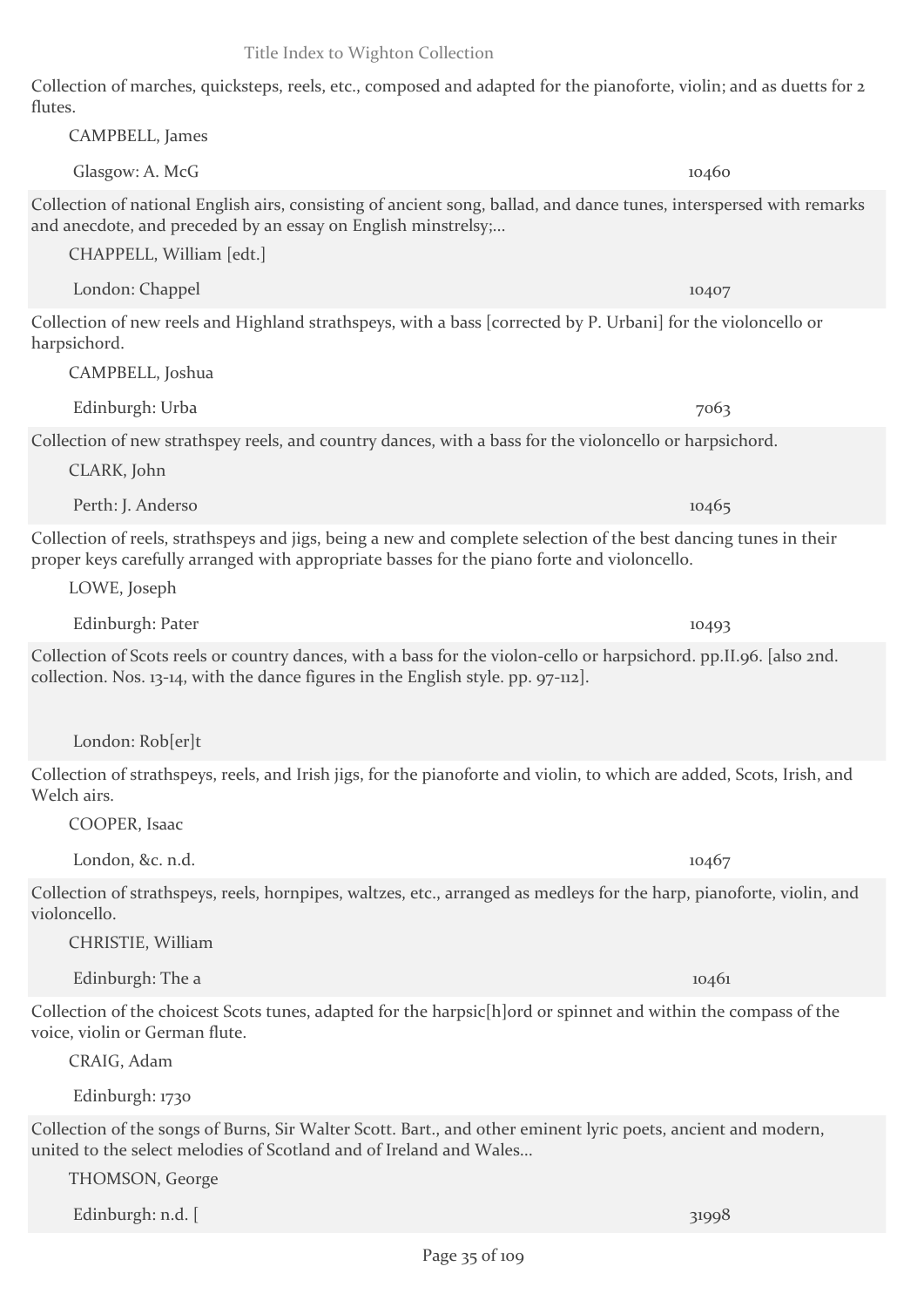Collection of marches, quicksteps, reels, etc., composed and adapted for the pianoforte, violin; and as duetts for 2 flutes.

CAMPBELL, James

Glasgow: A. McG 10460

Collection of national English airs, consisting of ancient song, ballad, and dance tunes, interspersed with remarks and anecdote, and preceded by an essay on English minstrelsy;...

CHAPPELL, William [edt.]

London: Chappel 10407

Collection of new reels and Highland strathspeys, with a bass [corrected by P. Urbani] for the violoncello or harpsichord.

CAMPBELL, Joshua

Edinburgh: Urba 7063

Collection of new strathspey reels, and country dances, with a bass for the violoncello or harpsichord.

CLARK, John

Perth: J. Anderso 10465

Collection of reels, strathspeys and jigs, being a new and complete selection of the best dancing tunes in their proper keys carefully arranged with appropriate basses for the piano forte and violoncello.

LOWE, Joseph

Edinburgh: Pater 10493

Collection of Scots reels or country dances, with a bass for the violon-cello or harpsichord. pp.II.96. [also 2nd. collection. Nos. 13-14, with the dance figures in the English style. pp. 97-112].

London: Rob[er]t

Collection of strathspeys, reels, and Irish jigs, for the pianoforte and violin, to which are added, Scots, Irish, and Welch airs.

COOPER, Isaac

London, &c. n.d. 10467

Collection of strathspeys, reels, hornpipes, waltzes, etc., arranged as medleys for the harp, pianoforte, violin, and violoncello.

CHRISTIE, William

Edinburgh: The a 10461

Collection of the choicest Scots tunes, adapted for the harpsic[h]ord or spinnet and within the compass of the voice, violin or German flute.

CRAIG, Adam

Edinburgh: 1730

Collection of the songs of Burns, Sir Walter Scott. Bart., and other eminent lyric poets, ancient and modern, united to the select melodies of Scotland and of Ireland and Wales...

THOMSON, George

Edinburgh: n.d. [ 31998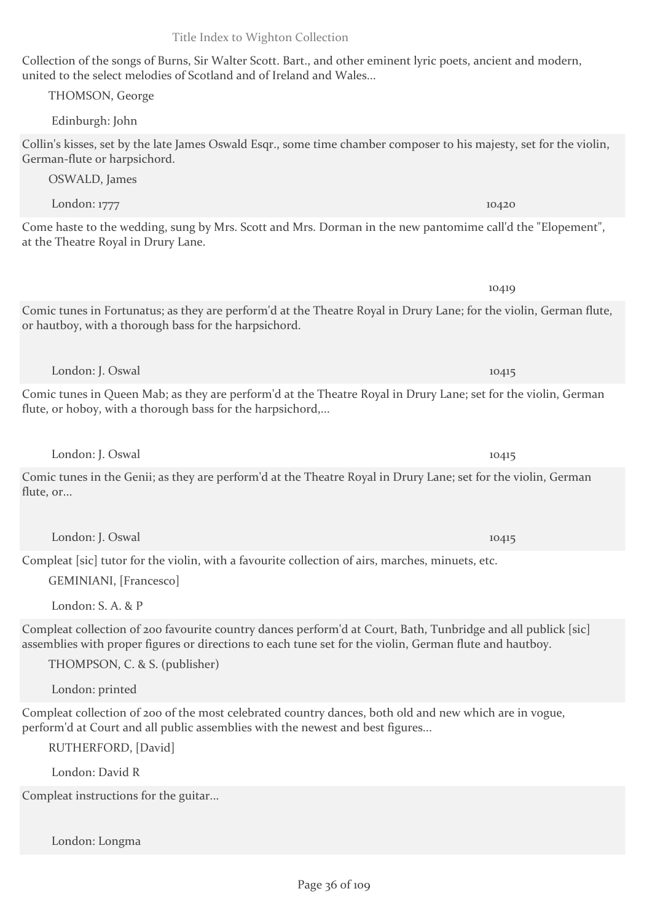Collection of the songs of Burns, Sir Walter Scott. Bart., and other eminent lyric poets, ancient and modern, united to the select melodies of Scotland and of Ireland and Wales...

THOMSON, George

Edinburgh: John

Collin's kisses, set by the late James Oswald Esqr., some time chamber composer to his majesty, set for the violin, German-flute or harpsichord.

OSWALD, James

London: 1777 — 10420

Come haste to the wedding, sung by Mrs. Scott and Mrs. Dorman in the new pantomime call'd the "Elopement", at the Theatre Royal in Drury Lane.

10419

Comic tunes in Fortunatus; as they are perform'd at the Theatre Royal in Drury Lane; for the violin, German flute, or hautboy, with a thorough bass for the harpsichord.

London: J. Oswal — 10415

Comic tunes in Queen Mab; as they are perform'd at the Theatre Royal in Drury Lane; set for the violin, German flute, or hoboy, with a thorough bass for the harpsichord,...

London: J. Oswal — 10415

Comic tunes in the Genii; as they are perform'd at the Theatre Royal in Drury Lane; set for the violin, German flute, or...

London: J. Oswal — 10415

Compleat [sic] tutor for the violin, with a favourite collection of airs, marches, minuets, etc.

GEMINIANI, [Francesco]

London: S. A. & P

Compleat collection of 200 favourite country dances perform'd at Court, Bath, Tunbridge and all publick [sic] assemblies with proper figures or directions to each tune set for the violin, German flute and hautboy.

THOMPSON, C. & S. (publisher)

London: printed

Compleat collection of 200 of the most celebrated country dances, both old and new which are in vogue, perform'd at Court and all public assemblies with the newest and best figures...

RUTHERFORD, [David]

London: David R

Compleat instructions for the guitar...

London: Longma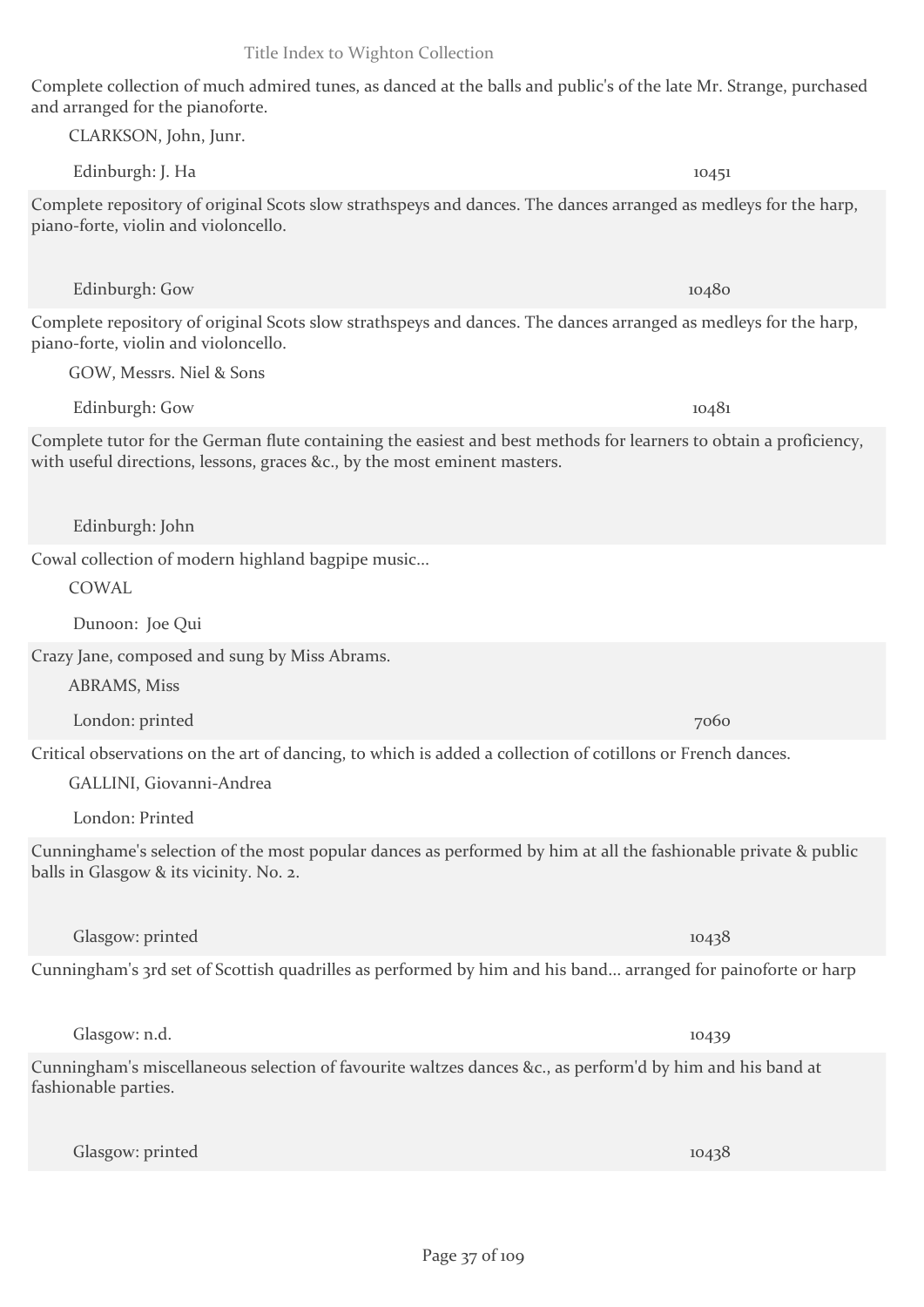Complete collection of much admired tunes, as danced at the balls and public's of the late Mr. Strange, purchased and arranged for the pianoforte.

CLARKSON, John, Junr.

Edinburgh: J. Ha — 10451

Complete repository of original Scots slow strathspeys and dances. The dances arranged as medleys for the harp, piano-forte, violin and violoncello.

Edinburgh: Gow — 10480

Complete repository of original Scots slow strathspeys and dances. The dances arranged as medleys for the harp, piano-forte, violin and violoncello.

GOW, Messrs. Niel & Sons

Edinburgh: Gow — 10481

Complete tutor for the German flute containing the easiest and best methods for learners to obtain a proficiency, with useful directions, lessons, graces &c., by the most eminent masters.

Edinburgh: John

Cowal collection of modern highland bagpipe music...

COWAL

Dunoon: Joe Qui

Crazy Jane, composed and sung by Miss Abrams.

ABRAMS, Miss

London: printed — 7060

Critical observations on the art of dancing, to which is added a collection of cotillons or French dances.

GALLINI, Giovanni-Andrea

London: Printed

Cunninghame's selection of the most popular dances as performed by him at all the fashionable private & public balls in Glasgow & its vicinity. No. 2.

Glasgow: printed — 10438

Cunningham's 3rd set of Scottish quadrilles as performed by him and his band... arranged for painoforte or harp

Glasgow: n.d. — 10439

Cunningham's miscellaneous selection of favourite waltzes dances &c., as perform'd by him and his band at fashionable parties.

Glasgow: printed — 10438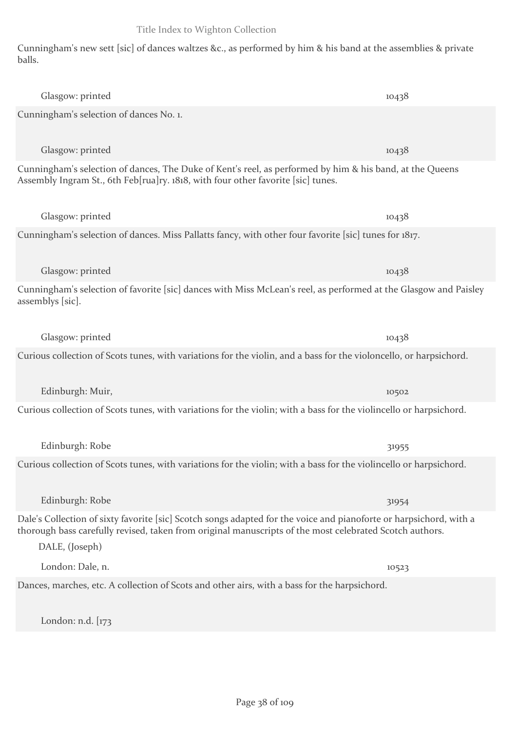Cunningham's new sett [sic] of dances waltzes &c., as performed by him & his band at the assemblies & private balls.

Glasgow: printed 10438

Cunningham's selection of dances No. 1.

Glasgow: printed 10438

Cunningham's selection of dances, The Duke of Kent's reel, as performed by him & his band, at the Queens Assembly Ingram St., 6th Feb[rua]ry. 1818, with four other favorite [sic] tunes.

Glasgow: printed 10438

Cunningham's selection of dances. Miss Pallatts fancy, with other four favorite [sic] tunes for 1817.

Glasgow: printed 10438

Cunningham's selection of favorite [sic] dances with Miss McLean's reel, as performed at the Glasgow and Paisley assemblys [sic].

Glasgow: printed 10438

Curious collection of Scots tunes, with variations for the violin, and a bass for the violoncello, or harpsichord.

Edinburgh: Muir, 10502

Curious collection of Scots tunes, with variations for the violin; with a bass for the violincello or harpsichord.

Edinburgh: Robe 31955

Curious collection of Scots tunes, with variations for the violin; with a bass for the violincello or harpsichord.

Edinburgh: Robe 31954

Dale's Collection of sixty favorite [sic] Scotch songs adapted for the voice and pianoforte or harpsichord, with a thorough bass carefully revised, taken from original manuscripts of the most celebrated Scotch authors.

DALE, (Joseph)

London: Dale, n. 10523

Dances, marches, etc. A collection of Scots and other airs, with a bass for the harpsichord.

London: n.d. [173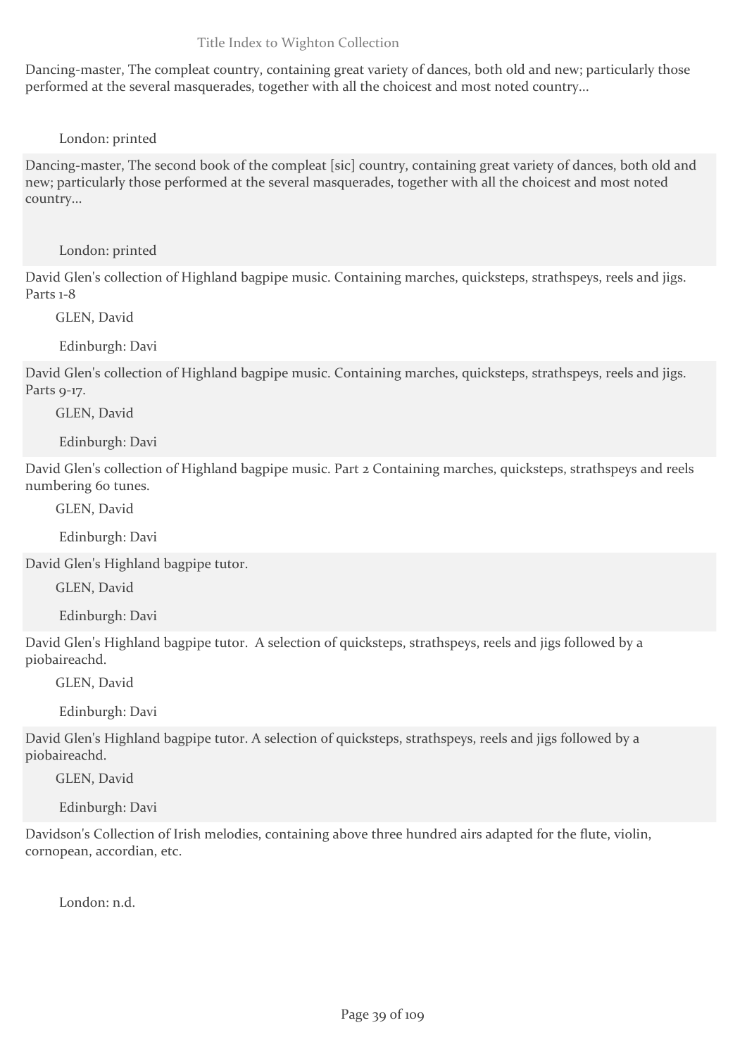Dancing-master, The compleat country, containing great variety of dances, both old and new; particularly those performed at the several masquerades, together with all the choicest and most noted country...

London: printed

Dancing-master, The second book of the compleat [sic] country, containing great variety of dances, both old and new; particularly those performed at the several masquerades, together with all the choicest and most noted country...

London: printed

David Glen's collection of Highland bagpipe music. Containing marches, quicksteps, strathspeys, reels and jigs. Parts 1-8

GLEN, David

Edinburgh: Davi

David Glen's collection of Highland bagpipe music. Containing marches, quicksteps, strathspeys, reels and jigs. Parts 9-17.

GLEN, David

Edinburgh: Davi

David Glen's collection of Highland bagpipe music. Part 2 Containing marches, quicksteps, strathspeys and reels numbering 60 tunes.

GLEN, David

Edinburgh: Davi

David Glen's Highland bagpipe tutor.

GLEN, David

Edinburgh: Davi

David Glen's Highland bagpipe tutor. A selection of quicksteps, strathspeys, reels and jigs followed by a piobaireachd.

GLEN, David

Edinburgh: Davi

David Glen's Highland bagpipe tutor. A selection of quicksteps, strathspeys, reels and jigs followed by a piobaireachd.

GLEN, David

Edinburgh: Davi

Davidson's Collection of Irish melodies, containing above three hundred airs adapted for the flute, violin, cornopean, accordian, etc.

London: n.d.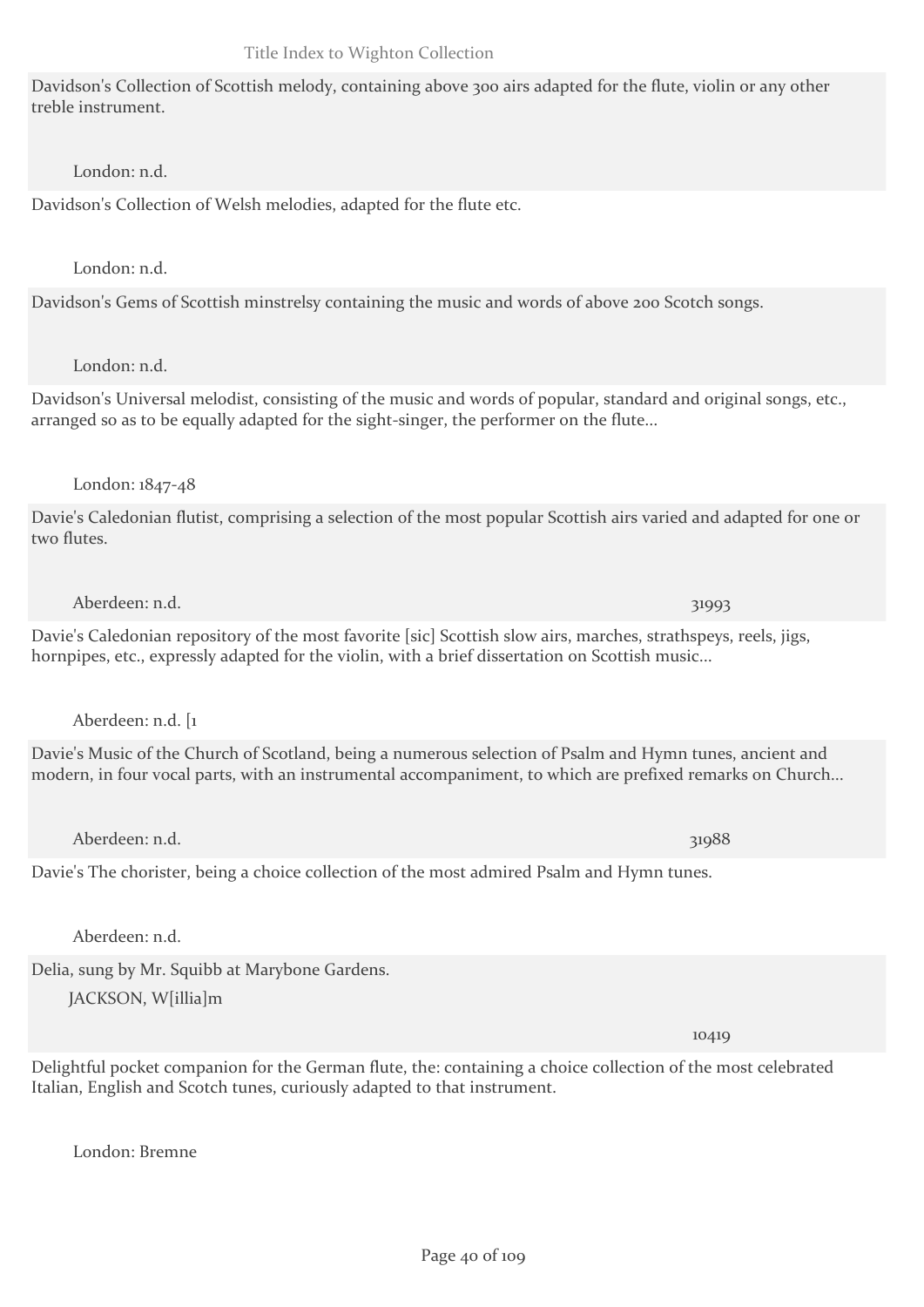Davidson's Collection of Scottish melody, containing above 300 airs adapted for the flute, violin or any other treble instrument.

London: n.d.

Davidson's Collection of Welsh melodies, adapted for the flute etc.

London: n.d.

Davidson's Gems of Scottish minstrelsy containing the music and words of above 200 Scotch songs.

London: n.d.

Davidson's Universal melodist, consisting of the music and words of popular, standard and original songs, etc., arranged so as to be equally adapted for the sight-singer, the performer on the flute...

London: 1847-48

Davie's Caledonian flutist, comprising a selection of the most popular Scottish airs varied and adapted for one or two flutes.

Aberdeen: n.d. 31993

Davie's Caledonian repository of the most favorite [sic] Scottish slow airs, marches, strathspeys, reels, jigs, hornpipes, etc., expressly adapted for the violin, with a brief dissertation on Scottish music...

Aberdeen: n.d. [1

Davie's Music of the Church of Scotland, being a numerous selection of Psalm and Hymn tunes, ancient and modern, in four vocal parts, with an instrumental accompaniment, to which are prefixed remarks on Church...

Aberdeen: n.d. 31988

Davie's The chorister, being a choice collection of the most admired Psalm and Hymn tunes.

Aberdeen: n.d.

Delia, sung by Mr. Squibb at Marybone Gardens.

JACKSON, W[illia]m

10419

Delightful pocket companion for the German flute, the: containing a choice collection of the most celebrated Italian, English and Scotch tunes, curiously adapted to that instrument.

London: Bremne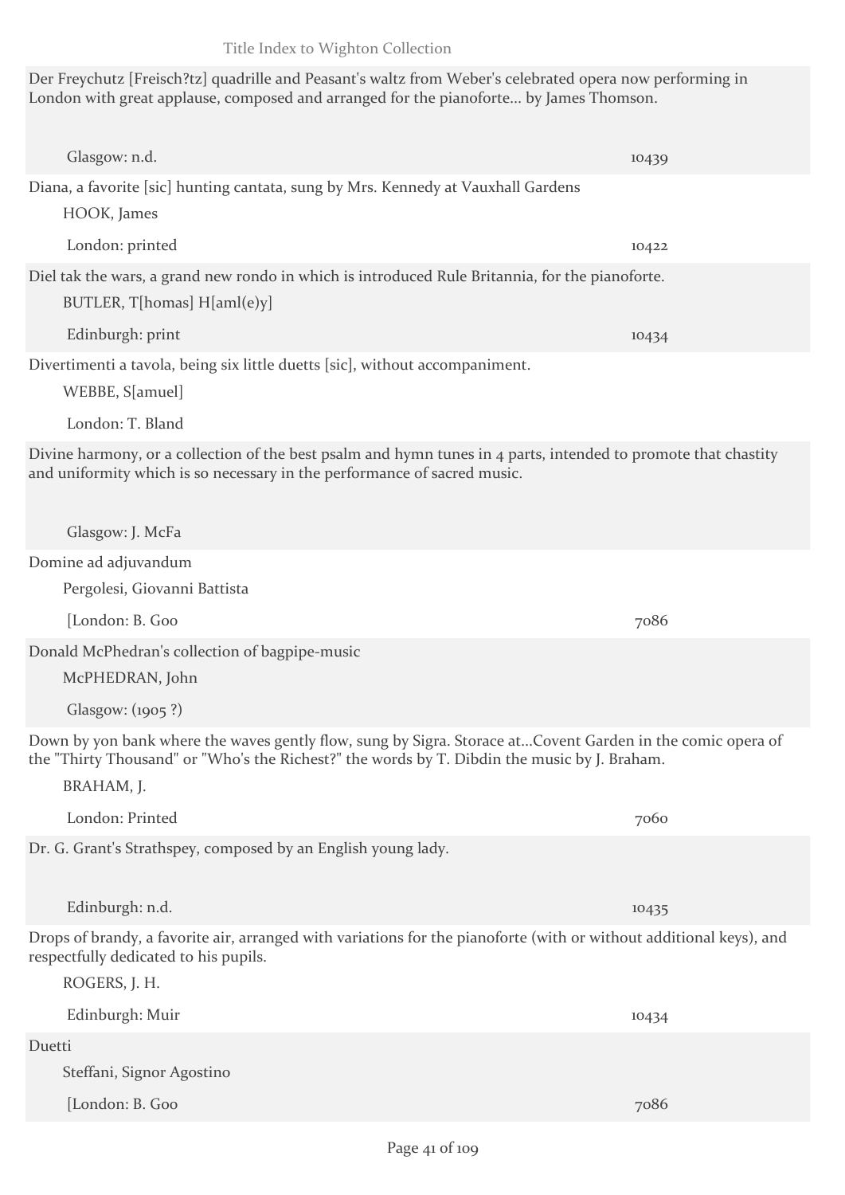Der Freychutz [Freisch?tz] quadrille and Peasant's waltz from Weber's celebrated opera now performing in London with great applause, composed and arranged for the pianoforte... by James Thomson.

Glasgow: n.d. 10439

Diana, a favorite [sic] hunting cantata, sung by Mrs. Kennedy at Vauxhall Gardens

HOOK, James

London: printed 10422

Diel tak the wars, a grand new rondo in which is introduced Rule Britannia, for the pianoforte.

BUTLER, T[homas] H[aml(e)y]

Edinburgh: print 10434

Divertimenti a tavola, being six little duetts [sic], without accompaniment.

WEBBE, S[amuel]

London: T. Bland

Divine harmony, or a collection of the best psalm and hymn tunes in 4 parts, intended to promote that chastity and uniformity which is so necessary in the performance of sacred music.

Glasgow: J. McFa

Domine ad adjuvandum

Pergolesi, Giovanni Battista

[London: B. Goo 7086

Donald McPhedran's collection of bagpipe-music

McPHEDRAN, John

Glasgow: (1905 ?)

Down by yon bank where the waves gently flow, sung by Sigra. Storace at...Covent Garden in the comic opera of the "Thirty Thousand" or "Who's the Richest?" the words by T. Dibdin the music by J. Braham.

BRAHAM, J.

London: Printed 7060

Dr. G. Grant's Strathspey, composed by an English young lady.

Edinburgh: n.d. 10435

Drops of brandy, a favorite air, arranged with variations for the pianoforte (with or without additional keys), and respectfully dedicated to his pupils.

ROGERS, J. H.

Edinburgh: Muir 10434

Duetti

Steffani, Signor Agostino

[London: B. Goo 7086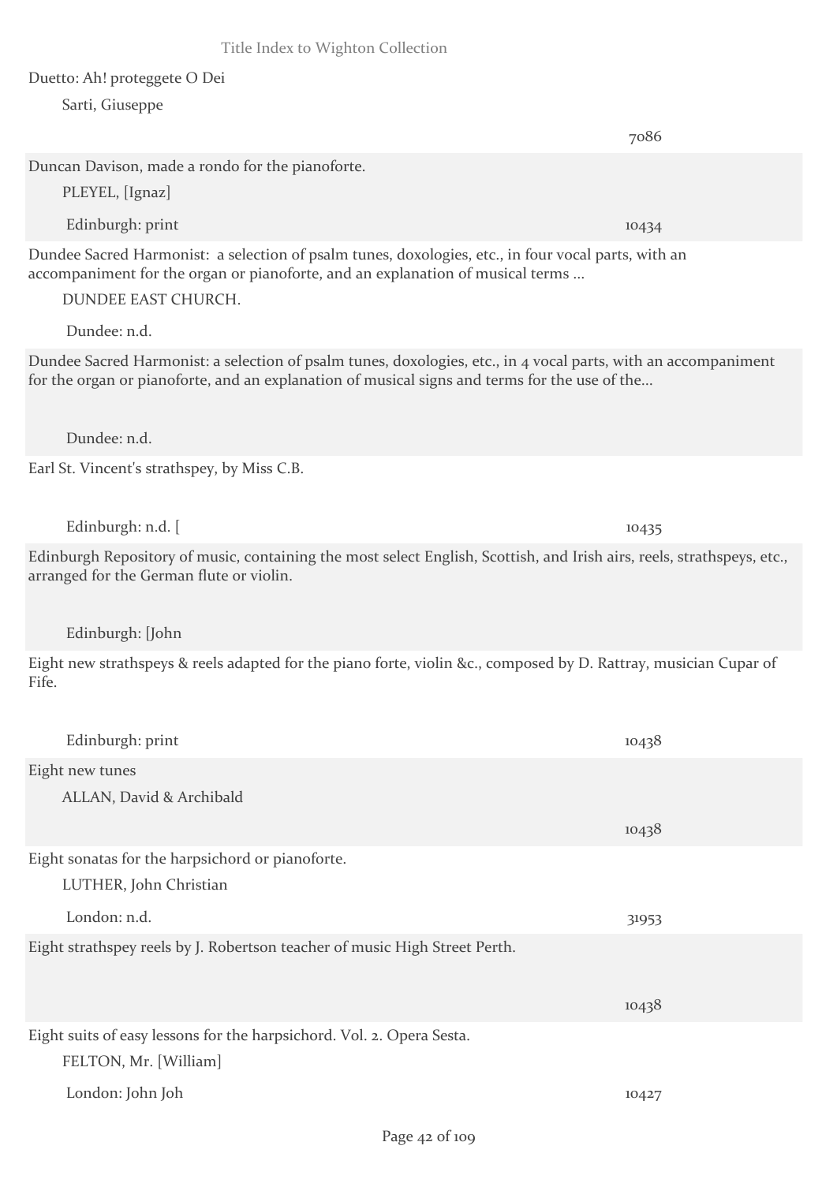Duetto: Ah! proteggete O Dei

Sarti, Giuseppe

7086

Duncan Davison, made a rondo for the pianoforte.

PLEYEL, [Ignaz]

Edinburgh: print 10434

Dundee Sacred Harmonist: a selection of psalm tunes, doxologies, etc., in four vocal parts, with an accompaniment for the organ or pianoforte, and an explanation of musical terms ...

DUNDEE EAST CHURCH.

Dundee: n.d.

Dundee Sacred Harmonist: a selection of psalm tunes, doxologies, etc., in 4 vocal parts, with an accompaniment for the organ or pianoforte, and an explanation of musical signs and terms for the use of the...

Dundee: n.d.

Earl St. Vincent's strathspey, by Miss C.B.

Edinburgh: n.d. [ 10435

Edinburgh Repository of music, containing the most select English, Scottish, and Irish airs, reels, strathspeys, etc., arranged for the German flute or violin.

Edinburgh: [John

Eight new strathspeys & reels adapted for the piano forte, violin &c., composed by D. Rattray, musician Cupar of Fife.

Edinburgh: print 10438

Eight new tunes

ALLAN, David & Archibald

10438

Eight sonatas for the harpsichord or pianoforte.

LUTHER, John Christian

London: n.d. 31953

Eight strathspey reels by J. Robertson teacher of music High Street Perth.

10438

Eight suits of easy lessons for the harpsichord. Vol. 2. Opera Sesta.

FELTON, Mr. [William]

London: John Joh 10427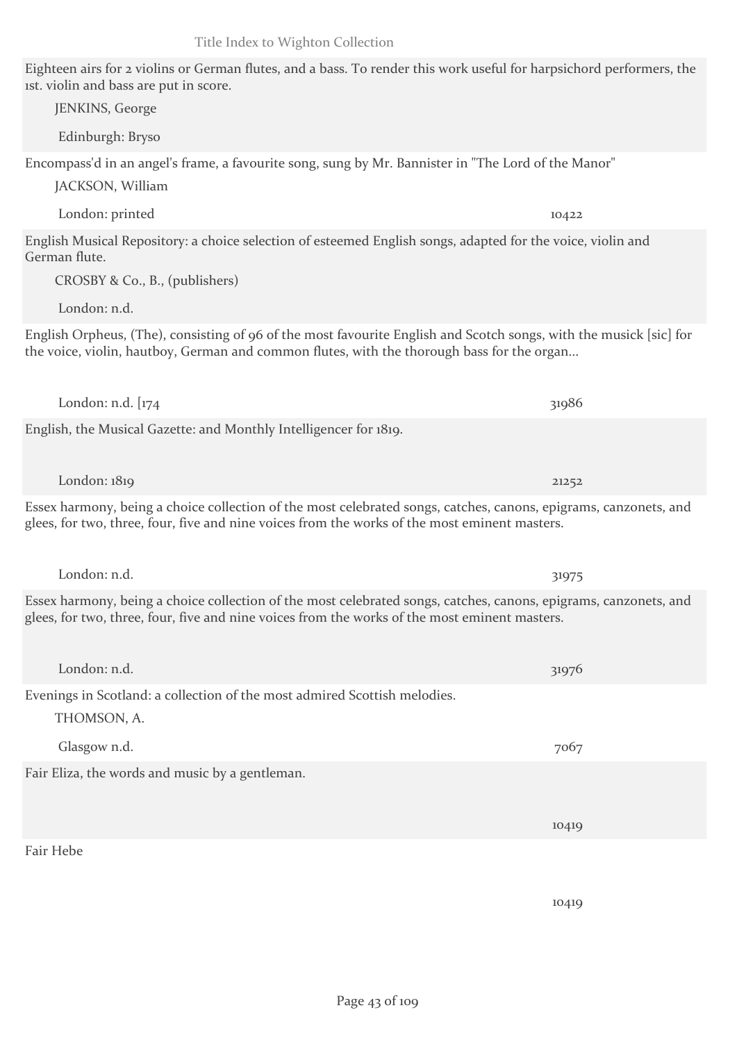Eighteen airs for 2 violins or German flutes, and a bass. To render this work useful for harpsichord performers, the 1st. violin and bass are put in score.

JENKINS, George

Edinburgh: Bryso

Encompass'd in an angel's frame, a favourite song, sung by Mr. Bannister in "The Lord of the Manor"

JACKSON, William

London: printed 10422

English Musical Repository: a choice selection of esteemed English songs, adapted for the voice, violin and German flute.

CROSBY & Co., B., (publishers)

London: n.d.

English Orpheus, (The), consisting of 96 of the most favourite English and Scotch songs, with the musick [sic] for the voice, violin, hautboy, German and common flutes, with the thorough bass for the organ...

London: n.d. [174 31986

English, the Musical Gazette: and Monthly Intelligencer for 1819.

London: 1819 21252

Essex harmony, being a choice collection of the most celebrated songs, catches, canons, epigrams, canzonets, and glees, for two, three, four, five and nine voices from the works of the most eminent masters.

London: n.d. 31975

Essex harmony, being a choice collection of the most celebrated songs, catches, canons, epigrams, canzonets, and glees, for two, three, four, five and nine voices from the works of the most eminent masters.

London: n.d. 31976

Evenings in Scotland: a collection of the most admired Scottish melodies.

THOMSON, A.

Glasgow n.d. 7067

Fair Eliza, the words and music by a gentleman.

10419

Fair Hebe

10419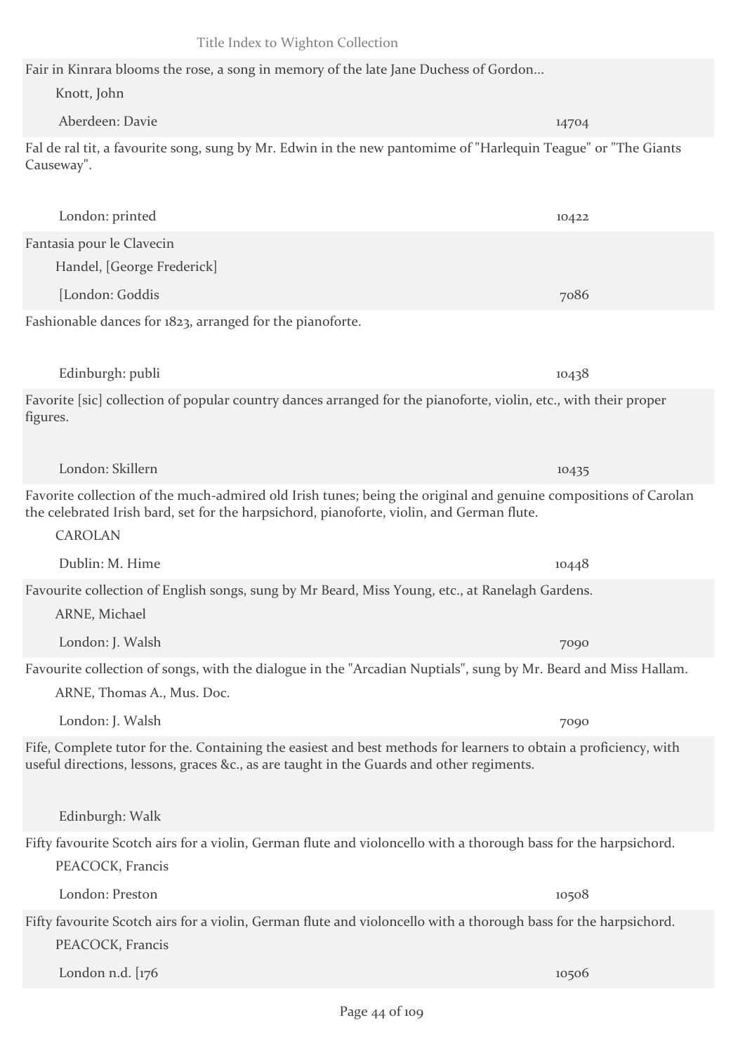Fair in Kinrara blooms the rose, a song in memory of the late Jane Duchess of Gordon...

Knott, John

Aberdeen: Davie 14704

Fal de ral tit, a favourite song, sung by Mr. Edwin in the new pantomime of "Harlequin Teague" or "The Giants Causeway".

London: printed 10422

Fantasia pour le Clavecin

Handel, [George Frederick]

[London: Goddis 7086

Fashionable dances for 1823, arranged for the pianoforte.

Edinburgh: publi 10438

Favorite [sic] collection of popular country dances arranged for the pianoforte, violin, etc., with their proper figures.

London: Skillern 10435

Favorite collection of the much-admired old Irish tunes; being the original and genuine compositions of Carolan the celebrated Irish bard, set for the harpsichord, pianoforte, violin, and German flute.

CAROLAN

Dublin: M. Hime 10448

Favourite collection of English songs, sung by Mr Beard, Miss Young, etc., at Ranelagh Gardens.

ARNE, Michael

London: J. Walsh 7090

Favourite collection of songs, with the dialogue in the "Arcadian Nuptials", sung by Mr. Beard and Miss Hallam.

ARNE, Thomas A., Mus. Doc.

London: J. Walsh 7090

Fife, Complete tutor for the. Containing the easiest and best methods for learners to obtain a proficiency, with useful directions, lessons, graces &c., as are taught in the Guards and other regiments.

Edinburgh: Walk

Fifty favourite Scotch airs for a violin, German flute and violoncello with a thorough bass for the harpsichord.

PEACOCK, Francis

London: Preston 10508

Fifty favourite Scotch airs for a violin, German flute and violoncello with a thorough bass for the harpsichord.

PEACOCK, Francis

London n.d. [176 10506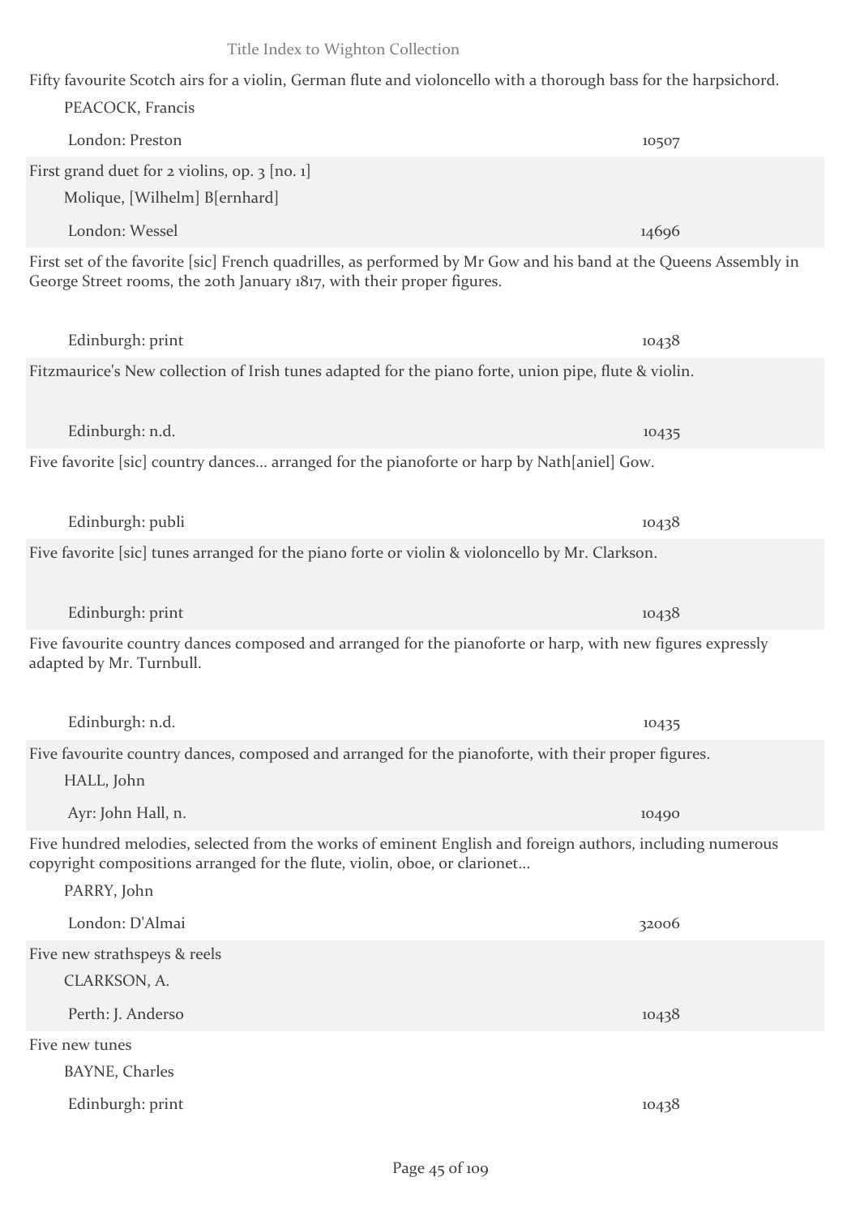Fifty favourite Scotch airs for a violin, German flute and violoncello with a thorough bass for the harpsichord.

PEACOCK, Francis

London: Preston 10507

First grand duet for 2 violins, op. 3 [no. 1]

Molique, [Wilhelm] B[ernhard]

London: Wessel 14696

First set of the favorite [sic] French quadrilles, as performed by Mr Gow and his band at the Queens Assembly in George Street rooms, the 20th January 1817, with their proper figures.

Edinburgh: print 10438

Fitzmaurice's New collection of Irish tunes adapted for the piano forte, union pipe, flute & violin.

Edinburgh: n.d. 10435

Five favorite [sic] country dances... arranged for the pianoforte or harp by Nath[aniel] Gow.

Edinburgh: publi 10438

Five favorite [sic] tunes arranged for the piano forte or violin & violoncello by Mr. Clarkson.

Edinburgh: print 10438

Five favourite country dances composed and arranged for the pianoforte or harp, with new figures expressly adapted by Mr. Turnbull.

Edinburgh: n.d. 10435

Five favourite country dances, composed and arranged for the pianoforte, with their proper figures.

HALL, John

Ayr: John Hall, n. 10490

Five hundred melodies, selected from the works of eminent English and foreign authors, including numerous copyright compositions arranged for the flute, violin, oboe, or clarionet...

PARRY, John

London: D'Almai 32006

Five new strathspeys & reels

CLARKSON, A.

Perth: J. Anderso 10438

Five new tunes

BAYNE, Charles

Edinburgh: print 10438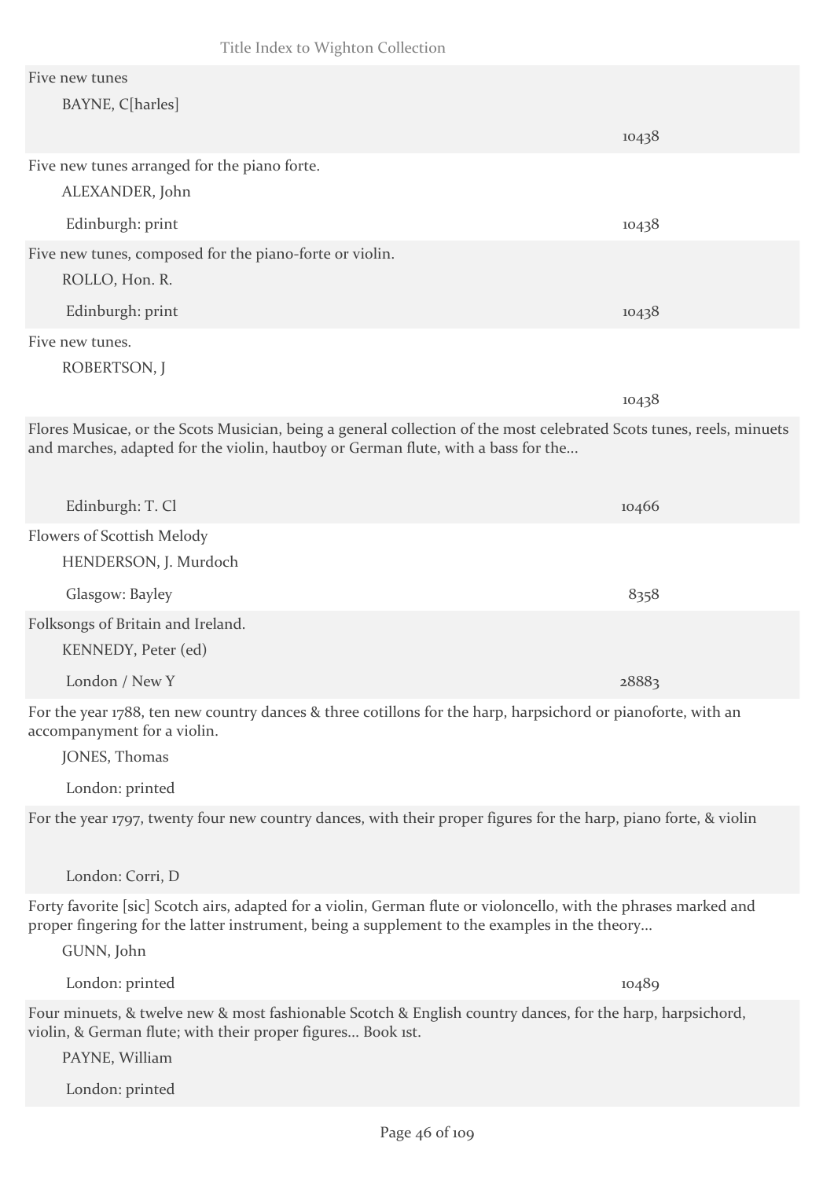Five new tunes

BAYNE, C[harles]

10438

Five new tunes arranged for the piano forte.

ALEXANDER, John

Edinburgh: print 10438

Five new tunes, composed for the piano-forte or violin.

ROLLO, Hon. R.

Edinburgh: print 10438

Five new tunes.

ROBERTSON, J

10438

Flores Musicae, or the Scots Musician, being a general collection of the most celebrated Scots tunes, reels, minuets and marches, adapted for the violin, hautboy or German flute, with a bass for the...

Edinburgh: T. Cl 10466

Flowers of Scottish Melody

HENDERSON, J. Murdoch

Glasgow: Bayley 8358

Folksongs of Britain and Ireland.

KENNEDY, Peter (ed)

London / New Y 28883

For the year 1788, ten new country dances & three cotillons for the harp, harpsichord or pianoforte, with an accompanyment for a violin.

JONES, Thomas

London: printed

For the year 1797, twenty four new country dances, with their proper figures for the harp, piano forte, & violin

London: Corri, D

Forty favorite [sic] Scotch airs, adapted for a violin, German flute or violoncello, with the phrases marked and proper fingering for the latter instrument, being a supplement to the examples in the theory...

GUNN, John

London: printed 10489

Four minuets, & twelve new & most fashionable Scotch & English country dances, for the harp, harpsichord, violin, & German flute; with their proper figures... Book 1st.

PAYNE, William

London: printed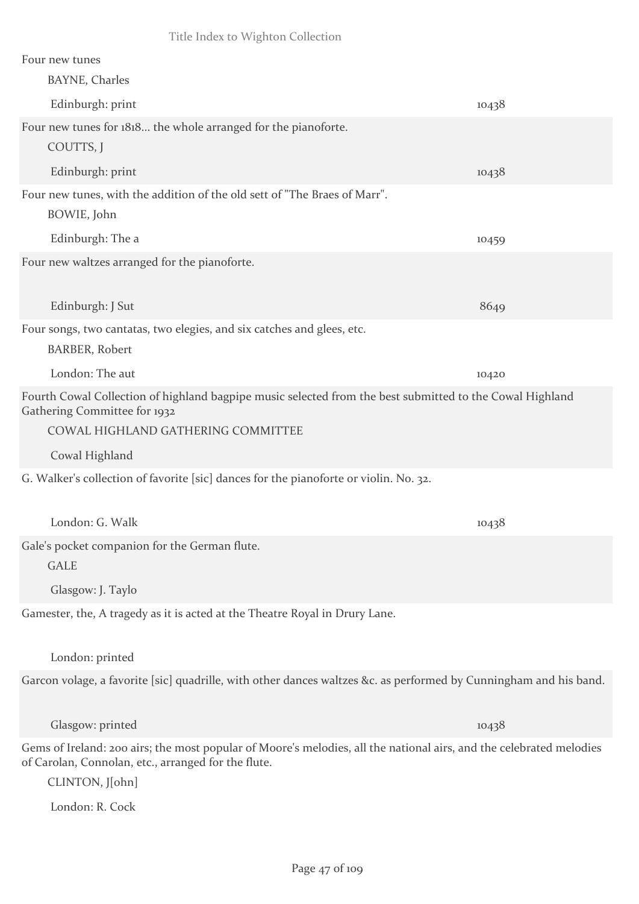Four new tunes

BAYNE, Charles

Edinburgh: print 10438

Four new tunes for 1818... the whole arranged for the pianoforte.

COUTTS, J

Edinburgh: print 10438

Four new tunes, with the addition of the old sett of "The Braes of Marr".

BOWIE, John

Edinburgh: The a 10459

Four new waltzes arranged for the pianoforte.

Edinburgh: J Sut 8649

Four songs, two cantatas, two elegies, and six catches and glees, etc.

BARBER, Robert

London: The aut 10420

Fourth Cowal Collection of highland bagpipe music selected from the best submitted to the Cowal Highland Gathering Committee for 1932

COWAL HIGHLAND GATHERING COMMITTEE

Cowal Highland

G. Walker's collection of favorite [sic] dances for the pianoforte or violin. No. 32.

London: G. Walk 10438

Gale's pocket companion for the German flute.

GALE

Glasgow: J. Taylo

Gamester, the, A tragedy as it is acted at the Theatre Royal in Drury Lane.

London: printed

Garcon volage, a favorite [sic] quadrille, with other dances waltzes &c. as performed by Cunningham and his band.

Glasgow: printed 10438

Gems of Ireland: 200 airs; the most popular of Moore's melodies, all the national airs, and the celebrated melodies of Carolan, Connolan, etc., arranged for the flute.

CLINTON, J[ohn]

London: R. Cock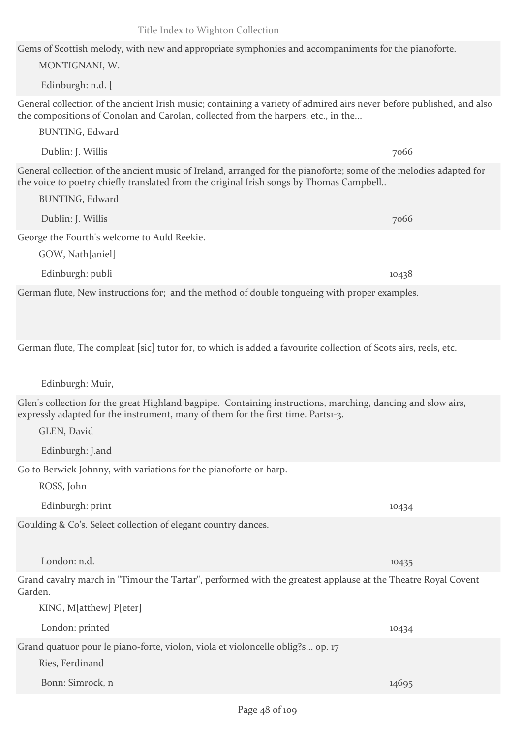Gems of Scottish melody, with new and appropriate symphonies and accompaniments for the pianoforte.

MONTIGNANI, W.

Edinburgh: n.d. [

General collection of the ancient Irish music; containing a variety of admired airs never before published, and also the compositions of Conolan and Carolan, collected from the harpers, etc., in the...

BUNTING, Edward

Dublin: J. Willis 7066

General collection of the ancient music of Ireland, arranged for the pianoforte; some of the melodies adapted for the voice to poetry chiefly translated from the original Irish songs by Thomas Campbell..

BUNTING, Edward

Dublin: J. Willis 7066

George the Fourth's welcome to Auld Reekie.

GOW, Nath[aniel]

Edinburgh: publi 10438

German flute, New instructions for; and the method of double tongueing with proper examples.

German flute, The compleat [sic] tutor for, to which is added a favourite collection of Scots airs, reels, etc.

Edinburgh: Muir,

Glen's collection for the great Highland bagpipe. Containing instructions, marching, dancing and slow airs, expressly adapted for the instrument, many of them for the first time. Parts1-3.

GLEN, David

Edinburgh: J.and

Go to Berwick Johnny, with variations for the pianoforte or harp.

ROSS, John

Edinburgh: print 10434

Goulding & Co's. Select collection of elegant country dances.

London: n.d. 10435

Grand cavalry march in "Timour the Tartar", performed with the greatest applause at the Theatre Royal Covent Garden.

KING, M[atthew] P[eter]

London: printed 10434

Grand quatuor pour le piano-forte, violon, viola et violoncelle oblig?s... op. 17

Ries, Ferdinand

Bonn: Simrock, n 14695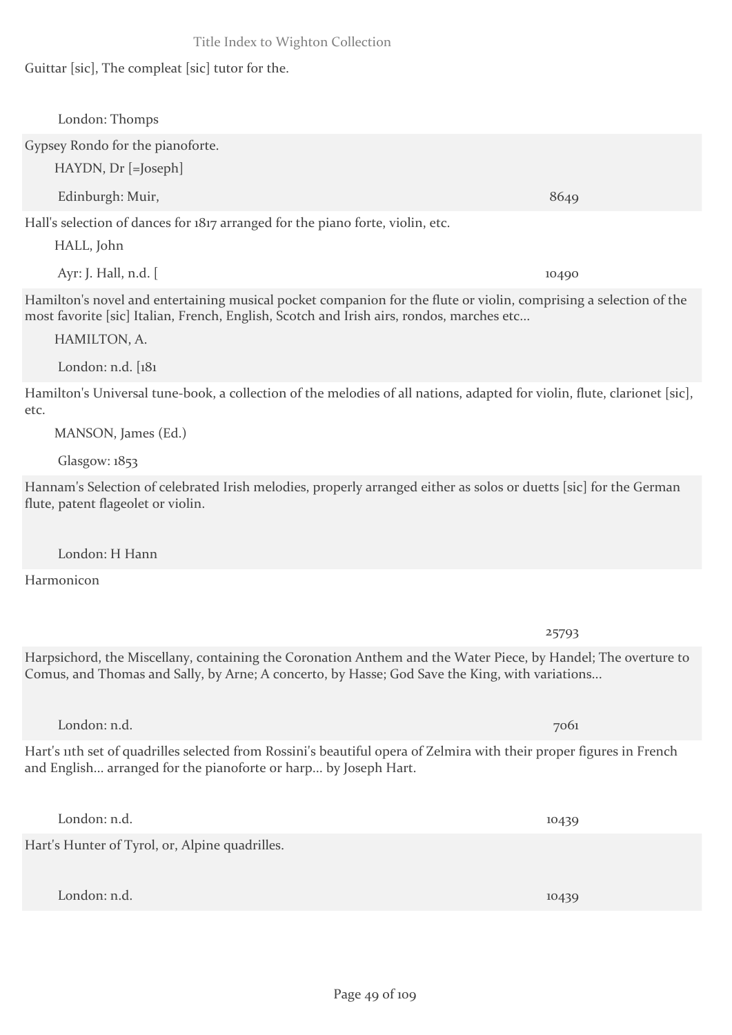Guittar [sic], The compleat [sic] tutor for the.

London: Thomps

Gypsey Rondo for the pianoforte.

HAYDN, Dr [=Joseph]

Edinburgh: Muir, 8649

Hall's selection of dances for 1817 arranged for the piano forte, violin, etc.

HALL, John

Ayr: J. Hall, n.d. [ 10490

Hamilton's novel and entertaining musical pocket companion for the flute or violin, comprising a selection of the most favorite [sic] Italian, French, English, Scotch and Irish airs, rondos, marches etc...

HAMILTON, A.

London: n.d. [181

Hamilton's Universal tune-book, a collection of the melodies of all nations, adapted for violin, flute, clarionet [sic], etc.

MANSON, James (Ed.)

Glasgow: 1853

Hannam's Selection of celebrated Irish melodies, properly arranged either as solos or duetts [sic] for the German flute, patent flageolet or violin.

London: H Hann

Harmonicon

25793

Harpsichord, the Miscellany, containing the Coronation Anthem and the Water Piece, by Handel; The overture to Comus, and Thomas and Sally, by Arne; A concerto, by Hasse; God Save the King, with variations...

London: n.d. 7061

Hart's 11th set of quadrilles selected from Rossini's beautiful opera of Zelmira with their proper figures in French and English... arranged for the pianoforte or harp... by Joseph Hart.

London: n.d. 10439

Hart's Hunter of Tyrol, or, Alpine quadrilles.

London: n.d. 10439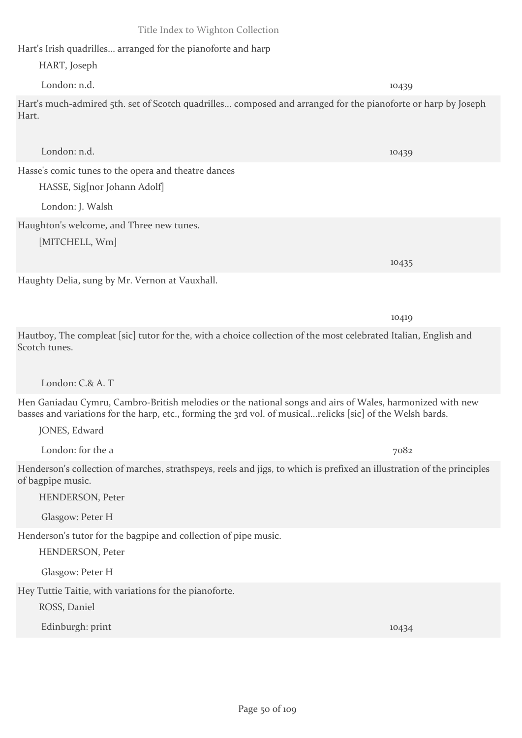Hart's Irish quadrilles... arranged for the pianoforte and harp

HART, Joseph

London: n.d. 10439

Hart's much-admired 5th. set of Scotch quadrilles... composed and arranged for the pianoforte or harp by Joseph Hart.

London: n.d. 10439

Hasse's comic tunes to the opera and theatre dances

HASSE, Sig[nor Johann Adolf]

London: J. Walsh

Haughton's welcome, and Three new tunes.

[MITCHELL, Wm]

10435

Haughty Delia, sung by Mr. Vernon at Vauxhall.

10419

Hautboy, The compleat [sic] tutor for the, with a choice collection of the most celebrated Italian, English and Scotch tunes.

London: C.& A. T

Hen Ganiadau Cymru, Cambro-British melodies or the national songs and airs of Wales, harmonized with new basses and variations for the harp, etc., forming the 3rd vol. of musical...relicks [sic] of the Welsh bards.

JONES, Edward

London: for the a 7082

Henderson's collection of marches, strathspeys, reels and jigs, to which is prefixed an illustration of the principles of bagpipe music.

HENDERSON, Peter

Glasgow: Peter H

Henderson's tutor for the bagpipe and collection of pipe music.

HENDERSON, Peter

Glasgow: Peter H

Hey Tuttie Taitie, with variations for the pianoforte.

ROSS, Daniel

Edinburgh: print 10434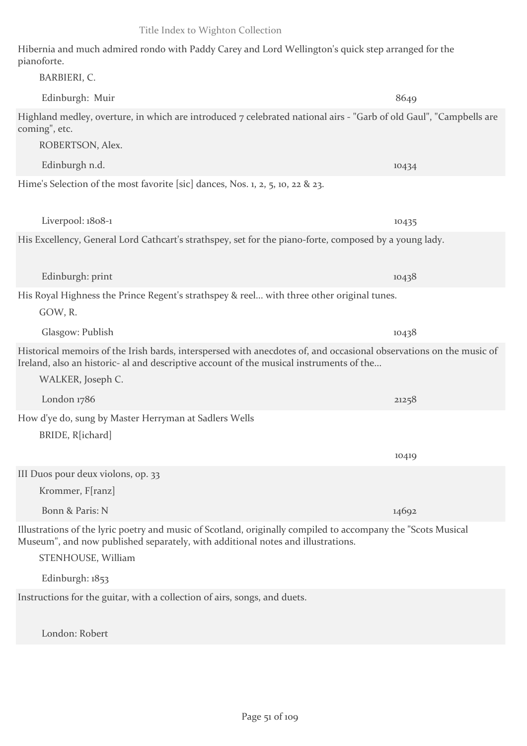Hibernia and much admired rondo with Paddy Carey and Lord Wellington's quick step arranged for the pianoforte.

BARBIERI, C.

Edinburgh: Muir 8649

Highland medley, overture, in which are introduced 7 celebrated national airs - "Garb of old Gaul", "Campbells are coming", etc.

ROBERTSON, Alex.

Edinburgh n.d. 10434

Hime's Selection of the most favorite [sic] dances, Nos. 1, 2, 5, 10, 22 & 23.

Liverpool: 1808-1 10435

His Excellency, General Lord Cathcart's strathspey, set for the piano-forte, composed by a young lady.

Edinburgh: print 10438

His Royal Highness the Prince Regent's strathspey & reel... with three other original tunes.

GOW, R.

Glasgow: Publish 10438

Historical memoirs of the Irish bards, interspersed with anecdotes of, and occasional observations on the music of Ireland, also an historic- al and descriptive account of the musical instruments of the...

WALKER, Joseph C.

London 1786 21258

How d'ye do, sung by Master Herryman at Sadlers Wells

BRIDE, R[ichard]

10419

III Duos pour deux violons, op. 33

Krommer, F[ranz]

Bonn & Paris: N 14692

Illustrations of the lyric poetry and music of Scotland, originally compiled to accompany the "Scots Musical Museum", and now published separately, with additional notes and illustrations.

STENHOUSE, William

Edinburgh: 1853

Instructions for the guitar, with a collection of airs, songs, and duets.

London: Robert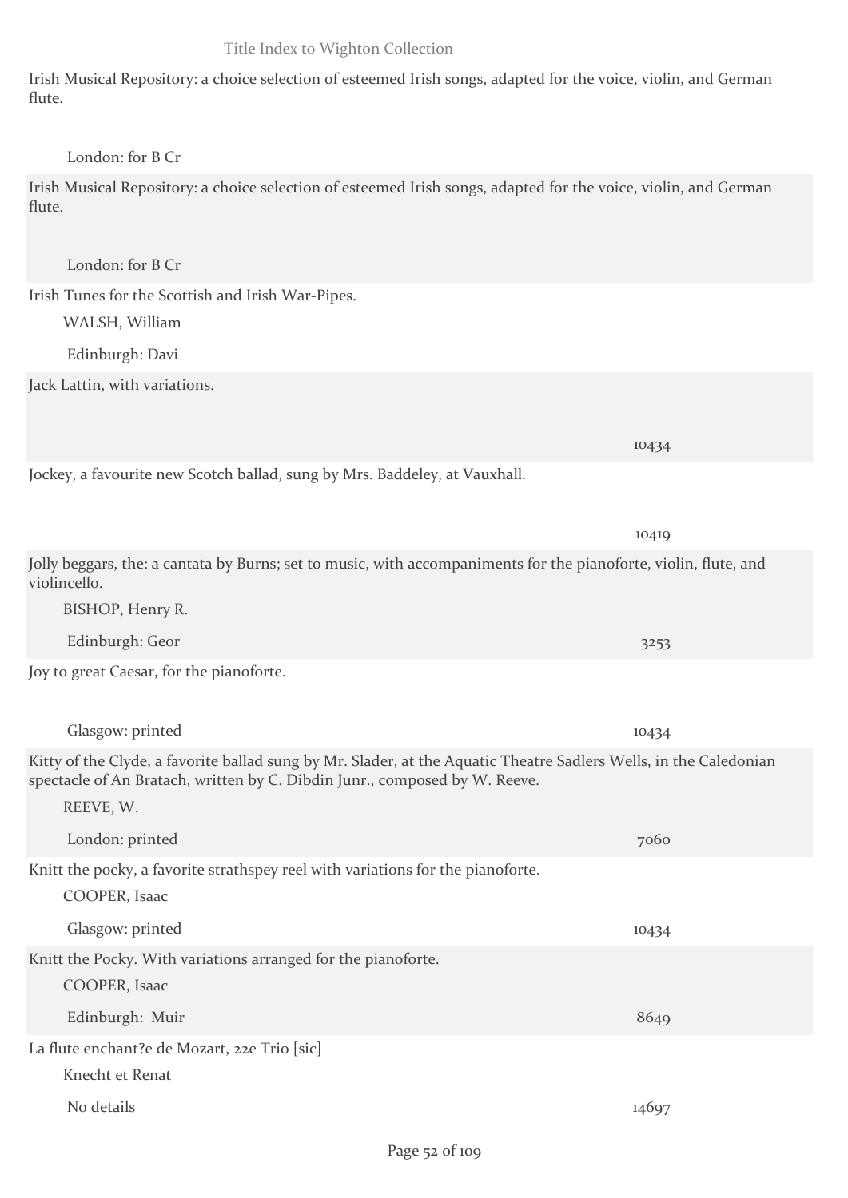Irish Musical Repository: a choice selection of esteemed Irish songs, adapted for the voice, violin, and German flute.

London: for B Cr

Irish Musical Repository: a choice selection of esteemed Irish songs, adapted for the voice, violin, and German flute.

London: for B Cr

Irish Tunes for the Scottish and Irish War-Pipes.

WALSH, William

Edinburgh: Davi

Jack Lattin, with variations.

10434

Jockey, a favourite new Scotch ballad, sung by Mrs. Baddeley, at Vauxhall.

10419

Jolly beggars, the: a cantata by Burns; set to music, with accompaniments for the pianoforte, violin, flute, and violincello.

BISHOP, Henry R.

Edinburgh: Geor 3253

Joy to great Caesar, for the pianoforte.

Glasgow: printed 10434

Kitty of the Clyde, a favorite ballad sung by Mr. Slader, at the Aquatic Theatre Sadlers Wells, in the Caledonian spectacle of An Bratach, written by C. Dibdin Junr., composed by W. Reeve.

REEVE, W.

London: printed 7060

Knitt the pocky, a favorite strathspey reel with variations for the pianoforte.

COOPER, Isaac

Glasgow: printed 10434

Knitt the Pocky. With variations arranged for the pianoforte.

COOPER, Isaac

Edinburgh: Muir 8649

La flute enchant?e de Mozart, 22e Trio [sic]

Knecht et Renat

No details 14697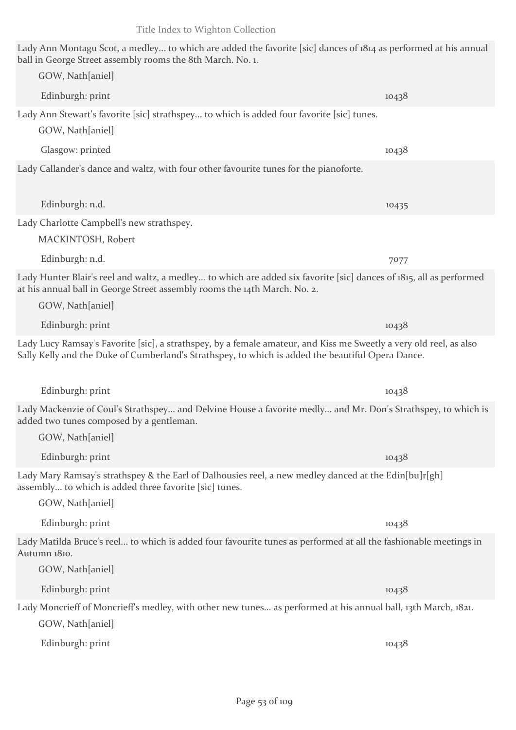Lady Ann Montagu Scot, a medley... to which are added the favorite [sic] dances of 1814 as performed at his annual ball in George Street assembly rooms the 8th March. No. 1.

GOW, Nath[aniel]

Edinburgh: print — 10438

Lady Ann Stewart's favorite [sic] strathspey... to which is added four favorite [sic] tunes.

GOW, Nath[aniel]

Glasgow: printed — 10438

Lady Callander's dance and waltz, with four other favourite tunes for the pianoforte.

Edinburgh: n.d. — 10435

Lady Charlotte Campbell's new strathspey.

MACKINTOSH, Robert

Edinburgh: n.d. — 7077

Lady Hunter Blair's reel and waltz, a medley... to which are added six favorite [sic] dances of 1815, all as performed at his annual ball in George Street assembly rooms the 14th March. No. 2.

GOW, Nath[aniel]

Edinburgh: print — 10438

Lady Lucy Ramsay's Favorite [sic], a strathspey, by a female amateur, and Kiss me Sweetly a very old reel, as also Sally Kelly and the Duke of Cumberland's Strathspey, to which is added the beautiful Opera Dance.

Edinburgh: print — 10438

Lady Mackenzie of Coul's Strathspey... and Delvine House a favorite medly... and Mr. Don's Strathspey, to which is added two tunes composed by a gentleman.

GOW, Nath[aniel]

Edinburgh: print — 10438

Lady Mary Ramsay's strathspey & the Earl of Dalhousies reel, a new medley danced at the Edin[bu]r[gh] assembly... to which is added three favorite [sic] tunes.

GOW, Nath[aniel]

Edinburgh: print — 10438

Lady Matilda Bruce's reel... to which is added four favourite tunes as performed at all the fashionable meetings in Autumn 1810.

GOW, Nath[aniel]

Edinburgh: print — 10438

Lady Moncrieff of Moncrieff's medley, with other new tunes... as performed at his annual ball, 13th March, 1821.

GOW, Nath[aniel]

Edinburgh: print — 10438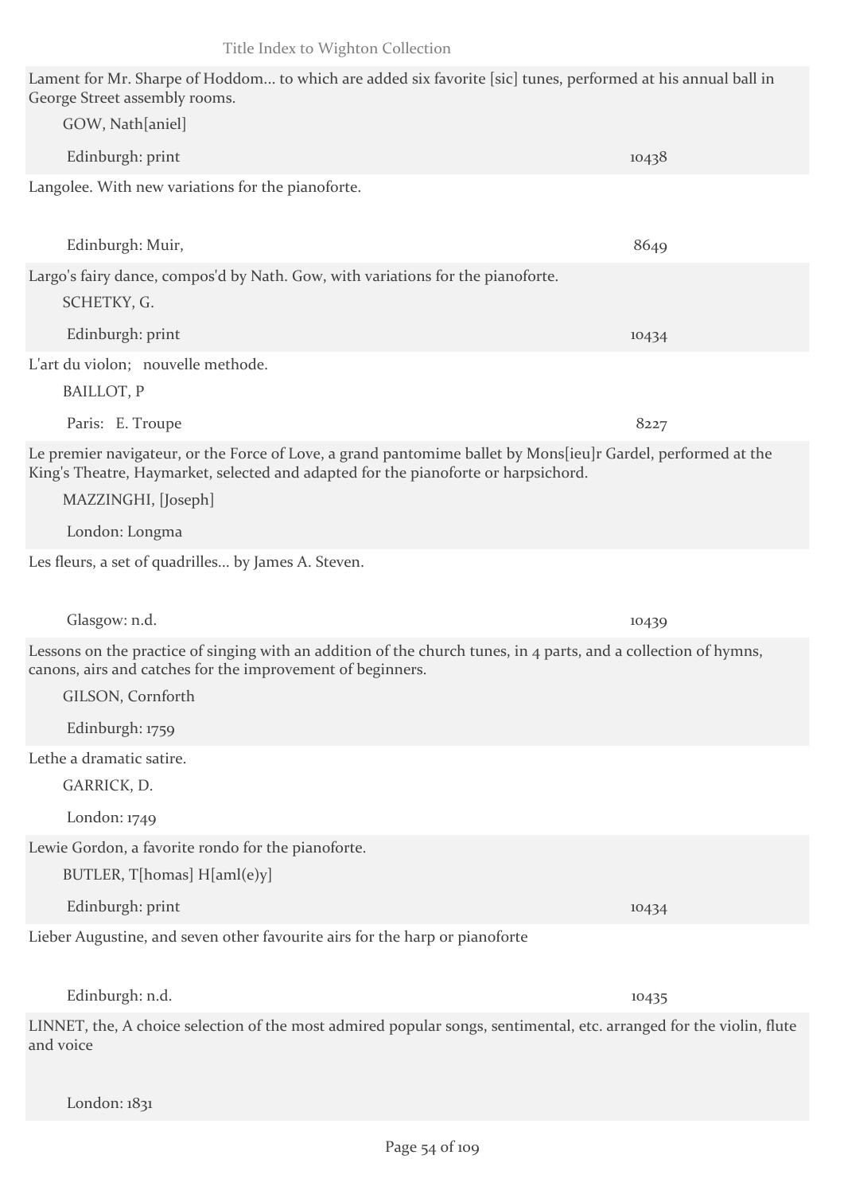Lament for Mr. Sharpe of Hoddom... to which are added six favorite [sic] tunes, performed at his annual ball in George Street assembly rooms.

GOW, Nath[aniel]

Edinburgh: print 10438

Langolee. With new variations for the pianoforte.

Edinburgh: Muir, 8649

Largo's fairy dance, compos'd by Nath. Gow, with variations for the pianoforte.

SCHETKY, G.

Edinburgh: print 10434

L'art du violon; nouvelle methode.

BAILLOT, P

Paris: E. Troupe 8227

Le premier navigateur, or the Force of Love, a grand pantomime ballet by Mons[ieu]r Gardel, performed at the King's Theatre, Haymarket, selected and adapted for the pianoforte or harpsichord.

MAZZINGHI, [Joseph]

London: Longma

Les fleurs, a set of quadrilles... by James A. Steven.

Glasgow: n.d. 10439

Lessons on the practice of singing with an addition of the church tunes, in 4 parts, and a collection of hymns, canons, airs and catches for the improvement of beginners.

GILSON, Cornforth

Edinburgh: 1759

Lethe a dramatic satire.

GARRICK, D.

London: 1749

Lewie Gordon, a favorite rondo for the pianoforte.

BUTLER, T[homas] H[aml(e)y]

Edinburgh: print 10434

Lieber Augustine, and seven other favourite airs for the harp or pianoforte

Edinburgh: n.d. 10435

LINNET, the, A choice selection of the most admired popular songs, sentimental, etc. arranged for the violin, flute and voice

London: 1831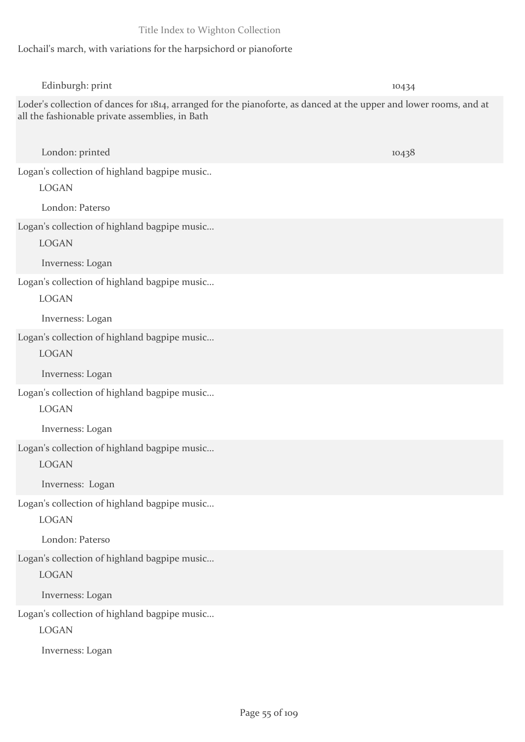Lochail's march, with variations for the harpsichord or pianoforte

Edinburgh: print 10434

Loder's collection of dances for 1814, arranged for the pianoforte, as danced at the upper and lower rooms, and at all the fashionable private assemblies, in Bath

London: printed 10438

Logan's collection of highland bagpipe music..

LOGAN

London: Paterso

Logan's collection of highland bagpipe music...

LOGAN

Inverness: Logan

Logan's collection of highland bagpipe music...

LOGAN

Inverness: Logan

Logan's collection of highland bagpipe music...

LOGAN

Inverness: Logan

Logan's collection of highland bagpipe music...

LOGAN

Inverness: Logan

Logan's collection of highland bagpipe music...

LOGAN

Inverness: Logan

Logan's collection of highland bagpipe music...

LOGAN

London: Paterso

Logan's collection of highland bagpipe music...

LOGAN

Inverness: Logan

Logan's collection of highland bagpipe music...

LOGAN

Inverness: Logan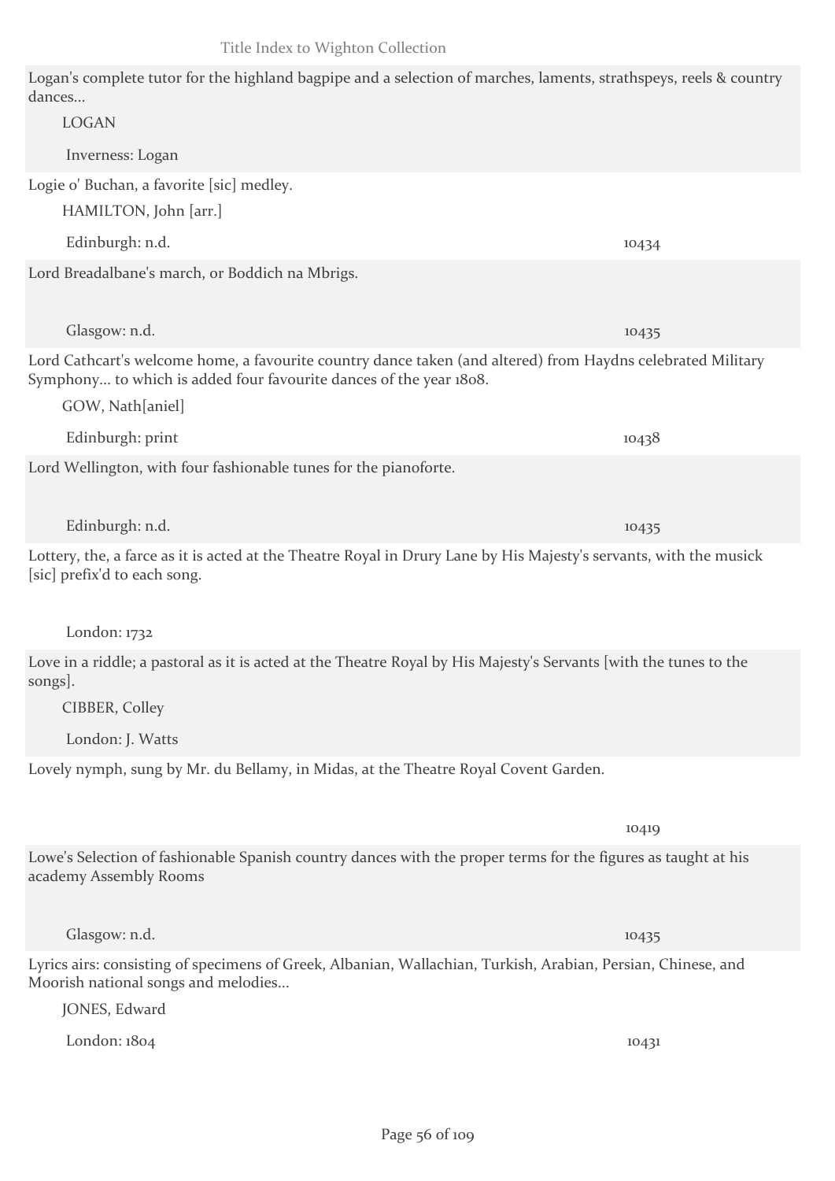Logan's complete tutor for the highland bagpipe and a selection of marches, laments, strathspeys, reels & country dances...

LOGAN

Inverness: Logan

Logie o' Buchan, a favorite [sic] medley.

HAMILTON, John [arr.]

Edinburgh: n.d. 10434

Lord Breadalbane's march, or Boddich na Mbrigs.

Glasgow: n.d. 10435

Lord Cathcart's welcome home, a favourite country dance taken (and altered) from Haydns celebrated Military Symphony... to which is added four favourite dances of the year 1808.

GOW, Nath[aniel]

Edinburgh: print 10438

Lord Wellington, with four fashionable tunes for the pianoforte.

Edinburgh: n.d. 10435

Lottery, the, a farce as it is acted at the Theatre Royal in Drury Lane by His Majesty's servants, with the musick [sic] prefix'd to each song.

London: 1732

Love in a riddle; a pastoral as it is acted at the Theatre Royal by His Majesty's Servants [with the tunes to the songs].

CIBBER, Colley

London: J. Watts

Lovely nymph, sung by Mr. du Bellamy, in Midas, at the Theatre Royal Covent Garden.

10419

Lowe's Selection of fashionable Spanish country dances with the proper terms for the figures as taught at his academy Assembly Rooms

Glasgow: n.d. 10435

Lyrics airs: consisting of specimens of Greek, Albanian, Wallachian, Turkish, Arabian, Persian, Chinese, and Moorish national songs and melodies...

JONES, Edward

London: 1804 10431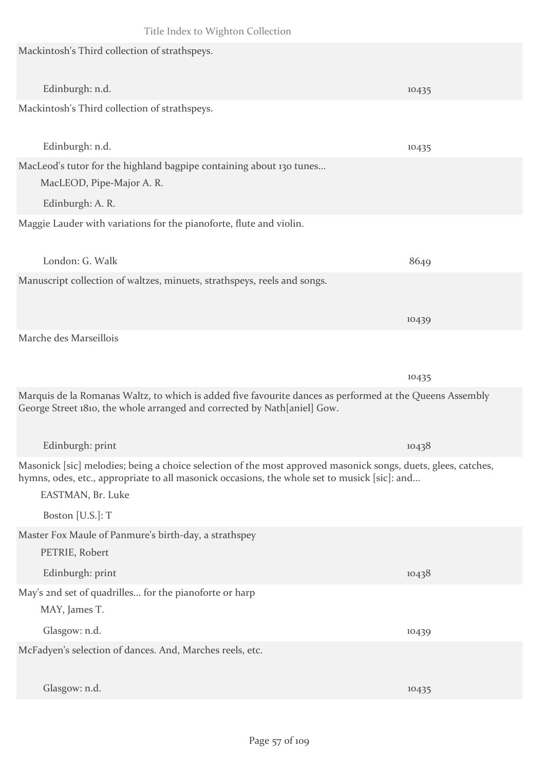Mackintosh's Third collection of strathspeys.

Edinburgh: n.d. 10435

Mackintosh's Third collection of strathspeys.

Edinburgh: n.d. 10435

MacLeod's tutor for the highland bagpipe containing about 130 tunes...

MacLEOD, Pipe-Major A. R.

Edinburgh: A. R.

Maggie Lauder with variations for the pianoforte, flute and violin.

London: G. Walk 8649

Manuscript collection of waltzes, minuets, strathspeys, reels and songs.

10439

Marche des Marseillois

10435

Marquis de la Romanas Waltz, to which is added five favourite dances as performed at the Queens Assembly George Street 1810, the whole arranged and corrected by Nath[aniel] Gow.

Edinburgh: print 10438

Masonick [sic] melodies; being a choice selection of the most approved masonick songs, duets, glees, catches, hymns, odes, etc., appropriate to all masonick occasions, the whole set to musick [sic]: and...

EASTMAN, Br. Luke

Boston [U.S.]: T

Master Fox Maule of Panmure's birth-day, a strathspey

PETRIE, Robert

Edinburgh: print 10438

May's 2nd set of quadrilles... for the pianoforte or harp

MAY, James T.

Glasgow: n.d. 10439

McFadyen's selection of dances. And, Marches reels, etc.

Glasgow: n.d. 10435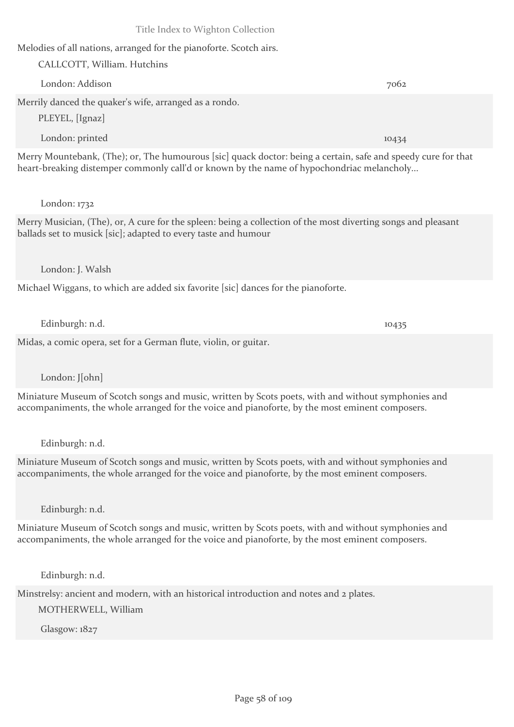Melodies of all nations, arranged for the pianoforte. Scotch airs.

CALLCOTT, William. Hutchins

London: Addison — 7062

Merrily danced the quaker's wife, arranged as a rondo.

PLEYEL, [Ignaz]

London: printed — 10434

Merry Mountebank, (The); or, The humourous [sic] quack doctor: being a certain, safe and speedy cure for that heart-breaking distemper commonly call'd or known by the name of hypochondriac melancholy...

London: 1732

Merry Musician, (The), or, A cure for the spleen: being a collection of the most diverting songs and pleasant ballads set to musick [sic]; adapted to every taste and humour

London: J. Walsh

Michael Wiggans, to which are added six favorite [sic] dances for the pianoforte.

Edinburgh: n.d. — 10435

Midas, a comic opera, set for a German flute, violin, or guitar.

London: J[ohn]

Miniature Museum of Scotch songs and music, written by Scots poets, with and without symphonies and accompaniments, the whole arranged for the voice and pianoforte, by the most eminent composers.

Edinburgh: n.d.

Miniature Museum of Scotch songs and music, written by Scots poets, with and without symphonies and accompaniments, the whole arranged for the voice and pianoforte, by the most eminent composers.

Edinburgh: n.d.

Miniature Museum of Scotch songs and music, written by Scots poets, with and without symphonies and accompaniments, the whole arranged for the voice and pianoforte, by the most eminent composers.

Edinburgh: n.d.

Minstrelsy: ancient and modern, with an historical introduction and notes and 2 plates.

MOTHERWELL, William

Glasgow: 1827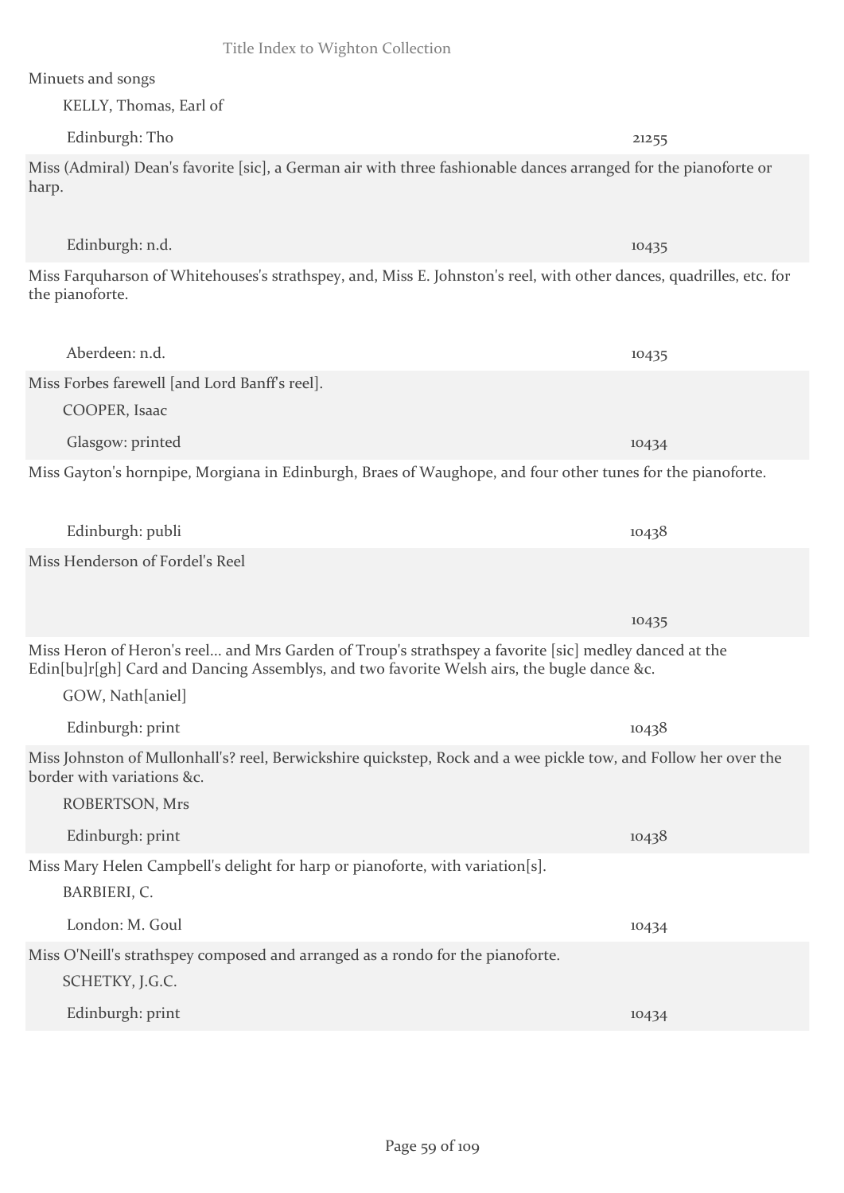Minuets and songs

KELLY, Thomas, Earl of

Edinburgh: Tho — 21255

Miss (Admiral) Dean's favorite [sic], a German air with three fashionable dances arranged for the pianoforte or harp.

Edinburgh: n.d. — 10435

Miss Farquharson of Whitehouses's strathspey, and, Miss E. Johnston's reel, with other dances, quadrilles, etc. for the pianoforte.

Aberdeen: n.d. — 10435

Miss Forbes farewell [and Lord Banff's reel].

COOPER, Isaac

Glasgow: printed — 10434

Miss Gayton's hornpipe, Morgiana in Edinburgh, Braes of Waughope, and four other tunes for the pianoforte.

Edinburgh: publi — 10438

Miss Henderson of Fordel's Reel

10435

Miss Heron of Heron's reel... and Mrs Garden of Troup's strathspey a favorite [sic] medley danced at the Edin[bu]r[gh] Card and Dancing Assemblys, and two favorite Welsh airs, the bugle dance &c.

GOW, Nath[aniel]

Edinburgh: print — 10438

Miss Johnston of Mullonhall's? reel, Berwickshire quickstep, Rock and a wee pickle tow, and Follow her over the border with variations &c.

ROBERTSON, Mrs

Edinburgh: print — 10438

Miss Mary Helen Campbell's delight for harp or pianoforte, with variation[s].

BARBIERI, C.

London: M. Goul — 10434

Miss O'Neill's strathspey composed and arranged as a rondo for the pianoforte.

SCHETKY, J.G.C.

Edinburgh: print — 10434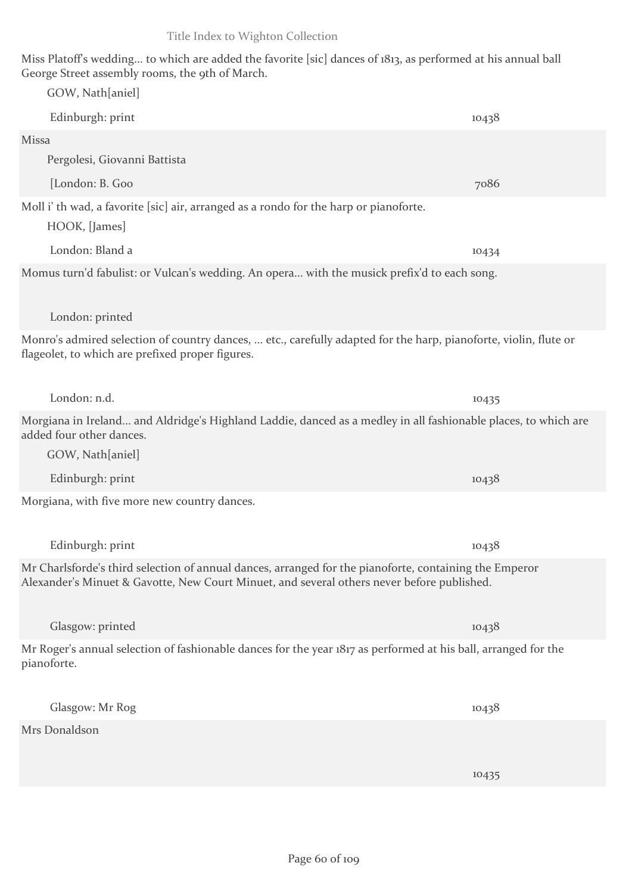Miss Platoff's wedding... to which are added the favorite [sic] dances of 1813, as performed at his annual ball George Street assembly rooms, the 9th of March.

GOW, Nath[aniel]

Edinburgh: print — 10438

Missa

Pergolesi, Giovanni Battista

[London: B. Goo — 7086

Moll i' th wad, a favorite [sic] air, arranged as a rondo for the harp or pianoforte.

HOOK, [James]

London: Bland a — 10434

Momus turn'd fabulist: or Vulcan's wedding. An opera... with the musick prefix'd to each song.

London: printed

Monro's admired selection of country dances, ... etc., carefully adapted for the harp, pianoforte, violin, flute or flageolet, to which are prefixed proper figures.

London: n.d. — 10435

Morgiana in Ireland... and Aldridge's Highland Laddie, danced as a medley in all fashionable places, to which are added four other dances.

GOW, Nath[aniel]

Edinburgh: print — 10438

Morgiana, with five more new country dances.

Edinburgh: print — 10438

Mr Charlsforde's third selection of annual dances, arranged for the pianoforte, containing the Emperor Alexander's Minuet & Gavotte, New Court Minuet, and several others never before published.

Glasgow: printed — 10438

Mr Roger's annual selection of fashionable dances for the year 1817 as performed at his ball, arranged for the pianoforte.

Glasgow: Mr Rog — 10438

Mrs Donaldson

10435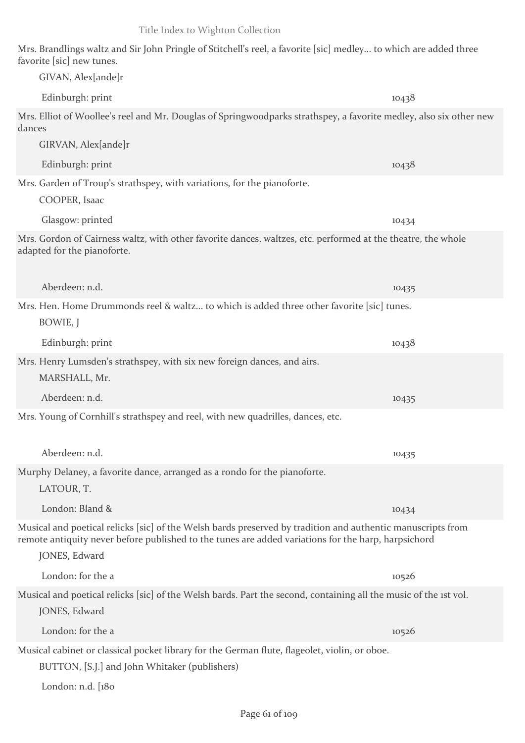Mrs. Brandlings waltz and Sir John Pringle of Stitchell's reel, a favorite [sic] medley... to which are added three favorite [sic] new tunes.

GIVAN, Alex[ande]r

Edinburgh: print 10438

Mrs. Elliot of Woollee's reel and Mr. Douglas of Springwoodparks strathspey, a favorite medley, also six other new dances

GIRVAN, Alex[ande]r

Edinburgh: print 10438

Mrs. Garden of Troup's strathspey, with variations, for the pianoforte.

COOPER, Isaac

Glasgow: printed 10434

Mrs. Gordon of Cairness waltz, with other favorite dances, waltzes, etc. performed at the theatre, the whole adapted for the pianoforte.

Aberdeen: n.d. 10435

Mrs. Hen. Home Drummonds reel & waltz... to which is added three other favorite [sic] tunes.

BOWIE, J

Edinburgh: print 10438

Mrs. Henry Lumsden's strathspey, with six new foreign dances, and airs.

MARSHALL, Mr.

Aberdeen: n.d. 10435

Mrs. Young of Cornhill's strathspey and reel, with new quadrilles, dances, etc.

Aberdeen: n.d. 10435

Murphy Delaney, a favorite dance, arranged as a rondo for the pianoforte.

LATOUR, T.

London: Bland & 10434

Musical and poetical relicks [sic] of the Welsh bards preserved by tradition and authentic manuscripts from remote antiquity never before published to the tunes are added variations for the harp, harpsichord

JONES, Edward

London: for the a 10526

Musical and poetical relicks [sic] of the Welsh bards. Part the second, containing all the music of the 1st vol.

JONES, Edward

London: for the a 10526

Musical cabinet or classical pocket library for the German flute, flageolet, violin, or oboe.

BUTTON, [S.J.] and John Whitaker (publishers)

London: n.d. [180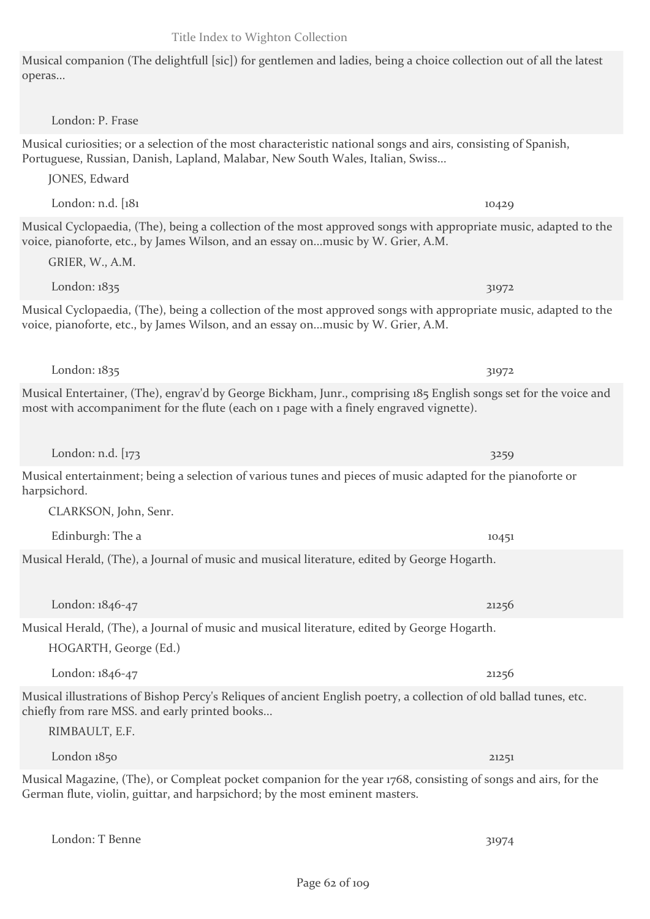Musical companion (The delightfull [sic]) for gentlemen and ladies, being a choice collection out of all the latest operas...

London: P. Frase

Musical curiosities; or a selection of the most characteristic national songs and airs, consisting of Spanish, Portuguese, Russian, Danish, Lapland, Malabar, New South Wales, Italian, Swiss...

JONES, Edward

London: n.d. [181 — 10429

Musical Cyclopaedia, (The), being a collection of the most approved songs with appropriate music, adapted to the voice, pianoforte, etc., by James Wilson, and an essay on...music by W. Grier, A.M.

GRIER, W., A.M.

London: 1835 — 31972

Musical Cyclopaedia, (The), being a collection of the most approved songs with appropriate music, adapted to the voice, pianoforte, etc., by James Wilson, and an essay on...music by W. Grier, A.M.

London: 1835 — 31972

Musical Entertainer, (The), engrav'd by George Bickham, Junr., comprising 185 English songs set for the voice and most with accompaniment for the flute (each on 1 page with a finely engraved vignette).

London: n.d. [173 — 3259

Musical entertainment; being a selection of various tunes and pieces of music adapted for the pianoforte or harpsichord.

CLARKSON, John, Senr.

Edinburgh: The a — 10451

Musical Herald, (The), a Journal of music and musical literature, edited by George Hogarth.

London: 1846-47 — 21256

Musical Herald, (The), a Journal of music and musical literature, edited by George Hogarth.

HOGARTH, George (Ed.)

London: 1846-47 — 21256

Musical illustrations of Bishop Percy's Reliques of ancient English poetry, a collection of old ballad tunes, etc. chiefly from rare MSS. and early printed books...

RIMBAULT, E.F.

London 1850 — 21251

Musical Magazine, (The), or Compleat pocket companion for the year 1768, consisting of songs and airs, for the German flute, violin, guittar, and harpsichord; by the most eminent masters.

London: T Benne — 31974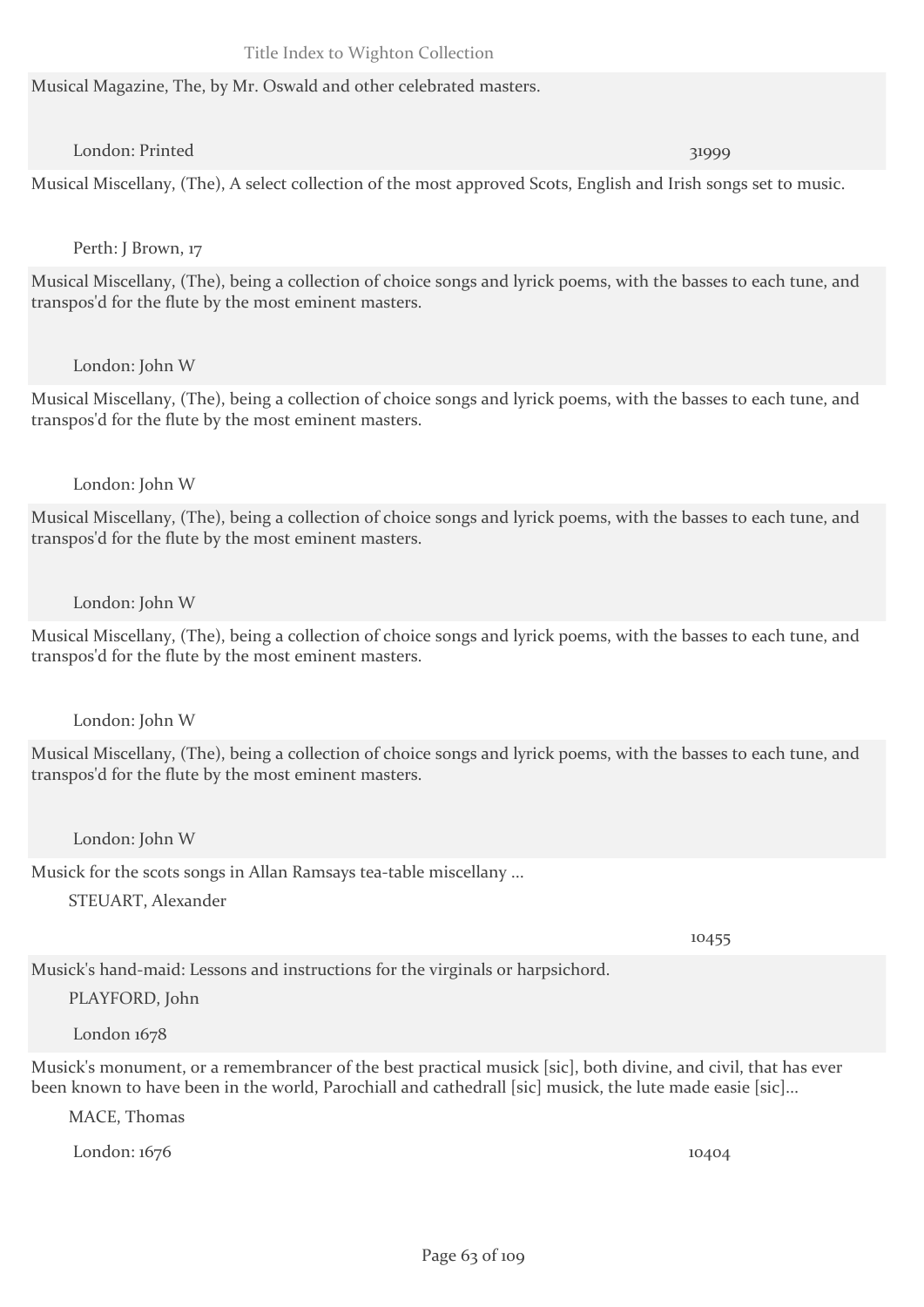Musical Magazine, The, by Mr. Oswald and other celebrated masters.

London: Printed 31999

Musical Miscellany, (The), A select collection of the most approved Scots, English and Irish songs set to music.

Perth: J Brown, 17

Musical Miscellany, (The), being a collection of choice songs and lyrick poems, with the basses to each tune, and transpos'd for the flute by the most eminent masters.

London: John W

Musical Miscellany, (The), being a collection of choice songs and lyrick poems, with the basses to each tune, and transpos'd for the flute by the most eminent masters.

London: John W

Musical Miscellany, (The), being a collection of choice songs and lyrick poems, with the basses to each tune, and transpos'd for the flute by the most eminent masters.

London: John W

Musical Miscellany, (The), being a collection of choice songs and lyrick poems, with the basses to each tune, and transpos'd for the flute by the most eminent masters.

London: John W

Musical Miscellany, (The), being a collection of choice songs and lyrick poems, with the basses to each tune, and transpos'd for the flute by the most eminent masters.

London: John W

Musick for the scots songs in Allan Ramsays tea-table miscellany ...

STEUART, Alexander

10455

Musick's hand-maid: Lessons and instructions for the virginals or harpsichord.

PLAYFORD, John

London 1678

Musick's monument, or a remembrancer of the best practical musick [sic], both divine, and civil, that has ever been known to have been in the world, Parochiall and cathedrall [sic] musick, the lute made easie [sic]...

MACE, Thomas

London: 1676 10404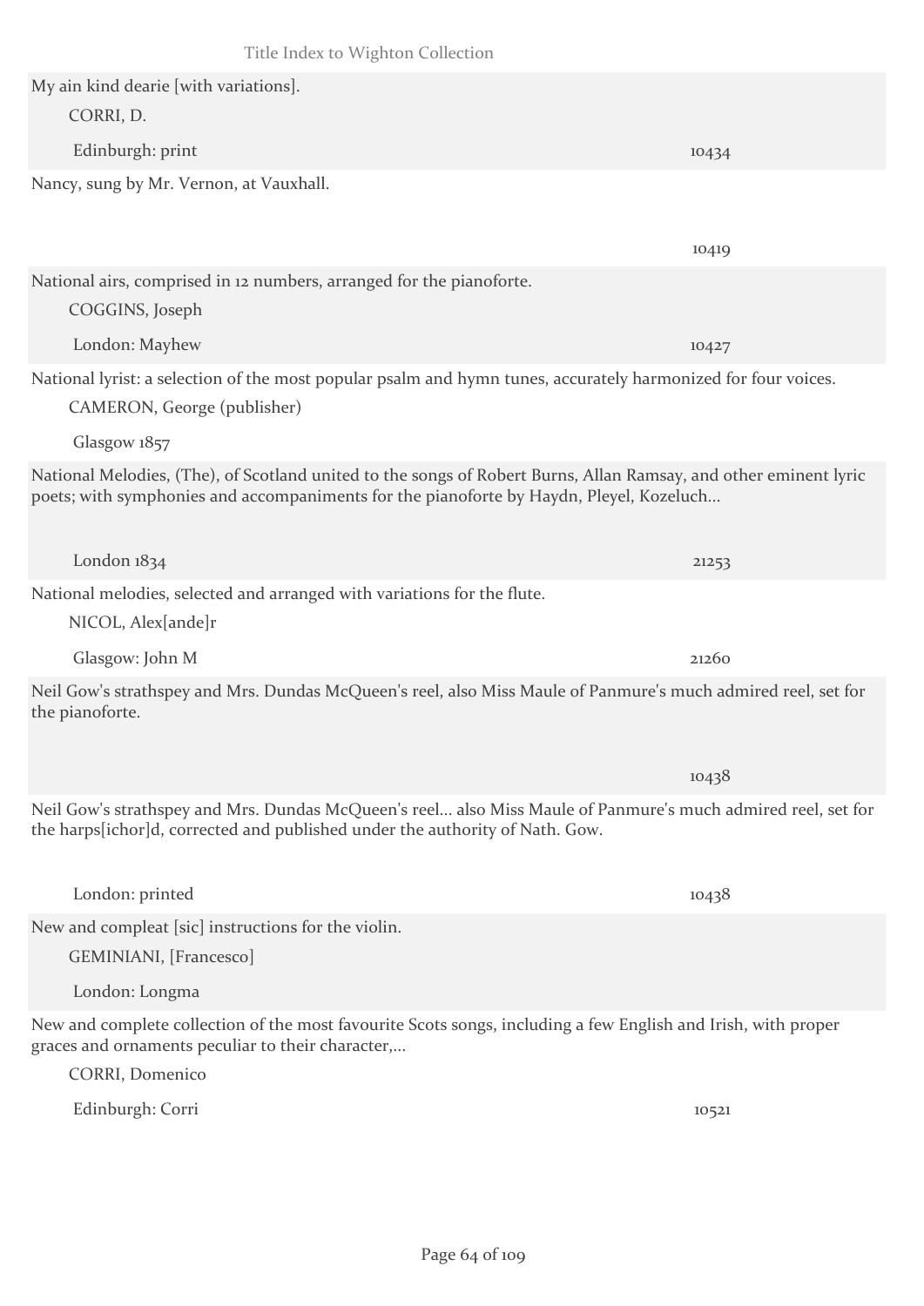My ain kind dearie [with variations].

CORRI, D.

Edinburgh: print — 10434

Nancy, sung by Mr. Vernon, at Vauxhall.

10419

National airs, comprised in 12 numbers, arranged for the pianoforte.

COGGINS, Joseph

London: Mayhew — 10427

National lyrist: a selection of the most popular psalm and hymn tunes, accurately harmonized for four voices.

CAMERON, George (publisher)

Glasgow 1857

National Melodies, (The), of Scotland united to the songs of Robert Burns, Allan Ramsay, and other eminent lyric poets; with symphonies and accompaniments for the pianoforte by Haydn, Pleyel, Kozeluch...

London 1834 — 21253

National melodies, selected and arranged with variations for the flute.

NICOL, Alex[ande]r

Glasgow: John M — 21260

Neil Gow's strathspey and Mrs. Dundas McQueen's reel, also Miss Maule of Panmure's much admired reel, set for the pianoforte.

10438

Neil Gow's strathspey and Mrs. Dundas McQueen's reel... also Miss Maule of Panmure's much admired reel, set for the harps[ichor]d, corrected and published under the authority of Nath. Gow.

London: printed — 10438

New and compleat [sic] instructions for the violin.

GEMINIANI, [Francesco]

London: Longma

New and complete collection of the most favourite Scots songs, including a few English and Irish, with proper graces and ornaments peculiar to their character,...

CORRI, Domenico

Edinburgh: Corri — 10521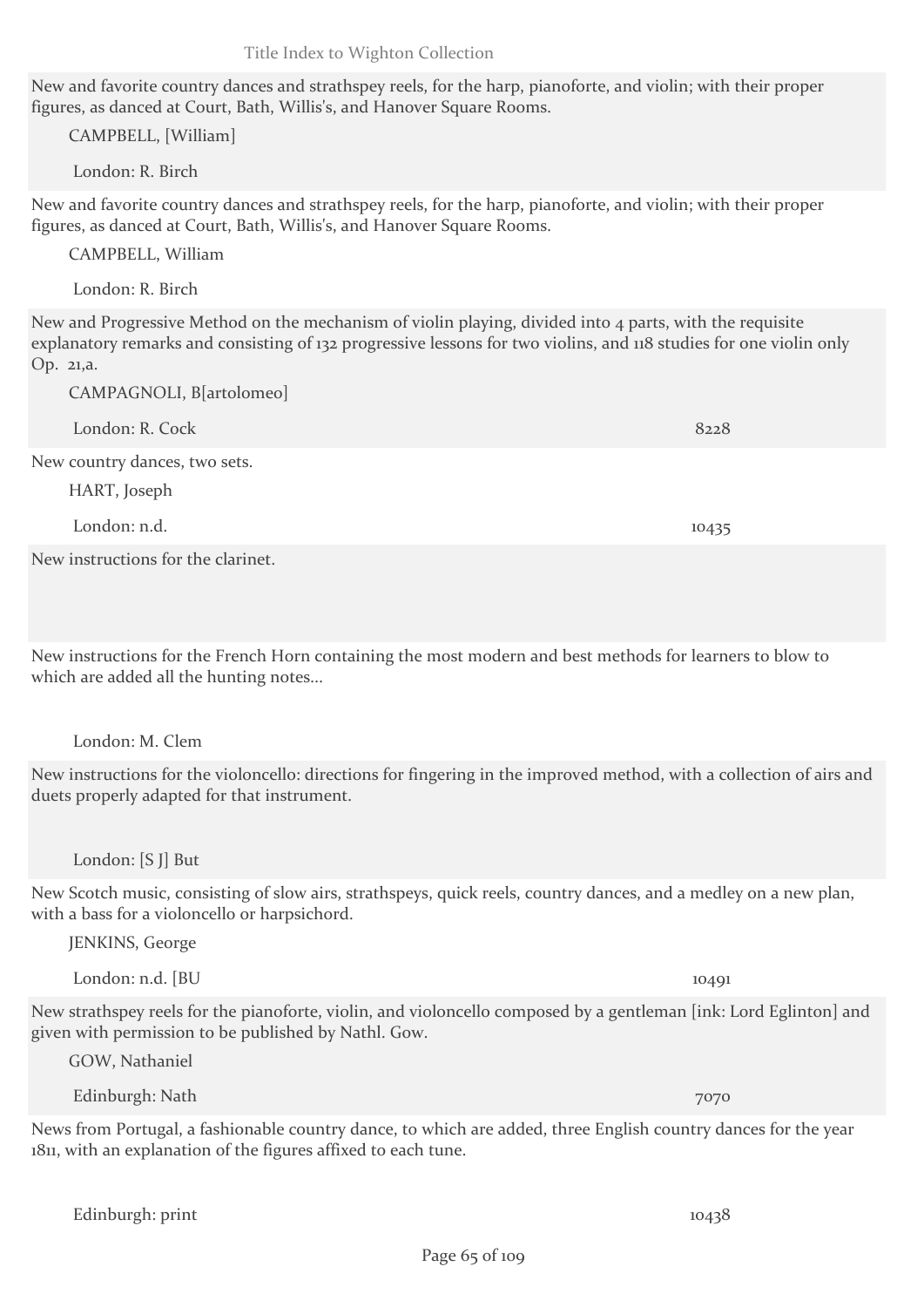New and favorite country dances and strathspey reels, for the harp, pianoforte, and violin; with their proper figures, as danced at Court, Bath, Willis's, and Hanover Square Rooms.

CAMPBELL, [William]

London: R. Birch

New and favorite country dances and strathspey reels, for the harp, pianoforte, and violin; with their proper figures, as danced at Court, Bath, Willis's, and Hanover Square Rooms.

CAMPBELL, William

London: R. Birch

New and Progressive Method on the mechanism of violin playing, divided into 4 parts, with the requisite explanatory remarks and consisting of 132 progressive lessons for two violins, and 118 studies for one violin only Op. 21,a.

CAMPAGNOLI, B[artolomeo]

London: R. Cock 8228

New country dances, two sets.

HART, Joseph

London: n.d. 10435

New instructions for the clarinet.

New instructions for the French Horn containing the most modern and best methods for learners to blow to which are added all the hunting notes...

London: M. Clem

New instructions for the violoncello: directions for fingering in the improved method, with a collection of airs and duets properly adapted for that instrument.

London: [S J] But

New Scotch music, consisting of slow airs, strathspeys, quick reels, country dances, and a medley on a new plan, with a bass for a violoncello or harpsichord.

JENKINS, George

London: n.d. [BU 10491

New strathspey reels for the pianoforte, violin, and violoncello composed by a gentleman [ink: Lord Eglinton] and given with permission to be published by Nathl. Gow.

GOW, Nathaniel

Edinburgh: Nath 7070

News from Portugal, a fashionable country dance, to which are added, three English country dances for the year 1811, with an explanation of the figures affixed to each tune.

Edinburgh: print 10438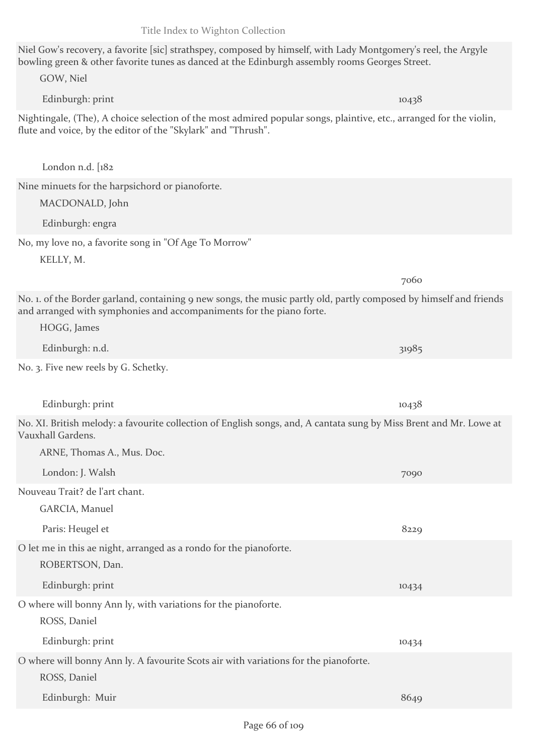Niel Gow's recovery, a favorite [sic] strathspey, composed by himself, with Lady Montgomery's reel, the Argyle bowling green & other favorite tunes as danced at the Edinburgh assembly rooms Georges Street.

GOW, Niel

Edinburgh: print 10438

Nightingale, (The), A choice selection of the most admired popular songs, plaintive, etc., arranged for the violin, flute and voice, by the editor of the "Skylark" and "Thrush".

London n.d. [182

Nine minuets for the harpsichord or pianoforte.

MACDONALD, John

Edinburgh: engra

No, my love no, a favorite song in "Of Age To Morrow"

KELLY, M.

7060

No. 1. of the Border garland, containing 9 new songs, the music partly old, partly composed by himself and friends and arranged with symphonies and accompaniments for the piano forte.

HOGG, James

Edinburgh: n.d. 31985

No. 3. Five new reels by G. Schetky.

Edinburgh: print 10438

No. XI. British melody: a favourite collection of English songs, and, A cantata sung by Miss Brent and Mr. Lowe at Vauxhall Gardens.

ARNE, Thomas A., Mus. Doc.

London: J. Walsh 7090

Nouveau Trait? de l'art chant.

GARCIA, Manuel

Paris: Heugel et 8229

O let me in this ae night, arranged as a rondo for the pianoforte.

ROBERTSON, Dan.

Edinburgh: print 10434

O where will bonny Ann ly, with variations for the pianoforte.

ROSS, Daniel

Edinburgh: print 10434

O where will bonny Ann ly. A favourite Scots air with variations for the pianoforte.

ROSS, Daniel

Edinburgh: Muir 8649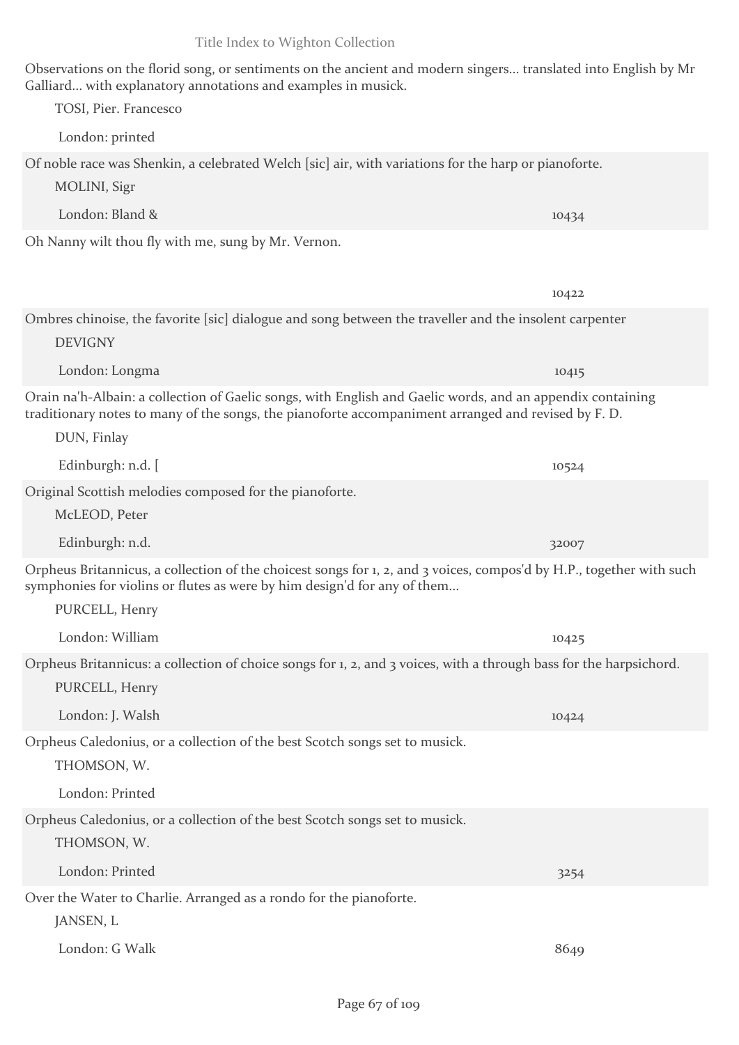Observations on the florid song, or sentiments on the ancient and modern singers... translated into English by Mr Galliard... with explanatory annotations and examples in musick.

TOSI, Pier. Francesco

London: printed

Of noble race was Shenkin, a celebrated Welch [sic] air, with variations for the harp or pianoforte.

MOLINI, Sigr

London: Bland & 10434

Oh Nanny wilt thou fly with me, sung by Mr. Vernon.

10422

Ombres chinoise, the favorite [sic] dialogue and song between the traveller and the insolent carpenter

DEVIGNY

London: Longma 10415

Orain na'h-Albain: a collection of Gaelic songs, with English and Gaelic words, and an appendix containing traditionary notes to many of the songs, the pianoforte accompaniment arranged and revised by F. D.

DUN, Finlay

Edinburgh: n.d. [ 10524

Original Scottish melodies composed for the pianoforte.

McLEOD, Peter

Edinburgh: n.d. 32007

Orpheus Britannicus, a collection of the choicest songs for 1, 2, and 3 voices, compos'd by H.P., together with such symphonies for violins or flutes as were by him design'd for any of them...

PURCELL, Henry

London: William 10425

Orpheus Britannicus: a collection of choice songs for 1, 2, and 3 voices, with a through bass for the harpsichord.

PURCELL, Henry

London: J. Walsh 10424

Orpheus Caledonius, or a collection of the best Scotch songs set to musick.

THOMSON, W.

London: Printed

Orpheus Caledonius, or a collection of the best Scotch songs set to musick.

THOMSON, W.

London: Printed 3254

Over the Water to Charlie. Arranged as a rondo for the pianoforte.

JANSEN, L

London: G Walk 8649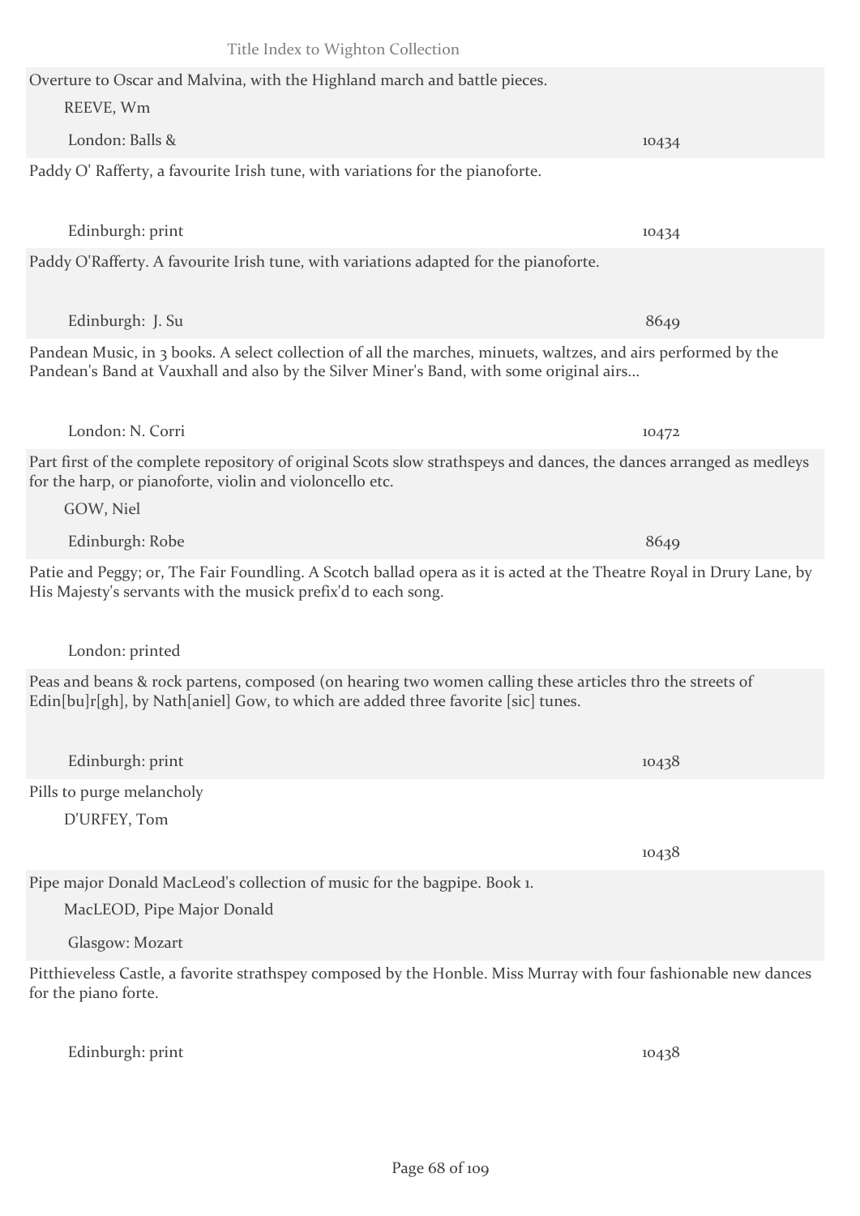Overture to Oscar and Malvina, with the Highland march and battle pieces.

REEVE, Wm

London: Balls & 10434

Paddy O' Rafferty, a favourite Irish tune, with variations for the pianoforte.

Edinburgh: print 10434

Paddy O'Rafferty. A favourite Irish tune, with variations adapted for the pianoforte.

Edinburgh: J. Su 8649

Pandean Music, in 3 books. A select collection of all the marches, minuets, waltzes, and airs performed by the Pandean's Band at Vauxhall and also by the Silver Miner's Band, with some original airs...

London: N. Corri 10472

Part first of the complete repository of original Scots slow strathspeys and dances, the dances arranged as medleys for the harp, or pianoforte, violin and violoncello etc.

GOW, Niel

Edinburgh: Robe 8649

Patie and Peggy; or, The Fair Foundling. A Scotch ballad opera as it is acted at the Theatre Royal in Drury Lane, by His Majesty's servants with the musick prefix'd to each song.

London: printed

Peas and beans & rock partens, composed (on hearing two women calling these articles thro the streets of Edin[bu]r[gh], by Nath[aniel] Gow, to which are added three favorite [sic] tunes.

Edinburgh: print 10438

Pills to purge melancholy

D'URFEY, Tom

10438

Pipe major Donald MacLeod's collection of music for the bagpipe. Book 1.

MacLEOD, Pipe Major Donald

Glasgow: Mozart

Pitthieveless Castle, a favorite strathspey composed by the Honble. Miss Murray with four fashionable new dances for the piano forte.

Edinburgh: print 10438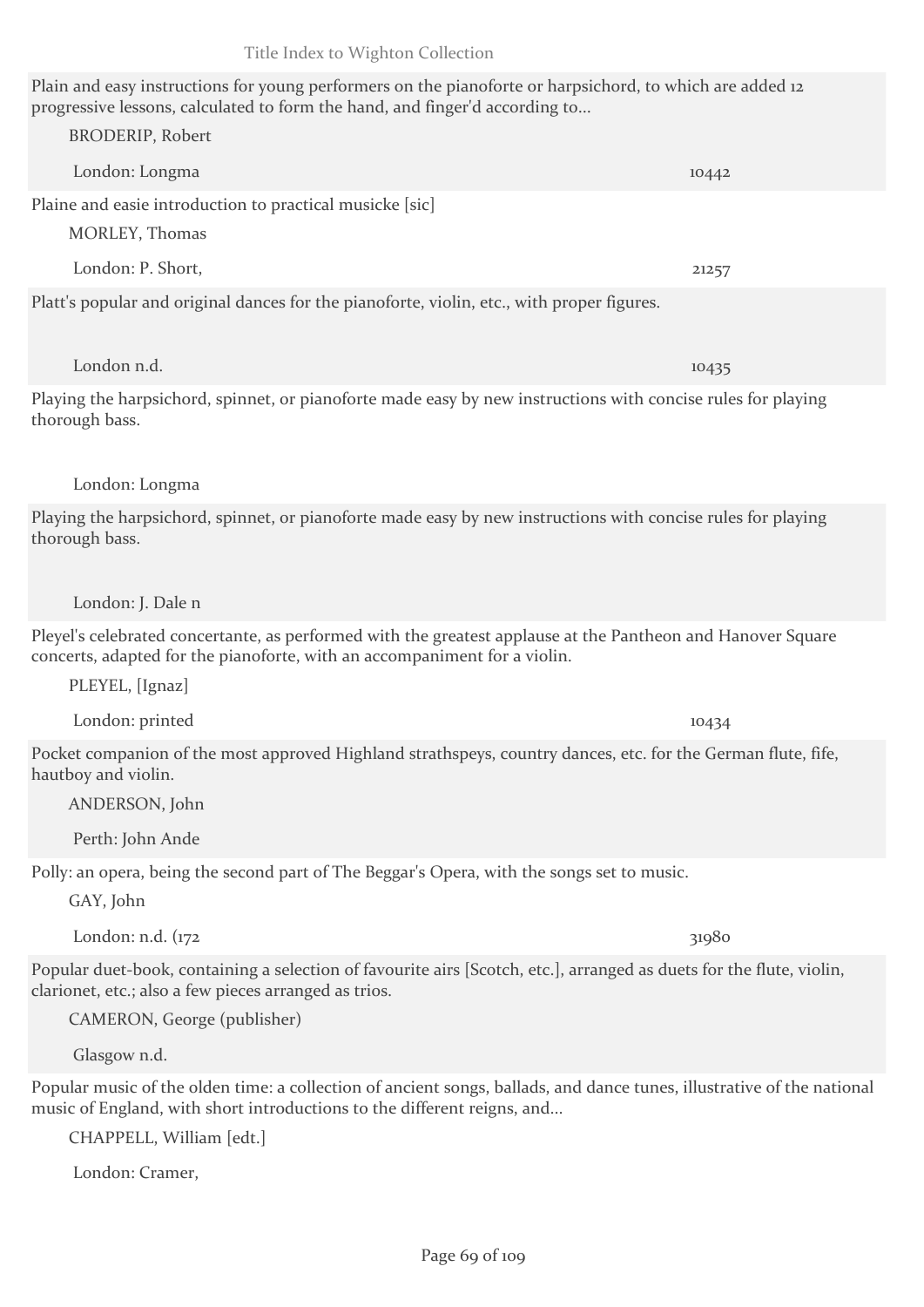Plain and easy instructions for young performers on the pianoforte or harpsichord, to which are added 12 progressive lessons, calculated to form the hand, and finger'd according to...

BRODERIP, Robert

London: Longma 10442

Plaine and easie introduction to practical musicke [sic]

MORLEY, Thomas

London: P. Short, 21257

Platt's popular and original dances for the pianoforte, violin, etc., with proper figures.

London n.d. 10435

Playing the harpsichord, spinnet, or pianoforte made easy by new instructions with concise rules for playing thorough bass.

London: Longma

Playing the harpsichord, spinnet, or pianoforte made easy by new instructions with concise rules for playing thorough bass.

London: J. Dale n

Pleyel's celebrated concertante, as performed with the greatest applause at the Pantheon and Hanover Square concerts, adapted for the pianoforte, with an accompaniment for a violin.

PLEYEL, [Ignaz]

London: printed 10434

Pocket companion of the most approved Highland strathspeys, country dances, etc. for the German flute, fife, hautboy and violin.

ANDERSON, John

Perth: John Ande

Polly: an opera, being the second part of The Beggar's Opera, with the songs set to music.

GAY, John

London: n.d. (172 31980

Popular duet-book, containing a selection of favourite airs [Scotch, etc.], arranged as duets for the flute, violin, clarionet, etc.; also a few pieces arranged as trios.

CAMERON, George (publisher)

Glasgow n.d.

Popular music of the olden time: a collection of ancient songs, ballads, and dance tunes, illustrative of the national music of England, with short introductions to the different reigns, and...

CHAPPELL, William [edt.]

London: Cramer,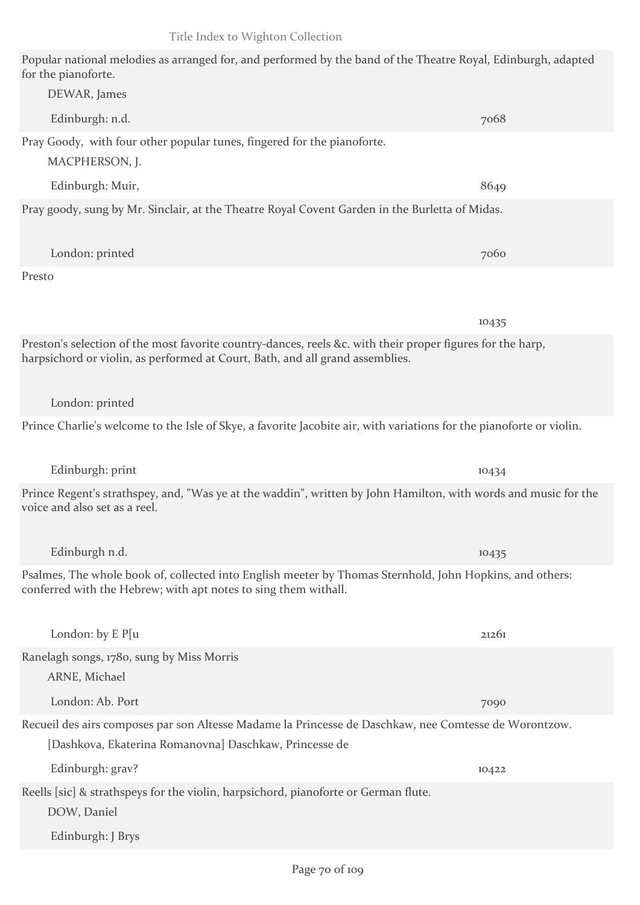Popular national melodies as arranged for, and performed by the band of the Theatre Royal, Edinburgh, adapted for the pianoforte.

DEWAR, James

Edinburgh: n.d. 7068

Pray Goody, with four other popular tunes, fingered for the pianoforte.

MACPHERSON, J.

Edinburgh: Muir, 8649

Pray goody, sung by Mr. Sinclair, at the Theatre Royal Covent Garden in the Burletta of Midas.

London: printed 7060

Presto

10435

Preston's selection of the most favorite country-dances, reels &c. with their proper figures for the harp, harpsichord or violin, as performed at Court, Bath, and all grand assemblies.

London: printed

Prince Charlie's welcome to the Isle of Skye, a favorite Jacobite air, with variations for the pianoforte or violin.

Edinburgh: print 10434

Prince Regent's strathspey, and, "Was ye at the waddin", written by John Hamilton, with words and music for the voice and also set as a reel.

Edinburgh n.d. 10435

Psalmes, The whole book of, collected into English meeter by Thomas Sternhold, John Hopkins, and others: conferred with the Hebrew; with apt notes to sing them withall.

London: by E P[u 21261

Ranelagh songs, 1780, sung by Miss Morris

ARNE, Michael

London: Ab. Port 7090

Recueil des airs composes par son Altesse Madame la Princesse de Daschkaw, nee Comtesse de Worontzow.

[Dashkova, Ekaterina Romanovna] Daschkaw, Princesse de

Edinburgh: grav? 10422

Reells [sic] & strathspeys for the violin, harpsichord, pianoforte or German flute.

DOW, Daniel

Edinburgh: J Brys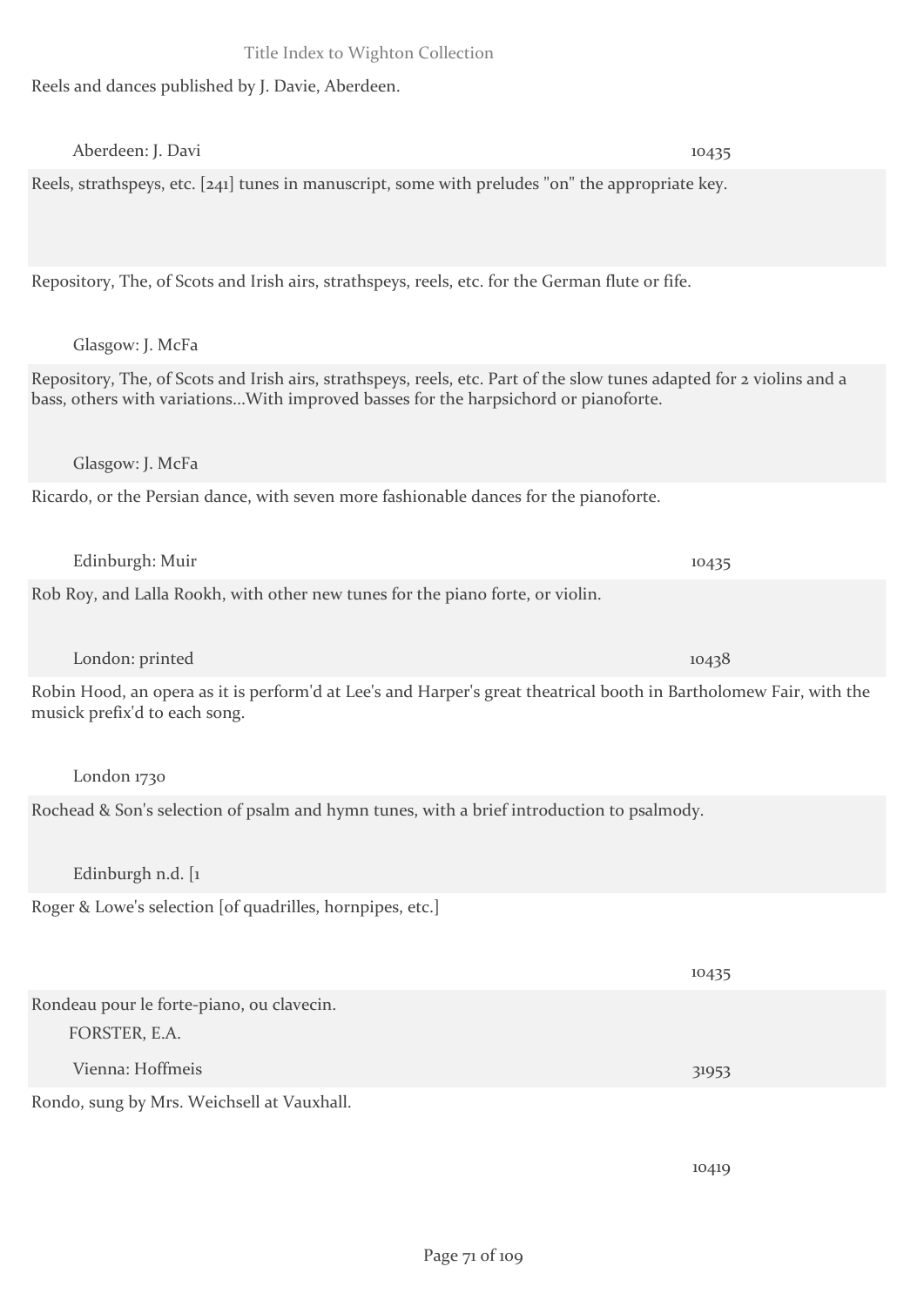Reels and dances published by J. Davie, Aberdeen.

Aberdeen: J. Davi — 10435

Reels, strathspeys, etc. [241] tunes in manuscript, some with preludes "on" the appropriate key.

Repository, The, of Scots and Irish airs, strathspeys, reels, etc. for the German flute or fife.

Glasgow: J. McFa

Repository, The, of Scots and Irish airs, strathspeys, reels, etc. Part of the slow tunes adapted for 2 violins and a bass, others with variations...With improved basses for the harpsichord or pianoforte.

Glasgow: J. McFa

Ricardo, or the Persian dance, with seven more fashionable dances for the pianoforte.

Edinburgh: Muir — 10435

Rob Roy, and Lalla Rookh, with other new tunes for the piano forte, or violin.

London: printed — 10438

Robin Hood, an opera as it is perform'd at Lee's and Harper's great theatrical booth in Bartholomew Fair, with the musick prefix'd to each song.

London 1730

Rochead & Son's selection of psalm and hymn tunes, with a brief introduction to psalmody.

Edinburgh n.d. [1

Roger & Lowe's selection [of quadrilles, hornpipes, etc.]

10435

Rondeau pour le forte-piano, ou clavecin.

FORSTER, E.A.

Vienna: Hoffmeis — 31953

Rondo, sung by Mrs. Weichsell at Vauxhall.

10419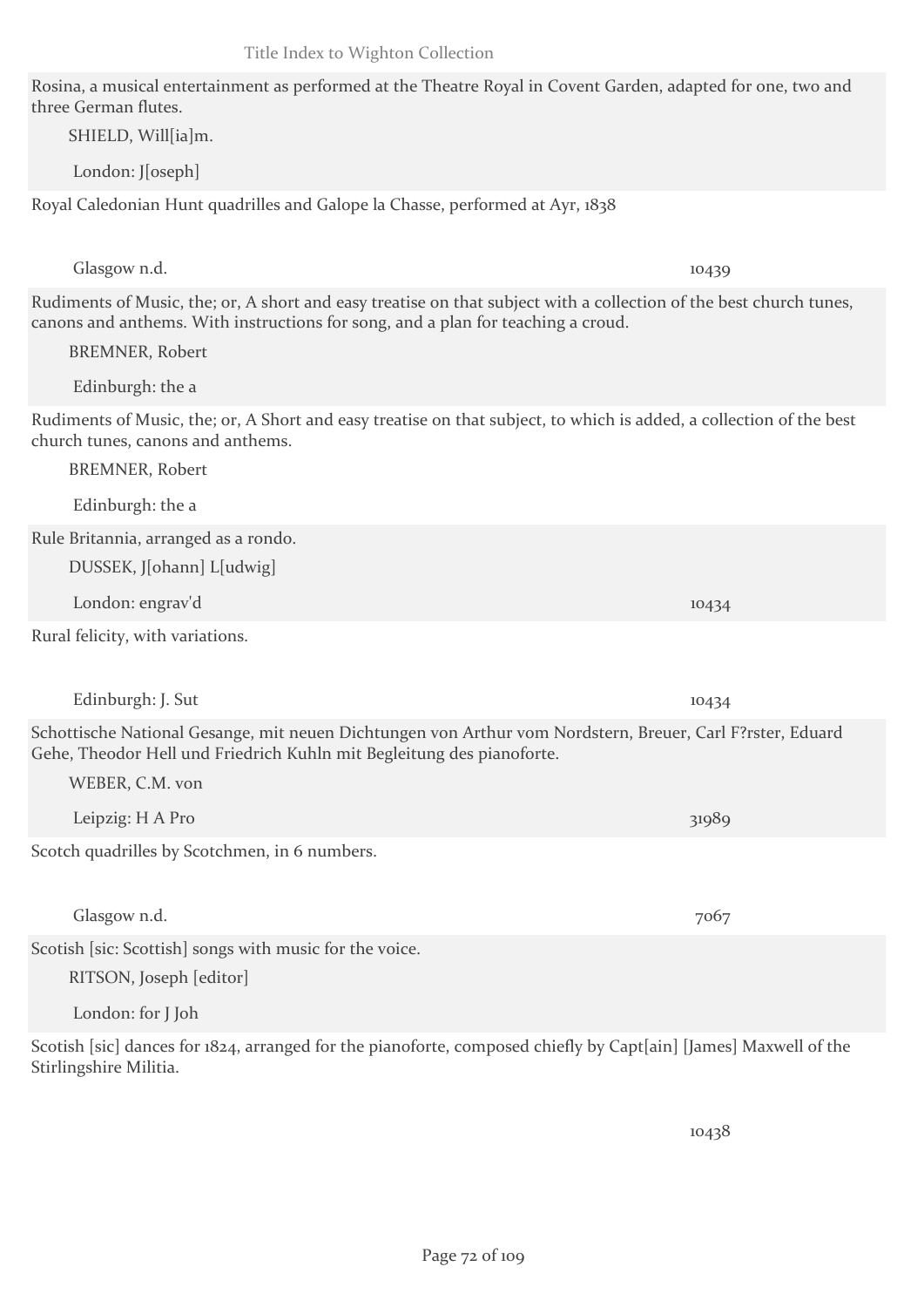Rosina, a musical entertainment as performed at the Theatre Royal in Covent Garden, adapted for one, two and three German flutes.

SHIELD, Will[ia]m.

London: J[oseph]

Royal Caledonian Hunt quadrilles and Galope la Chasse, performed at Ayr, 1838

Glasgow n.d. 10439

Rudiments of Music, the; or, A short and easy treatise on that subject with a collection of the best church tunes, canons and anthems. With instructions for song, and a plan for teaching a croud.

BREMNER, Robert

Edinburgh: the a

Rudiments of Music, the; or, A Short and easy treatise on that subject, to which is added, a collection of the best church tunes, canons and anthems.

BREMNER, Robert

Edinburgh: the a

Rule Britannia, arranged as a rondo.

DUSSEK, J[ohann] L[udwig]

London: engrav'd 10434

Rural felicity, with variations.

Edinburgh: J. Sut 10434

Schottische National Gesange, mit neuen Dichtungen von Arthur vom Nordstern, Breuer, Carl F?rster, Eduard Gehe, Theodor Hell und Friedrich Kuhln mit Begleitung des pianoforte.

WEBER, C.M. von

Leipzig: H A Pro 31989

Scotch quadrilles by Scotchmen, in 6 numbers.

Glasgow n.d. 7067

Scotish [sic: Scottish] songs with music for the voice.

RITSON, Joseph [editor]

London: for J Joh

Scotish [sic] dances for 1824, arranged for the pianoforte, composed chiefly by Capt[ain] [James] Maxwell of the Stirlingshire Militia.

10438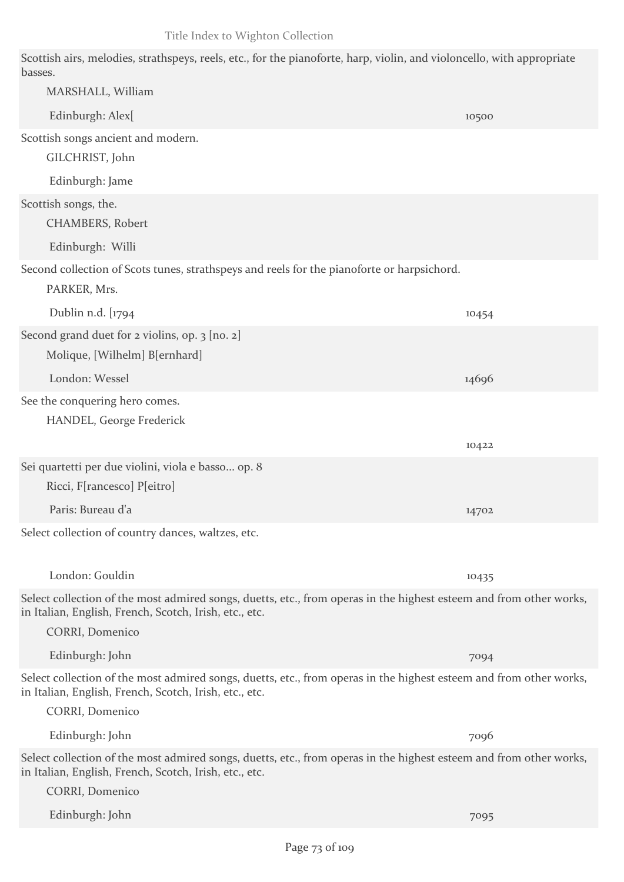Scottish airs, melodies, strathspeys, reels, etc., for the pianoforte, harp, violin, and violoncello, with appropriate basses.
MARSHALL, William
Edinburgh: Alex[ 10500

Scottish songs ancient and modern.
GILCHRIST, John
Edinburgh: Jame

Scottish songs, the.
CHAMBERS, Robert
Edinburgh: Willi

Second collection of Scots tunes, strathspeys and reels for the pianoforte or harpsichord.
PARKER, Mrs.
Dublin n.d. [1794 10454

Second grand duet for 2 violins, op. 3 [no. 2]
Molique, [Wilhelm] B[ernhard]
London: Wessel 14696

See the conquering hero comes.
HANDEL, George Frederick
10422

Sei quartetti per due violini, viola e basso... op. 8
Ricci, F[rancesco] P[eitro]
Paris: Bureau d'a 14702

Select collection of country dances, waltzes, etc.
London: Gouldin 10435

Select collection of the most admired songs, duetts, etc., from operas in the highest esteem and from other works, in Italian, English, French, Scotch, Irish, etc., etc.
CORRI, Domenico
Edinburgh: John 7094

Select collection of the most admired songs, duetts, etc., from operas in the highest esteem and from other works, in Italian, English, French, Scotch, Irish, etc., etc.
CORRI, Domenico
Edinburgh: John 7096

Select collection of the most admired songs, duetts, etc., from operas in the highest esteem and from other works, in Italian, English, French, Scotch, Irish, etc., etc.
CORRI, Domenico
Edinburgh: John 7095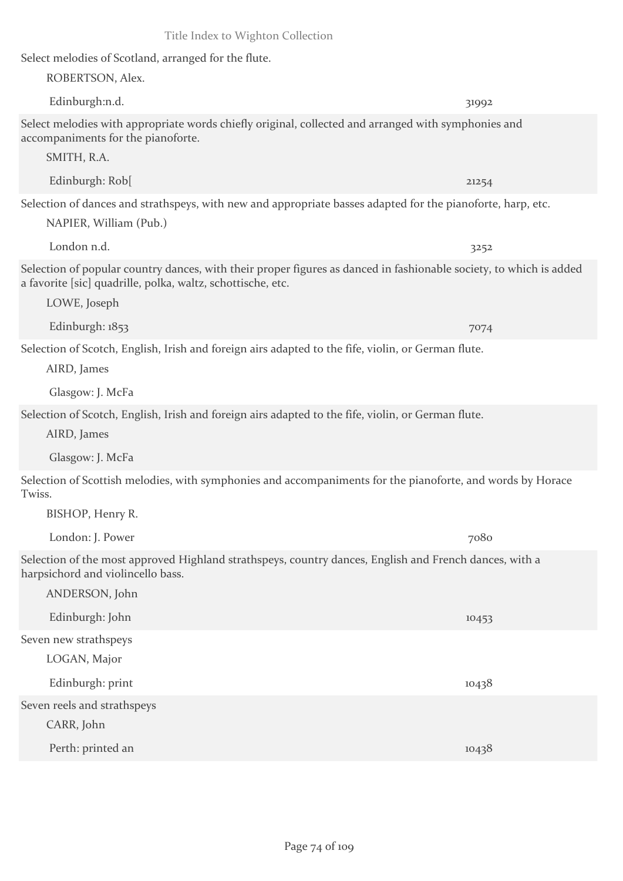Select melodies of Scotland, arranged for the flute.

ROBERTSON, Alex.

Edinburgh:n.d. 31992

Select melodies with appropriate words chiefly original, collected and arranged with symphonies and accompaniments for the pianoforte.

SMITH, R.A.

Edinburgh: Rob[ 21254

Selection of dances and strathspeys, with new and appropriate basses adapted for the pianoforte, harp, etc.

NAPIER, William (Pub.)

London n.d. 3252

Selection of popular country dances, with their proper figures as danced in fashionable society, to which is added a favorite [sic] quadrille, polka, waltz, schottische, etc.

LOWE, Joseph

Edinburgh: 1853 7074

Selection of Scotch, English, Irish and foreign airs adapted to the fife, violin, or German flute.

AIRD, James

Glasgow: J. McFa

Selection of Scotch, English, Irish and foreign airs adapted to the fife, violin, or German flute.

AIRD, James

Glasgow: J. McFa

Selection of Scottish melodies, with symphonies and accompaniments for the pianoforte, and words by Horace Twiss.

BISHOP, Henry R.

London: J. Power 7080

Selection of the most approved Highland strathspeys, country dances, English and French dances, with a harpsichord and violincello bass.

ANDERSON, John

Edinburgh: John 10453

Seven new strathspeys

LOGAN, Major

Edinburgh: print 10438

Seven reels and strathspeys

CARR, John

Perth: printed an 10438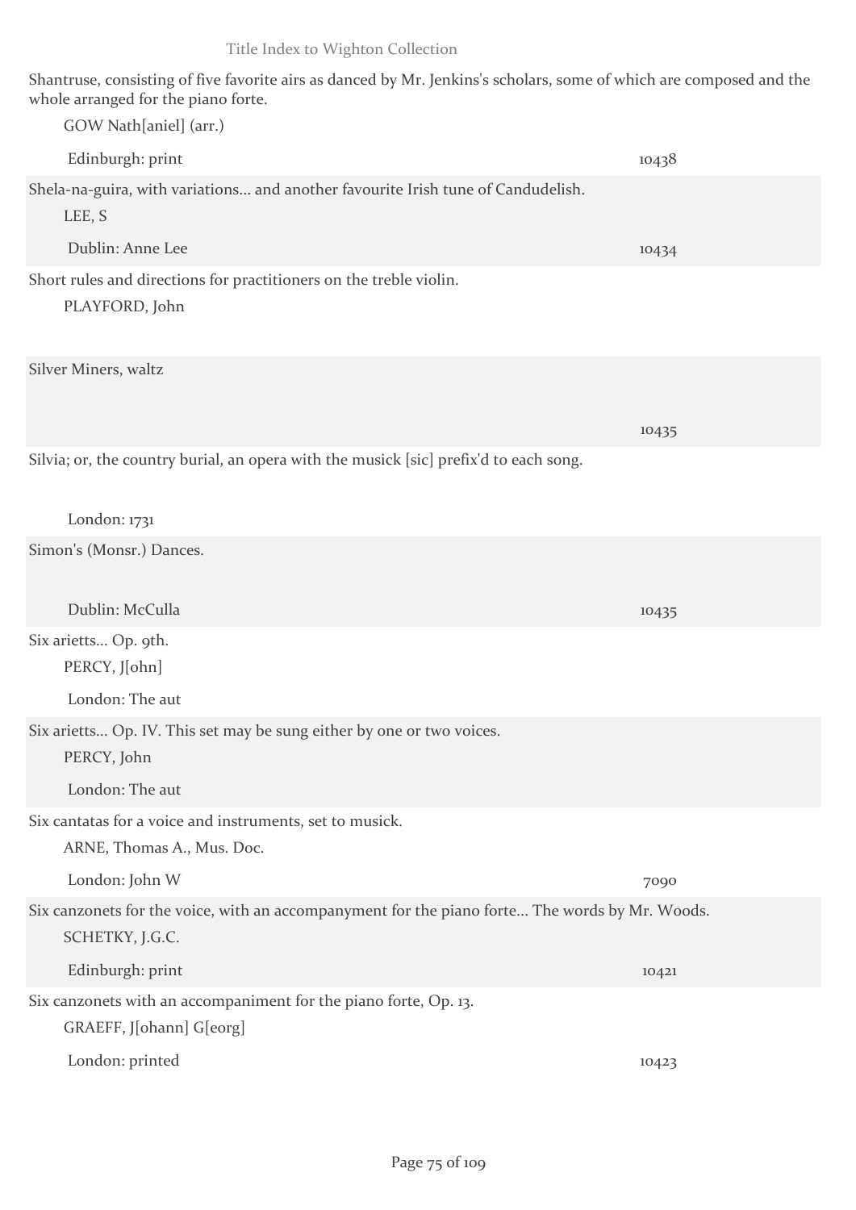Shantruse, consisting of five favorite airs as danced by Mr. Jenkins's scholars, some of which are composed and the whole arranged for the piano forte.

GOW Nath[aniel] (arr.)

Edinburgh: print 10438

Shela-na-guira, with variations... and another favourite Irish tune of Candudelish.

LEE, S

Dublin: Anne Lee 10434

Short rules and directions for practitioners on the treble violin.

PLAYFORD, John

Silver Miners, waltz

10435

Silvia; or, the country burial, an opera with the musick [sic] prefix'd to each song.

London: 1731

Simon's (Monsr.) Dances.

Dublin: McCulla 10435

Six arietts... Op. 9th.

PERCY, J[ohn]

London: The aut

Six arietts... Op. IV. This set may be sung either by one or two voices.

PERCY, John

London: The aut

Six cantatas for a voice and instruments, set to musick.

ARNE, Thomas A., Mus. Doc.

London: John W 7090

Six canzonets for the voice, with an accompanyment for the piano forte... The words by Mr. Woods.

SCHETKY, J.G.C.

Edinburgh: print 10421

Six canzonets with an accompaniment for the piano forte, Op. 13.

GRAEFF, J[ohann] G[eorg]

London: printed 10423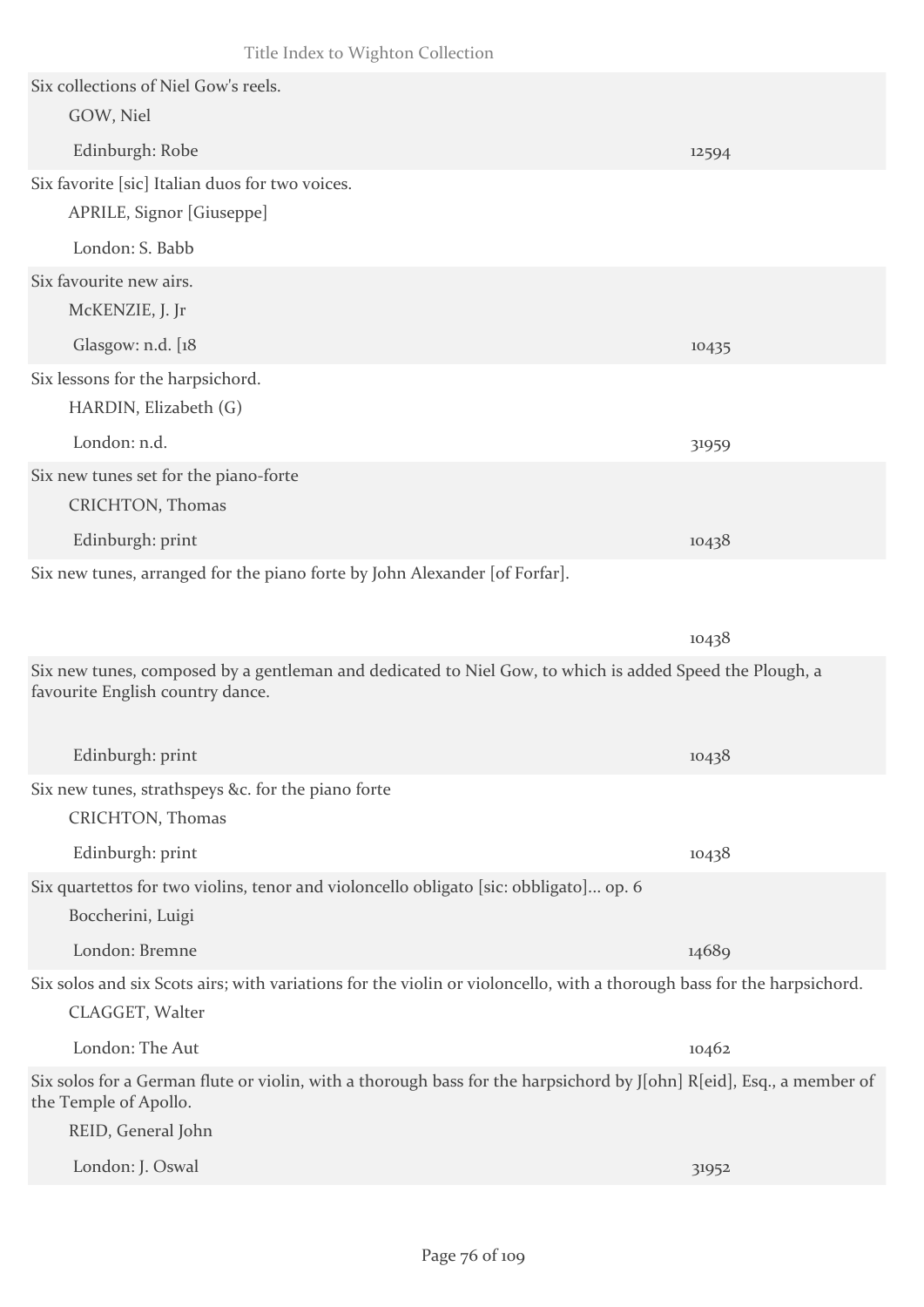Six collections of Niel Gow's reels.

GOW, Niel

Edinburgh: Robe — 12594

Six favorite [sic] Italian duos for two voices.

APRILE, Signor [Giuseppe]

London: S. Babb

Six favourite new airs.

McKENZIE, J. Jr

Glasgow: n.d. [18 — 10435

Six lessons for the harpsichord.

HARDIN, Elizabeth (G)

London: n.d. — 31959

Six new tunes set for the piano-forte

CRICHTON, Thomas

Edinburgh: print — 10438

Six new tunes, arranged for the piano forte by John Alexander [of Forfar].

10438

Six new tunes, composed by a gentleman and dedicated to Niel Gow, to which is added Speed the Plough, a favourite English country dance.

Edinburgh: print — 10438

Six new tunes, strathspeys &c. for the piano forte

CRICHTON, Thomas

Edinburgh: print — 10438

Six quartettos for two violins, tenor and violoncello obligato [sic: obbligato]... op. 6

Boccherini, Luigi

London: Bremne — 14689

Six solos and six Scots airs; with variations for the violin or violoncello, with a thorough bass for the harpsichord.

CLAGGET, Walter

London: The Aut — 10462

Six solos for a German flute or violin, with a thorough bass for the harpsichord by J[ohn] R[eid], Esq., a member of the Temple of Apollo.

REID, General John

London: J. Oswal — 31952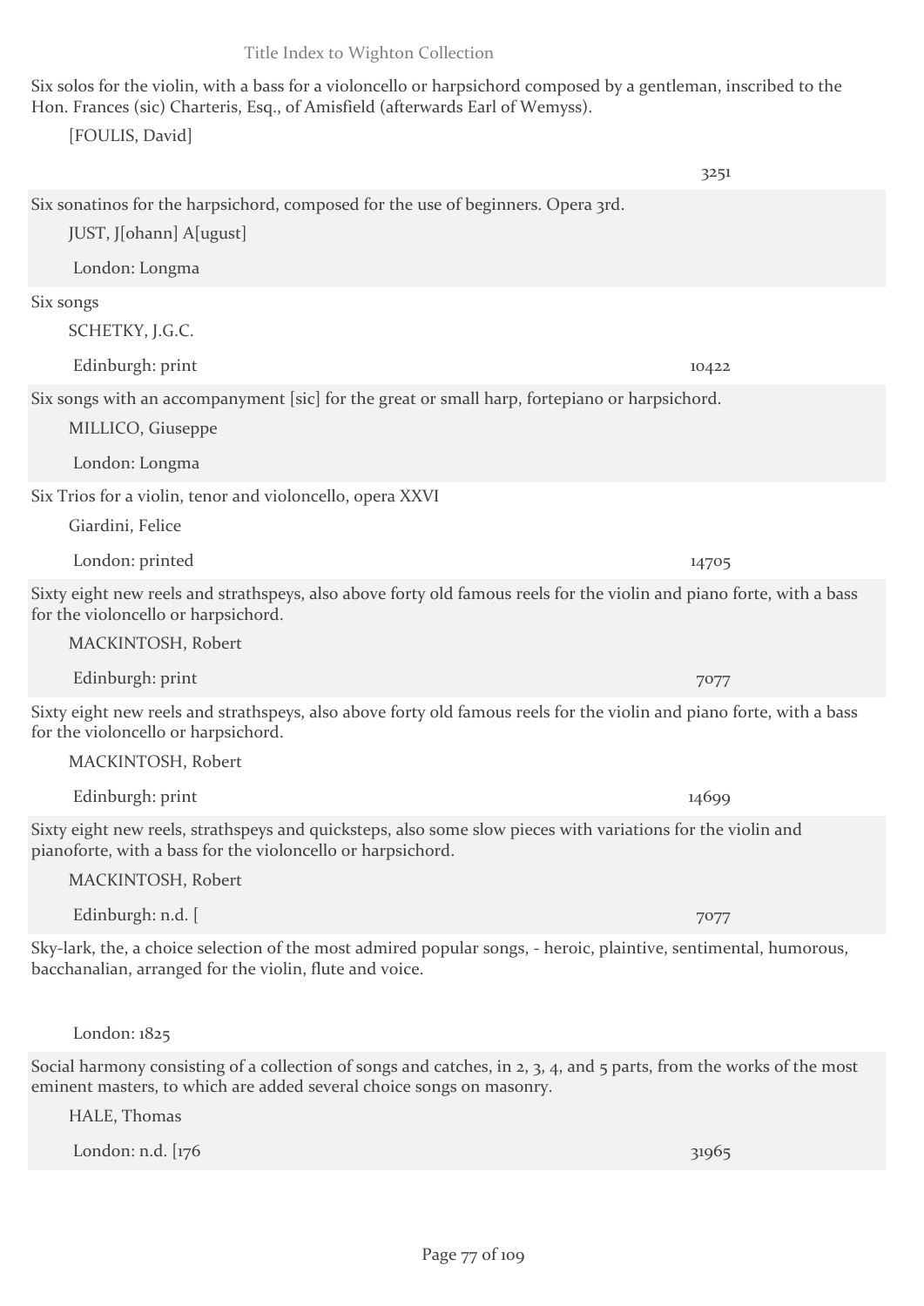Six solos for the violin, with a bass for a violoncello or harpsichord composed by a gentleman, inscribed to the Hon. Frances (sic) Charteris, Esq., of Amisfield (afterwards Earl of Wemyss).

[FOULIS, David]

3251

Six sonatinos for the harpsichord, composed for the use of beginners. Opera 3rd.

JUST, J[ohann] A[ugust]

London: Longma

Six songs

SCHETKY, J.G.C.

Edinburgh: print 10422

Six songs with an accompanyment [sic] for the great or small harp, fortepiano or harpsichord.

MILLICO, Giuseppe

London: Longma

Six Trios for a violin, tenor and violoncello, opera XXVI

Giardini, Felice

London: printed 14705

Sixty eight new reels and strathspeys, also above forty old famous reels for the violin and piano forte, with a bass for the violoncello or harpsichord.

MACKINTOSH, Robert

Edinburgh: print 7077

Sixty eight new reels and strathspeys, also above forty old famous reels for the violin and piano forte, with a bass for the violoncello or harpsichord.

MACKINTOSH, Robert

Edinburgh: print 14699

Sixty eight new reels, strathspeys and quicksteps, also some slow pieces with variations for the violin and pianoforte, with a bass for the violoncello or harpsichord.

MACKINTOSH, Robert

Edinburgh: n.d. [ 7077

Sky-lark, the, a choice selection of the most admired popular songs, - heroic, plaintive, sentimental, humorous, bacchanalian, arranged for the violin, flute and voice.

London: 1825

Social harmony consisting of a collection of songs and catches, in 2, 3, 4, and 5 parts, from the works of the most eminent masters, to which are added several choice songs on masonry.

HALE, Thomas

London: n.d. [176 31965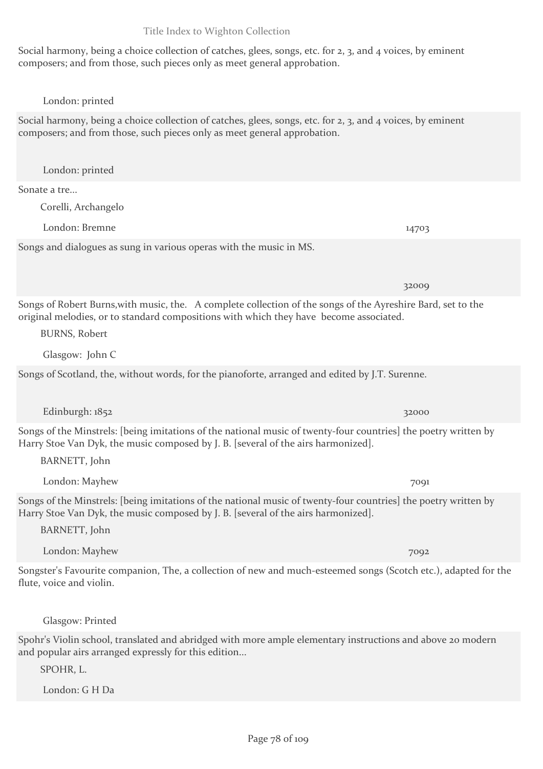Social harmony, being a choice collection of catches, glees, songs, etc. for 2, 3, and 4 voices, by eminent composers; and from those, such pieces only as meet general approbation.

London: printed

Social harmony, being a choice collection of catches, glees, songs, etc. for 2, 3, and 4 voices, by eminent composers; and from those, such pieces only as meet general approbation.

London: printed

Sonate a tre...

Corelli, Archangelo

London: Bremne 14703

Songs and dialogues as sung in various operas with the music in MS.

32009

Songs of Robert Burns,with music, the. A complete collection of the songs of the Ayreshire Bard, set to the original melodies, or to standard compositions with which they have become associated.

BURNS, Robert

Glasgow: John C

Songs of Scotland, the, without words, for the pianoforte, arranged and edited by J.T. Surenne.

Edinburgh: 1852 32000

Songs of the Minstrels: [being imitations of the national music of twenty-four countries] the poetry written by Harry Stoe Van Dyk, the music composed by J. B. [several of the airs harmonized].

BARNETT, John

London: Mayhew 7091

Songs of the Minstrels: [being imitations of the national music of twenty-four countries] the poetry written by Harry Stoe Van Dyk, the music composed by J. B. [several of the airs harmonized].

BARNETT, John

London: Mayhew 7092

Songster's Favourite companion, The, a collection of new and much-esteemed songs (Scotch etc.), adapted for the flute, voice and violin.

Glasgow: Printed

Spohr's Violin school, translated and abridged with more ample elementary instructions and above 20 modern and popular airs arranged expressly for this edition...

SPOHR, L.

London: G H Da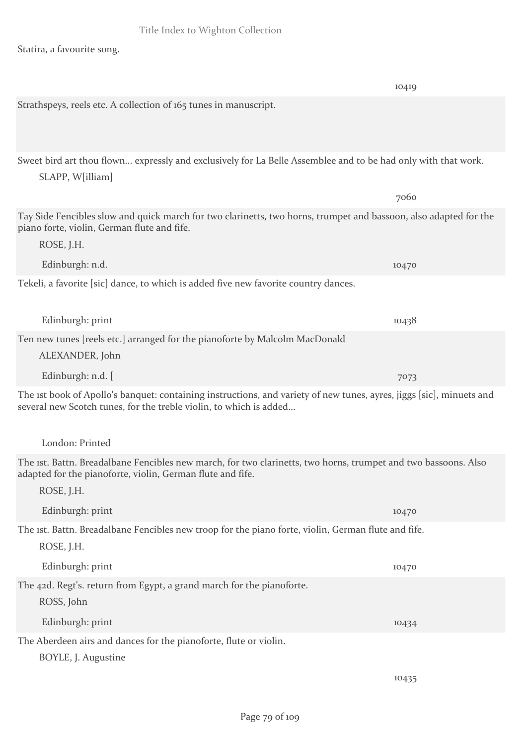Statira, a favourite song.

10419

Strathspeys, reels etc. A collection of 165 tunes in manuscript.

Sweet bird art thou flown... expressly and exclusively for La Belle Assemblee and to be had only with that work.

SLAPP, W[illiam]

7060

Tay Side Fencibles slow and quick march for two clarinetts, two horns, trumpet and bassoon, also adapted for the piano forte, violin, German flute and fife.

ROSE, J.H.

Edinburgh: n.d. 10470

Tekeli, a favorite [sic] dance, to which is added five new favorite country dances.

Edinburgh: print 10438

Ten new tunes [reels etc.] arranged for the pianoforte by Malcolm MacDonald

ALEXANDER, John

Edinburgh: n.d. [ 7073

The 1st book of Apollo's banquet: containing instructions, and variety of new tunes, ayres, jiggs [sic], minuets and several new Scotch tunes, for the treble violin, to which is added...

London: Printed

The 1st. Battn. Breadalbane Fencibles new march, for two clarinetts, two horns, trumpet and two bassoons. Also adapted for the pianoforte, violin, German flute and fife.

ROSE, J.H.

Edinburgh: print 10470

The 1st. Battn. Breadalbane Fencibles new troop for the piano forte, violin, German flute and fife.

ROSE, J.H.

Edinburgh: print 10470

The 42d. Regt's. return from Egypt, a grand march for the pianoforte.

ROSS, John

Edinburgh: print 10434

The Aberdeen airs and dances for the pianoforte, flute or violin.

BOYLE, J. Augustine

10435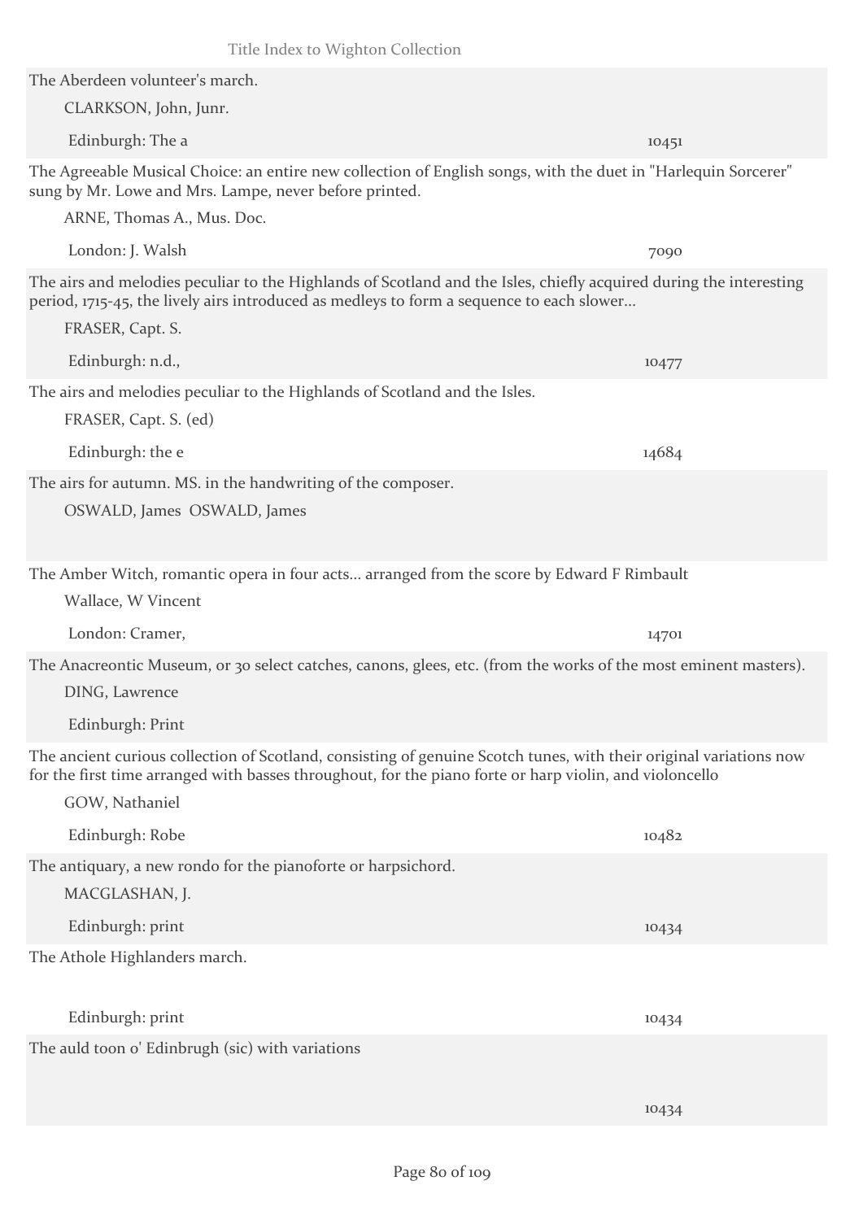The Aberdeen volunteer's march.

CLARKSON, John, Junr.

Edinburgh: The a 10451

The Agreeable Musical Choice: an entire new collection of English songs, with the duet in "Harlequin Sorcerer" sung by Mr. Lowe and Mrs. Lampe, never before printed.

ARNE, Thomas A., Mus. Doc.

London: J. Walsh 7090

The airs and melodies peculiar to the Highlands of Scotland and the Isles, chiefly acquired during the interesting period, 1715-45, the lively airs introduced as medleys to form a sequence to each slower...

FRASER, Capt. S.

Edinburgh: n.d., 10477

The airs and melodies peculiar to the Highlands of Scotland and the Isles.

FRASER, Capt. S. (ed)

Edinburgh: the e 14684

The airs for autumn. MS. in the handwriting of the composer.

OSWALD, James OSWALD, James

The Amber Witch, romantic opera in four acts... arranged from the score by Edward F Rimbault

Wallace, W Vincent

London: Cramer, 14701

The Anacreontic Museum, or 30 select catches, canons, glees, etc. (from the works of the most eminent masters).

DING, Lawrence

Edinburgh: Print

The ancient curious collection of Scotland, consisting of genuine Scotch tunes, with their original variations now for the first time arranged with basses throughout, for the piano forte or harp violin, and violoncello

GOW, Nathaniel

Edinburgh: Robe 10482

The antiquary, a new rondo for the pianoforte or harpsichord.

MACGLASHAN, J.

Edinburgh: print 10434

The Athole Highlanders march.

Edinburgh: print 10434

The auld toon o' Edinbrugh (sic) with variations

10434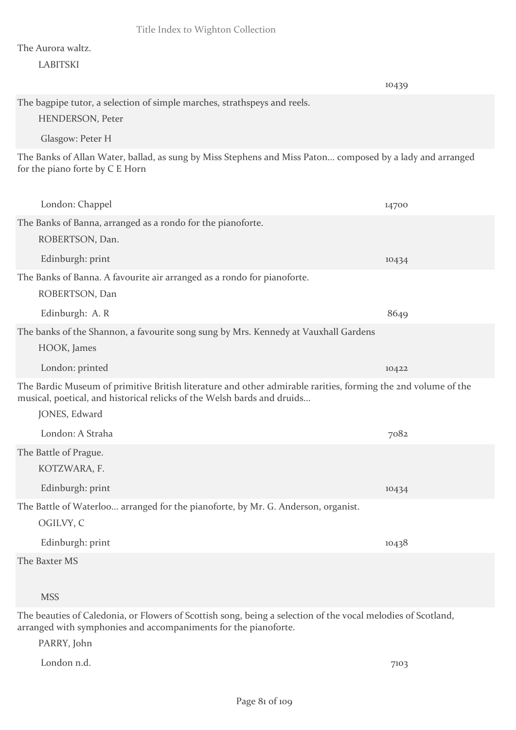The Aurora waltz.

LABITSKI

10439

The bagpipe tutor, a selection of simple marches, strathspeys and reels.

HENDERSON, Peter

Glasgow: Peter H

The Banks of Allan Water, ballad, as sung by Miss Stephens and Miss Paton... composed by a lady and arranged for the piano forte by C E Horn

London: Chappel 14700

The Banks of Banna, arranged as a rondo for the pianoforte.

ROBERTSON, Dan.

Edinburgh: print 10434

The Banks of Banna. A favourite air arranged as a rondo for pianoforte.

ROBERTSON, Dan

Edinburgh: A. R 8649

The banks of the Shannon, a favourite song sung by Mrs. Kennedy at Vauxhall Gardens

HOOK, James

London: printed 10422

The Bardic Museum of primitive British literature and other admirable rarities, forming the 2nd volume of the musical, poetical, and historical relicks of the Welsh bards and druids...

JONES, Edward

London: A Straha 7082

The Battle of Prague.

KOTZWARA, F.

Edinburgh: print 10434

The Battle of Waterloo... arranged for the pianoforte, by Mr. G. Anderson, organist.

OGILVY, C

Edinburgh: print 10438

The Baxter MS

MSS

The beauties of Caledonia, or Flowers of Scottish song, being a selection of the vocal melodies of Scotland, arranged with symphonies and accompaniments for the pianoforte.

PARRY, John

London n.d. 7103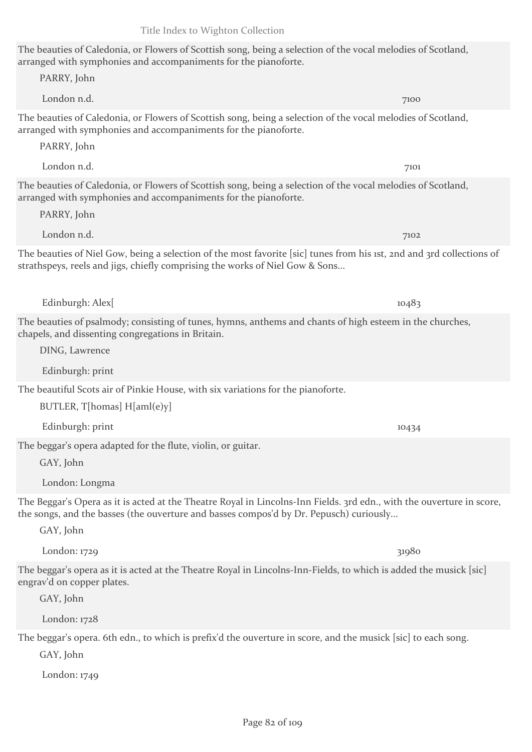The beauties of Caledonia, or Flowers of Scottish song, being a selection of the vocal melodies of Scotland, arranged with symphonies and accompaniments for the pianoforte.

PARRY, John

London n.d. 7100

The beauties of Caledonia, or Flowers of Scottish song, being a selection of the vocal melodies of Scotland, arranged with symphonies and accompaniments for the pianoforte.

PARRY, John

London n.d. 7101

The beauties of Caledonia, or Flowers of Scottish song, being a selection of the vocal melodies of Scotland, arranged with symphonies and accompaniments for the pianoforte.

PARRY, John

London n.d. 7102

The beauties of Niel Gow, being a selection of the most favorite [sic] tunes from his 1st, 2nd and 3rd collections of strathspeys, reels and jigs, chiefly comprising the works of Niel Gow & Sons...

Edinburgh: Alex[ 10483

The beauties of psalmody; consisting of tunes, hymns, anthems and chants of high esteem in the churches, chapels, and dissenting congregations in Britain.

DING, Lawrence

Edinburgh: print

The beautiful Scots air of Pinkie House, with six variations for the pianoforte.

BUTLER, T[homas] H[aml(e)y]

Edinburgh: print 10434

The beggar's opera adapted for the flute, violin, or guitar.

GAY, John

London: Longma

The Beggar's Opera as it is acted at the Theatre Royal in Lincolns-Inn Fields. 3rd edn., with the ouverture in score, the songs, and the basses (the ouverture and basses compos'd by Dr. Pepusch) curiously...

GAY, John

London: 1729 31980

The beggar's opera as it is acted at the Theatre Royal in Lincolns-Inn-Fields, to which is added the musick [sic] engrav'd on copper plates.

GAY, John

London: 1728

The beggar's opera. 6th edn., to which is prefix'd the ouverture in score, and the musick [sic] to each song.

GAY, John

London: 1749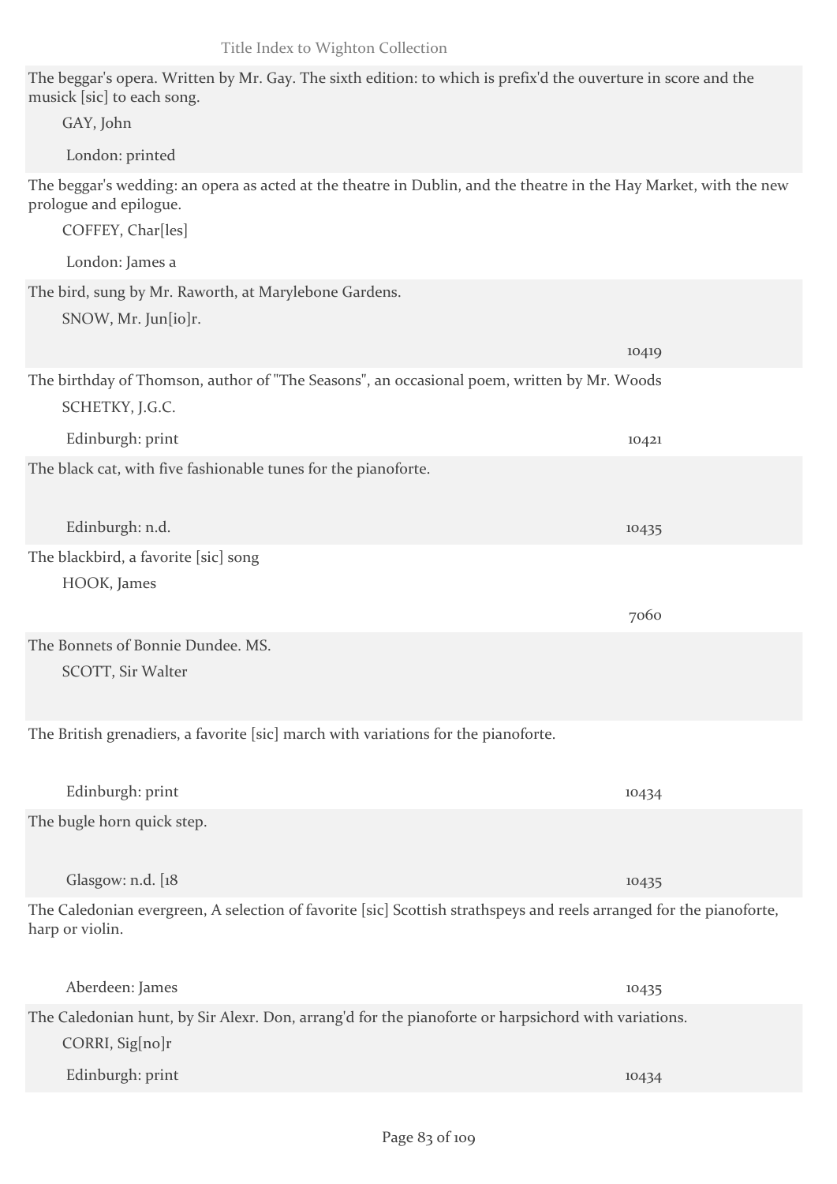The beggar's opera. Written by Mr. Gay. The sixth edition: to which is prefix'd the ouverture in score and the musick [sic] to each song.

GAY, John

London: printed

The beggar's wedding: an opera as acted at the theatre in Dublin, and the theatre in the Hay Market, with the new prologue and epilogue.

COFFEY, Char[les]

London: James a

The bird, sung by Mr. Raworth, at Marylebone Gardens.

SNOW, Mr. Jun[io]r.

10419

The birthday of Thomson, author of "The Seasons", an occasional poem, written by Mr. Woods

SCHETKY, J.G.C.

Edinburgh: print 10421

The black cat, with five fashionable tunes for the pianoforte.

Edinburgh: n.d. 10435

The blackbird, a favorite [sic] song

HOOK, James

7060

The Bonnets of Bonnie Dundee. MS.

SCOTT, Sir Walter

The British grenadiers, a favorite [sic] march with variations for the pianoforte.

Edinburgh: print 10434

The bugle horn quick step.

Glasgow: n.d. [18 10435

The Caledonian evergreen, A selection of favorite [sic] Scottish strathspeys and reels arranged for the pianoforte, harp or violin.

Aberdeen: James 10435

The Caledonian hunt, by Sir Alexr. Don, arrang'd for the pianoforte or harpsichord with variations.

CORRI, Sig[no]r

Edinburgh: print 10434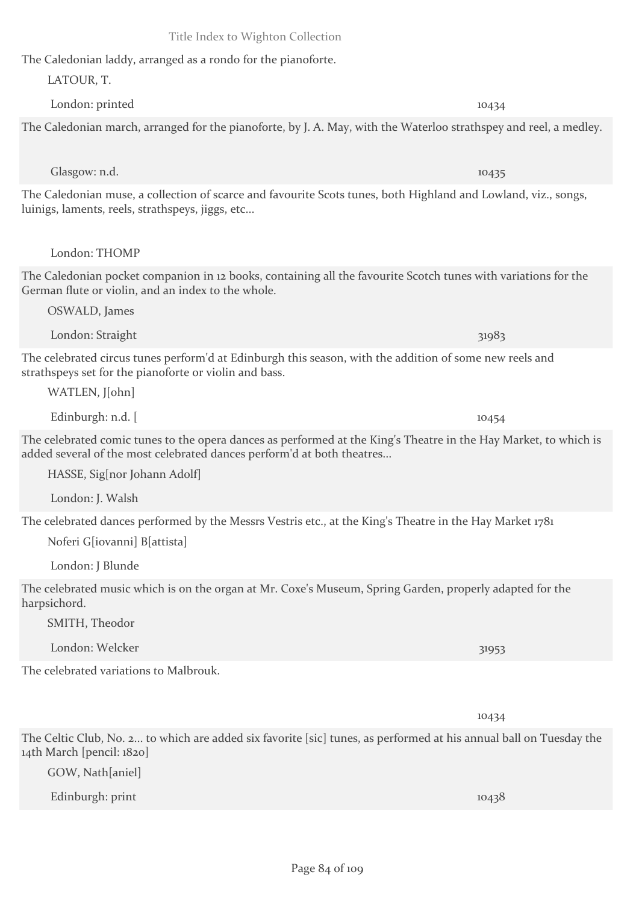The Caledonian laddy, arranged as a rondo for the pianoforte.

LATOUR, T.

London: printed 10434

The Caledonian march, arranged for the pianoforte, by J. A. May, with the Waterloo strathspey and reel, a medley.

Glasgow: n.d. 10435

The Caledonian muse, a collection of scarce and favourite Scots tunes, both Highland and Lowland, viz., songs, luinigs, laments, reels, strathspeys, jiggs, etc...

London: THOMP

The Caledonian pocket companion in 12 books, containing all the favourite Scotch tunes with variations for the German flute or violin, and an index to the whole.

OSWALD, James

London: Straight 31983

The celebrated circus tunes perform'd at Edinburgh this season, with the addition of some new reels and strathspeys set for the pianoforte or violin and bass.

WATLEN, J[ohn]

Edinburgh: n.d. [ 10454

The celebrated comic tunes to the opera dances as performed at the King's Theatre in the Hay Market, to which is added several of the most celebrated dances perform'd at both theatres...

HASSE, Sig[nor Johann Adolf]

London: J. Walsh

The celebrated dances performed by the Messrs Vestris etc., at the King's Theatre in the Hay Market 1781

Noferi G[iovanni] B[attista]

London: J Blunde

The celebrated music which is on the organ at Mr. Coxe's Museum, Spring Garden, properly adapted for the harpsichord.

SMITH, Theodor

London: Welcker 31953

The celebrated variations to Malbrouk.

10434

The Celtic Club, No. 2... to which are added six favorite [sic] tunes, as performed at his annual ball on Tuesday the 14th March [pencil: 1820]

GOW, Nath[aniel]

Edinburgh: print 10438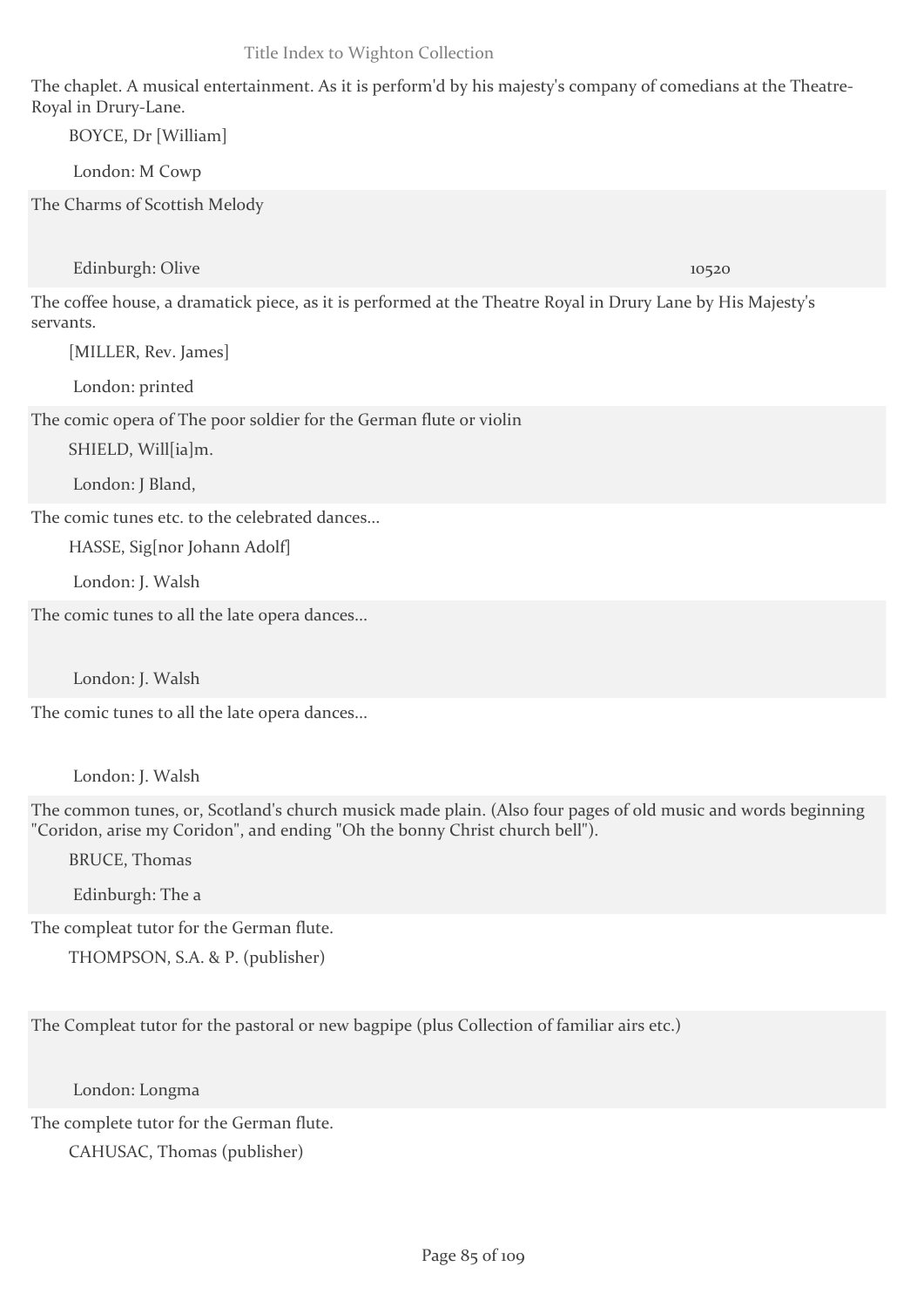The chaplet. A musical entertainment. As it is perform'd by his majesty's company of comedians at the Theatre-Royal in Drury-Lane.

BOYCE, Dr [William]

London: M Cowp

The Charms of Scottish Melody

Edinburgh: Olive 10520

The coffee house, a dramatick piece, as it is performed at the Theatre Royal in Drury Lane by His Majesty's servants.

[MILLER, Rev. James]

London: printed

The comic opera of The poor soldier for the German flute or violin

SHIELD, Will[ia]m.

London: J Bland,

The comic tunes etc. to the celebrated dances...

HASSE, Sig[nor Johann Adolf]

London: J. Walsh

The comic tunes to all the late opera dances...

London: J. Walsh

The comic tunes to all the late opera dances...

London: J. Walsh

The common tunes, or, Scotland's church musick made plain. (Also four pages of old music and words beginning "Coridon, arise my Coridon", and ending "Oh the bonny Christ church bell").

BRUCE, Thomas

Edinburgh: The a

The compleat tutor for the German flute.

THOMPSON, S.A. & P. (publisher)

The Compleat tutor for the pastoral or new bagpipe (plus Collection of familiar airs etc.)

London: Longma

The complete tutor for the German flute.

CAHUSAC, Thomas (publisher)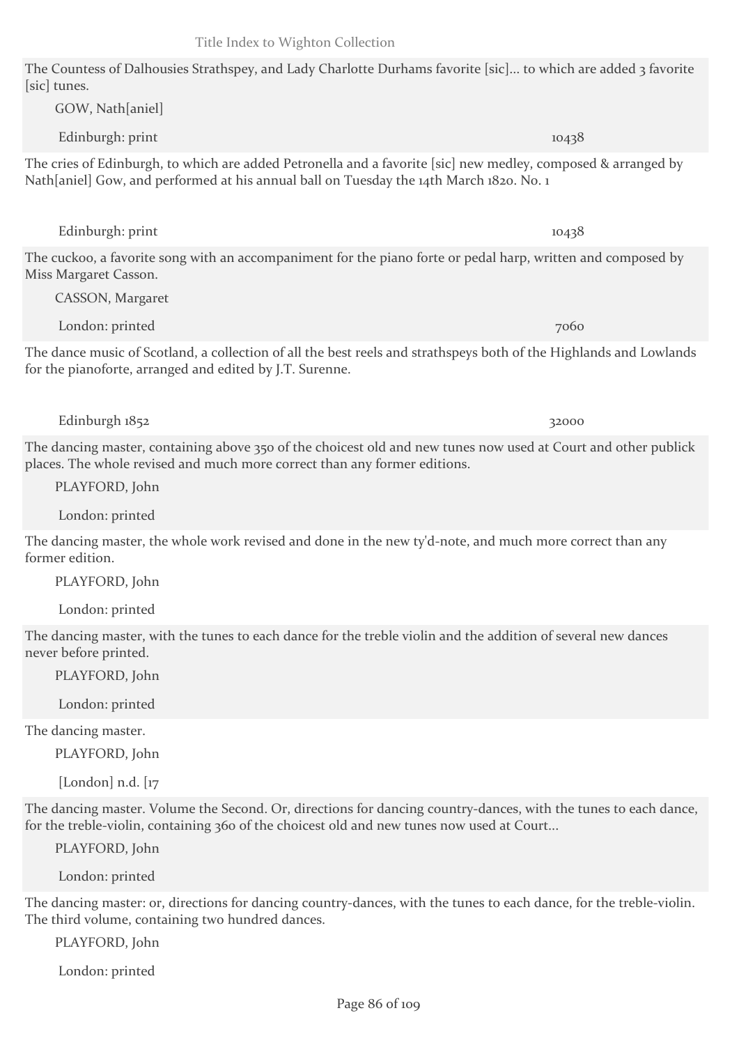The Countess of Dalhousies Strathspey, and Lady Charlotte Durhams favorite [sic]... to which are added 3 favorite [sic] tunes.

GOW, Nath[aniel]

Edinburgh: print 10438

The cries of Edinburgh, to which are added Petronella and a favorite [sic] new medley, composed & arranged by Nath[aniel] Gow, and performed at his annual ball on Tuesday the 14th March 1820. No. 1

Edinburgh: print 10438

The cuckoo, a favorite song with an accompaniment for the piano forte or pedal harp, written and composed by Miss Margaret Casson.

CASSON, Margaret

London: printed 7060

The dance music of Scotland, a collection of all the best reels and strathspeys both of the Highlands and Lowlands for the pianoforte, arranged and edited by J.T. Surenne.

Edinburgh 1852 32000

The dancing master, containing above 350 of the choicest old and new tunes now used at Court and other publick places. The whole revised and much more correct than any former editions.

PLAYFORD, John

London: printed

The dancing master, the whole work revised and done in the new ty'd-note, and much more correct than any former edition.

PLAYFORD, John

London: printed

The dancing master, with the tunes to each dance for the treble violin and the addition of several new dances never before printed.

PLAYFORD, John

London: printed

The dancing master.

PLAYFORD, John

[London] n.d. [17

The dancing master. Volume the Second. Or, directions for dancing country-dances, with the tunes to each dance, for the treble-violin, containing 360 of the choicest old and new tunes now used at Court...

PLAYFORD, John

London: printed

The dancing master: or, directions for dancing country-dances, with the tunes to each dance, for the treble-violin. The third volume, containing two hundred dances.

PLAYFORD, John

London: printed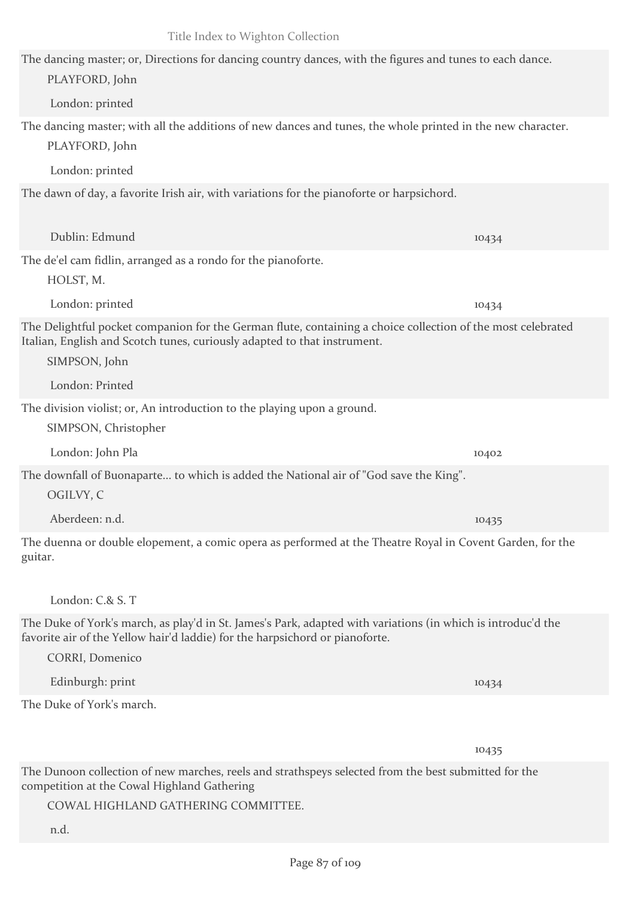The dancing master; or, Directions for dancing country dances, with the figures and tunes to each dance.

PLAYFORD, John

London: printed

The dancing master; with all the additions of new dances and tunes, the whole printed in the new character.

PLAYFORD, John

London: printed

The dawn of day, a favorite Irish air, with variations for the pianoforte or harpsichord.

Dublin: Edmund — 10434

The de'el cam fidlin, arranged as a rondo for the pianoforte.

HOLST, M.

London: printed — 10434

The Delightful pocket companion for the German flute, containing a choice collection of the most celebrated Italian, English and Scotch tunes, curiously adapted to that instrument.

SIMPSON, John

London: Printed

The division violist; or, An introduction to the playing upon a ground.

SIMPSON, Christopher

London: John Pla — 10402

The downfall of Buonaparte... to which is added the National air of "God save the King".

OGILVY, C

Aberdeen: n.d. — 10435

The duenna or double elopement, a comic opera as performed at the Theatre Royal in Covent Garden, for the guitar.

London: C.& S. T

The Duke of York's march, as play'd in St. James's Park, adapted with variations (in which is introduc'd the favorite air of the Yellow hair'd laddie) for the harpsichord or pianoforte.

CORRI, Domenico

Edinburgh: print — 10434

The Duke of York's march.

10435

The Dunoon collection of new marches, reels and strathspeys selected from the best submitted for the competition at the Cowal Highland Gathering

COWAL HIGHLAND GATHERING COMMITTEE.

n.d.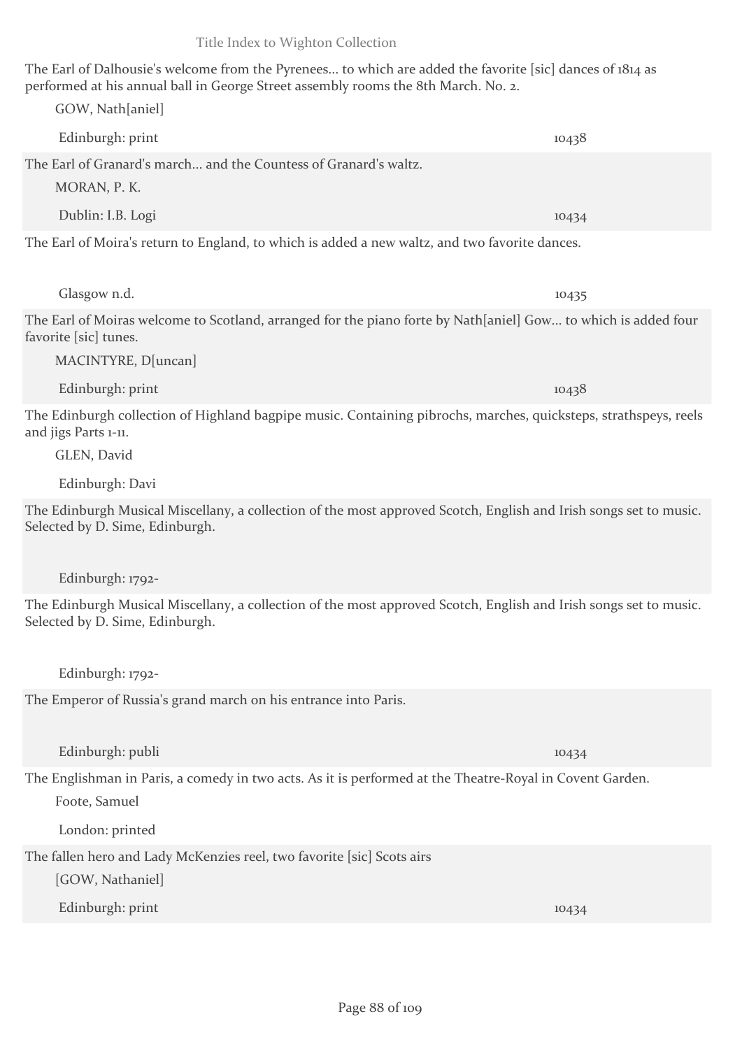The Earl of Dalhousie's welcome from the Pyrenees... to which are added the favorite [sic] dances of 1814 as performed at his annual ball in George Street assembly rooms the 8th March. No. 2.

GOW, Nath[aniel]

Edinburgh: print — 10438

The Earl of Granard's march... and the Countess of Granard's waltz.

MORAN, P. K.

Dublin: I.B. Logi — 10434

The Earl of Moira's return to England, to which is added a new waltz, and two favorite dances.

Glasgow n.d. — 10435

The Earl of Moiras welcome to Scotland, arranged for the piano forte by Nath[aniel] Gow... to which is added four favorite [sic] tunes.

MACINTYRE, D[uncan]

Edinburgh: print — 10438

The Edinburgh collection of Highland bagpipe music. Containing pibrochs, marches, quicksteps, strathspeys, reels and jigs Parts 1-11.

GLEN, David

Edinburgh: Davi

The Edinburgh Musical Miscellany, a collection of the most approved Scotch, English and Irish songs set to music. Selected by D. Sime, Edinburgh.

Edinburgh: 1792-

The Edinburgh Musical Miscellany, a collection of the most approved Scotch, English and Irish songs set to music. Selected by D. Sime, Edinburgh.

Edinburgh: 1792-

The Emperor of Russia's grand march on his entrance into Paris.

Edinburgh: publi — 10434

The Englishman in Paris, a comedy in two acts. As it is performed at the Theatre-Royal in Covent Garden.

Foote, Samuel

London: printed

The fallen hero and Lady McKenzies reel, two favorite [sic] Scots airs

[GOW, Nathaniel]

Edinburgh: print — 10434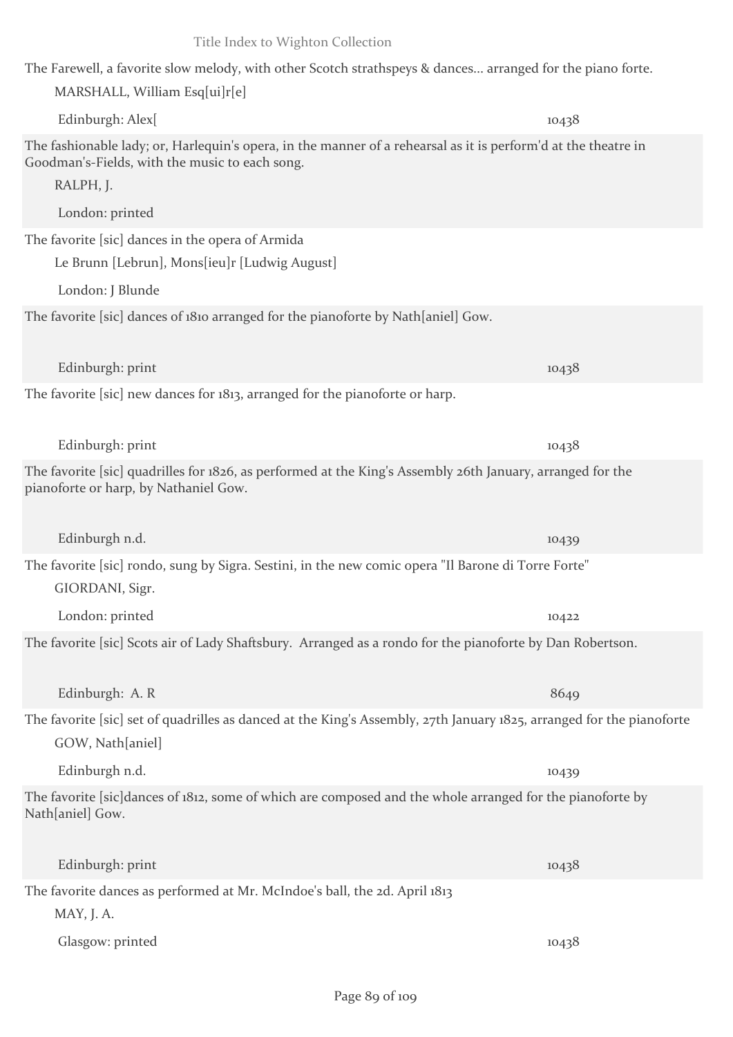The Farewell, a favorite slow melody, with other Scotch strathspeys & dances... arranged for the piano forte.

MARSHALL, William Esq[ui]r[e]

Edinburgh: Alex[ 10438

The fashionable lady; or, Harlequin's opera, in the manner of a rehearsal as it is perform'd at the theatre in Goodman's-Fields, with the music to each song.

RALPH, J.

London: printed

The favorite [sic] dances in the opera of Armida

Le Brunn [Lebrun], Mons[ieu]r [Ludwig August]

London: J Blunde

The favorite [sic] dances of 1810 arranged for the pianoforte by Nath[aniel] Gow.

Edinburgh: print 10438

The favorite [sic] new dances for 1813, arranged for the pianoforte or harp.

Edinburgh: print 10438

The favorite [sic] quadrilles for 1826, as performed at the King's Assembly 26th January, arranged for the pianoforte or harp, by Nathaniel Gow.

Edinburgh n.d. 10439

The favorite [sic] rondo, sung by Sigra. Sestini, in the new comic opera "Il Barone di Torre Forte"

GIORDANI, Sigr.

London: printed 10422

The favorite [sic] Scots air of Lady Shaftsbury. Arranged as a rondo for the pianoforte by Dan Robertson.

Edinburgh: A. R 8649

The favorite [sic] set of quadrilles as danced at the King's Assembly, 27th January 1825, arranged for the pianoforte

GOW, Nath[aniel]

Edinburgh n.d. 10439

The favorite [sic]dances of 1812, some of which are composed and the whole arranged for the pianoforte by Nath[aniel] Gow.

Edinburgh: print 10438

The favorite dances as performed at Mr. McIndoe's ball, the 2d. April 1813

MAY, J. A.

Glasgow: printed 10438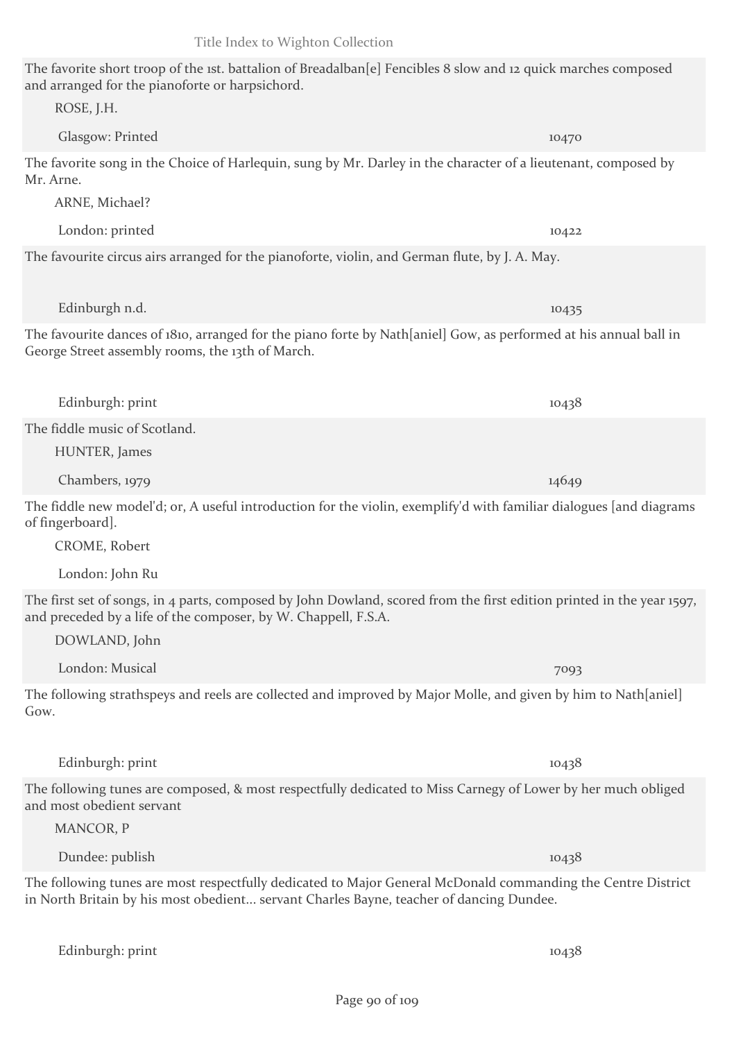The favorite short troop of the 1st. battalion of Breadalban[e] Fencibles 8 slow and 12 quick marches composed and arranged for the pianoforte or harpsichord.

ROSE, J.H.

Glasgow: Printed 10470

The favorite song in the Choice of Harlequin, sung by Mr. Darley in the character of a lieutenant, composed by Mr. Arne.

ARNE, Michael?

London: printed 10422

The favourite circus airs arranged for the pianoforte, violin, and German flute, by J. A. May.

Edinburgh n.d. 10435

The favourite dances of 1810, arranged for the piano forte by Nath[aniel] Gow, as performed at his annual ball in George Street assembly rooms, the 13th of March.

Edinburgh: print 10438

The fiddle music of Scotland.

HUNTER, James

Chambers, 1979 14649

The fiddle new model'd; or, A useful introduction for the violin, exemplify'd with familiar dialogues [and diagrams of fingerboard].

CROME, Robert

London: John Ru

The first set of songs, in 4 parts, composed by John Dowland, scored from the first edition printed in the year 1597, and preceded by a life of the composer, by W. Chappell, F.S.A.

DOWLAND, John

London: Musical 7093

The following strathspeys and reels are collected and improved by Major Molle, and given by him to Nath[aniel] Gow.

Edinburgh: print 10438

The following tunes are composed, & most respectfully dedicated to Miss Carnegy of Lower by her much obliged and most obedient servant

MANCOR, P

Dundee: publish 10438

The following tunes are most respectfully dedicated to Major General McDonald commanding the Centre District in North Britain by his most obedient... servant Charles Bayne, teacher of dancing Dundee.

Edinburgh: print 10438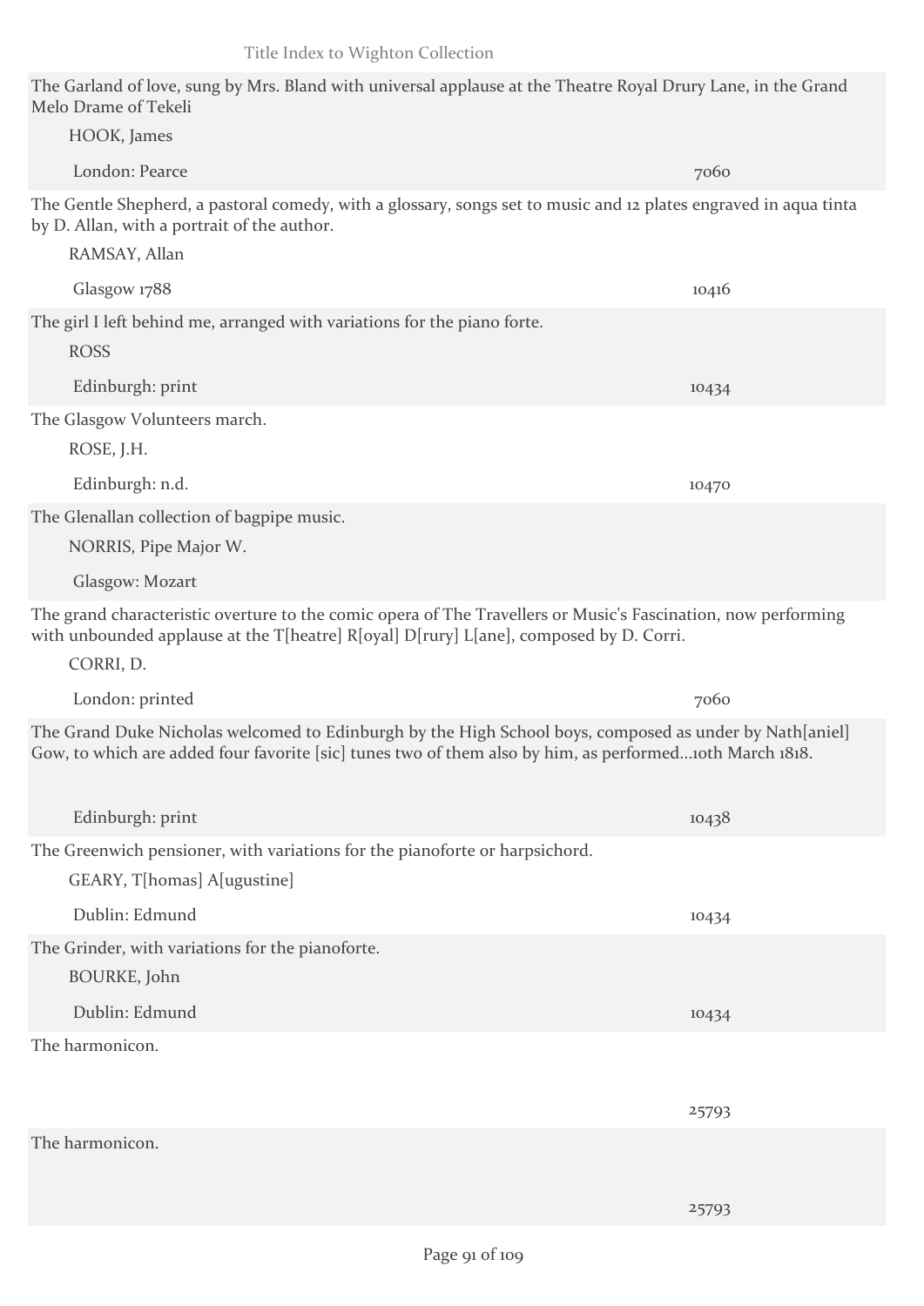The Garland of love, sung by Mrs. Bland with universal applause at the Theatre Royal Drury Lane, in the Grand Melo Drame of Tekeli

HOOK, James

London: Pearce — 7060

The Gentle Shepherd, a pastoral comedy, with a glossary, songs set to music and 12 plates engraved in aqua tinta by D. Allan, with a portrait of the author.

RAMSAY, Allan

Glasgow 1788 — 10416

The girl I left behind me, arranged with variations for the piano forte.

ROSS

Edinburgh: print — 10434

The Glasgow Volunteers march.

ROSE, J.H.

Edinburgh: n.d. — 10470

The Glenallan collection of bagpipe music.

NORRIS, Pipe Major W.

Glasgow: Mozart

The grand characteristic overture to the comic opera of The Travellers or Music's Fascination, now performing with unbounded applause at the T[heatre] R[oyal] D[rury] L[ane], composed by D. Corri.

CORRI, D.

London: printed — 7060

The Grand Duke Nicholas welcomed to Edinburgh by the High School boys, composed as under by Nath[aniel] Gow, to which are added four favorite [sic] tunes two of them also by him, as performed...10th March 1818.

Edinburgh: print — 10438

The Greenwich pensioner, with variations for the pianoforte or harpsichord.

GEARY, T[homas] A[ugustine]

Dublin: Edmund — 10434

The Grinder, with variations for the pianoforte.

BOURKE, John

Dublin: Edmund — 10434

The harmonicon.

25793

The harmonicon.

25793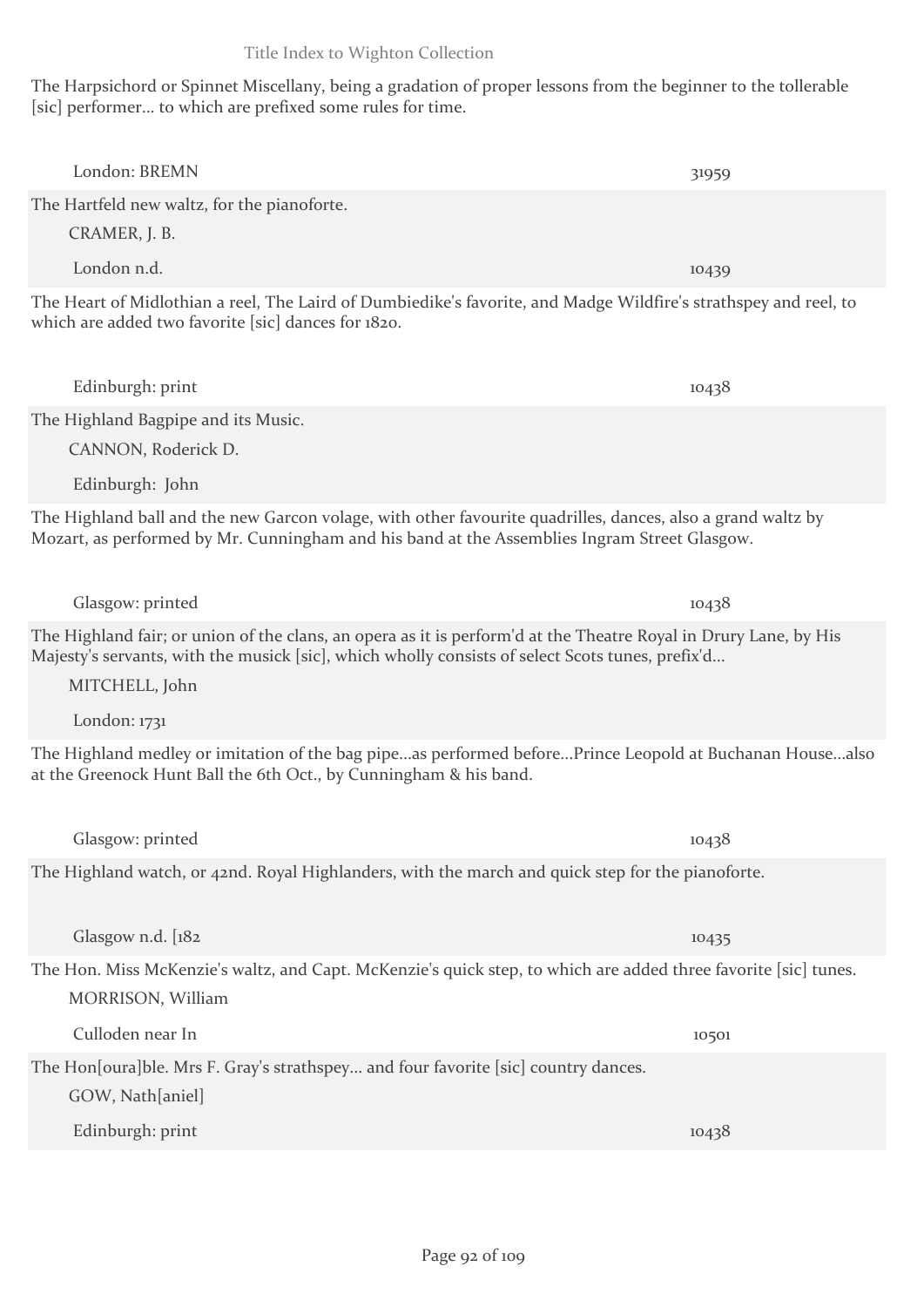The Harpsichord or Spinnet Miscellany, being a gradation of proper lessons from the beginner to the tollerable [sic] performer... to which are prefixed some rules for time.

London: BREMN — 31959

The Hartfeld new waltz, for the pianoforte.
CRAMER, J. B.
London n.d. — 10439

The Heart of Midlothian a reel, The Laird of Dumbiedike's favorite, and Madge Wildfire's strathspey and reel, to which are added two favorite [sic] dances for 1820.

Edinburgh: print — 10438

The Highland Bagpipe and its Music.
CANNON, Roderick D.
Edinburgh: John

The Highland ball and the new Garcon volage, with other favourite quadrilles, dances, also a grand waltz by Mozart, as performed by Mr. Cunningham and his band at the Assemblies Ingram Street Glasgow.

Glasgow: printed — 10438

The Highland fair; or union of the clans, an opera as it is perform'd at the Theatre Royal in Drury Lane, by His Majesty's servants, with the musick [sic], which wholly consists of select Scots tunes, prefix'd...
MITCHELL, John
London: 1731

The Highland medley or imitation of the bag pipe...as performed before...Prince Leopold at Buchanan House...also at the Greenock Hunt Ball the 6th Oct., by Cunningham & his band.

Glasgow: printed — 10438

The Highland watch, or 42nd. Royal Highlanders, with the march and quick step for the pianoforte.

Glasgow n.d. [182 — 10435

The Hon. Miss McKenzie's waltz, and Capt. McKenzie's quick step, to which are added three favorite [sic] tunes.
MORRISON, William
Culloden near In — 10501

The Hon[oura]ble. Mrs F. Gray's strathspey... and four favorite [sic] country dances.
GOW, Nath[aniel]
Edinburgh: print — 10438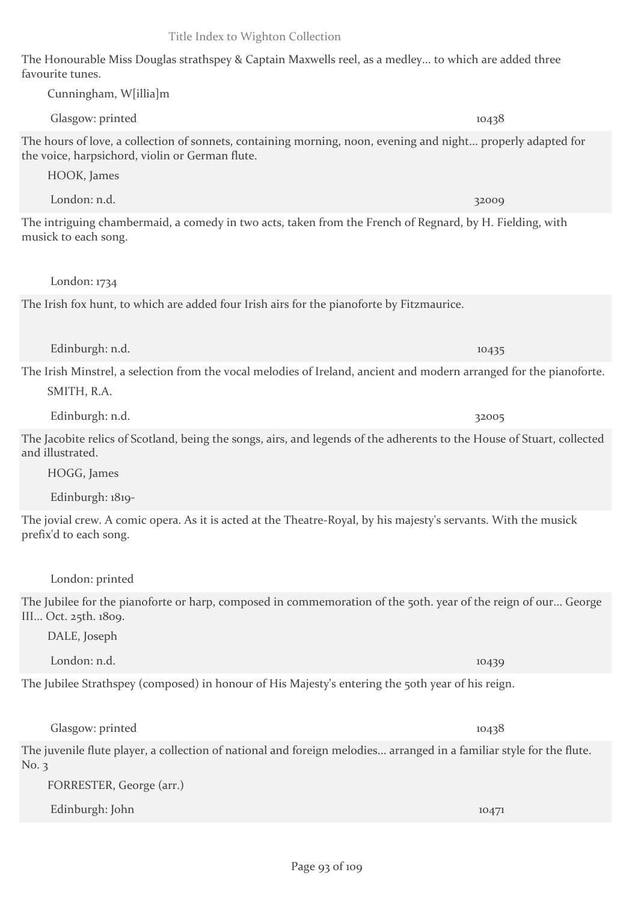The Honourable Miss Douglas strathspey & Captain Maxwells reel, as a medley... to which are added three favourite tunes.

Cunningham, W[illia]m

Glasgow: printed 10438

The hours of love, a collection of sonnets, containing morning, noon, evening and night... properly adapted for the voice, harpsichord, violin or German flute.

HOOK, James

London: n.d. 32009

The intriguing chambermaid, a comedy in two acts, taken from the French of Regnard, by H. Fielding, with musick to each song.

London: 1734

The Irish fox hunt, to which are added four Irish airs for the pianoforte by Fitzmaurice.

Edinburgh: n.d. 10435

The Irish Minstrel, a selection from the vocal melodies of Ireland, ancient and modern arranged for the pianoforte.

SMITH, R.A.

Edinburgh: n.d. 32005

The Jacobite relics of Scotland, being the songs, airs, and legends of the adherents to the House of Stuart, collected and illustrated.

HOGG, James

Edinburgh: 1819-

The jovial crew. A comic opera. As it is acted at the Theatre-Royal, by his majesty's servants. With the musick prefix'd to each song.

London: printed

The Jubilee for the pianoforte or harp, composed in commemoration of the 50th. year of the reign of our... George III... Oct. 25th. 1809.

DALE, Joseph

London: n.d. 10439

The Jubilee Strathspey (composed) in honour of His Majesty's entering the 50th year of his reign.

Glasgow: printed 10438

The juvenile flute player, a collection of national and foreign melodies... arranged in a familiar style for the flute. No. 3

FORRESTER, George (arr.)

Edinburgh: John 10471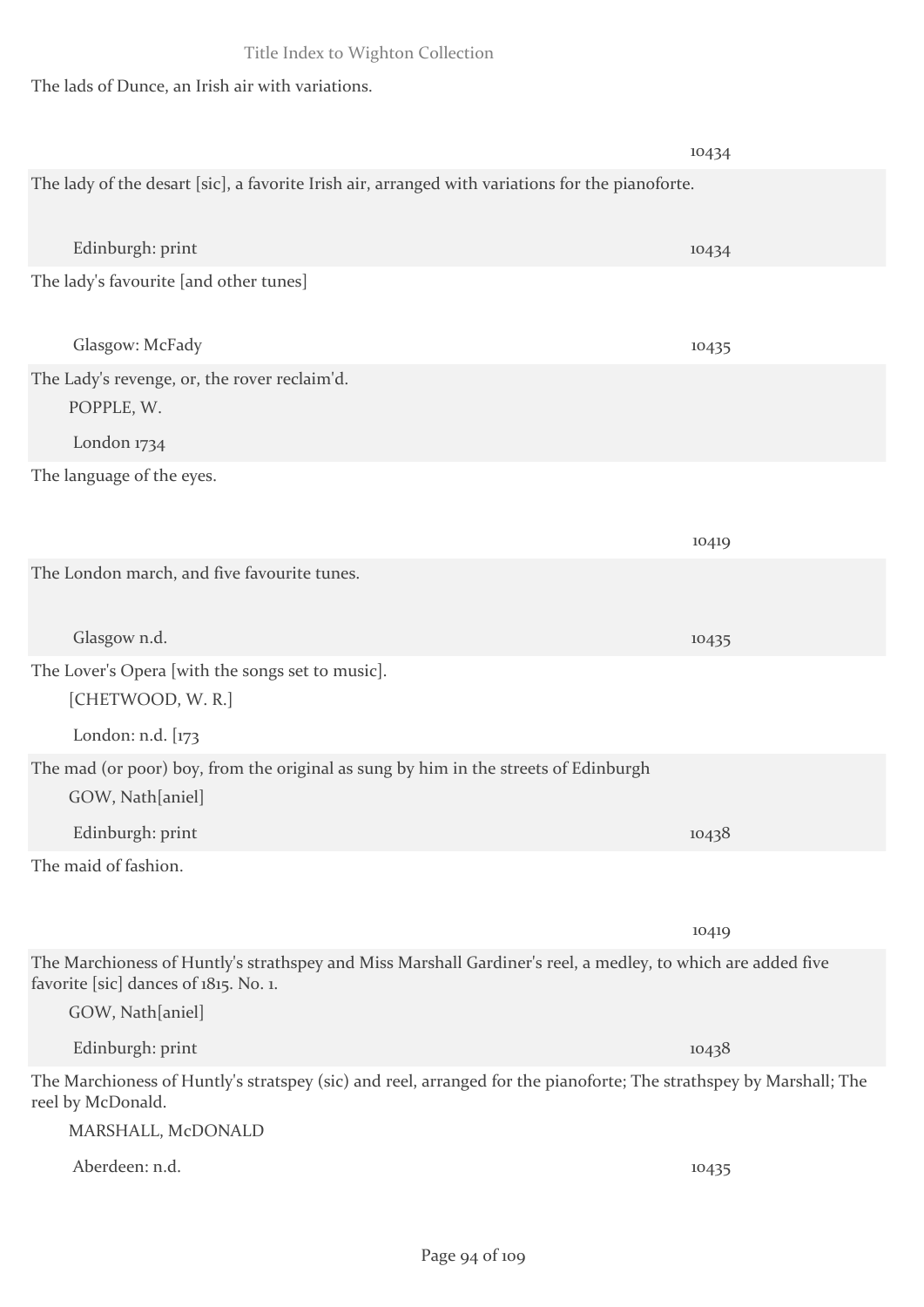The lads of Dunce, an Irish air with variations.

10434

The lady of the desart [sic], a favorite Irish air, arranged with variations for the pianoforte.

Edinburgh: print 10434

The lady's favourite [and other tunes]

Glasgow: McFady 10435

The Lady's revenge, or, the rover reclaim'd.

POPPLE, W.

London 1734

The language of the eyes.

10419

The London march, and five favourite tunes.

Glasgow n.d. 10435

The Lover's Opera [with the songs set to music].

[CHETWOOD, W. R.]

London: n.d. [173

The mad (or poor) boy, from the original as sung by him in the streets of Edinburgh

GOW, Nath[aniel]

Edinburgh: print 10438

The maid of fashion.

10419

The Marchioness of Huntly's strathspey and Miss Marshall Gardiner's reel, a medley, to which are added five favorite [sic] dances of 1815. No. 1.

GOW, Nath[aniel]

Edinburgh: print 10438

The Marchioness of Huntly's stratspey (sic) and reel, arranged for the pianoforte; The strathspey by Marshall; The reel by McDonald.

MARSHALL, McDONALD

Aberdeen: n.d. 10435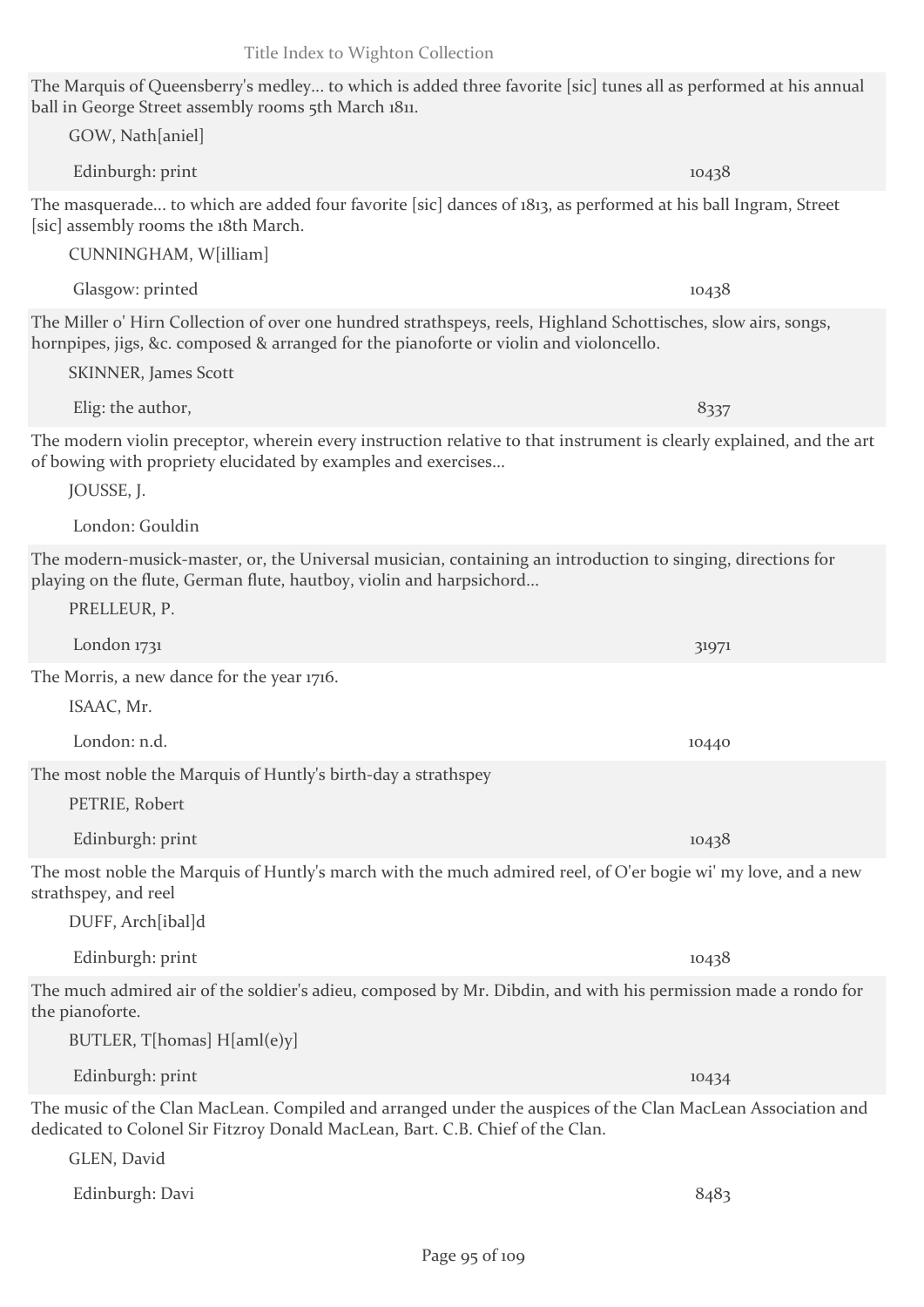The Marquis of Queensberry's medley... to which is added three favorite [sic] tunes all as performed at his annual ball in George Street assembly rooms 5th March 1811.

GOW, Nath[aniel]

Edinburgh: print — 10438

The masquerade... to which are added four favorite [sic] dances of 1813, as performed at his ball Ingram, Street [sic] assembly rooms the 18th March.

CUNNINGHAM, W[illiam]

Glasgow: printed — 10438

The Miller o' Hirn Collection of over one hundred strathspeys, reels, Highland Schottisches, slow airs, songs, hornpipes, jigs, &c. composed & arranged for the pianoforte or violin and violoncello.

SKINNER, James Scott

Elig: the author, — 8337

The modern violin preceptor, wherein every instruction relative to that instrument is clearly explained, and the art of bowing with propriety elucidated by examples and exercises...

JOUSSE, J.

London: Gouldin

The modern-musick-master, or, the Universal musician, containing an introduction to singing, directions for playing on the flute, German flute, hautboy, violin and harpsichord...

PRELLEUR, P.

London 1731 — 31971

The Morris, a new dance for the year 1716.

ISAAC, Mr.

London: n.d. — 10440

The most noble the Marquis of Huntly's birth-day a strathspey

PETRIE, Robert

Edinburgh: print — 10438

The most noble the Marquis of Huntly's march with the much admired reel, of O'er bogie wi' my love, and a new strathspey, and reel

DUFF, Arch[iba]d

Edinburgh: print — 10438

The much admired air of the soldier's adieu, composed by Mr. Dibdin, and with his permission made a rondo for the pianoforte.

BUTLER, T[homas] H[aml(e)y]

Edinburgh: print — 10434

The music of the Clan MacLean. Compiled and arranged under the auspices of the Clan MacLean Association and dedicated to Colonel Sir Fitzroy Donald MacLean, Bart. C.B. Chief of the Clan.

GLEN, David

Edinburgh: Davi — 8483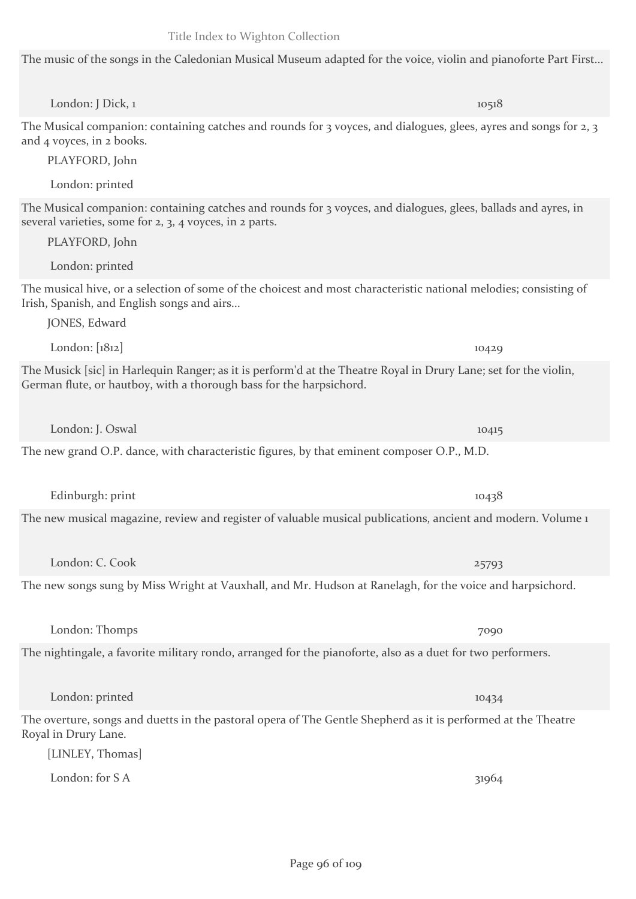The music of the songs in the Caledonian Musical Museum adapted for the voice, violin and pianoforte Part First...

London: J Dick, 1 10518

The Musical companion: containing catches and rounds for 3 voyces, and dialogues, glees, ayres and songs for 2, 3 and 4 voyces, in 2 books.

PLAYFORD, John

London: printed

The Musical companion: containing catches and rounds for 3 voyces, and dialogues, glees, ballads and ayres, in several varieties, some for 2, 3, 4 voyces, in 2 parts.

PLAYFORD, John

London: printed

The musical hive, or a selection of some of the choicest and most characteristic national melodies; consisting of Irish, Spanish, and English songs and airs...

JONES, Edward

London: [1812] 10429

The Musick [sic] in Harlequin Ranger; as it is perform'd at the Theatre Royal in Drury Lane; set for the violin, German flute, or hautboy, with a thorough bass for the harpsichord.

London: J. Oswal 10415

The new grand O.P. dance, with characteristic figures, by that eminent composer O.P., M.D.

Edinburgh: print 10438

The new musical magazine, review and register of valuable musical publications, ancient and modern. Volume 1

London: C. Cook 25793

The new songs sung by Miss Wright at Vauxhall, and Mr. Hudson at Ranelagh, for the voice and harpsichord.

London: Thomps 7090

The nightingale, a favorite military rondo, arranged for the pianoforte, also as a duet for two performers.

London: printed 10434

The overture, songs and duetts in the pastoral opera of The Gentle Shepherd as it is performed at the Theatre Royal in Drury Lane.

[LINLEY, Thomas]

London: for S A 31964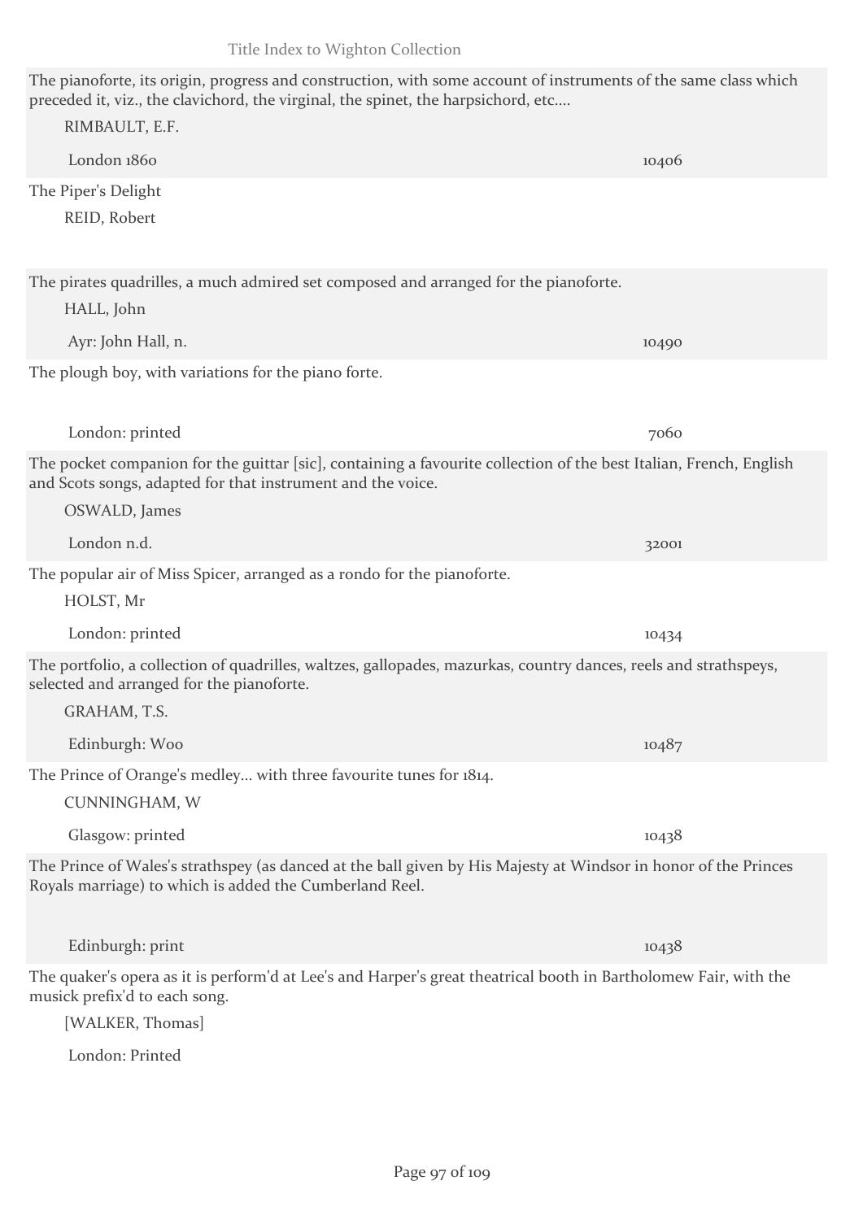The pianoforte, its origin, progress and construction, with some account of instruments of the same class which preceded it, viz., the clavichord, the virginal, the spinet, the harpsichord, etc....

RIMBAULT, E.F.

London 1860 — 10406

The Piper's Delight

REID, Robert

The pirates quadrilles, a much admired set composed and arranged for the pianoforte.

HALL, John

Ayr: John Hall, n. — 10490

The plough boy, with variations for the piano forte.

London: printed — 7060

The pocket companion for the guittar [sic], containing a favourite collection of the best Italian, French, English and Scots songs, adapted for that instrument and the voice.

OSWALD, James

London n.d. — 32001

The popular air of Miss Spicer, arranged as a rondo for the pianoforte.

HOLST, Mr

London: printed — 10434

The portfolio, a collection of quadrilles, waltzes, gallopades, mazurkas, country dances, reels and strathspeys, selected and arranged for the pianoforte.

GRAHAM, T.S.

Edinburgh: Woo — 10487

The Prince of Orange's medley... with three favourite tunes for 1814.

CUNNINGHAM, W

Glasgow: printed — 10438

The Prince of Wales's strathspey (as danced at the ball given by His Majesty at Windsor in honor of the Princes Royals marriage) to which is added the Cumberland Reel.

Edinburgh: print — 10438

The quaker's opera as it is perform'd at Lee's and Harper's great theatrical booth in Bartholomew Fair, with the musick prefix'd to each song.

[WALKER, Thomas]

London: Printed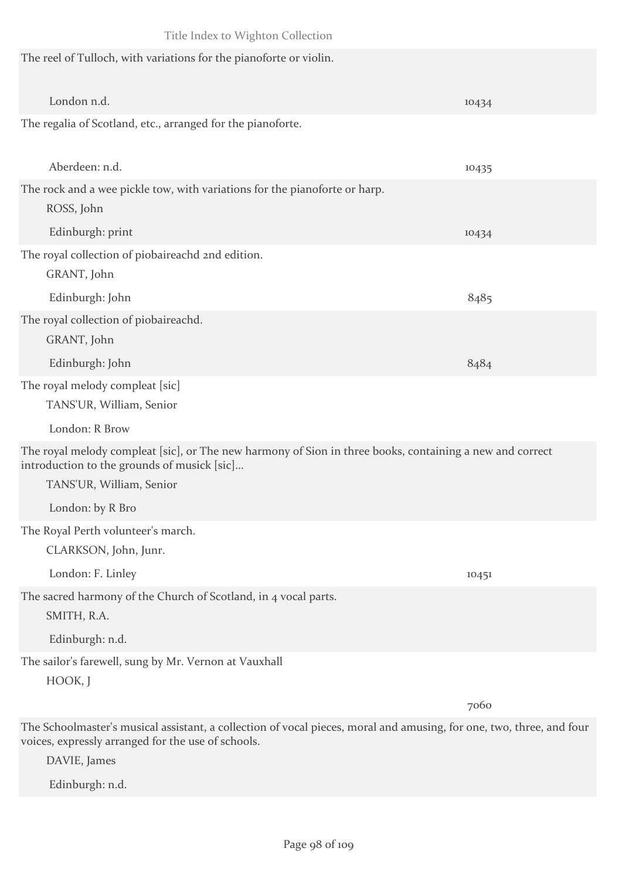The reel of Tulloch, with variations for the pianoforte or violin.

London n.d. 10434

The regalia of Scotland, etc., arranged for the pianoforte.

Aberdeen: n.d. 10435

The rock and a wee pickle tow, with variations for the pianoforte or harp.

ROSS, John

Edinburgh: print 10434

The royal collection of piobaireachd 2nd edition.

GRANT, John

Edinburgh: John 8485

The royal collection of piobaireachd.

GRANT, John

Edinburgh: John 8484

The royal melody compleat [sic]

TANS'UR, William, Senior

London: R Brow

The royal melody compleat [sic], or The new harmony of Sion in three books, containing a new and correct introduction to the grounds of musick [sic]...

TANS'UR, William, Senior

London: by R Bro

The Royal Perth volunteer's march.

CLARKSON, John, Junr.

London: F. Linley 10451

The sacred harmony of the Church of Scotland, in 4 vocal parts.

SMITH, R.A.

Edinburgh: n.d.

The sailor's farewell, sung by Mr. Vernon at Vauxhall

HOOK, J

7060

The Schoolmaster's musical assistant, a collection of vocal pieces, moral and amusing, for one, two, three, and four voices, expressly arranged for the use of schools.

DAVIE, James

Edinburgh: n.d.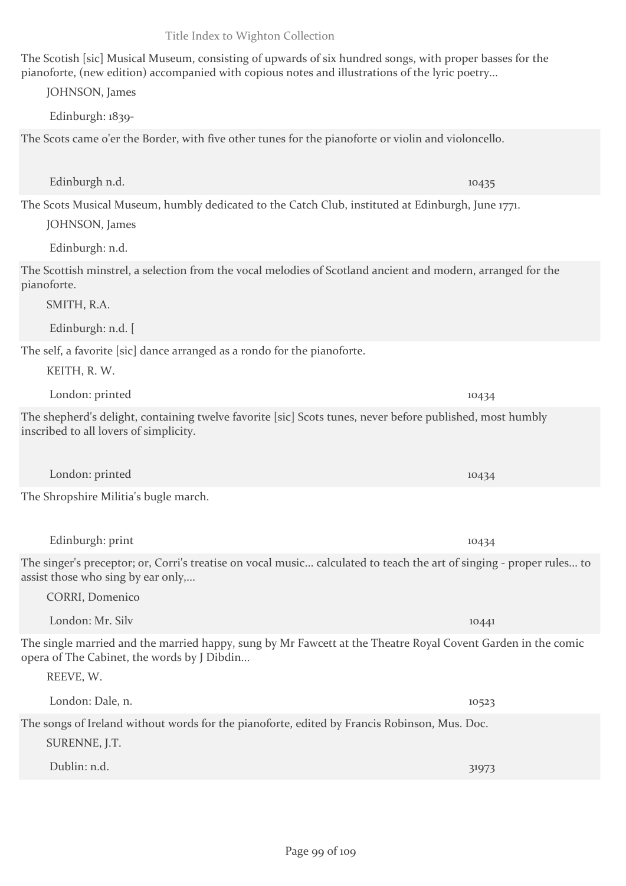The Scotish [sic] Musical Museum, consisting of upwards of six hundred songs, with proper basses for the pianoforte, (new edition) accompanied with copious notes and illustrations of the lyric poetry...

JOHNSON, James

Edinburgh: 1839-

The Scots came o'er the Border, with five other tunes for the pianoforte or violin and violoncello.

Edinburgh n.d. 10435

The Scots Musical Museum, humbly dedicated to the Catch Club, instituted at Edinburgh, June 1771.

JOHNSON, James

Edinburgh: n.d.

The Scottish minstrel, a selection from the vocal melodies of Scotland ancient and modern, arranged for the pianoforte.

SMITH, R.A.

Edinburgh: n.d. [

The self, a favorite [sic] dance arranged as a rondo for the pianoforte.

KEITH, R. W.

London: printed 10434

The shepherd's delight, containing twelve favorite [sic] Scots tunes, never before published, most humbly inscribed to all lovers of simplicity.

London: printed 10434

The Shropshire Militia's bugle march.

Edinburgh: print 10434

The singer's preceptor; or, Corri's treatise on vocal music... calculated to teach the art of singing - proper rules... to assist those who sing by ear only,...

CORRI, Domenico

London: Mr. Silv 10441

The single married and the married happy, sung by Mr Fawcett at the Theatre Royal Covent Garden in the comic opera of The Cabinet, the words by J Dibdin...

REEVE, W.

London: Dale, n. 10523

The songs of Ireland without words for the pianoforte, edited by Francis Robinson, Mus. Doc.

SURENNE, J.T.

Dublin: n.d. 31973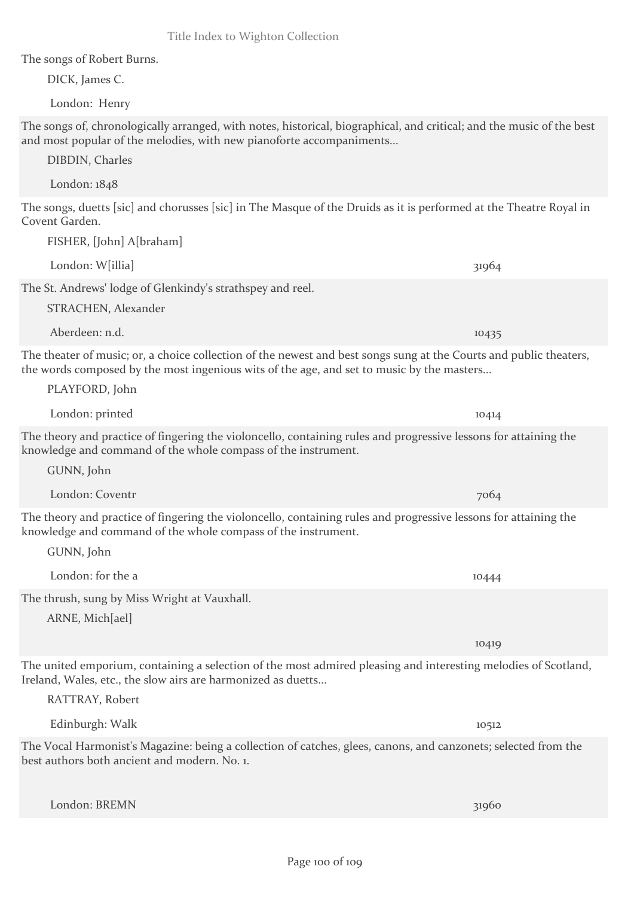The songs of Robert Burns.

DICK, James C.

London: Henry

The songs of, chronologically arranged, with notes, historical, biographical, and critical; and the music of the best and most popular of the melodies, with new pianoforte accompaniments...

DIBDIN, Charles

London: 1848

The songs, duetts [sic] and chorusses [sic] in The Masque of the Druids as it is performed at the Theatre Royal in Covent Garden.

FISHER, [John] A[braham]

London: W[illia] 31964

The St. Andrews' lodge of Glenkindy's strathspey and reel.

STRACHEN, Alexander

Aberdeen: n.d. 10435

The theater of music; or, a choice collection of the newest and best songs sung at the Courts and public theaters, the words composed by the most ingenious wits of the age, and set to music by the masters...

PLAYFORD, John

London: printed 10414

The theory and practice of fingering the violoncello, containing rules and progressive lessons for attaining the knowledge and command of the whole compass of the instrument.

GUNN, John

London: Coventr 7064

The theory and practice of fingering the violoncello, containing rules and progressive lessons for attaining the knowledge and command of the whole compass of the instrument.

GUNN, John

London: for the a 10444

The thrush, sung by Miss Wright at Vauxhall.

ARNE, Mich[ael]

10419

The united emporium, containing a selection of the most admired pleasing and interesting melodies of Scotland, Ireland, Wales, etc., the slow airs are harmonized as duetts...

RATTRAY, Robert

Edinburgh: Walk 10512

The Vocal Harmonist's Magazine: being a collection of catches, glees, canons, and canzonets; selected from the best authors both ancient and modern. No. 1.

London: BREMN 31960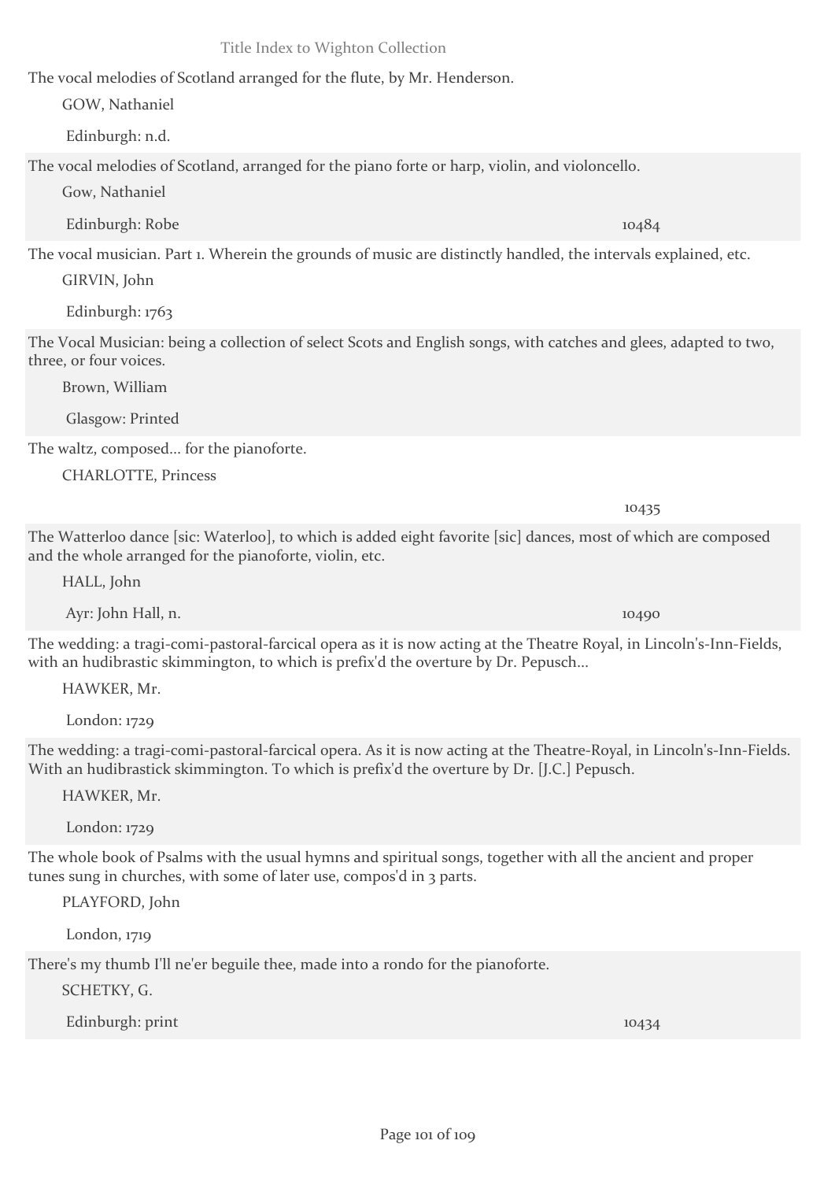The vocal melodies of Scotland arranged for the flute, by Mr. Henderson.

GOW, Nathaniel

Edinburgh: n.d.

The vocal melodies of Scotland, arranged for the piano forte or harp, violin, and violoncello.

Gow, Nathaniel

Edinburgh: Robe — 10484

The vocal musician. Part 1. Wherein the grounds of music are distinctly handled, the intervals explained, etc.

GIRVIN, John

Edinburgh: 1763

The Vocal Musician: being a collection of select Scots and English songs, with catches and glees, adapted to two, three, or four voices.

Brown, William

Glasgow: Printed

The waltz, composed... for the pianoforte.

CHARLOTTE, Princess

10435

The Watterloo dance [sic: Waterloo], to which is added eight favorite [sic] dances, most of which are composed and the whole arranged for the pianoforte, violin, etc.

HALL, John

Ayr: John Hall, n. — 10490

The wedding: a tragi-comi-pastoral-farcical opera as it is now acting at the Theatre Royal, in Lincoln's-Inn-Fields, with an hudibrastic skimmington, to which is prefix'd the overture by Dr. Pepusch...

HAWKER, Mr.

London: 1729

The wedding: a tragi-comi-pastoral-farcical opera. As it is now acting at the Theatre-Royal, in Lincoln's-Inn-Fields. With an hudibrastick skimmington. To which is prefix'd the overture by Dr. [J.C.] Pepusch.

HAWKER, Mr.

London: 1729

The whole book of Psalms with the usual hymns and spiritual songs, together with all the ancient and proper tunes sung in churches, with some of later use, compos'd in 3 parts.

PLAYFORD, John

London, 1719

There's my thumb I'll ne'er beguile thee, made into a rondo for the pianoforte.

SCHETKY, G.

Edinburgh: print — 10434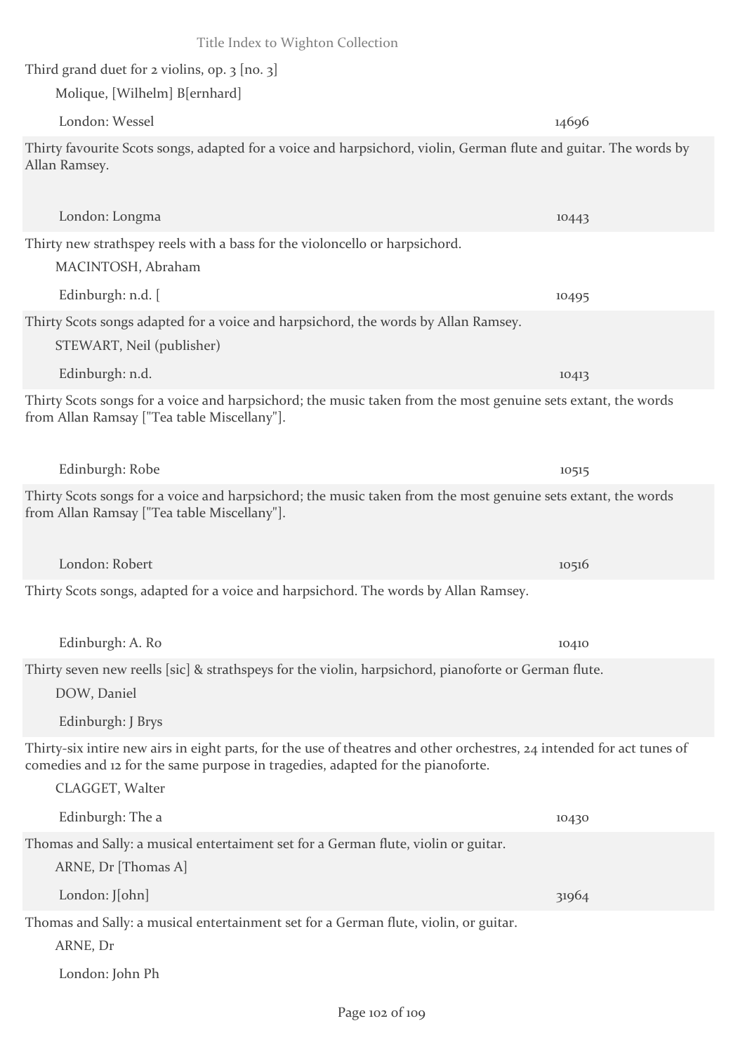Third grand duet for 2 violins, op. 3 [no. 3]

Molique, [Wilhelm] B[ernhard]

London: Wessel 14696

Thirty favourite Scots songs, adapted for a voice and harpsichord, violin, German flute and guitar. The words by Allan Ramsey.

London: Longma 10443

Thirty new strathspey reels with a bass for the violoncello or harpsichord.

MACINTOSH, Abraham

Edinburgh: n.d. [ 10495

Thirty Scots songs adapted for a voice and harpsichord, the words by Allan Ramsey.

STEWART, Neil (publisher)

Edinburgh: n.d. 10413

Thirty Scots songs for a voice and harpsichord; the music taken from the most genuine sets extant, the words from Allan Ramsay ["Tea table Miscellany"].

Edinburgh: Robe 10515

Thirty Scots songs for a voice and harpsichord; the music taken from the most genuine sets extant, the words from Allan Ramsay ["Tea table Miscellany"].

London: Robert 10516

Thirty Scots songs, adapted for a voice and harpsichord. The words by Allan Ramsey.

Edinburgh: A. Ro 10410

Thirty seven new reells [sic] & strathspeys for the violin, harpsichord, pianoforte or German flute.

DOW, Daniel

Edinburgh: J Brys

Thirty-six intire new airs in eight parts, for the use of theatres and other orchestres, 24 intended for act tunes of comedies and 12 for the same purpose in tragedies, adapted for the pianoforte.

CLAGGET, Walter

Edinburgh: The a 10430

Thomas and Sally: a musical entertaiment set for a German flute, violin or guitar.

ARNE, Dr [Thomas A]

London: J[ohn] 31964

Thomas and Sally: a musical entertainment set for a German flute, violin, or guitar.

ARNE, Dr

London: John Ph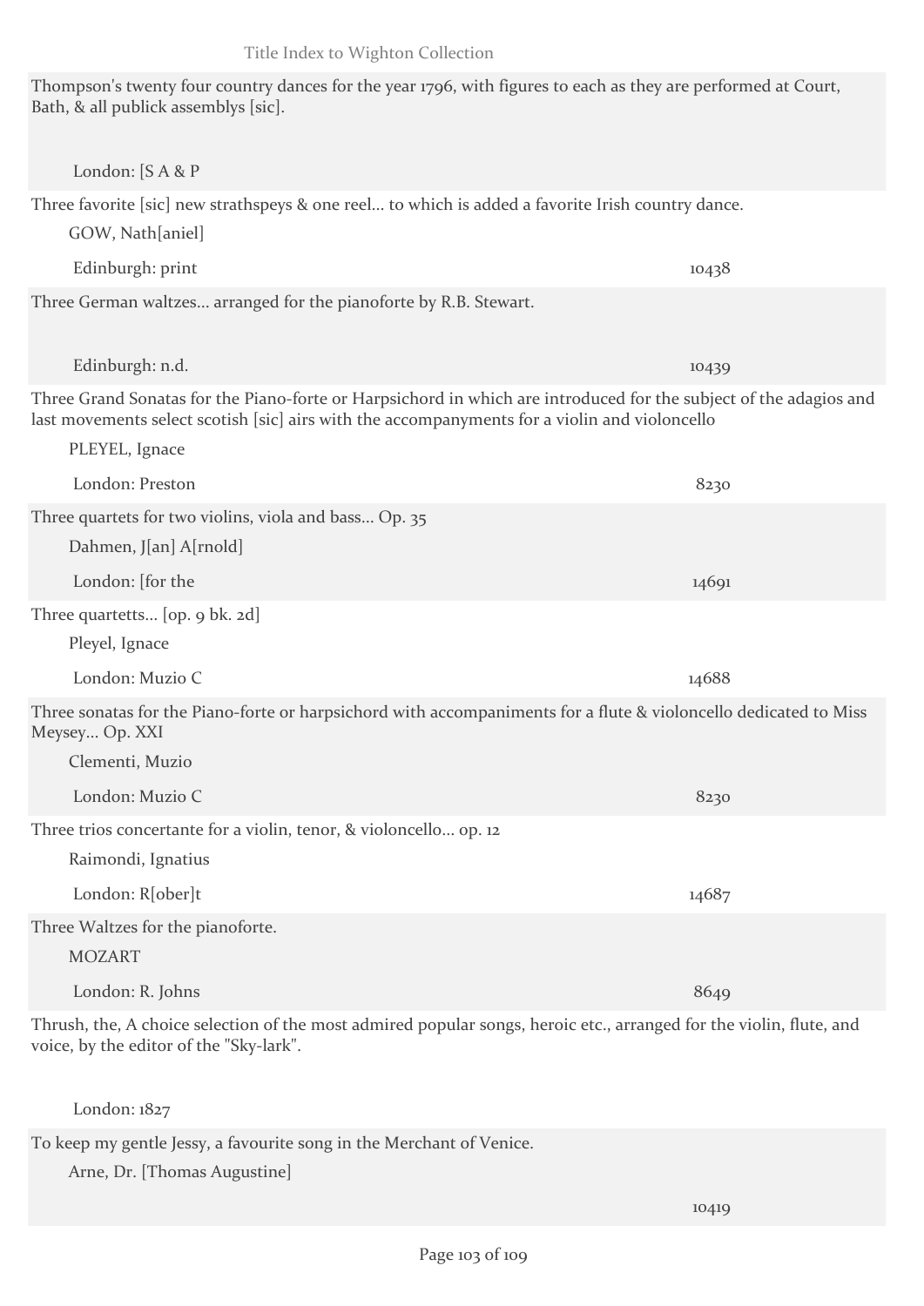Thompson's twenty four country dances for the year 1796, with figures to each as they are performed at Court, Bath, & all publick assemblys [sic].

London: [S A & P

Three favorite [sic] new strathspeys & one reel... to which is added a favorite Irish country dance.

GOW, Nath[aniel]

Edinburgh: print — 10438

Three German waltzes... arranged for the pianoforte by R.B. Stewart.

Edinburgh: n.d. — 10439

Three Grand Sonatas for the Piano-forte or Harpsichord in which are introduced for the subject of the adagios and last movements select scotish [sic] airs with the accompanyments for a violin and violoncello

PLEYEL, Ignace

London: Preston — 8230

Three quartets for two violins, viola and bass... Op. 35

Dahmen, J[an] A[rnold]

London: [for the — 14691

Three quartetts... [op. 9 bk. 2d]

Pleyel, Ignace

London: Muzio C — 14688

Three sonatas for the Piano-forte or harpsichord with accompaniments for a flute & violoncello dedicated to Miss Meysey... Op. XXI

Clementi, Muzio

London: Muzio C — 8230

Three trios concertante for a violin, tenor, & violoncello... op. 12

Raimondi, Ignatius

London: R[ober]t — 14687

Three Waltzes for the pianoforte.

MOZART

London: R. Johns — 8649

Thrush, the, A choice selection of the most admired popular songs, heroic etc., arranged for the violin, flute, and voice, by the editor of the "Sky-lark".

London: 1827

To keep my gentle Jessy, a favourite song in the Merchant of Venice.

Arne, Dr. [Thomas Augustine]

10419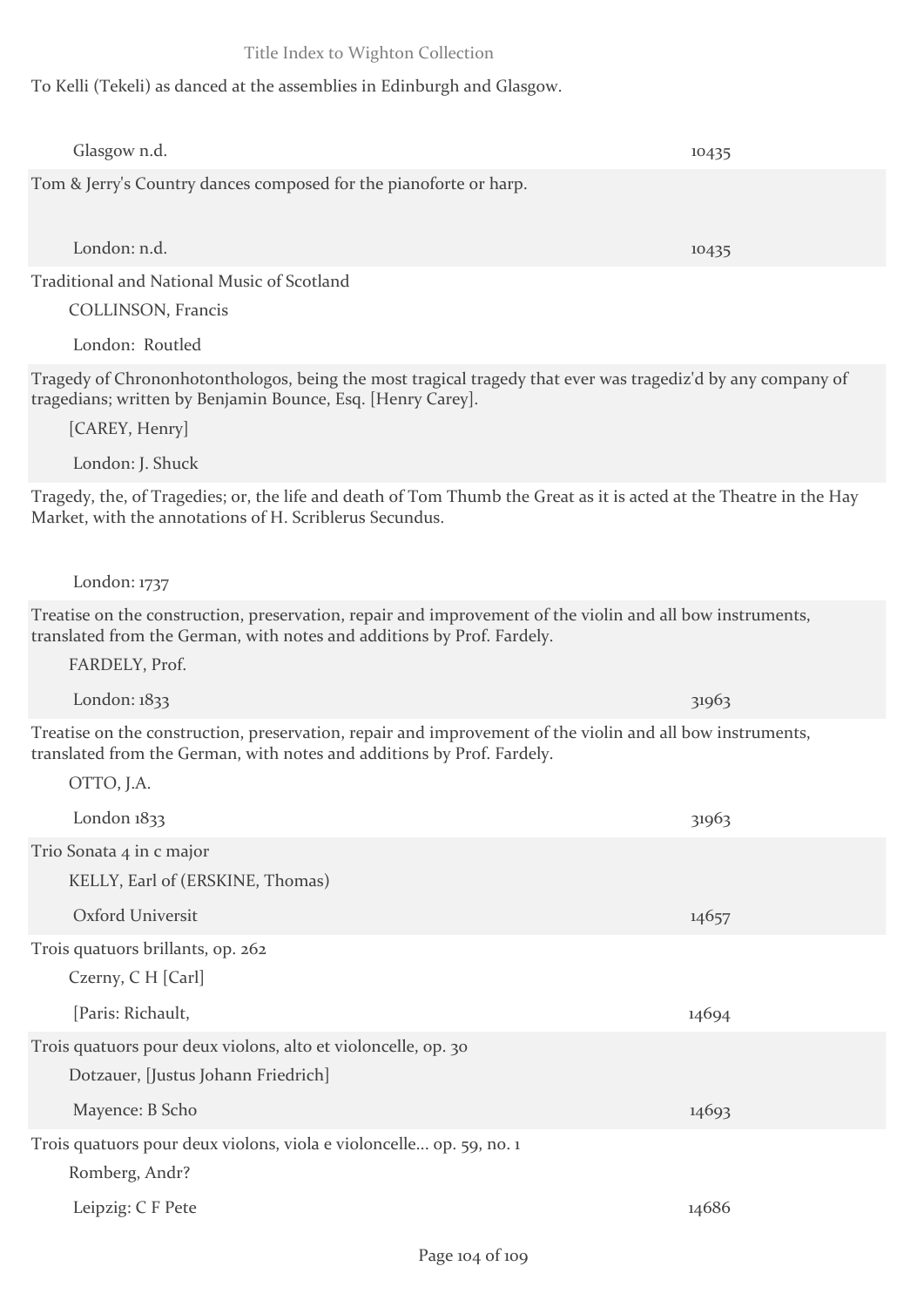To Kelli (Tekeli) as danced at the assemblies in Edinburgh and Glasgow.

| | |
|---|---|
| Glasgow n.d. | 10435 |

Tom & Jerry's Country dances composed for the pianoforte or harp.

| | |
|---|---|
| London: n.d. | 10435 |

Traditional and National Music of Scotland

COLLINSON, Francis

London: Routled

Tragedy of Chrononhotonthologos, being the most tragical tragedy that ever was tragediz'd by any company of tragedians; written by Benjamin Bounce, Esq. [Henry Carey].

[CAREY, Henry]

London: J. Shuck

Tragedy, the, of Tragedies; or, the life and death of Tom Thumb the Great as it is acted at the Theatre in the Hay Market, with the annotations of H. Scriblerus Secundus.

London: 1737

Treatise on the construction, preservation, repair and improvement of the violin and all bow instruments, translated from the German, with notes and additions by Prof. Fardely.

FARDELY, Prof.

| | |
|---|---|
| London: 1833 | 31963 |

Treatise on the construction, preservation, repair and improvement of the violin and all bow instruments, translated from the German, with notes and additions by Prof. Fardely.

OTTO, J.A.

| | |
|---|---|
| London 1833 | 31963 |

Trio Sonata 4 in c major

KELLY, Earl of (ERSKINE, Thomas)

| | |
|---|---|
| Oxford Universit | 14657 |

Trois quatuors brillants, op. 262

Czerny, C H [Carl]

| | |
|---|---|
| [Paris: Richault, | 14694 |

Trois quatuors pour deux violons, alto et violoncelle, op. 30

Dotzauer, [Justus Johann Friedrich]

| | |
|---|---|
| Mayence: B Scho | 14693 |

Trois quatuors pour deux violons, viola e violoncelle... op. 59, no. 1

Romberg, Andr?

| | |
|---|---|
| Leipzig: C F Pete | 14686 |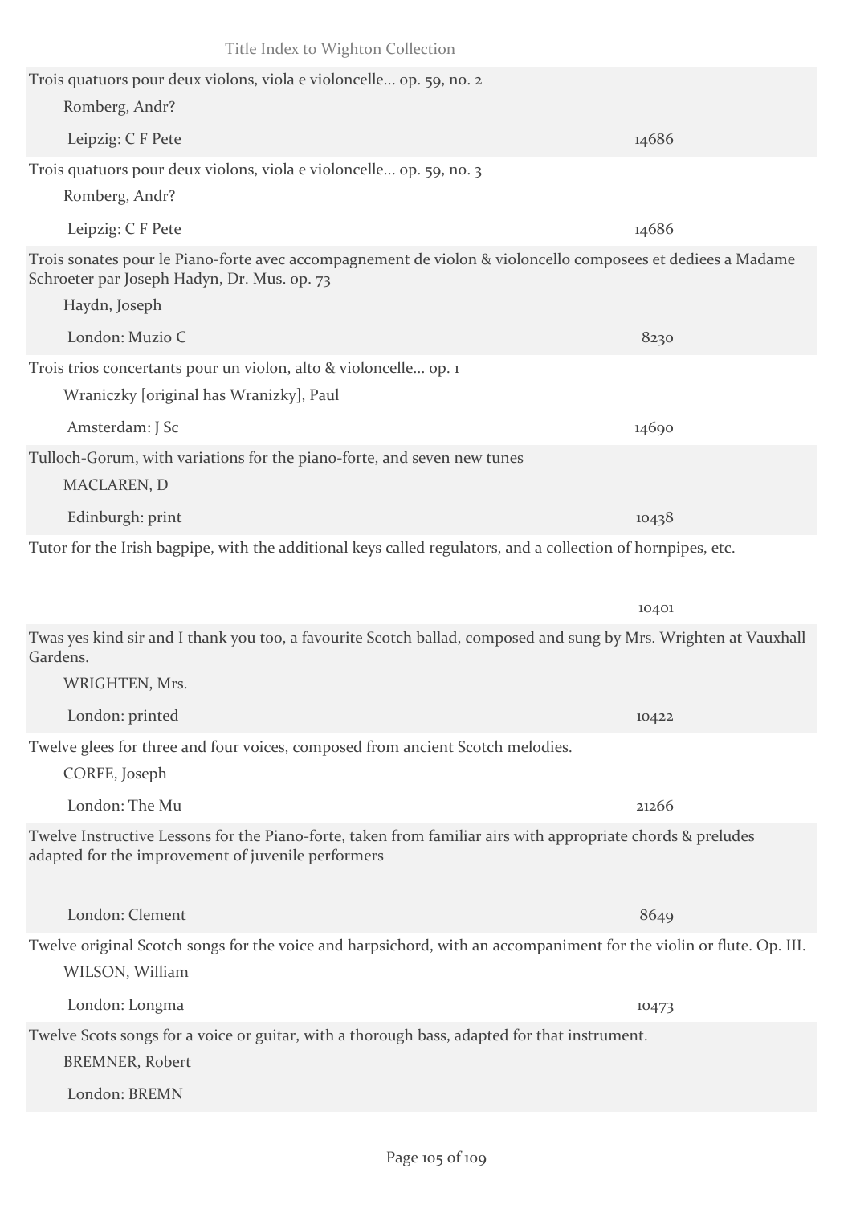Trois quatuors pour deux violons, viola e violoncelle... op. 59, no. 2

Romberg, Andr?

Leipzig: C F Pete 14686

Trois quatuors pour deux violons, viola e violoncelle... op. 59, no. 3

Romberg, Andr?

Leipzig: C F Pete 14686

Trois sonates pour le Piano-forte avec accompagnement de violon & violoncello composees et dediees a Madame Schroeter par Joseph Hadyn, Dr. Mus. op. 73

Haydn, Joseph

London: Muzio C 8230

Trois trios concertants pour un violon, alto & violoncelle... op. 1

Wraniczky [original has Wranizky], Paul

Amsterdam: J Sc 14690

Tulloch-Gorum, with variations for the piano-forte, and seven new tunes

MACLAREN, D

Edinburgh: print 10438

Tutor for the Irish bagpipe, with the additional keys called regulators, and a collection of hornpipes, etc.

10401

Twas yes kind sir and I thank you too, a favourite Scotch ballad, composed and sung by Mrs. Wrighten at Vauxhall Gardens.

WRIGHTEN, Mrs.

London: printed 10422

Twelve glees for three and four voices, composed from ancient Scotch melodies.

CORFE, Joseph

London: The Mu 21266

Twelve Instructive Lessons for the Piano-forte, taken from familiar airs with appropriate chords & preludes adapted for the improvement of juvenile performers

London: Clement 8649

Twelve original Scotch songs for the voice and harpsichord, with an accompaniment for the violin or flute. Op. III.

WILSON, William

London: Longma 10473

Twelve Scots songs for a voice or guitar, with a thorough bass, adapted for that instrument.

BREMNER, Robert

London: BREMN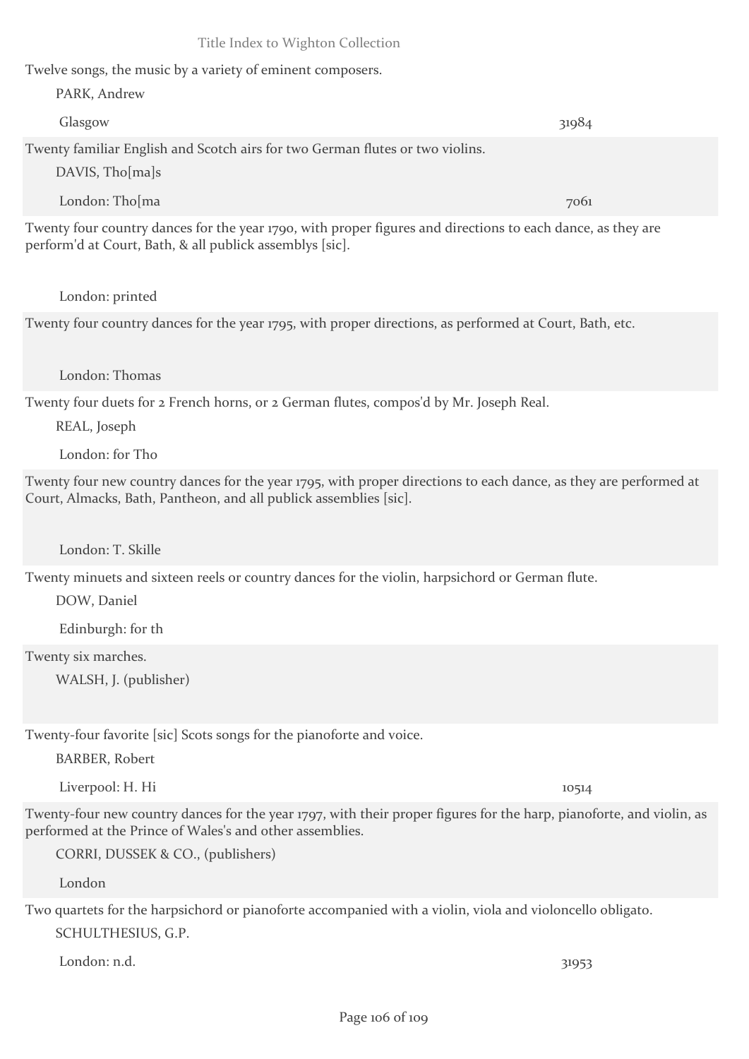Twelve songs, the music by a variety of eminent composers.

PARK, Andrew

Glasgow 31984

Twenty familiar English and Scotch airs for two German flutes or two violins.

DAVIS, Tho[ma]s

London: Tho[ma 7061

Twenty four country dances for the year 1790, with proper figures and directions to each dance, as they are perform'd at Court, Bath, & all publick assemblys [sic].

London: printed

Twenty four country dances for the year 1795, with proper directions, as performed at Court, Bath, etc.

London: Thomas

Twenty four duets for 2 French horns, or 2 German flutes, compos'd by Mr. Joseph Real.

REAL, Joseph

London: for Tho

Twenty four new country dances for the year 1795, with proper directions to each dance, as they are performed at Court, Almacks, Bath, Pantheon, and all publick assemblies [sic].

London: T. Skille

Twenty minuets and sixteen reels or country dances for the violin, harpsichord or German flute.

DOW, Daniel

Edinburgh: for th

Twenty six marches.

WALSH, J. (publisher)

Twenty-four favorite [sic] Scots songs for the pianoforte and voice.

BARBER, Robert

Liverpool: H. Hi 10514

Twenty-four new country dances for the year 1797, with their proper figures for the harp, pianoforte, and violin, as performed at the Prince of Wales's and other assemblies.

CORRI, DUSSEK & CO., (publishers)

London

Two quartets for the harpsichord or pianoforte accompanied with a violin, viola and violoncello obligato.

SCHULTHESIUS, G.P.

London: n.d. 31953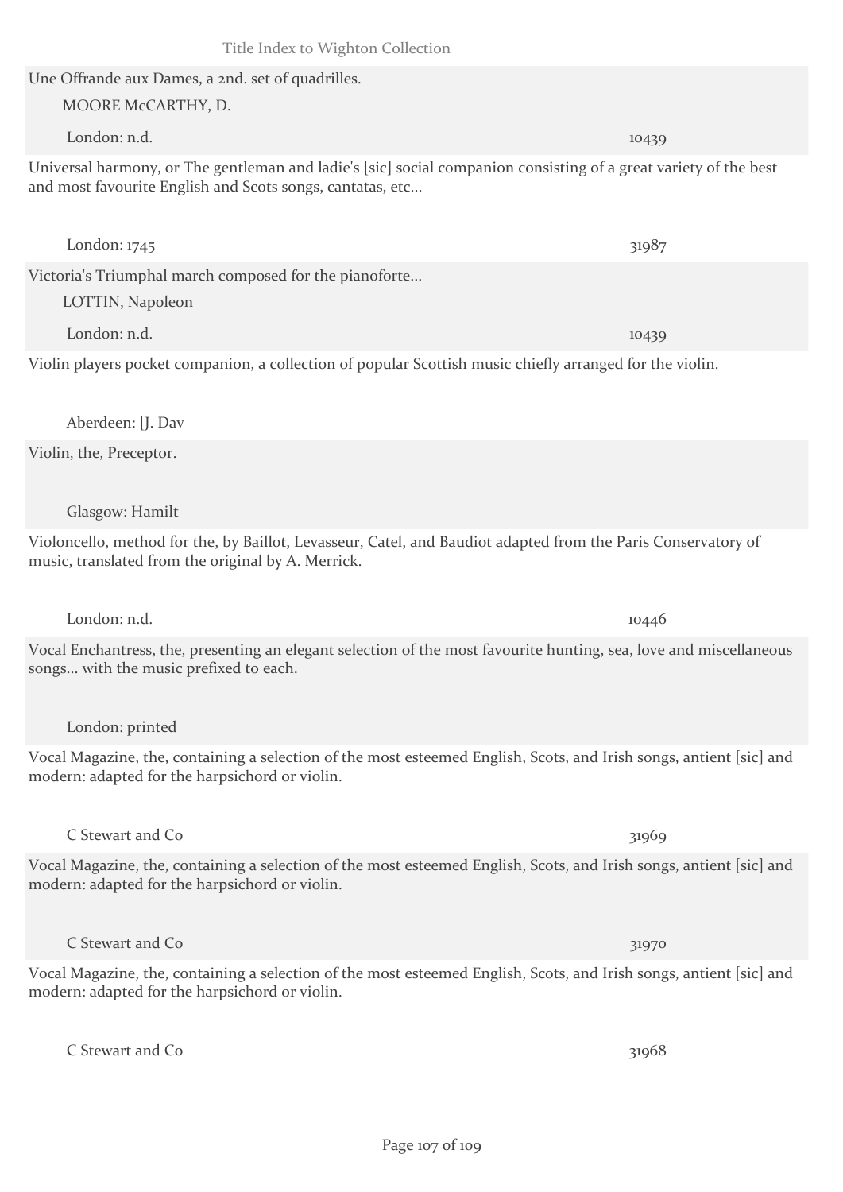Une Offrande aux Dames, a 2nd. set of quadrilles.

MOORE McCARTHY, D.

London: n.d. 10439

Universal harmony, or The gentleman and ladie's [sic] social companion consisting of a great variety of the best and most favourite English and Scots songs, cantatas, etc...

London: 1745 31987

Victoria's Triumphal march composed for the pianoforte...

LOTTIN, Napoleon

London: n.d. 10439

Violin players pocket companion, a collection of popular Scottish music chiefly arranged for the violin.

Aberdeen: [J. Dav

Violin, the, Preceptor.

Glasgow: Hamilt

Violoncello, method for the, by Baillot, Levasseur, Catel, and Baudiot adapted from the Paris Conservatory of music, translated from the original by A. Merrick.

London: n.d. 10446

Vocal Enchantress, the, presenting an elegant selection of the most favourite hunting, sea, love and miscellaneous songs... with the music prefixed to each.

London: printed

Vocal Magazine, the, containing a selection of the most esteemed English, Scots, and Irish songs, antient [sic] and modern: adapted for the harpsichord or violin.

C Stewart and Co 31969

Vocal Magazine, the, containing a selection of the most esteemed English, Scots, and Irish songs, antient [sic] and modern: adapted for the harpsichord or violin.

C Stewart and Co 31970

Vocal Magazine, the, containing a selection of the most esteemed English, Scots, and Irish songs, antient [sic] and modern: adapted for the harpsichord or violin.

C Stewart and Co 31968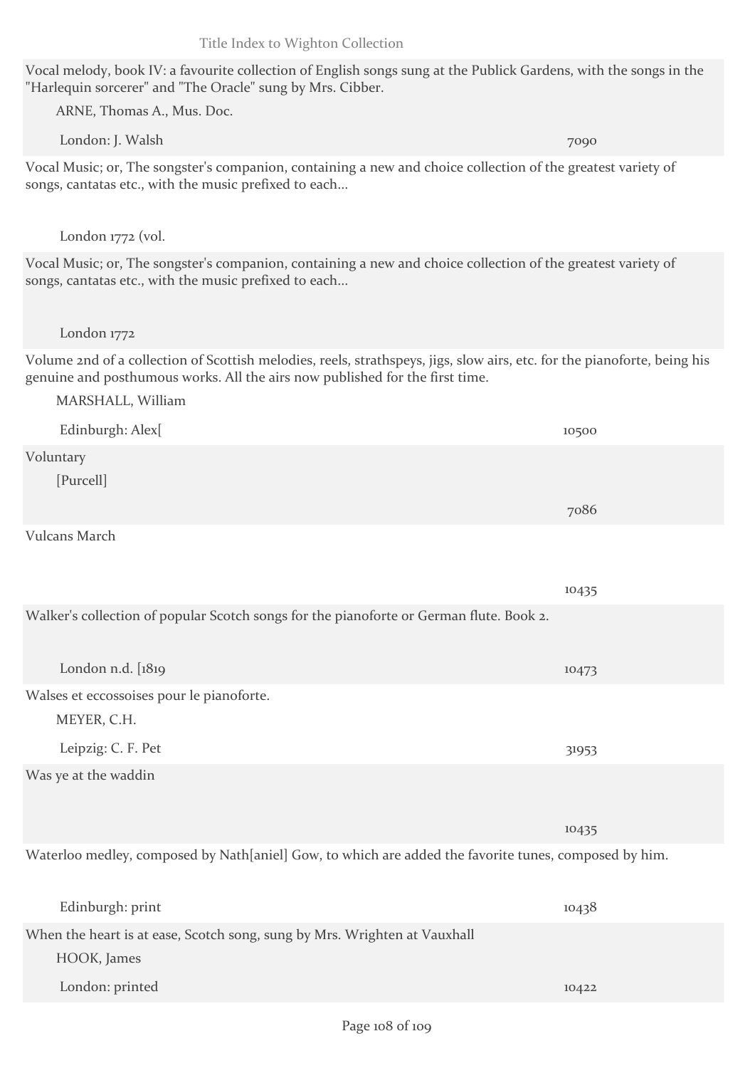Vocal melody, book IV: a favourite collection of English songs sung at the Publick Gardens, with the songs in the "Harlequin sorcerer" and "The Oracle" sung by Mrs. Cibber.

ARNE, Thomas A., Mus. Doc.

London: J. Walsh — 7090

Vocal Music; or, The songster's companion, containing a new and choice collection of the greatest variety of songs, cantatas etc., with the music prefixed to each...

London 1772 (vol.

Vocal Music; or, The songster's companion, containing a new and choice collection of the greatest variety of songs, cantatas etc., with the music prefixed to each...

London 1772

Volume 2nd of a collection of Scottish melodies, reels, strathspeys, jigs, slow airs, etc. for the pianoforte, being his genuine and posthumous works. All the airs now published for the first time.

MARSHALL, William

Edinburgh: Alex[ — 10500

Voluntary

[Purcell]

7086

Vulcans March

10435

Walker's collection of popular Scotch songs for the pianoforte or German flute. Book 2.

London n.d. [1819 — 10473

Walses et eccossoises pour le pianoforte.

MEYER, C.H.

Leipzig: C. F. Pet — 31953

Was ye at the waddin

10435

Waterloo medley, composed by Nath[aniel] Gow, to which are added the favorite tunes, composed by him.

Edinburgh: print — 10438

When the heart is at ease, Scotch song, sung by Mrs. Wrighten at Vauxhall

HOOK, James

London: printed — 10422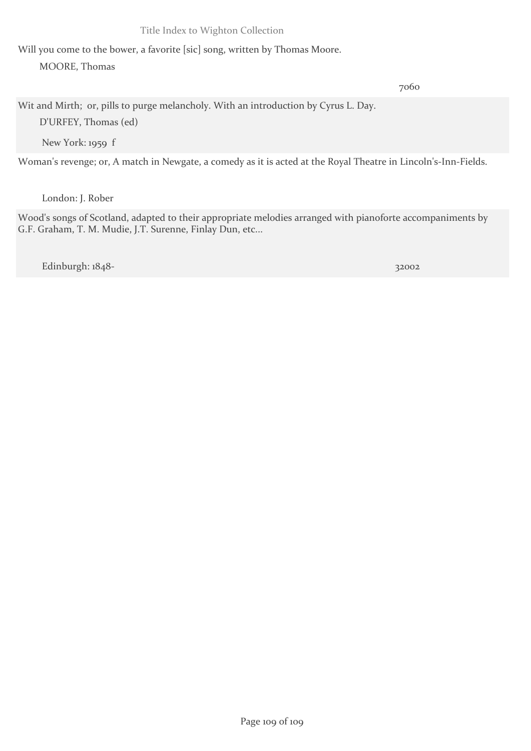Will you come to the bower, a favorite [sic] song, written by Thomas Moore.

MOORE, Thomas

7060

Wit and Mirth; or, pills to purge melancholy. With an introduction by Cyrus L. Day.

D'URFEY, Thomas (ed)

New York: 1959 f

Woman's revenge; or, A match in Newgate, a comedy as it is acted at the Royal Theatre in Lincoln's-Inn-Fields.

London: J. Rober

Wood's songs of Scotland, adapted to their appropriate melodies arranged with pianoforte accompaniments by G.F. Graham, T. M. Mudie, J.T. Surenne, Finlay Dun, etc...

Edinburgh: 1848-

32002